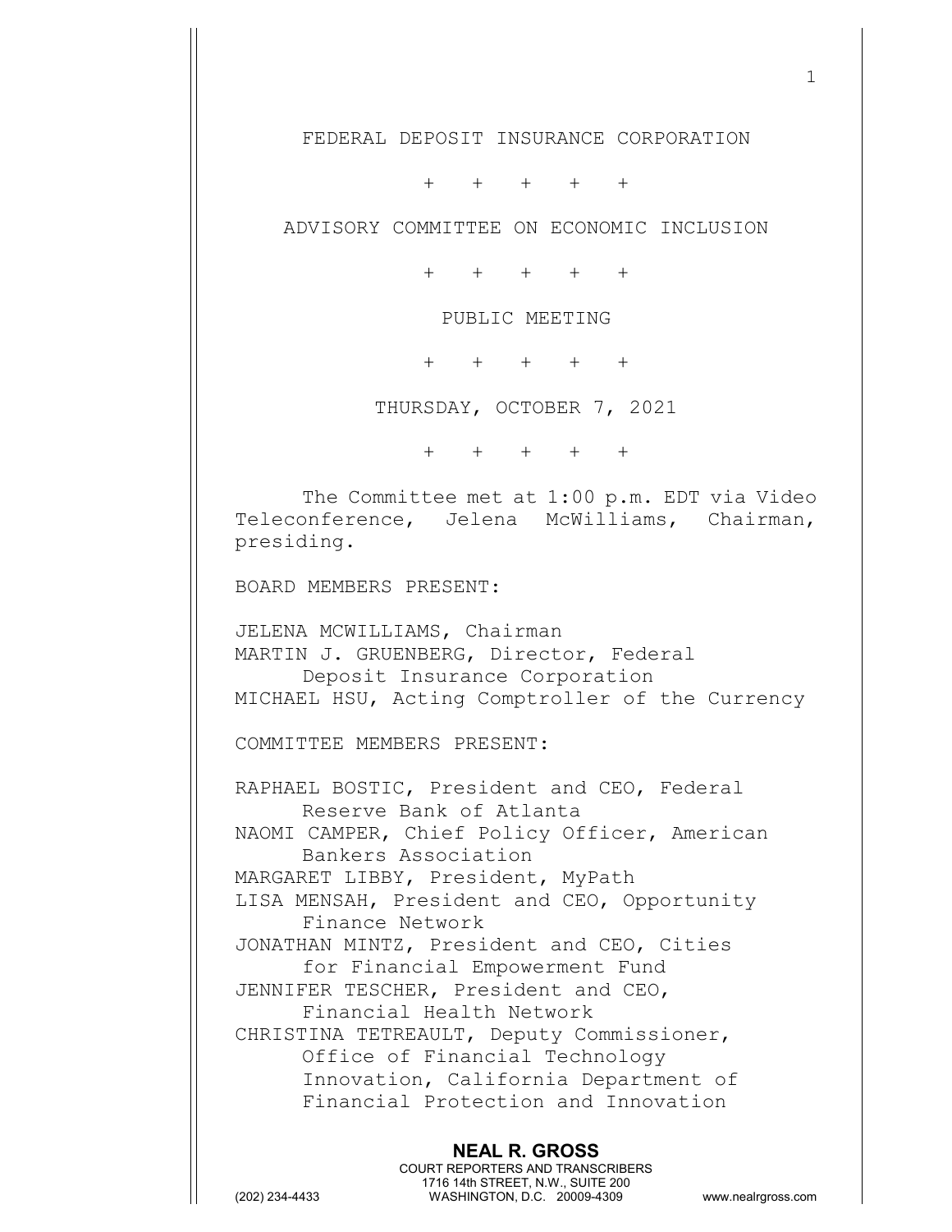FEDERAL DEPOSIT INSURANCE CORPORATION

\+ + + + +

ADVISORY COMMITTEE ON ECONOMIC INCLUSION

\+ + + + +

PUBLIC MEETING

\+ + + + +

THURSDAY, OCTOBER 7, 2021

\+ + + + +

The Committee met at 1:00 p.m. EDT via Video Teleconference, Jelena McWilliams, Chairman, presiding.

BOARD MEMBERS PRESENT:

JELENA MCWILLIAMS, Chairman
MARTIN J. GRUENBERG, Director, Federal Deposit Insurance Corporation
MICHAEL HSU, Acting Comptroller of the Currency

COMMITTEE MEMBERS PRESENT:

RAPHAEL BOSTIC, President and CEO, Federal Reserve Bank of Atlanta
NAOMI CAMPER, Chief Policy Officer, American Bankers Association
MARGARET LIBBY, President, MyPath
LISA MENSAH, President and CEO, Opportunity Finance Network
JONATHAN MINTZ, President and CEO, Cities for Financial Empowerment Fund
JENNIFER TESCHER, President and CEO, Financial Health Network
CHRISTINA TETREAULT, Deputy Commissioner, Office of Financial Technology Innovation, California Department of Financial Protection and Innovation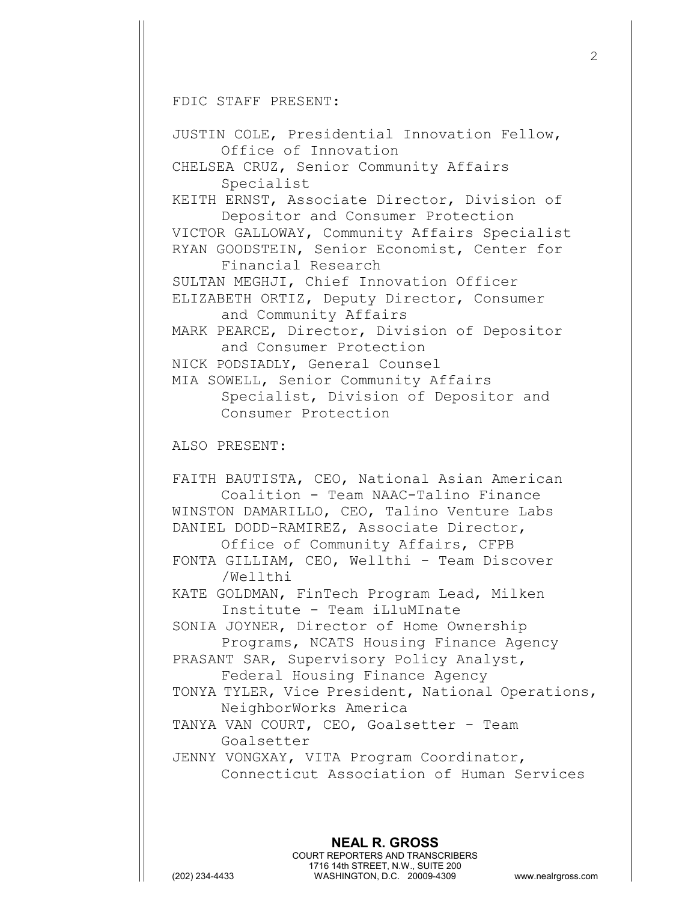FDIC STAFF PRESENT:

JUSTIN COLE, Presidential Innovation Fellow, Office of Innovation
CHELSEA CRUZ, Senior Community Affairs Specialist
KEITH ERNST, Associate Director, Division of Depositor and Consumer Protection
VICTOR GALLOWAY, Community Affairs Specialist
RYAN GOODSTEIN, Senior Economist, Center for Financial Research
SULTAN MEGHJI, Chief Innovation Officer
ELIZABETH ORTIZ, Deputy Director, Consumer and Community Affairs
MARK PEARCE, Director, Division of Depositor and Consumer Protection
NICK PODSIADLY, General Counsel
MIA SOWELL, Senior Community Affairs Specialist, Division of Depositor and Consumer Protection

ALSO PRESENT:

FAITH BAUTISTA, CEO, National Asian American Coalition - Team NAAC-Talino Finance
WINSTON DAMARILLO, CEO, Talino Venture Labs
DANIEL DODD-RAMIREZ, Associate Director, Office of Community Affairs, CFPB
FONTA GILLIAM, CEO, Wellthi - Team Discover /Wellthi
KATE GOLDMAN, FinTech Program Lead, Milken Institute - Team iLluMInate
SONIA JOYNER, Director of Home Ownership Programs, NCATS Housing Finance Agency
PRASANT SAR, Supervisory Policy Analyst, Federal Housing Finance Agency
TONYA TYLER, Vice President, National Operations, NeighborWorks America
TANYA VAN COURT, CEO, Goalsetter - Team Goalsetter
JENNY VONGXAY, VITA Program Coordinator, Connecticut Association of Human Services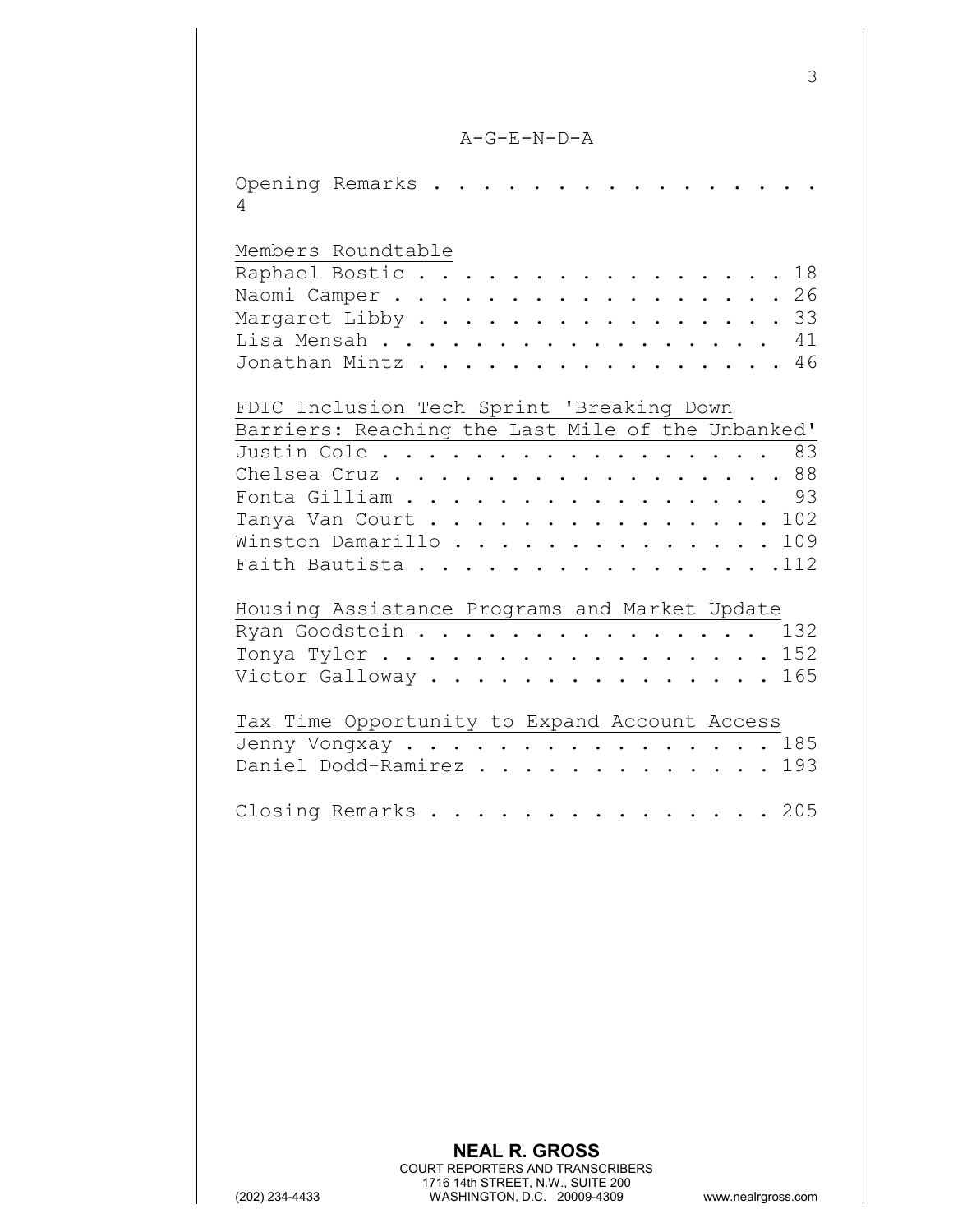A-G-E-N-D-A

Opening Remarks . . . . . . . . . . . . . . . . 4

Members Roundtable

Raphael Bostic . . . . . . . . . . . . . . . . 18
Naomi Camper . . . . . . . . . . . . . . . . . 26
Margaret Libby . . . . . . . . . . . . . . . . 33
Lisa Mensah . . . . . . . . . . . . . . . . . 41
Jonathan Mintz . . . . . . . . . . . . . . . . 46

FDIC Inclusion Tech Sprint 'Breaking Down Barriers: Reaching the Last Mile of the Unbanked'

Justin Cole . . . . . . . . . . . . . . . . . 83
Chelsea Cruz . . . . . . . . . . . . . . . . . 88
Fonta Gilliam . . . . . . . . . . . . . . . . 93
Tanya Van Court . . . . . . . . . . . . . . . 102
Winston Damarillo . . . . . . . . . . . . . . 109
Faith Bautista . . . . . . . . . . . . . . . .112

Housing Assistance Programs and Market Update

Ryan Goodstein . . . . . . . . . . . . . . . 132
Tonya Tyler . . . . . . . . . . . . . . . . . 152
Victor Galloway . . . . . . . . . . . . . . . 165

Tax Time Opportunity to Expand Account Access

Jenny Vongxay . . . . . . . . . . . . . . . . 185
Daniel Dodd-Ramirez . . . . . . . . . . . . . 193

Closing Remarks . . . . . . . . . . . . . . . 205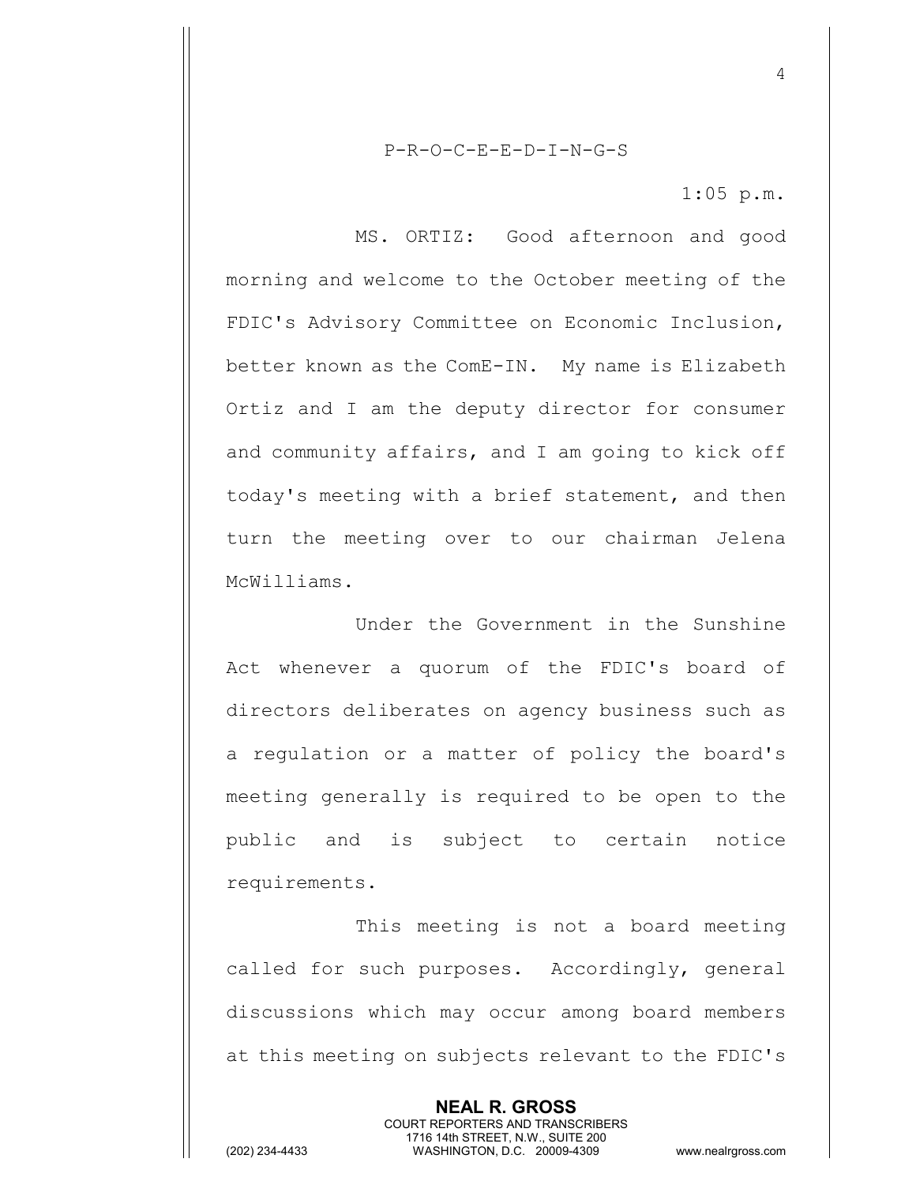P-R-O-C-E-E-D-I-N-G-S

1:05 p.m.

MS. ORTIZ: Good afternoon and good morning and welcome to the October meeting of the FDIC's Advisory Committee on Economic Inclusion, better known as the ComE-IN. My name is Elizabeth Ortiz and I am the deputy director for consumer and community affairs, and I am going to kick off today's meeting with a brief statement, and then turn the meeting over to our chairman Jelena McWilliams.

Under the Government in the Sunshine Act whenever a quorum of the FDIC's board of directors deliberates on agency business such as a regulation or a matter of policy the board's meeting generally is required to be open to the public and is subject to certain notice requirements.

This meeting is not a board meeting called for such purposes. Accordingly, general discussions which may occur among board members at this meeting on subjects relevant to the FDIC's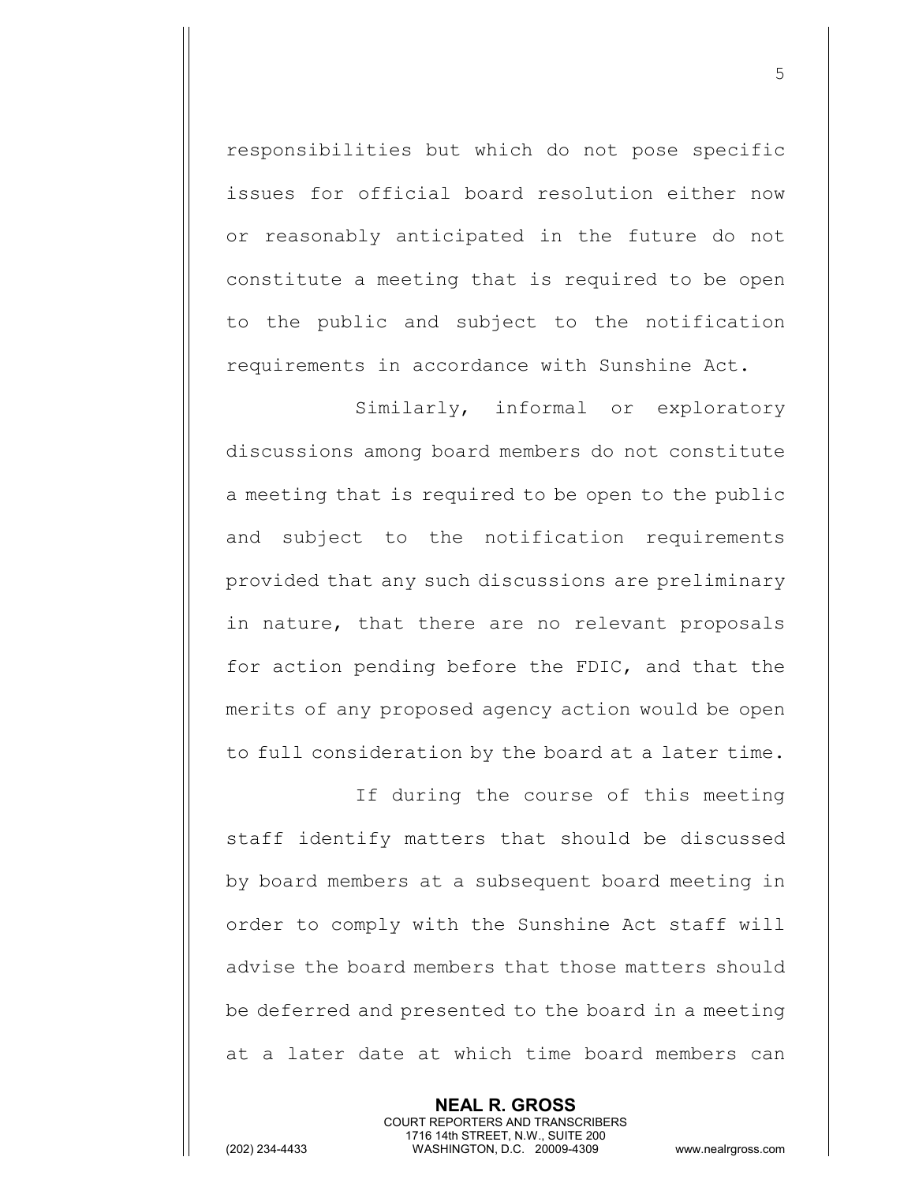responsibilities but which do not pose specific issues for official board resolution either now or reasonably anticipated in the future do not constitute a meeting that is required to be open to the public and subject to the notification requirements in accordance with Sunshine Act.

Similarly, informal or exploratory discussions among board members do not constitute a meeting that is required to be open to the public and subject to the notification requirements provided that any such discussions are preliminary in nature, that there are no relevant proposals for action pending before the FDIC, and that the merits of any proposed agency action would be open to full consideration by the board at a later time.

If during the course of this meeting staff identify matters that should be discussed by board members at a subsequent board meeting in order to comply with the Sunshine Act staff will advise the board members that those matters should be deferred and presented to the board in a meeting at a later date at which time board members can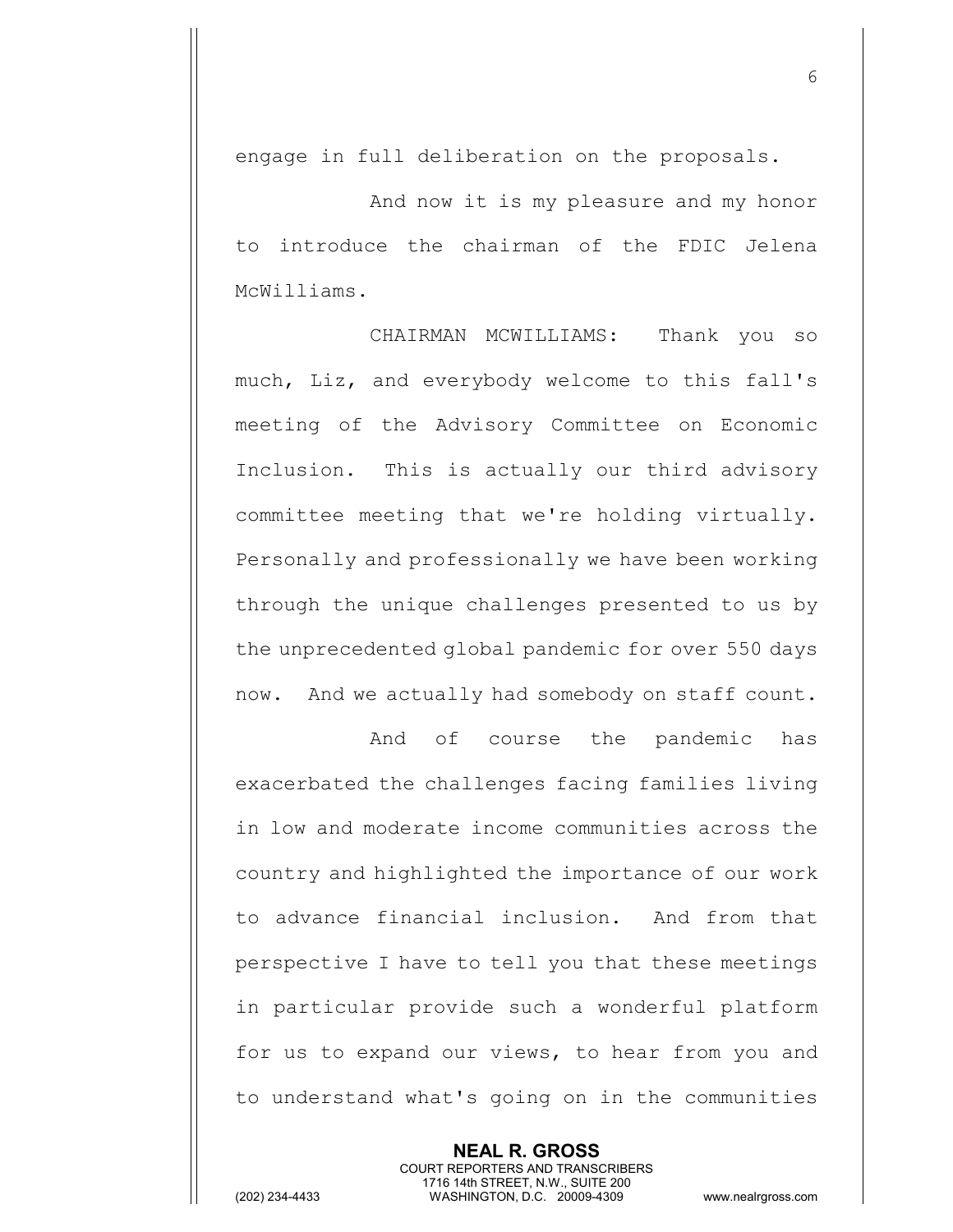engage in full deliberation on the proposals.

And now it is my pleasure and my honor to introduce the chairman of the FDIC Jelena McWilliams.

CHAIRMAN MCWILLIAMS: Thank you so much, Liz, and everybody welcome to this fall's meeting of the Advisory Committee on Economic Inclusion. This is actually our third advisory committee meeting that we're holding virtually. Personally and professionally we have been working through the unique challenges presented to us by the unprecedented global pandemic for over 550 days now. And we actually had somebody on staff count.

And of course the pandemic has exacerbated the challenges facing families living in low and moderate income communities across the country and highlighted the importance of our work to advance financial inclusion. And from that perspective I have to tell you that these meetings in particular provide such a wonderful platform for us to expand our views, to hear from you and to understand what's going on in the communities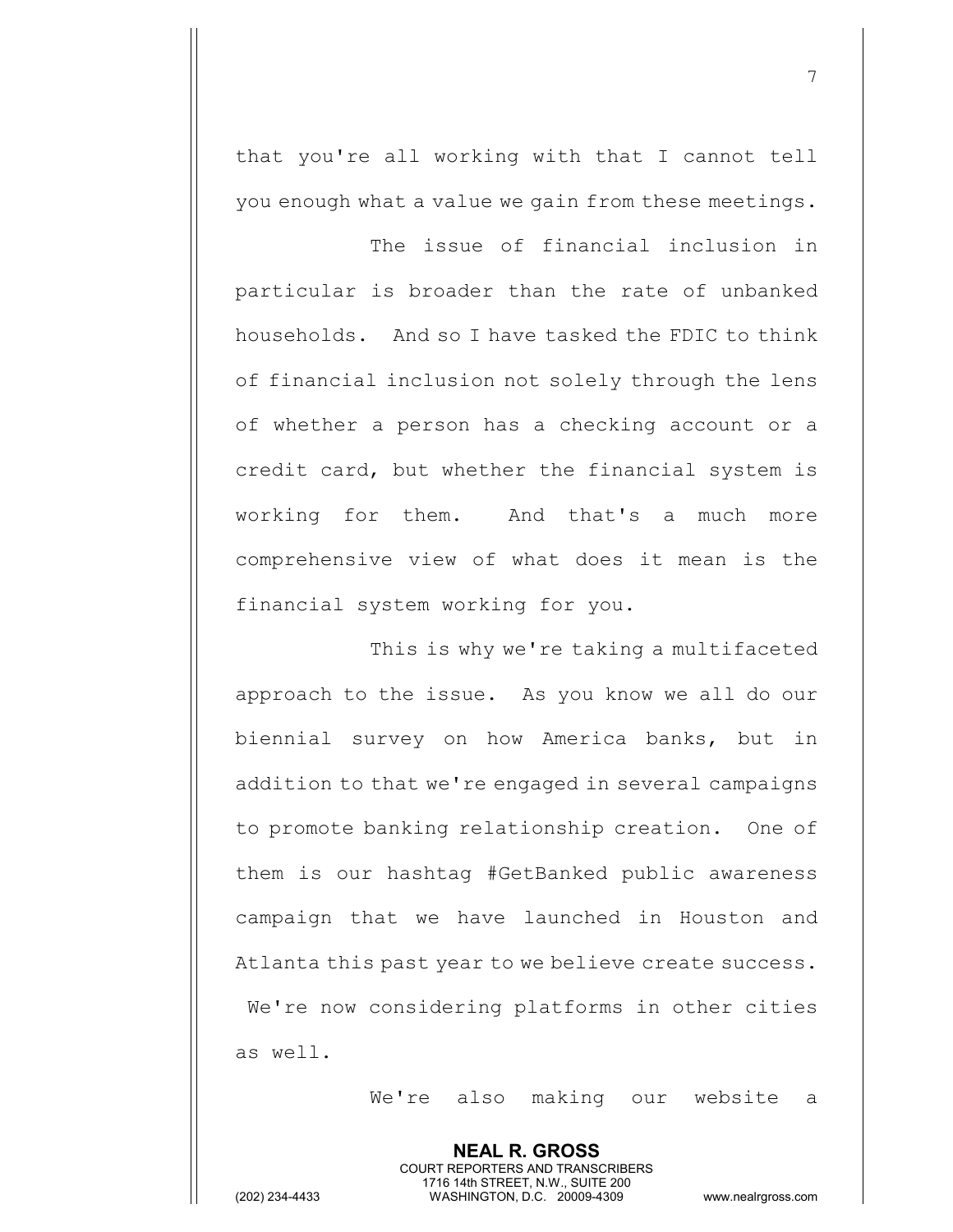that you're all working with that I cannot tell you enough what a value we gain from these meetings.

The issue of financial inclusion in particular is broader than the rate of unbanked households. And so I have tasked the FDIC to think of financial inclusion not solely through the lens of whether a person has a checking account or a credit card, but whether the financial system is working for them. And that's a much more comprehensive view of what does it mean is the financial system working for you.

This is why we're taking a multifaceted approach to the issue. As you know we all do our biennial survey on how America banks, but in addition to that we're engaged in several campaigns to promote banking relationship creation. One of them is our hashtag #GetBanked public awareness campaign that we have launched in Houston and Atlanta this past year to we believe create success. We're now considering platforms in other cities as well.

We're also making our website a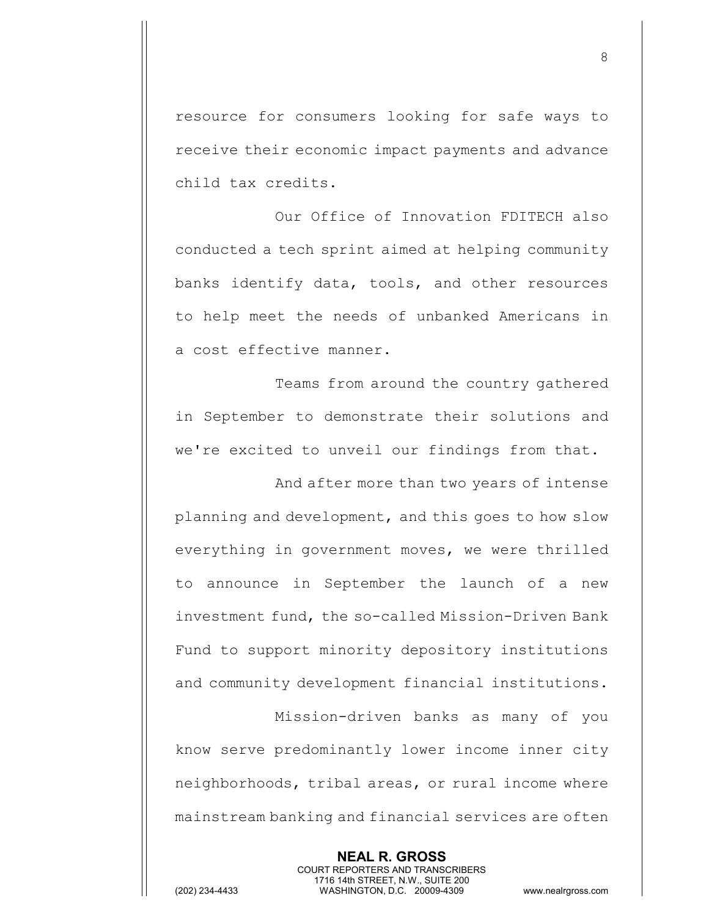resource for consumers looking for safe ways to receive their economic impact payments and advance child tax credits.

Our Office of Innovation FDITECH also conducted a tech sprint aimed at helping community banks identify data, tools, and other resources to help meet the needs of unbanked Americans in a cost effective manner.

Teams from around the country gathered in September to demonstrate their solutions and we're excited to unveil our findings from that.

And after more than two years of intense planning and development, and this goes to how slow everything in government moves, we were thrilled to announce in September the launch of a new investment fund, the so-called Mission-Driven Bank Fund to support minority depository institutions and community development financial institutions.

Mission-driven banks as many of you know serve predominantly lower income inner city neighborhoods, tribal areas, or rural income where mainstream banking and financial services are often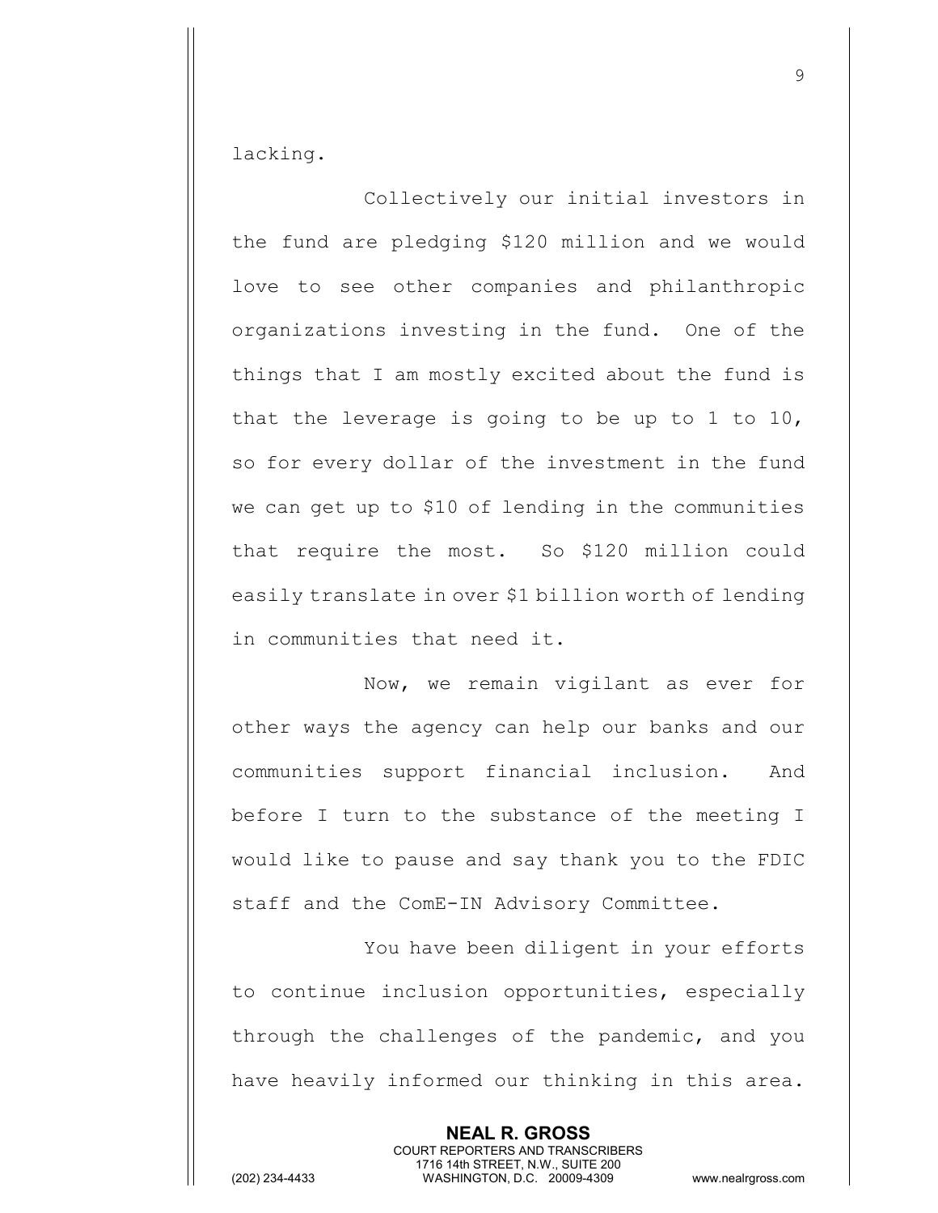lacking.

Collectively our initial investors in the fund are pledging $120 million and we would love to see other companies and philanthropic organizations investing in the fund. One of the things that I am mostly excited about the fund is that the leverage is going to be up to 1 to 10, so for every dollar of the investment in the fund we can get up to $10 of lending in the communities that require the most. So $120 million could easily translate in over $1 billion worth of lending in communities that need it.

Now, we remain vigilant as ever for other ways the agency can help our banks and our communities support financial inclusion. And before I turn to the substance of the meeting I would like to pause and say thank you to the FDIC staff and the ComE-IN Advisory Committee.

You have been diligent in your efforts to continue inclusion opportunities, especially through the challenges of the pandemic, and you have heavily informed our thinking in this area.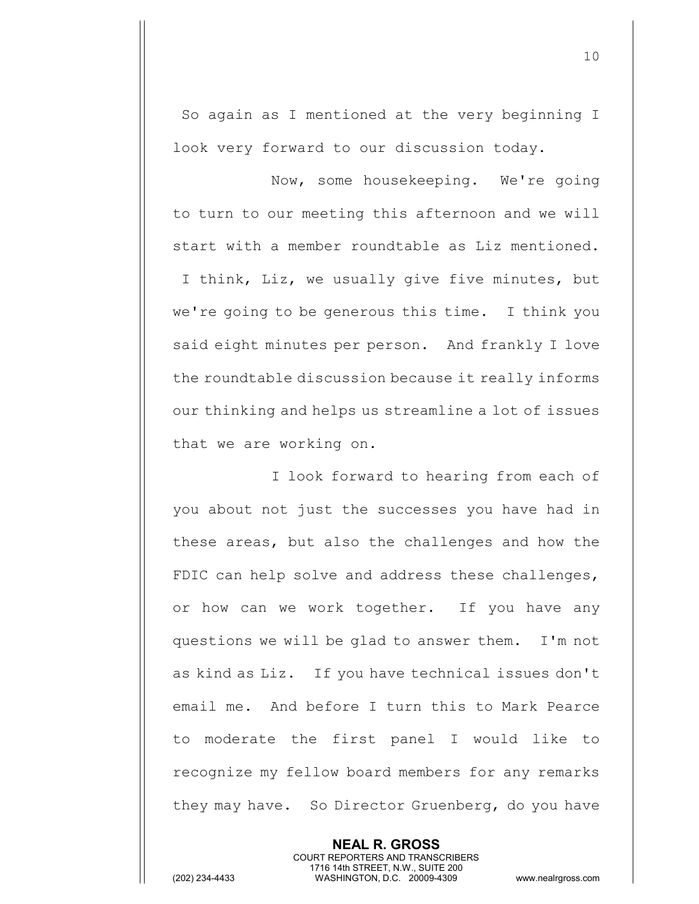So again as I mentioned at the very beginning I look very forward to our discussion today.

Now, some housekeeping. We're going to turn to our meeting this afternoon and we will start with a member roundtable as Liz mentioned. I think, Liz, we usually give five minutes, but we're going to be generous this time. I think you said eight minutes per person. And frankly I love the roundtable discussion because it really informs our thinking and helps us streamline a lot of issues that we are working on.

I look forward to hearing from each of you about not just the successes you have had in these areas, but also the challenges and how the FDIC can help solve and address these challenges, or how can we work together. If you have any questions we will be glad to answer them. I'm not as kind as Liz. If you have technical issues don't email me. And before I turn this to Mark Pearce to moderate the first panel I would like to recognize my fellow board members for any remarks they may have. So Director Gruenberg, do you have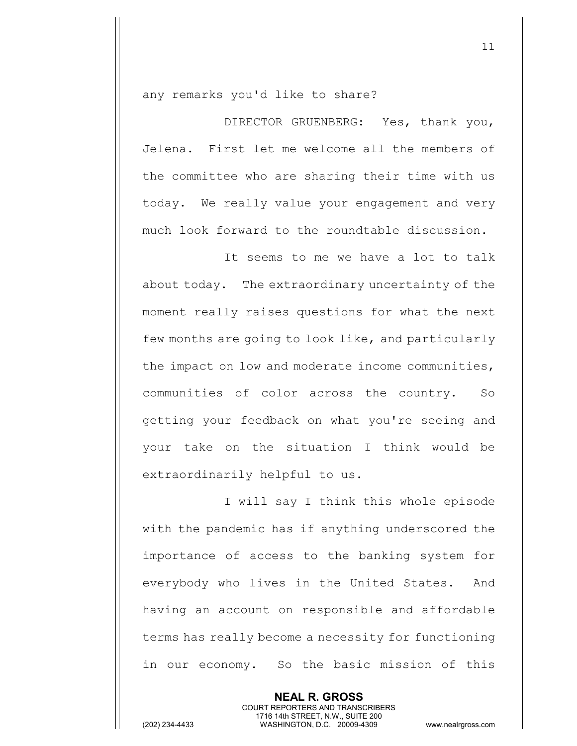any remarks you'd like to share?

DIRECTOR GRUENBERG: Yes, thank you, Jelena. First let me welcome all the members of the committee who are sharing their time with us today. We really value your engagement and very much look forward to the roundtable discussion.

It seems to me we have a lot to talk about today. The extraordinary uncertainty of the moment really raises questions for what the next few months are going to look like, and particularly the impact on low and moderate income communities, communities of color across the country. So getting your feedback on what you're seeing and your take on the situation I think would be extraordinarily helpful to us.

I will say I think this whole episode with the pandemic has if anything underscored the importance of access to the banking system for everybody who lives in the United States. And having an account on responsible and affordable terms has really become a necessity for functioning in our economy. So the basic mission of this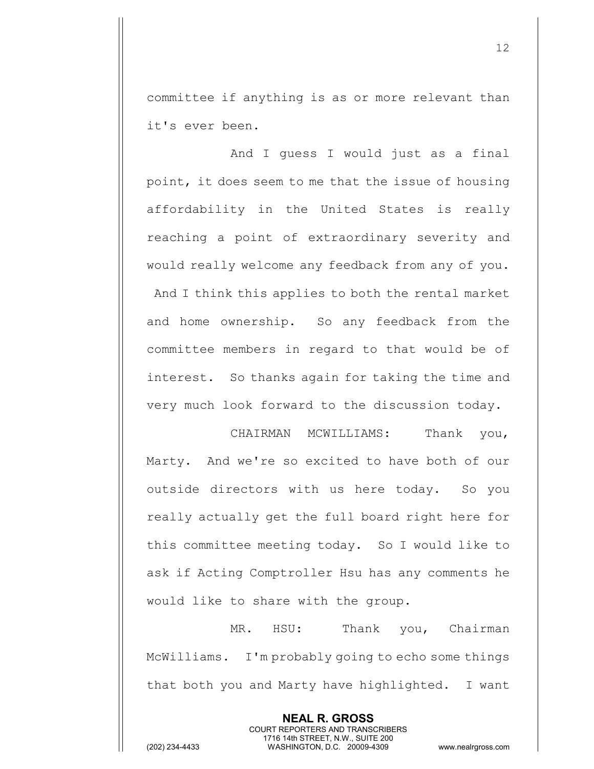committee if anything is as or more relevant than it's ever been.

And I guess I would just as a final point, it does seem to me that the issue of housing affordability in the United States is really reaching a point of extraordinary severity and would really welcome any feedback from any of you. And I think this applies to both the rental market and home ownership. So any feedback from the committee members in regard to that would be of interest. So thanks again for taking the time and very much look forward to the discussion today.

CHAIRMAN MCWILLIAMS: Thank you, Marty. And we're so excited to have both of our outside directors with us here today. So you really actually get the full board right here for this committee meeting today. So I would like to ask if Acting Comptroller Hsu has any comments he would like to share with the group.

MR. HSU: Thank you, Chairman McWilliams. I'm probably going to echo some things that both you and Marty have highlighted. I want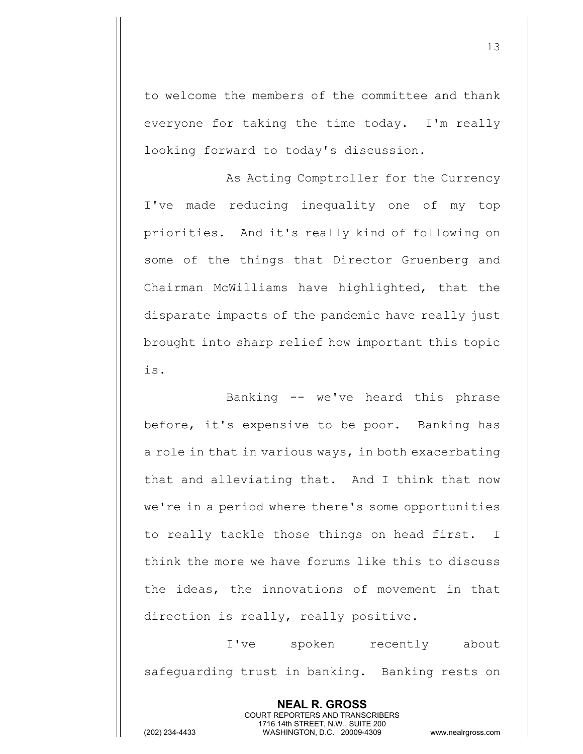to welcome the members of the committee and thank everyone for taking the time today. I'm really looking forward to today's discussion.

As Acting Comptroller for the Currency I've made reducing inequality one of my top priorities. And it's really kind of following on some of the things that Director Gruenberg and Chairman McWilliams have highlighted, that the disparate impacts of the pandemic have really just brought into sharp relief how important this topic is.

Banking -- we've heard this phrase before, it's expensive to be poor. Banking has a role in that in various ways, in both exacerbating that and alleviating that. And I think that now we're in a period where there's some opportunities to really tackle those things on head first. I think the more we have forums like this to discuss the ideas, the innovations of movement in that direction is really, really positive.

I've spoken recently about safeguarding trust in banking. Banking rests on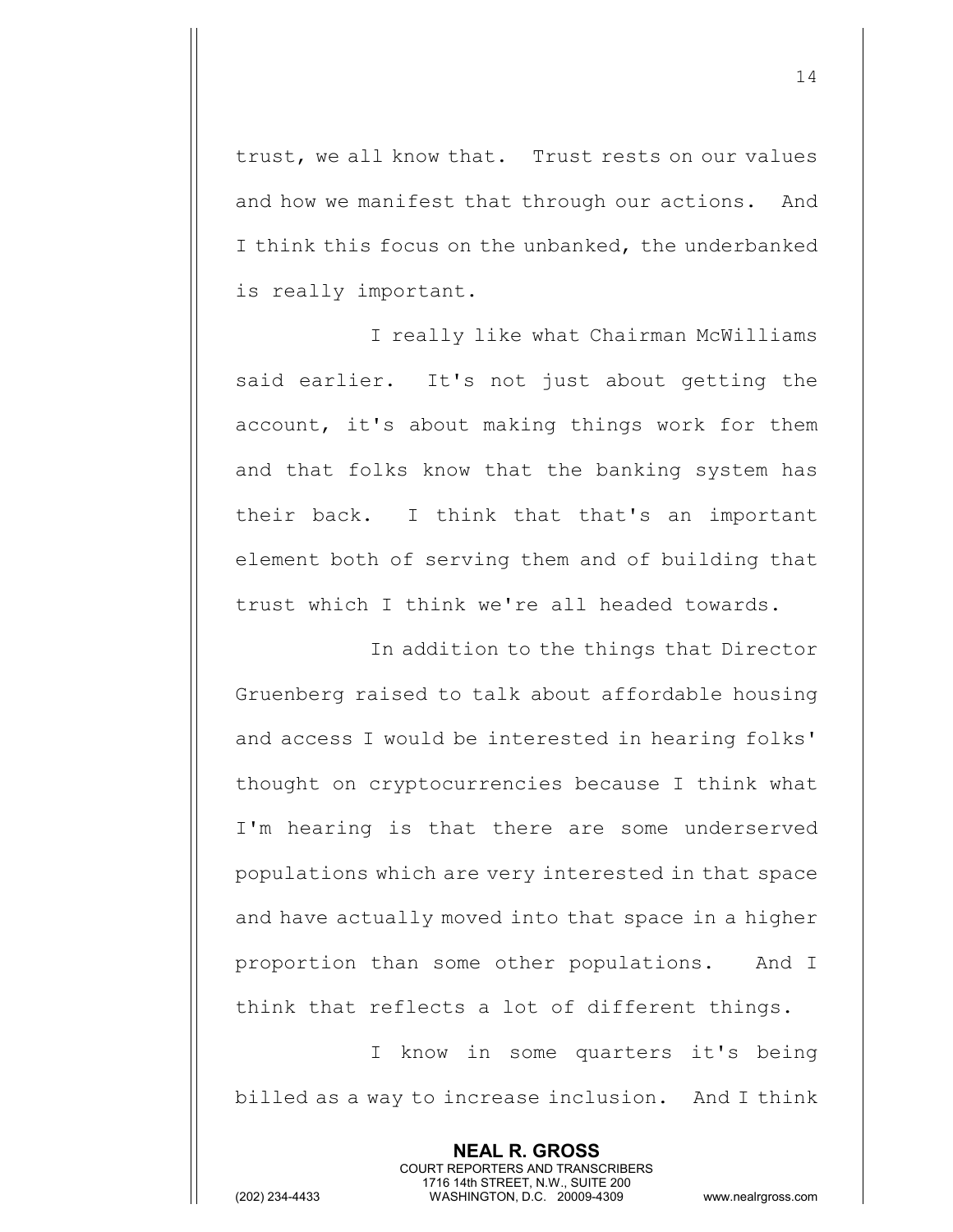trust, we all know that. Trust rests on our values and how we manifest that through our actions. And I think this focus on the unbanked, the underbanked is really important.

I really like what Chairman McWilliams said earlier. It's not just about getting the account, it's about making things work for them and that folks know that the banking system has their back. I think that that's an important element both of serving them and of building that trust which I think we're all headed towards.

In addition to the things that Director Gruenberg raised to talk about affordable housing and access I would be interested in hearing folks' thought on cryptocurrencies because I think what I'm hearing is that there are some underserved populations which are very interested in that space and have actually moved into that space in a higher proportion than some other populations. And I think that reflects a lot of different things.

I know in some quarters it's being billed as a way to increase inclusion. And I think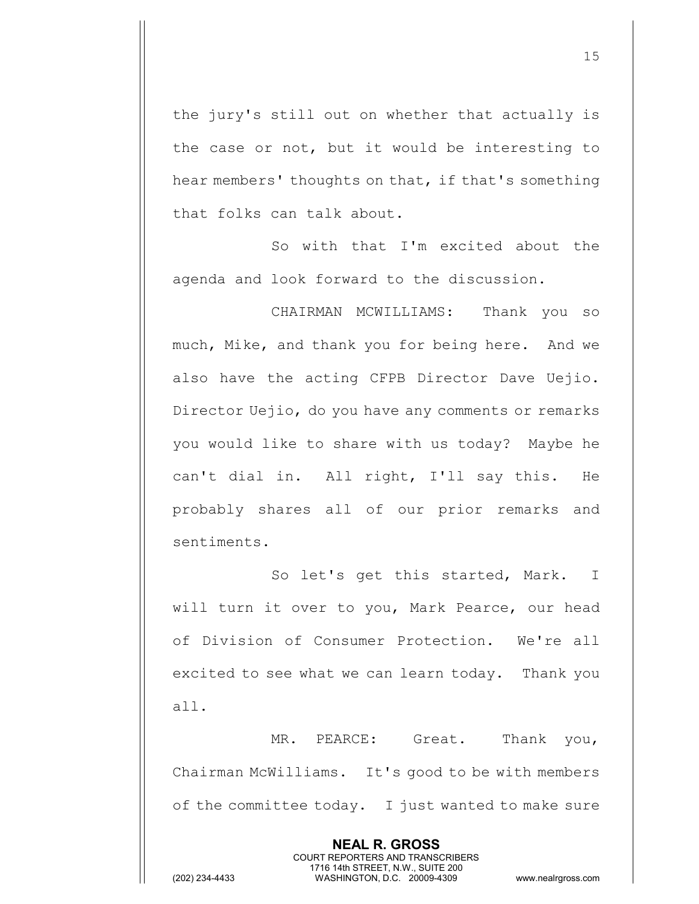the jury's still out on whether that actually is the case or not, but it would be interesting to hear members' thoughts on that, if that's something that folks can talk about.

So with that I'm excited about the agenda and look forward to the discussion.

CHAIRMAN MCWILLIAMS: Thank you so much, Mike, and thank you for being here. And we also have the acting CFPB Director Dave Uejio. Director Uejio, do you have any comments or remarks you would like to share with us today? Maybe he can't dial in. All right, I'll say this. He probably shares all of our prior remarks and sentiments.

So let's get this started, Mark. I will turn it over to you, Mark Pearce, our head of Division of Consumer Protection. We're all excited to see what we can learn today. Thank you all.

MR. PEARCE: Great. Thank you, Chairman McWilliams. It's good to be with members of the committee today. I just wanted to make sure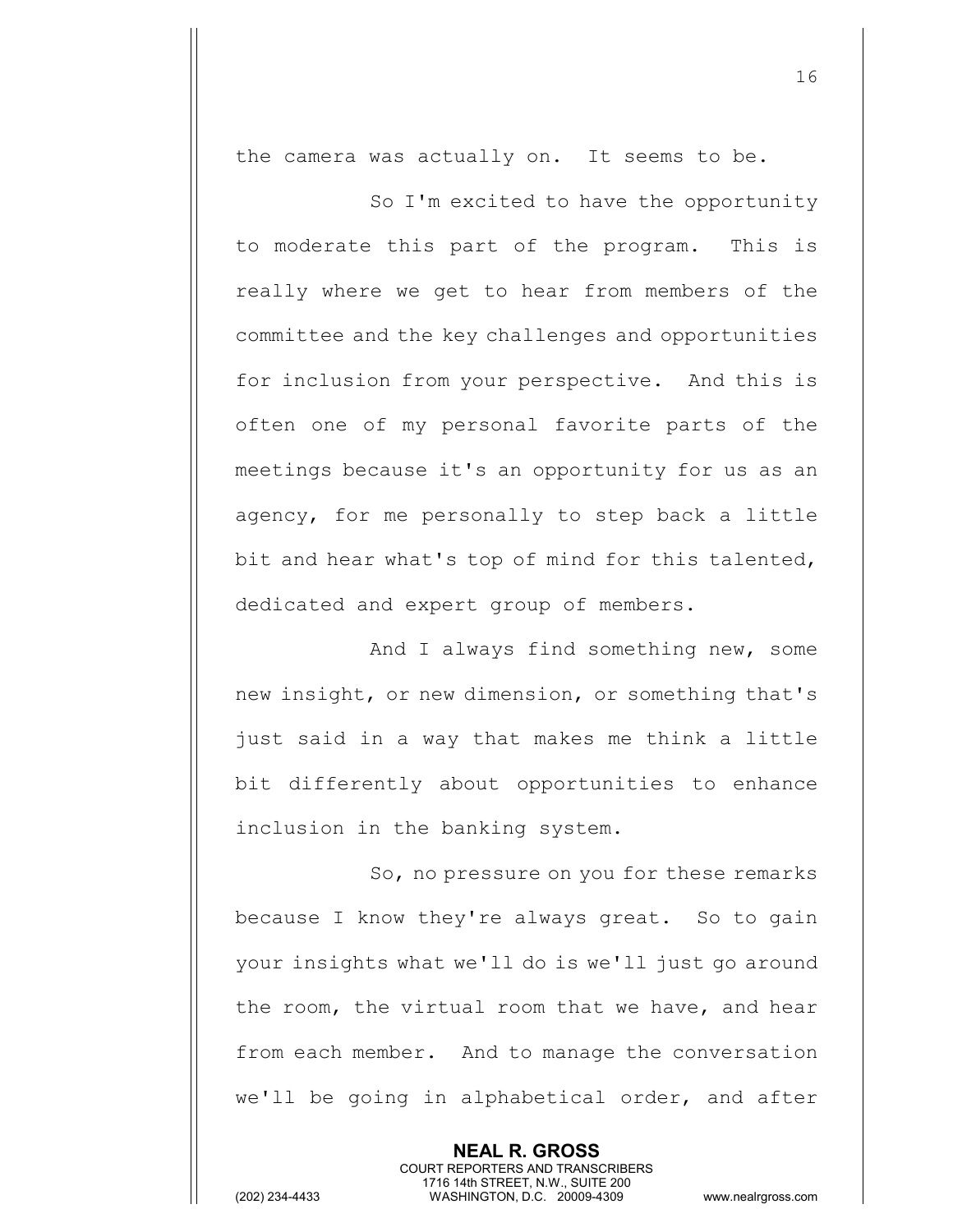the camera was actually on. It seems to be.

So I'm excited to have the opportunity to moderate this part of the program. This is really where we get to hear from members of the committee and the key challenges and opportunities for inclusion from your perspective. And this is often one of my personal favorite parts of the meetings because it's an opportunity for us as an agency, for me personally to step back a little bit and hear what's top of mind for this talented, dedicated and expert group of members.

And I always find something new, some new insight, or new dimension, or something that's just said in a way that makes me think a little bit differently about opportunities to enhance inclusion in the banking system.

So, no pressure on you for these remarks because I know they're always great. So to gain your insights what we'll do is we'll just go around the room, the virtual room that we have, and hear from each member. And to manage the conversation we'll be going in alphabetical order, and after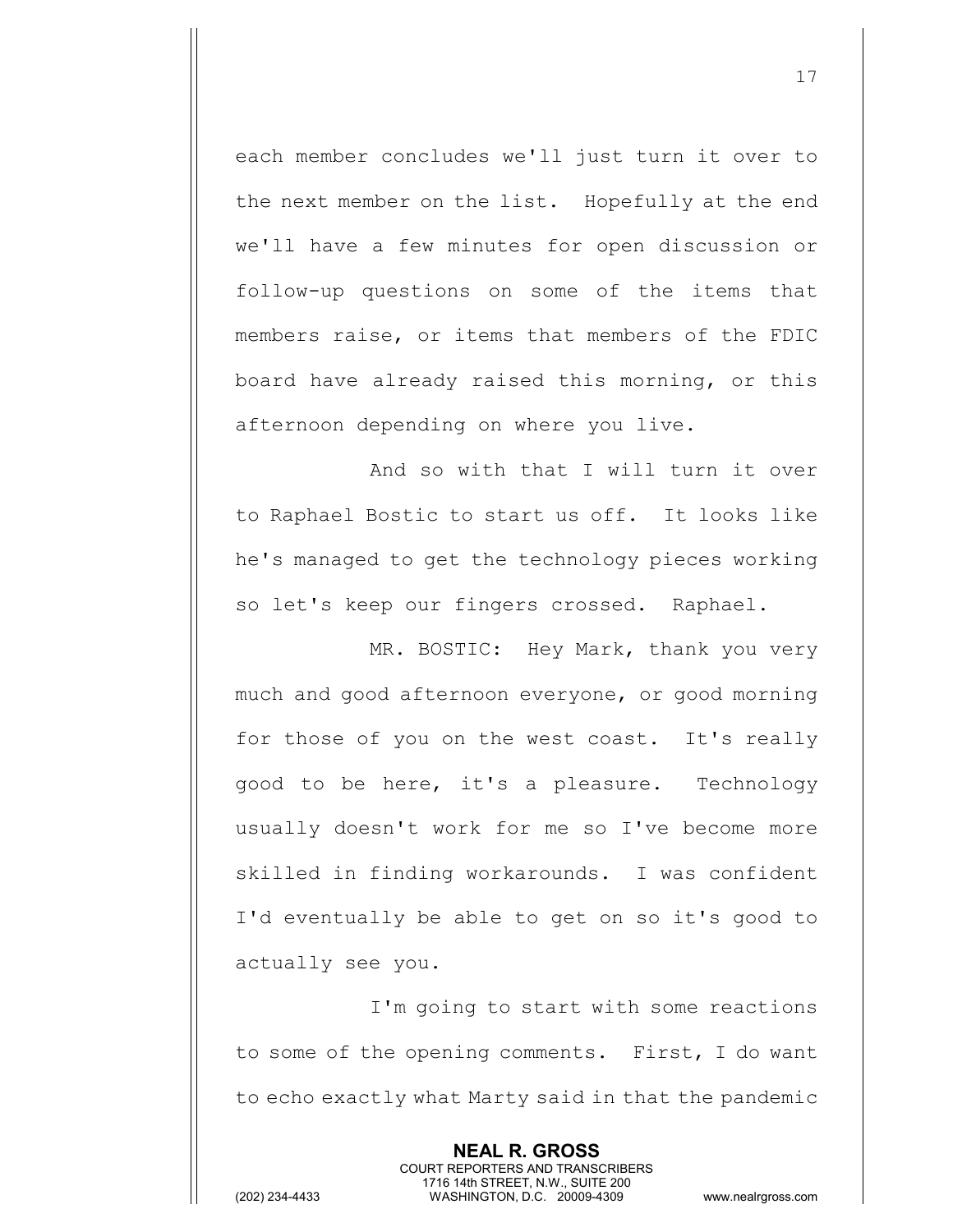each member concludes we'll just turn it over to the next member on the list. Hopefully at the end we'll have a few minutes for open discussion or follow-up questions on some of the items that members raise, or items that members of the FDIC board have already raised this morning, or this afternoon depending on where you live.

And so with that I will turn it over to Raphael Bostic to start us off. It looks like he's managed to get the technology pieces working so let's keep our fingers crossed. Raphael.

MR. BOSTIC: Hey Mark, thank you very much and good afternoon everyone, or good morning for those of you on the west coast. It's really good to be here, it's a pleasure. Technology usually doesn't work for me so I've become more skilled in finding workarounds. I was confident I'd eventually be able to get on so it's good to actually see you.

I'm going to start with some reactions to some of the opening comments. First, I do want to echo exactly what Marty said in that the pandemic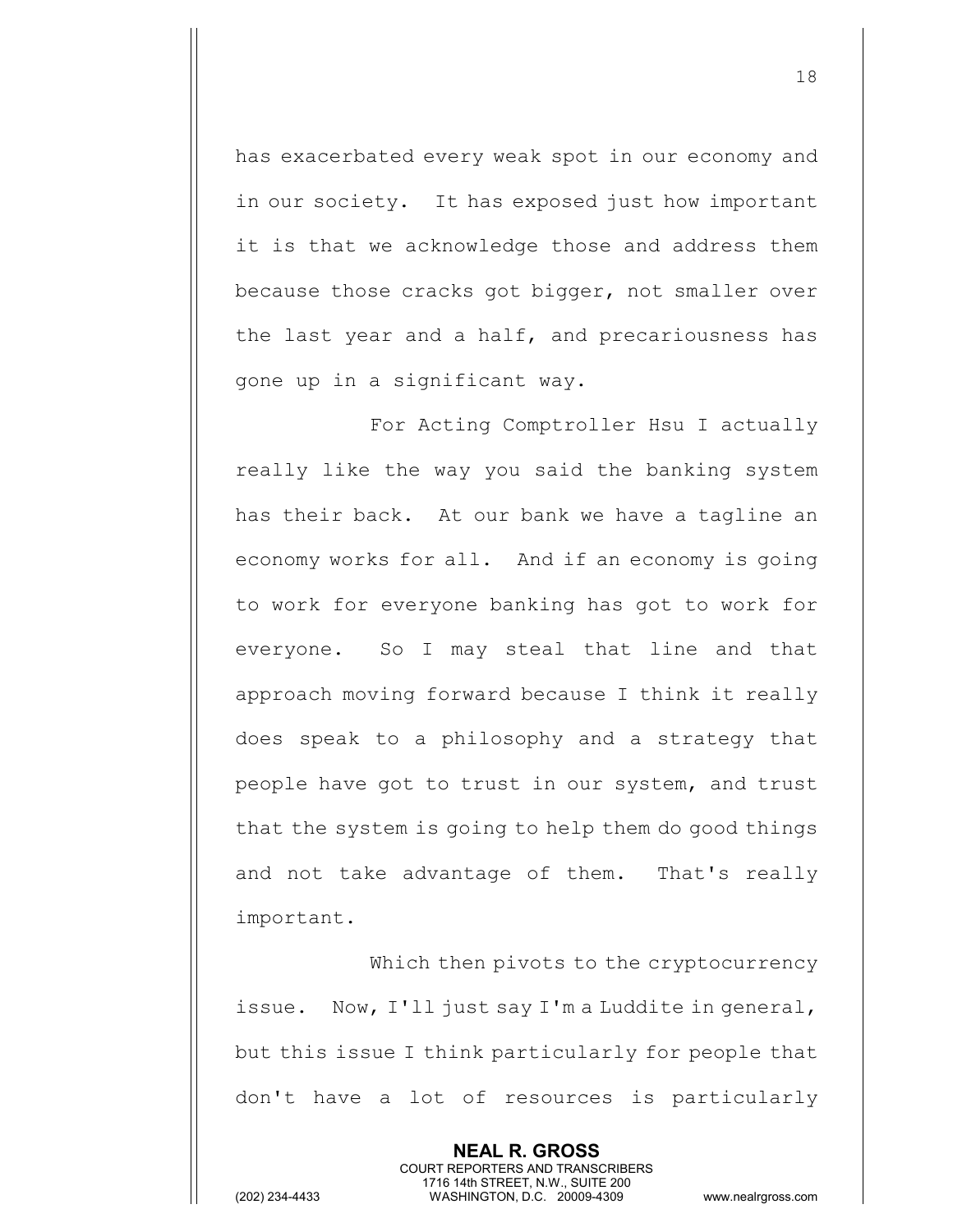has exacerbated every weak spot in our economy and in our society. It has exposed just how important it is that we acknowledge those and address them because those cracks got bigger, not smaller over the last year and a half, and precariousness has gone up in a significant way.

For Acting Comptroller Hsu I actually really like the way you said the banking system has their back. At our bank we have a tagline an economy works for all. And if an economy is going to work for everyone banking has got to work for everyone. So I may steal that line and that approach moving forward because I think it really does speak to a philosophy and a strategy that people have got to trust in our system, and trust that the system is going to help them do good things and not take advantage of them. That's really important.

Which then pivots to the cryptocurrency issue. Now, I'll just say I'm a Luddite in general, but this issue I think particularly for people that don't have a lot of resources is particularly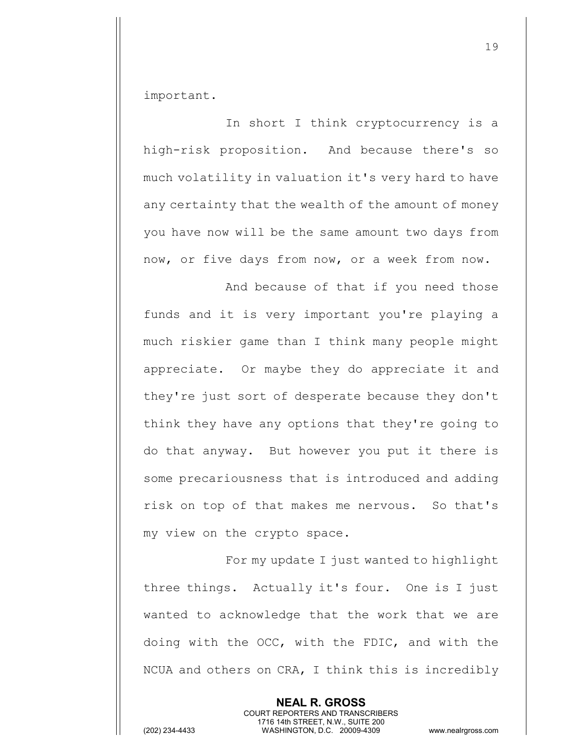important.

In short I think cryptocurrency is a high-risk proposition. And because there's so much volatility in valuation it's very hard to have any certainty that the wealth of the amount of money you have now will be the same amount two days from now, or five days from now, or a week from now.

And because of that if you need those funds and it is very important you're playing a much riskier game than I think many people might appreciate. Or maybe they do appreciate it and they're just sort of desperate because they don't think they have any options that they're going to do that anyway. But however you put it there is some precariousness that is introduced and adding risk on top of that makes me nervous. So that's my view on the crypto space.

For my update I just wanted to highlight three things. Actually it's four. One is I just wanted to acknowledge that the work that we are doing with the OCC, with the FDIC, and with the NCUA and others on CRA, I think this is incredibly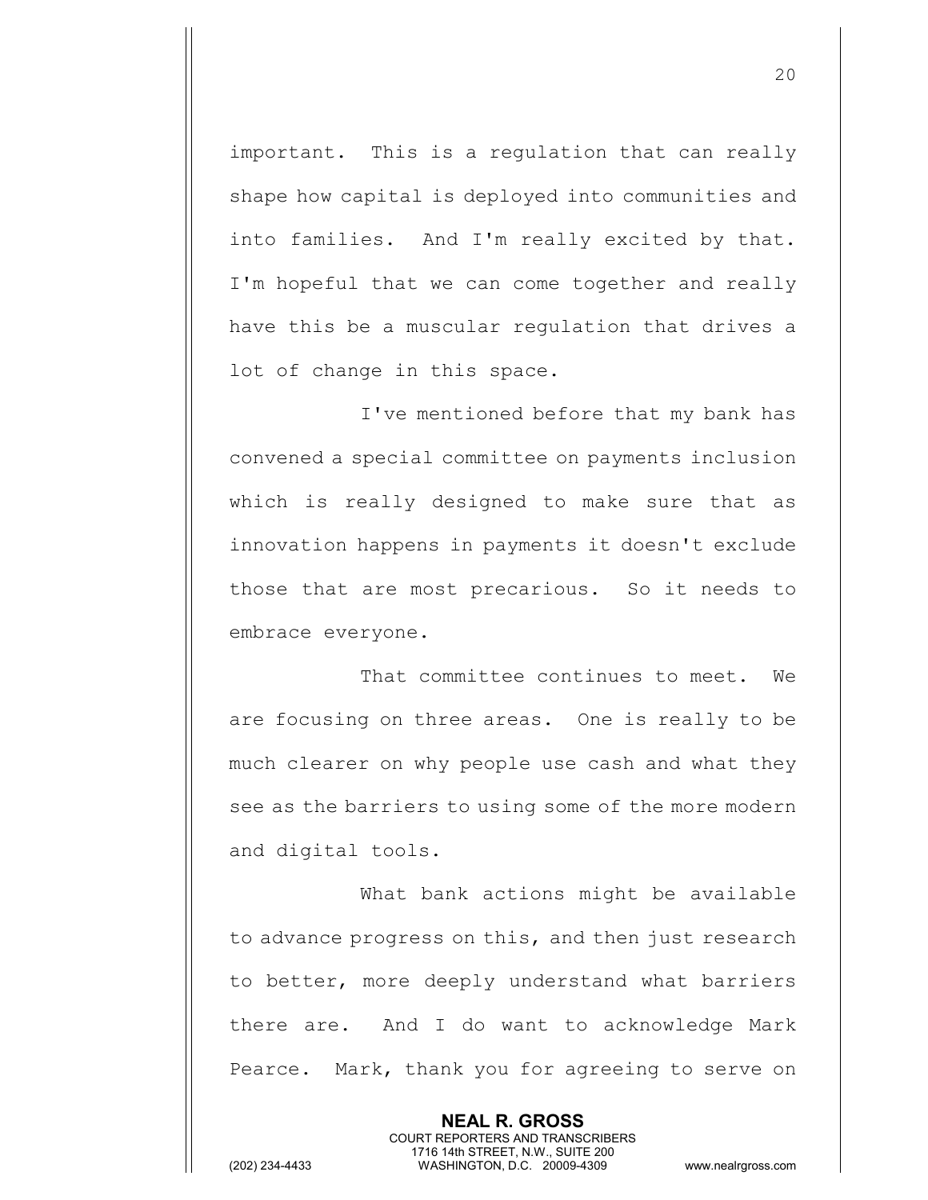important. This is a regulation that can really shape how capital is deployed into communities and into families. And I'm really excited by that. I'm hopeful that we can come together and really have this be a muscular regulation that drives a lot of change in this space.

I've mentioned before that my bank has convened a special committee on payments inclusion which is really designed to make sure that as innovation happens in payments it doesn't exclude those that are most precarious. So it needs to embrace everyone.

That committee continues to meet. We are focusing on three areas. One is really to be much clearer on why people use cash and what they see as the barriers to using some of the more modern and digital tools.

What bank actions might be available to advance progress on this, and then just research to better, more deeply understand what barriers there are. And I do want to acknowledge Mark Pearce. Mark, thank you for agreeing to serve on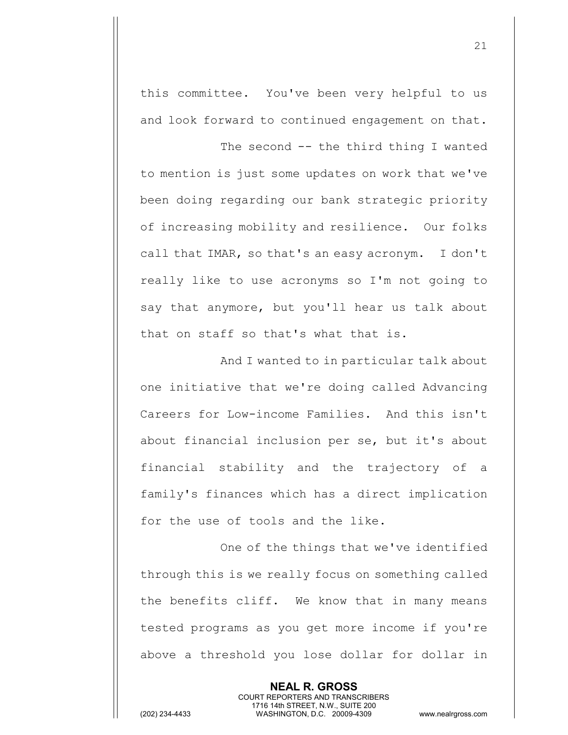this committee. You've been very helpful to us and look forward to continued engagement on that.

The second -- the third thing I wanted to mention is just some updates on work that we've been doing regarding our bank strategic priority of increasing mobility and resilience. Our folks call that IMAR, so that's an easy acronym. I don't really like to use acronyms so I'm not going to say that anymore, but you'll hear us talk about that on staff so that's what that is.

And I wanted to in particular talk about one initiative that we're doing called Advancing Careers for Low-income Families. And this isn't about financial inclusion per se, but it's about financial stability and the trajectory of a family's finances which has a direct implication for the use of tools and the like.

One of the things that we've identified through this is we really focus on something called the benefits cliff. We know that in many means tested programs as you get more income if you're above a threshold you lose dollar for dollar in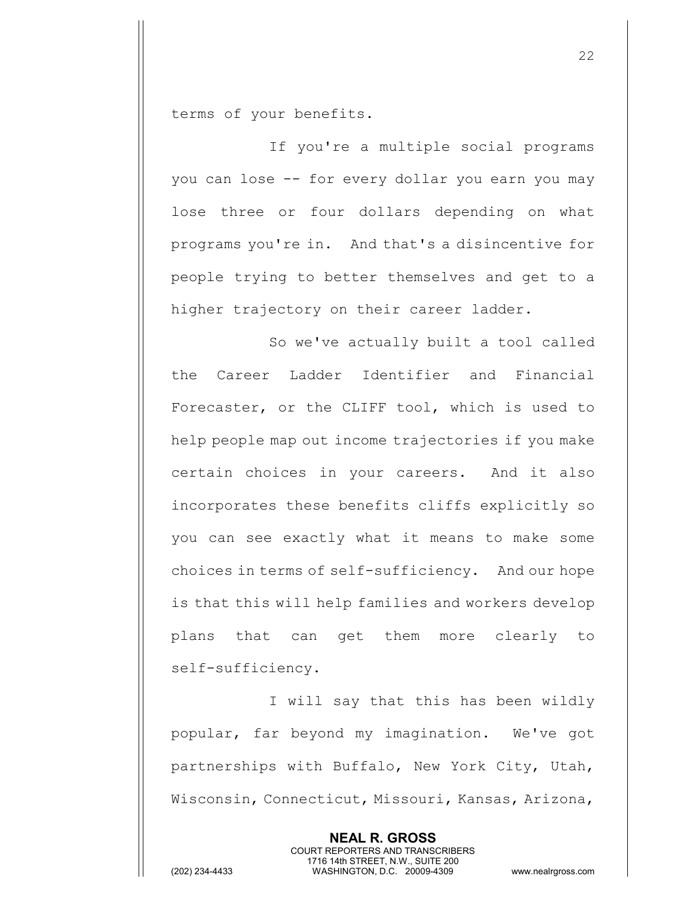terms of your benefits.

If you're a multiple social programs you can lose -- for every dollar you earn you may lose three or four dollars depending on what programs you're in. And that's a disincentive for people trying to better themselves and get to a higher trajectory on their career ladder.

So we've actually built a tool called the Career Ladder Identifier and Financial Forecaster, or the CLIFF tool, which is used to help people map out income trajectories if you make certain choices in your careers. And it also incorporates these benefits cliffs explicitly so you can see exactly what it means to make some choices in terms of self-sufficiency. And our hope is that this will help families and workers develop plans that can get them more clearly to self-sufficiency.

I will say that this has been wildly popular, far beyond my imagination. We've got partnerships with Buffalo, New York City, Utah, Wisconsin, Connecticut, Missouri, Kansas, Arizona,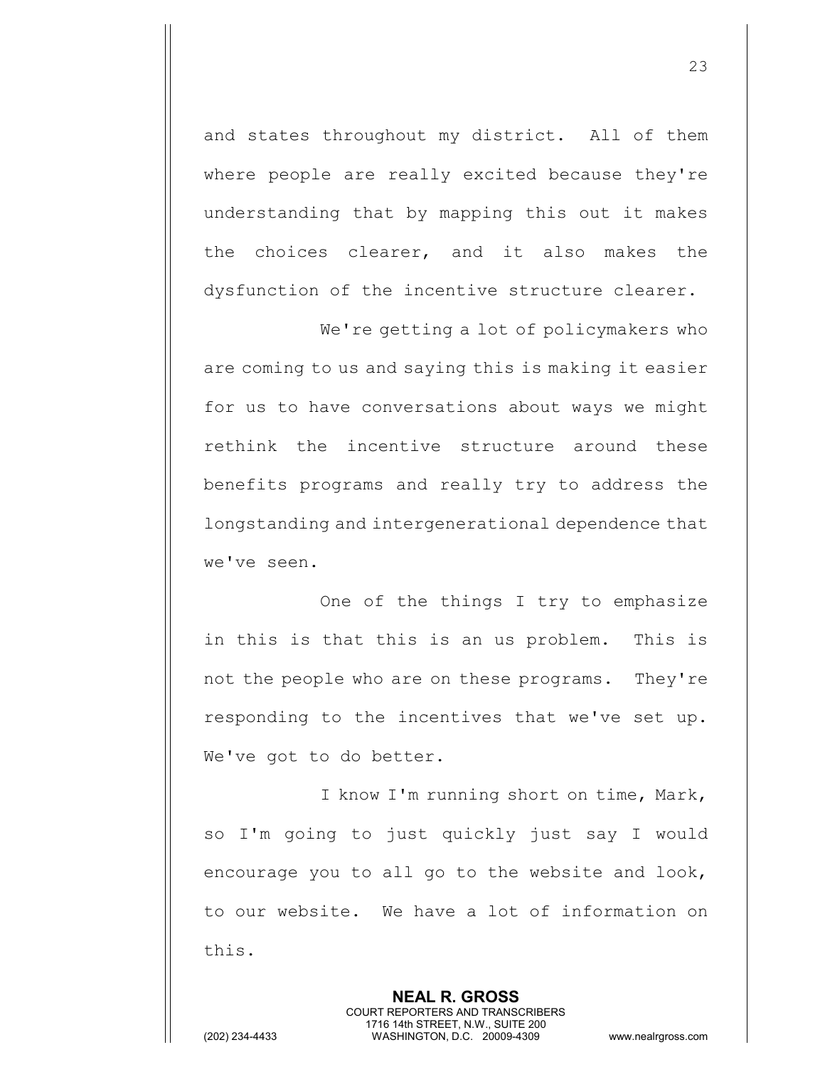and states throughout my district. All of them where people are really excited because they're understanding that by mapping this out it makes the choices clearer, and it also makes the dysfunction of the incentive structure clearer.

We're getting a lot of policymakers who are coming to us and saying this is making it easier for us to have conversations about ways we might rethink the incentive structure around these benefits programs and really try to address the longstanding and intergenerational dependence that we've seen.

One of the things I try to emphasize in this is that this is an us problem. This is not the people who are on these programs. They're responding to the incentives that we've set up. We've got to do better.

I know I'm running short on time, Mark, so I'm going to just quickly just say I would encourage you to all go to the website and look, to our website. We have a lot of information on this.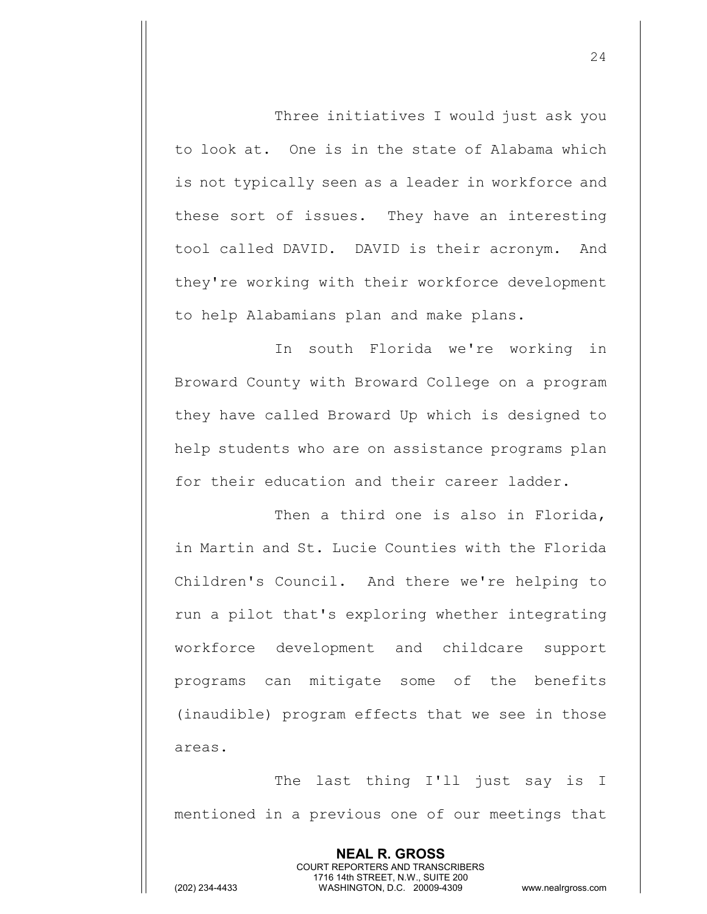Three initiatives I would just ask you to look at. One is in the state of Alabama which is not typically seen as a leader in workforce and these sort of issues. They have an interesting tool called DAVID. DAVID is their acronym. And they're working with their workforce development to help Alabamians plan and make plans.

In south Florida we're working in Broward County with Broward College on a program they have called Broward Up which is designed to help students who are on assistance programs plan for their education and their career ladder.

Then a third one is also in Florida, in Martin and St. Lucie Counties with the Florida Children's Council. And there we're helping to run a pilot that's exploring whether integrating workforce development and childcare support programs can mitigate some of the benefits (inaudible) program effects that we see in those areas.

The last thing I'll just say is I mentioned in a previous one of our meetings that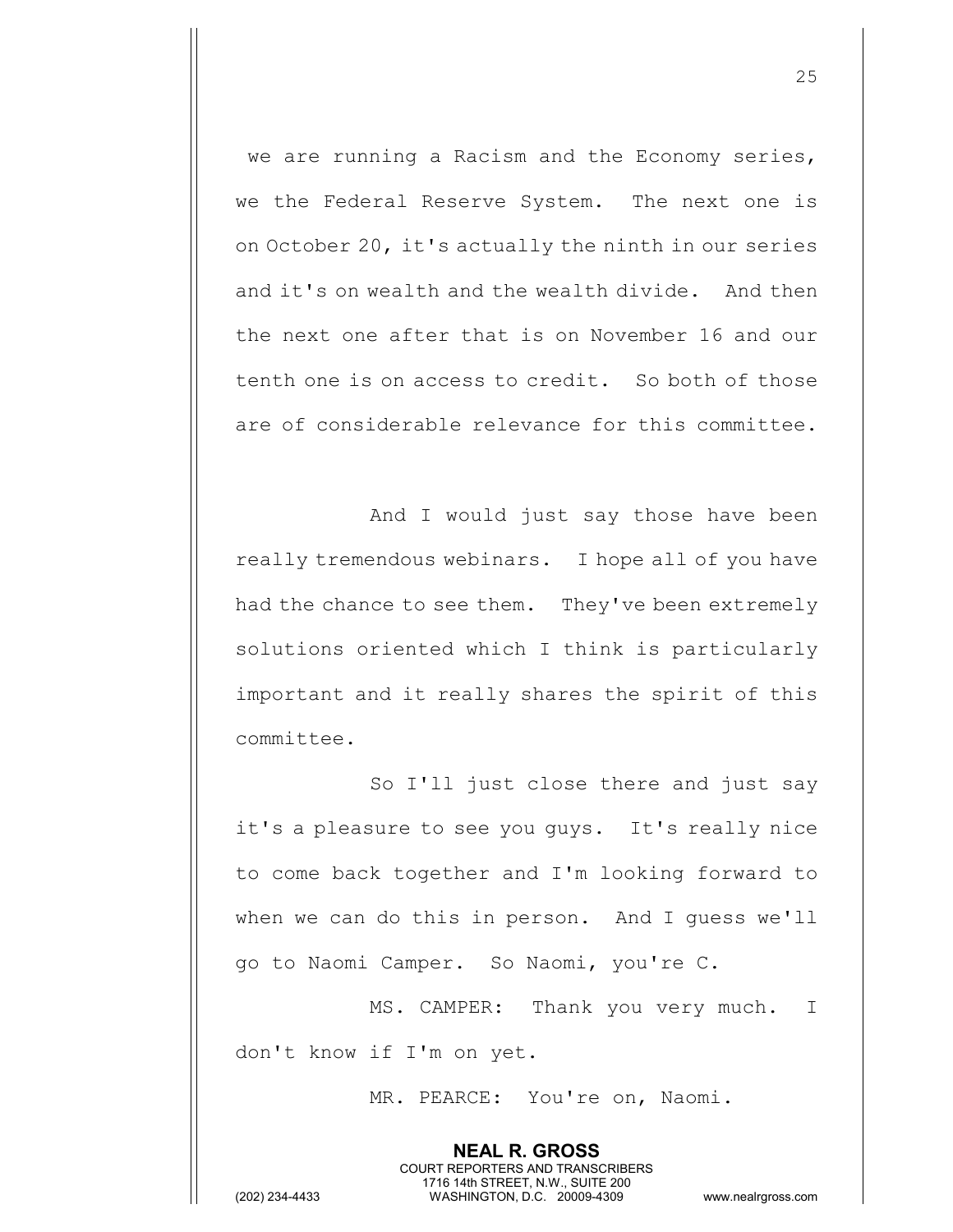we are running a Racism and the Economy series, we the Federal Reserve System. The next one is on October 20, it's actually the ninth in our series and it's on wealth and the wealth divide. And then the next one after that is on November 16 and our tenth one is on access to credit. So both of those are of considerable relevance for this committee.

And I would just say those have been really tremendous webinars. I hope all of you have had the chance to see them. They've been extremely solutions oriented which I think is particularly important and it really shares the spirit of this committee.

So I'll just close there and just say it's a pleasure to see you guys. It's really nice to come back together and I'm looking forward to when we can do this in person. And I guess we'll go to Naomi Camper. So Naomi, you're C.

MS. CAMPER: Thank you very much. I don't know if I'm on yet.

MR. PEARCE: You're on, Naomi.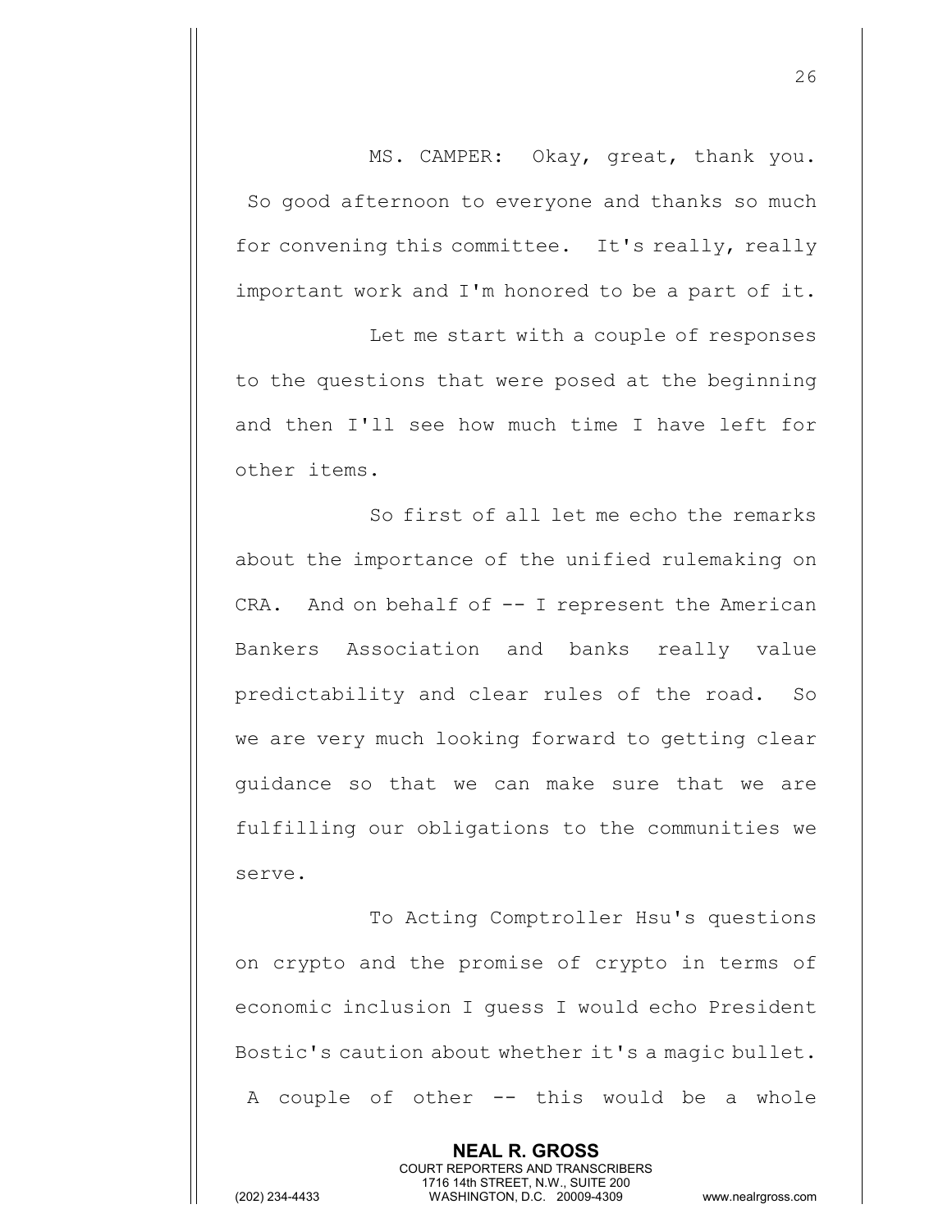MS. CAMPER: Okay, great, thank you. So good afternoon to everyone and thanks so much for convening this committee. It's really, really important work and I'm honored to be a part of it.

Let me start with a couple of responses to the questions that were posed at the beginning and then I'll see how much time I have left for other items.

So first of all let me echo the remarks about the importance of the unified rulemaking on CRA. And on behalf of -- I represent the American Bankers Association and banks really value predictability and clear rules of the road. So we are very much looking forward to getting clear guidance so that we can make sure that we are fulfilling our obligations to the communities we serve.

To Acting Comptroller Hsu's questions on crypto and the promise of crypto in terms of economic inclusion I guess I would echo President Bostic's caution about whether it's a magic bullet. A couple of other -- this would be a whole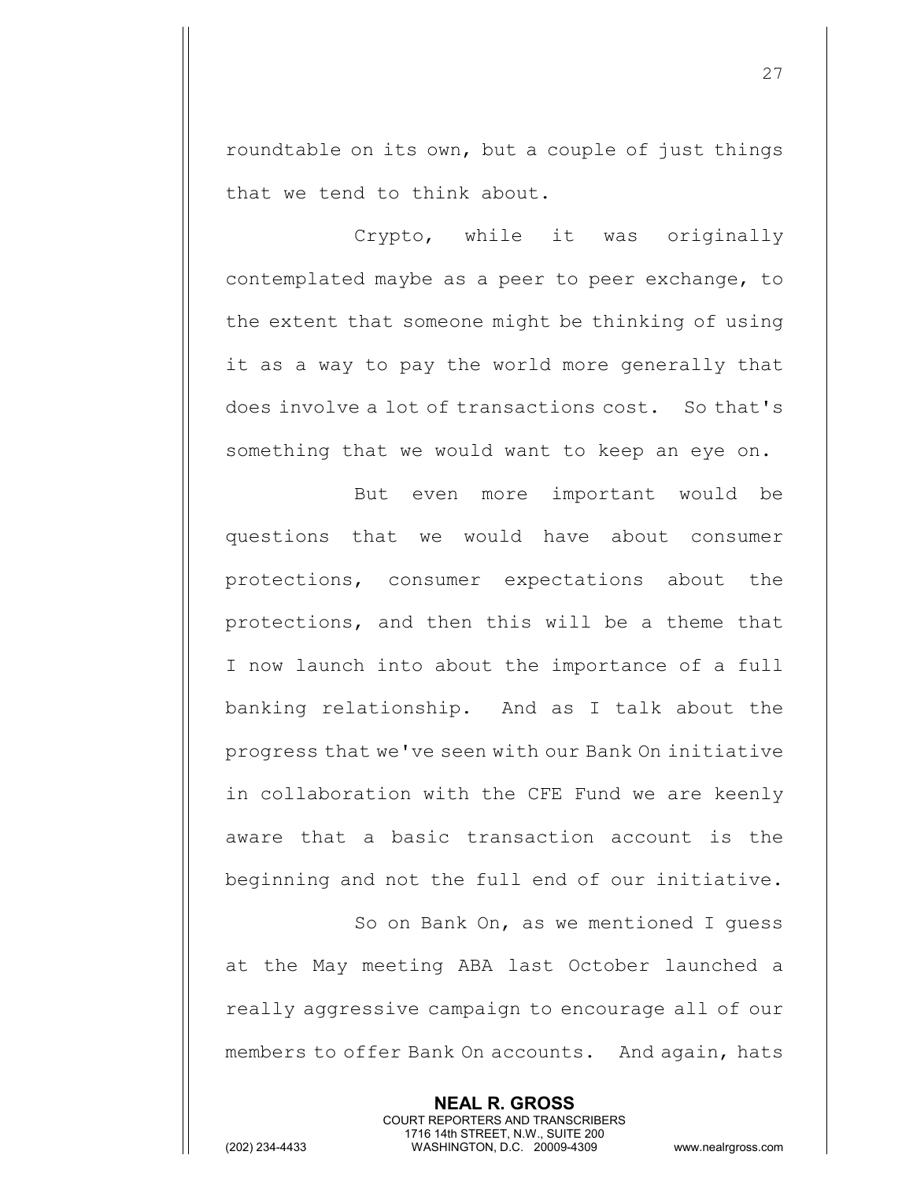roundtable on its own, but a couple of just things that we tend to think about.

Crypto, while it was originally contemplated maybe as a peer to peer exchange, to the extent that someone might be thinking of using it as a way to pay the world more generally that does involve a lot of transactions cost. So that's something that we would want to keep an eye on.

But even more important would be questions that we would have about consumer protections, consumer expectations about the protections, and then this will be a theme that I now launch into about the importance of a full banking relationship. And as I talk about the progress that we've seen with our Bank On initiative in collaboration with the CFE Fund we are keenly aware that a basic transaction account is the beginning and not the full end of our initiative.

So on Bank On, as we mentioned I guess at the May meeting ABA last October launched a really aggressive campaign to encourage all of our members to offer Bank On accounts. And again, hats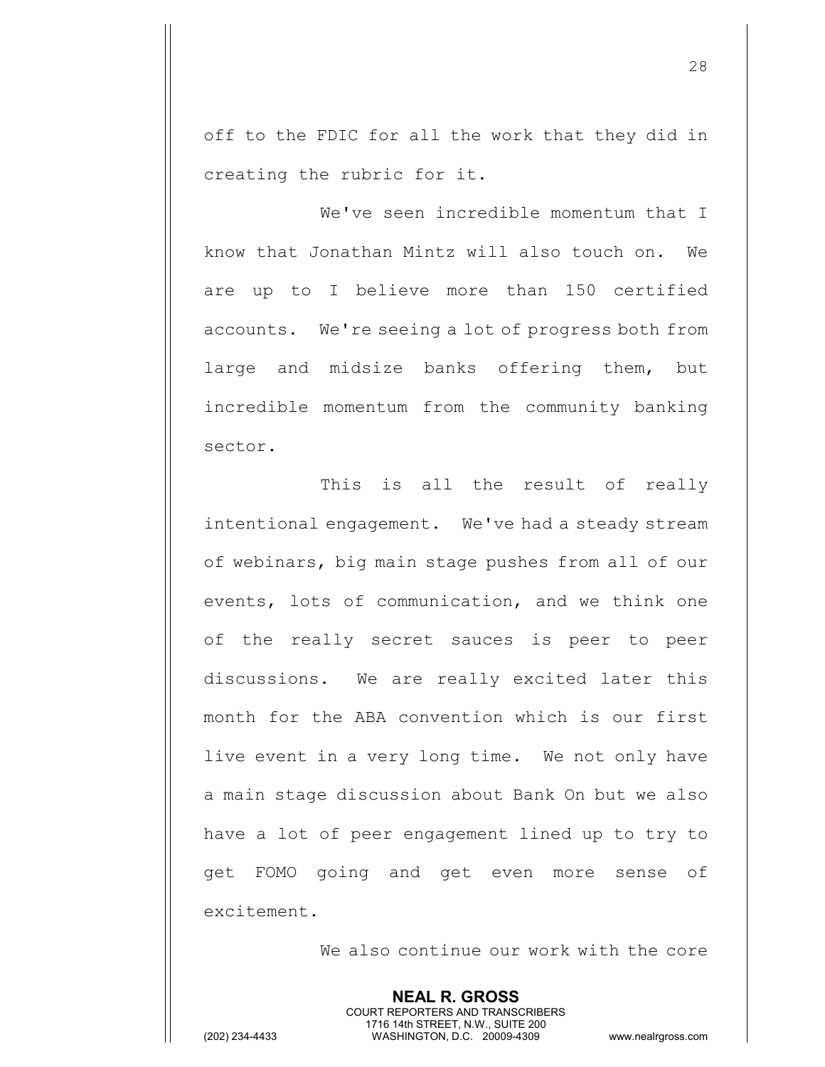off to the FDIC for all the work that they did in creating the rubric for it.

We've seen incredible momentum that I know that Jonathan Mintz will also touch on. We are up to I believe more than 150 certified accounts. We're seeing a lot of progress both from large and midsize banks offering them, but incredible momentum from the community banking sector.

This is all the result of really intentional engagement. We've had a steady stream of webinars, big main stage pushes from all of our events, lots of communication, and we think one of the really secret sauces is peer to peer discussions. We are really excited later this month for the ABA convention which is our first live event in a very long time. We not only have a main stage discussion about Bank On but we also have a lot of peer engagement lined up to try to get FOMO going and get even more sense of excitement.

We also continue our work with the core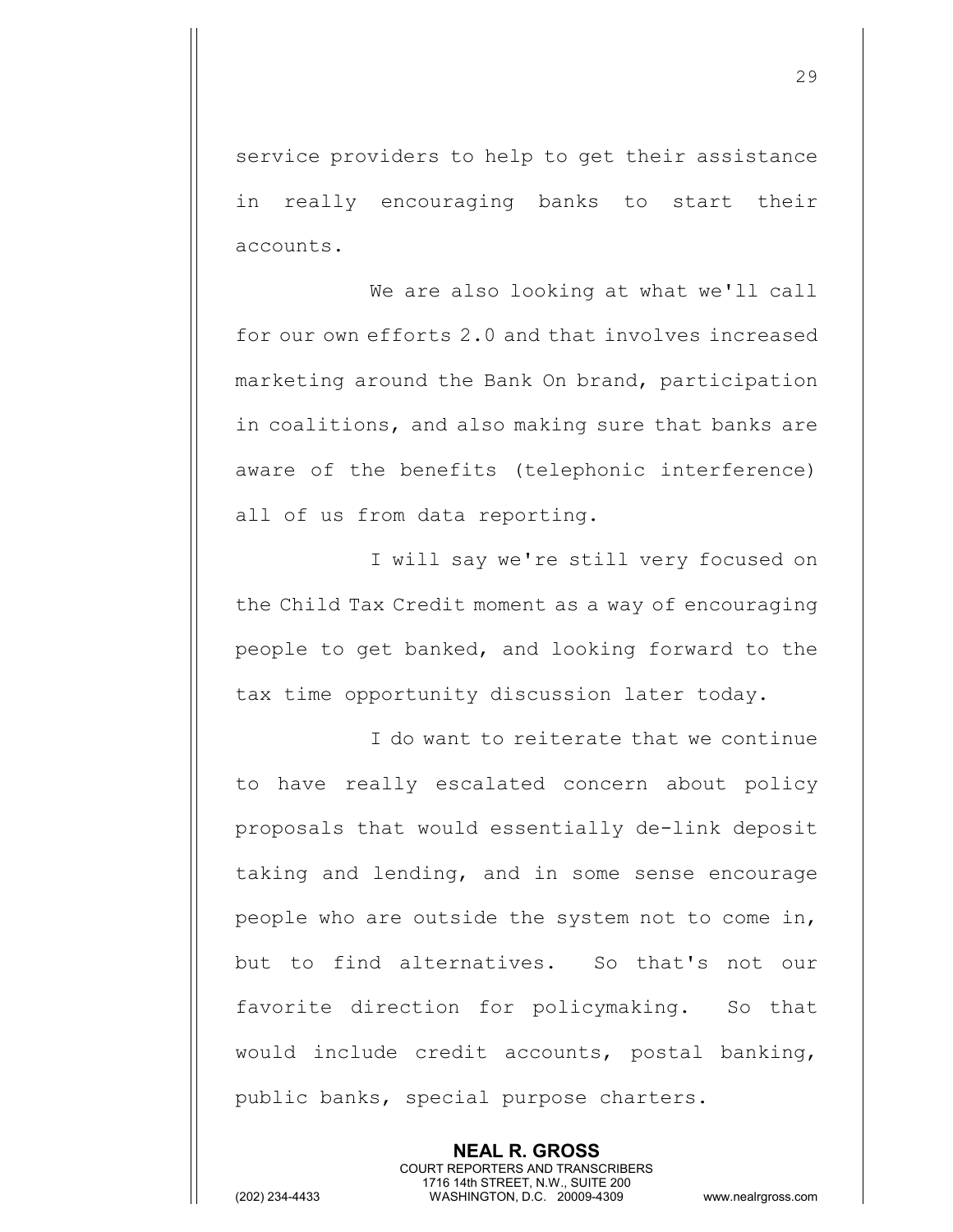service providers to help to get their assistance in really encouraging banks to start their accounts.

We are also looking at what we'll call for our own efforts 2.0 and that involves increased marketing around the Bank On brand, participation in coalitions, and also making sure that banks are aware of the benefits (telephonic interference) all of us from data reporting.

I will say we're still very focused on the Child Tax Credit moment as a way of encouraging people to get banked, and looking forward to the tax time opportunity discussion later today.

I do want to reiterate that we continue to have really escalated concern about policy proposals that would essentially de-link deposit taking and lending, and in some sense encourage people who are outside the system not to come in, but to find alternatives. So that's not our favorite direction for policymaking. So that would include credit accounts, postal banking, public banks, special purpose charters.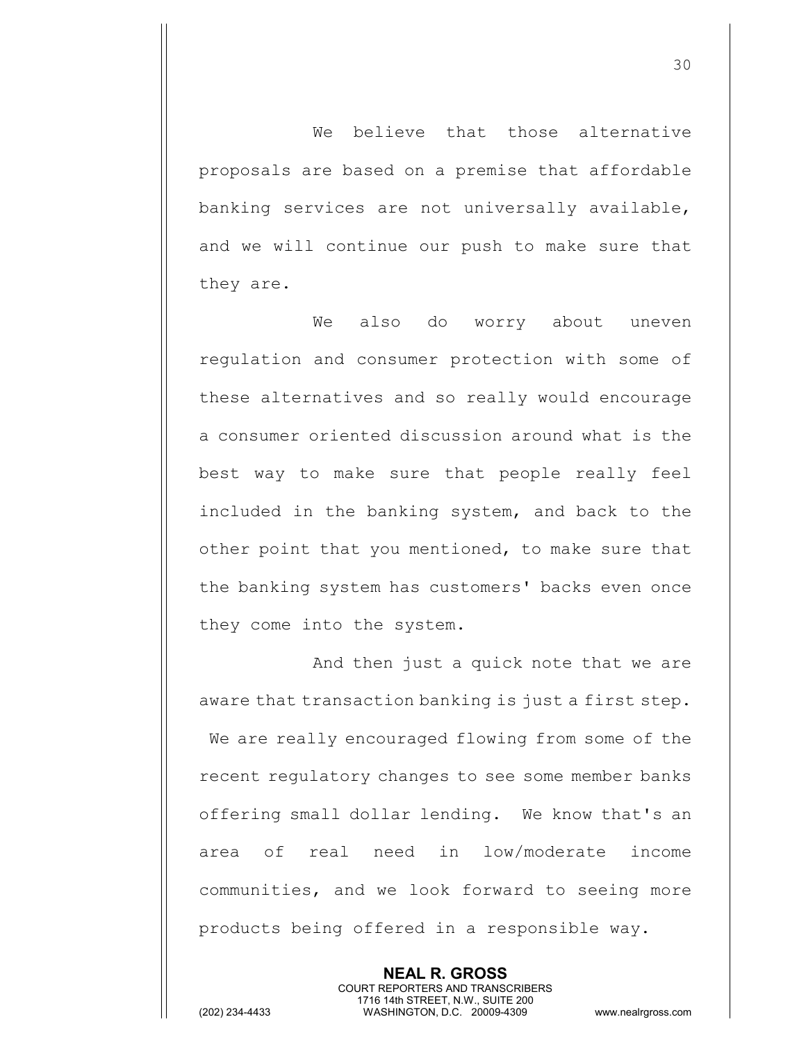We believe that those alternative proposals are based on a premise that affordable banking services are not universally available, and we will continue our push to make sure that they are.

We also do worry about uneven regulation and consumer protection with some of these alternatives and so really would encourage a consumer oriented discussion around what is the best way to make sure that people really feel included in the banking system, and back to the other point that you mentioned, to make sure that the banking system has customers' backs even once they come into the system.

And then just a quick note that we are aware that transaction banking is just a first step. We are really encouraged flowing from some of the recent regulatory changes to see some member banks offering small dollar lending. We know that's an area of real need in low/moderate income communities, and we look forward to seeing more products being offered in a responsible way.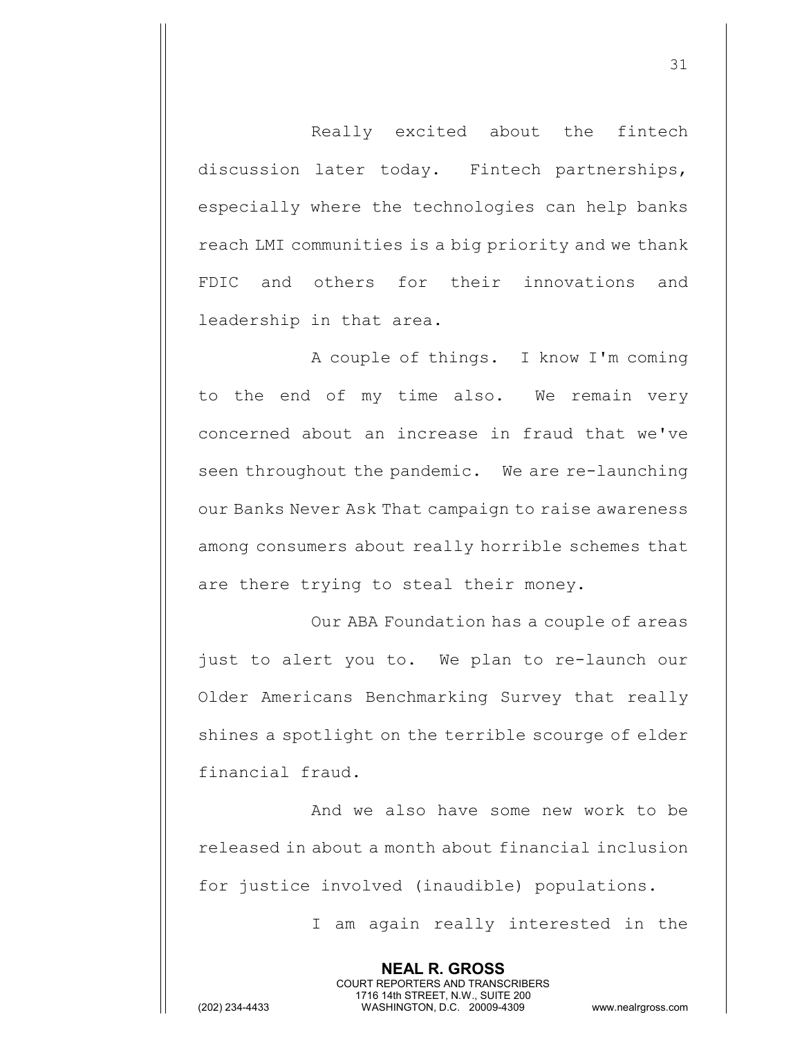Really excited about the fintech discussion later today. Fintech partnerships, especially where the technologies can help banks reach LMI communities is a big priority and we thank FDIC and others for their innovations and leadership in that area.

A couple of things. I know I'm coming to the end of my time also. We remain very concerned about an increase in fraud that we've seen throughout the pandemic. We are re-launching our Banks Never Ask That campaign to raise awareness among consumers about really horrible schemes that are there trying to steal their money.

Our ABA Foundation has a couple of areas just to alert you to. We plan to re-launch our Older Americans Benchmarking Survey that really shines a spotlight on the terrible scourge of elder financial fraud.

And we also have some new work to be released in about a month about financial inclusion for justice involved (inaudible) populations.

I am again really interested in the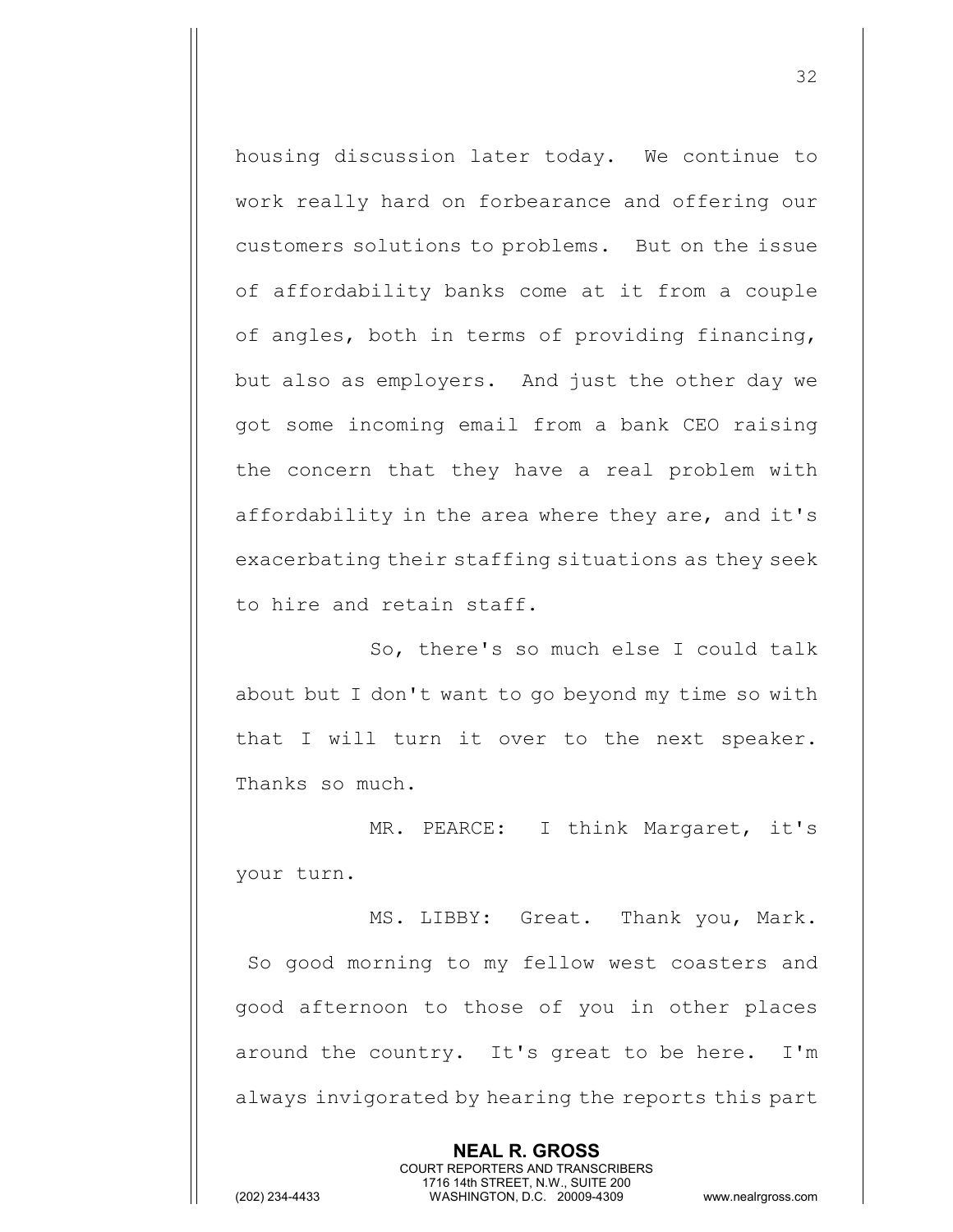housing discussion later today. We continue to work really hard on forbearance and offering our customers solutions to problems. But on the issue of affordability banks come at it from a couple of angles, both in terms of providing financing, but also as employers. And just the other day we got some incoming email from a bank CEO raising the concern that they have a real problem with affordability in the area where they are, and it's exacerbating their staffing situations as they seek to hire and retain staff.

So, there's so much else I could talk about but I don't want to go beyond my time so with that I will turn it over to the next speaker. Thanks so much.

MR. PEARCE: I think Margaret, it's your turn.

MS. LIBBY: Great. Thank you, Mark. So good morning to my fellow west coasters and good afternoon to those of you in other places around the country. It's great to be here. I'm always invigorated by hearing the reports this part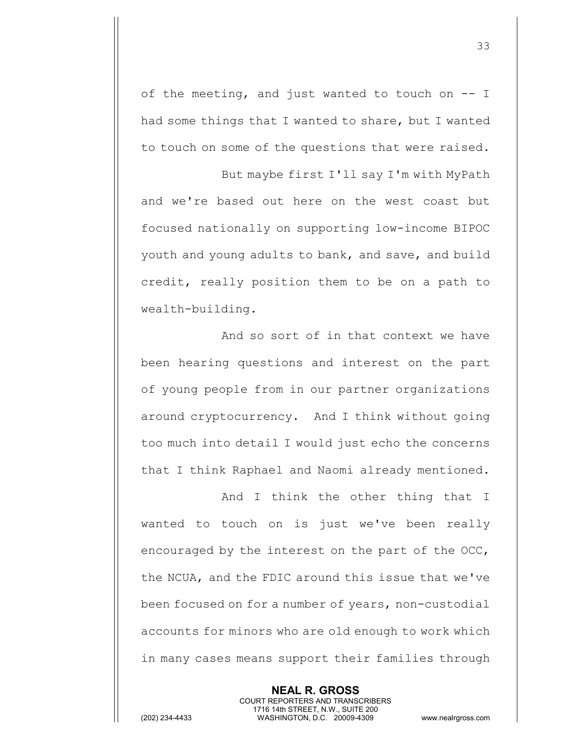of the meeting, and just wanted to touch on -- I had some things that I wanted to share, but I wanted to touch on some of the questions that were raised.

But maybe first I'll say I'm with MyPath and we're based out here on the west coast but focused nationally on supporting low-income BIPOC youth and young adults to bank, and save, and build credit, really position them to be on a path to wealth-building.

And so sort of in that context we have been hearing questions and interest on the part of young people from in our partner organizations around cryptocurrency. And I think without going too much into detail I would just echo the concerns that I think Raphael and Naomi already mentioned.

And I think the other thing that I wanted to touch on is just we've been really encouraged by the interest on the part of the OCC, the NCUA, and the FDIC around this issue that we've been focused on for a number of years, non-custodial accounts for minors who are old enough to work which in many cases means support their families through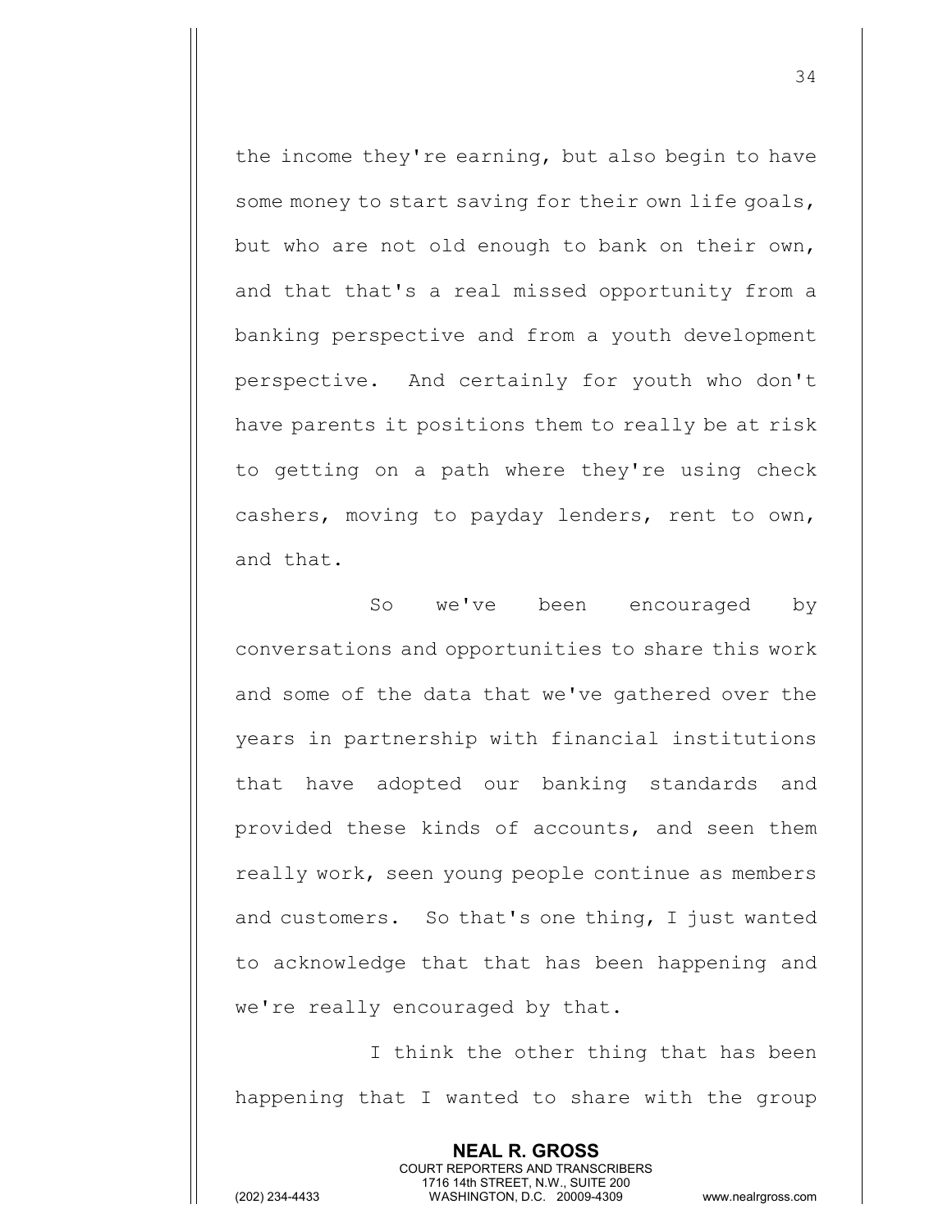the income they're earning, but also begin to have some money to start saving for their own life goals, but who are not old enough to bank on their own, and that that's a real missed opportunity from a banking perspective and from a youth development perspective. And certainly for youth who don't have parents it positions them to really be at risk to getting on a path where they're using check cashers, moving to payday lenders, rent to own, and that.

So we've been encouraged by conversations and opportunities to share this work and some of the data that we've gathered over the years in partnership with financial institutions that have adopted our banking standards and provided these kinds of accounts, and seen them really work, seen young people continue as members and customers. So that's one thing, I just wanted to acknowledge that that has been happening and we're really encouraged by that.

I think the other thing that has been happening that I wanted to share with the group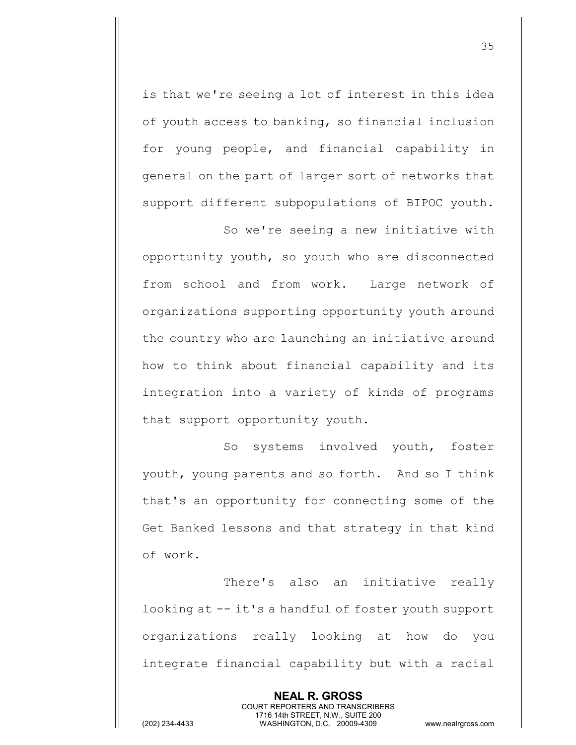is that we're seeing a lot of interest in this idea of youth access to banking, so financial inclusion for young people, and financial capability in general on the part of larger sort of networks that support different subpopulations of BIPOC youth.

So we're seeing a new initiative with opportunity youth, so youth who are disconnected from school and from work. Large network of organizations supporting opportunity youth around the country who are launching an initiative around how to think about financial capability and its integration into a variety of kinds of programs that support opportunity youth.

So systems involved youth, foster youth, young parents and so forth. And so I think that's an opportunity for connecting some of the Get Banked lessons and that strategy in that kind of work.

There's also an initiative really looking at -- it's a handful of foster youth support organizations really looking at how do you integrate financial capability but with a racial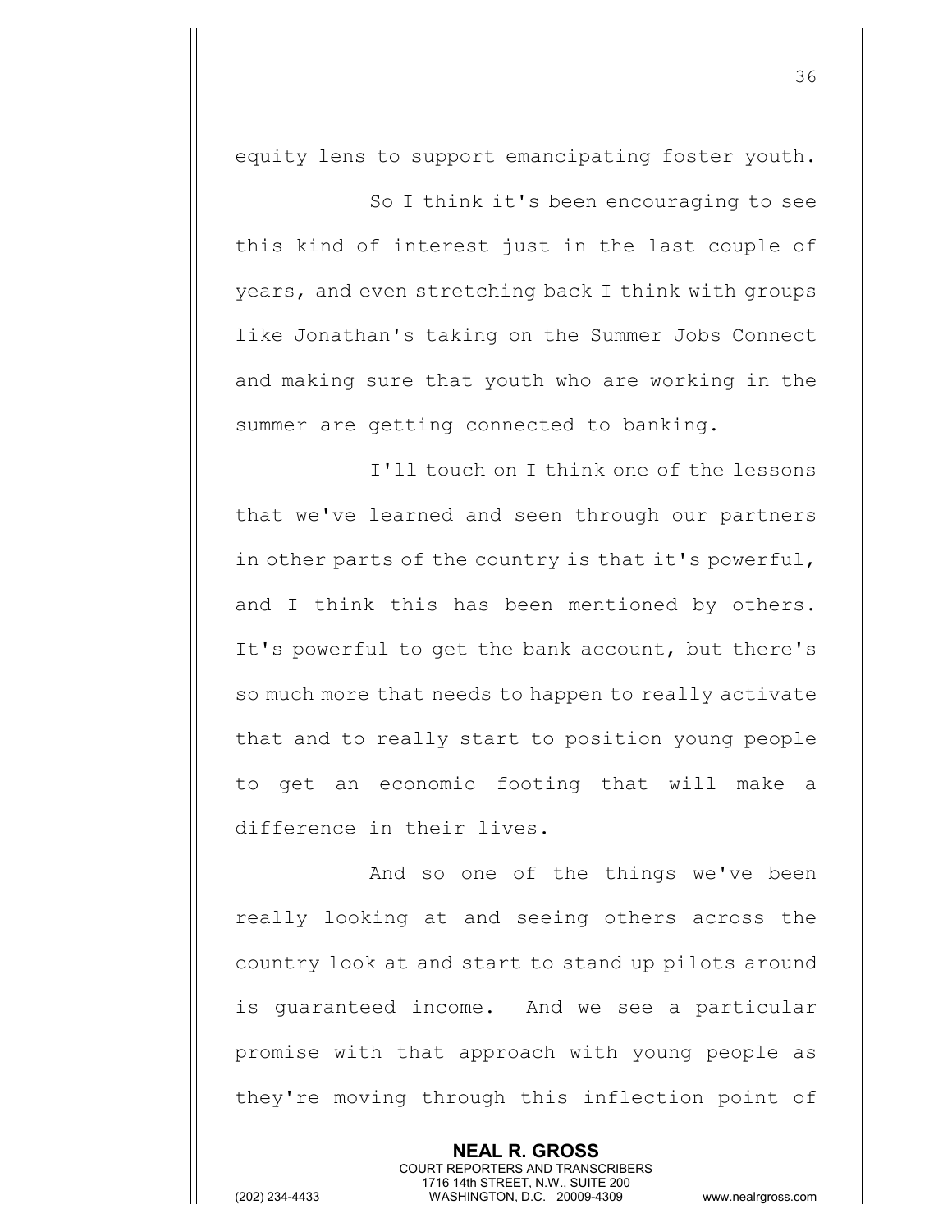equity lens to support emancipating foster youth.

So I think it's been encouraging to see this kind of interest just in the last couple of years, and even stretching back I think with groups like Jonathan's taking on the Summer Jobs Connect and making sure that youth who are working in the summer are getting connected to banking.

I'll touch on I think one of the lessons that we've learned and seen through our partners in other parts of the country is that it's powerful, and I think this has been mentioned by others. It's powerful to get the bank account, but there's so much more that needs to happen to really activate that and to really start to position young people to get an economic footing that will make a difference in their lives.

And so one of the things we've been really looking at and seeing others across the country look at and start to stand up pilots around is guaranteed income. And we see a particular promise with that approach with young people as they're moving through this inflection point of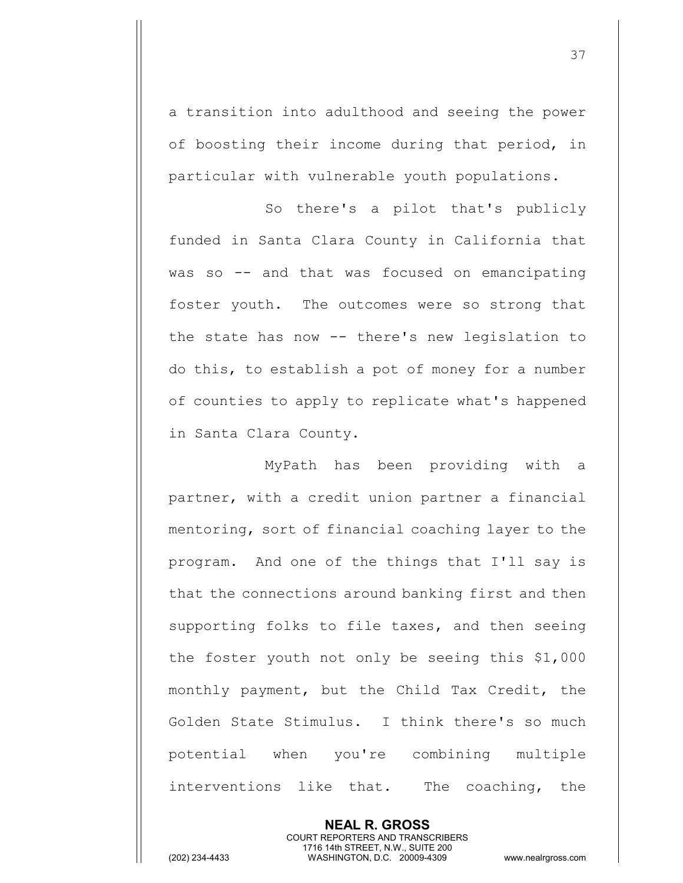a transition into adulthood and seeing the power of boosting their income during that period, in particular with vulnerable youth populations.

So there's a pilot that's publicly funded in Santa Clara County in California that was so -- and that was focused on emancipating foster youth. The outcomes were so strong that the state has now -- there's new legislation to do this, to establish a pot of money for a number of counties to apply to replicate what's happened in Santa Clara County.

MyPath has been providing with a partner, with a credit union partner a financial mentoring, sort of financial coaching layer to the program. And one of the things that I'll say is that the connections around banking first and then supporting folks to file taxes, and then seeing the foster youth not only be seeing this $1,000 monthly payment, but the Child Tax Credit, the Golden State Stimulus. I think there's so much potential when you're combining multiple interventions like that. The coaching, the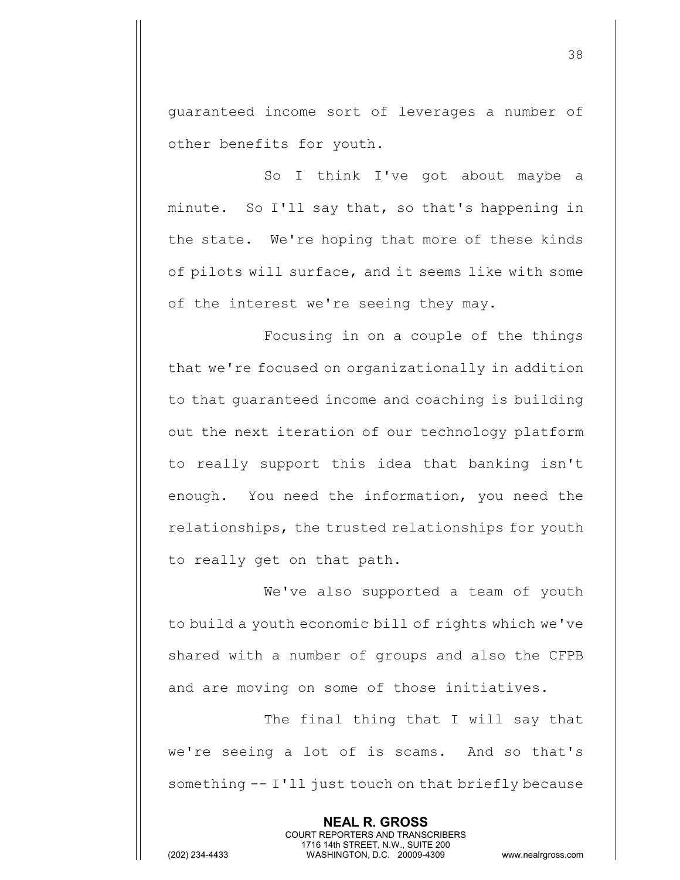guaranteed income sort of leverages a number of other benefits for youth.

So I think I've got about maybe a minute. So I'll say that, so that's happening in the state. We're hoping that more of these kinds of pilots will surface, and it seems like with some of the interest we're seeing they may.

Focusing in on a couple of the things that we're focused on organizationally in addition to that guaranteed income and coaching is building out the next iteration of our technology platform to really support this idea that banking isn't enough. You need the information, you need the relationships, the trusted relationships for youth to really get on that path.

We've also supported a team of youth to build a youth economic bill of rights which we've shared with a number of groups and also the CFPB and are moving on some of those initiatives.

The final thing that I will say that we're seeing a lot of is scams. And so that's something -- I'll just touch on that briefly because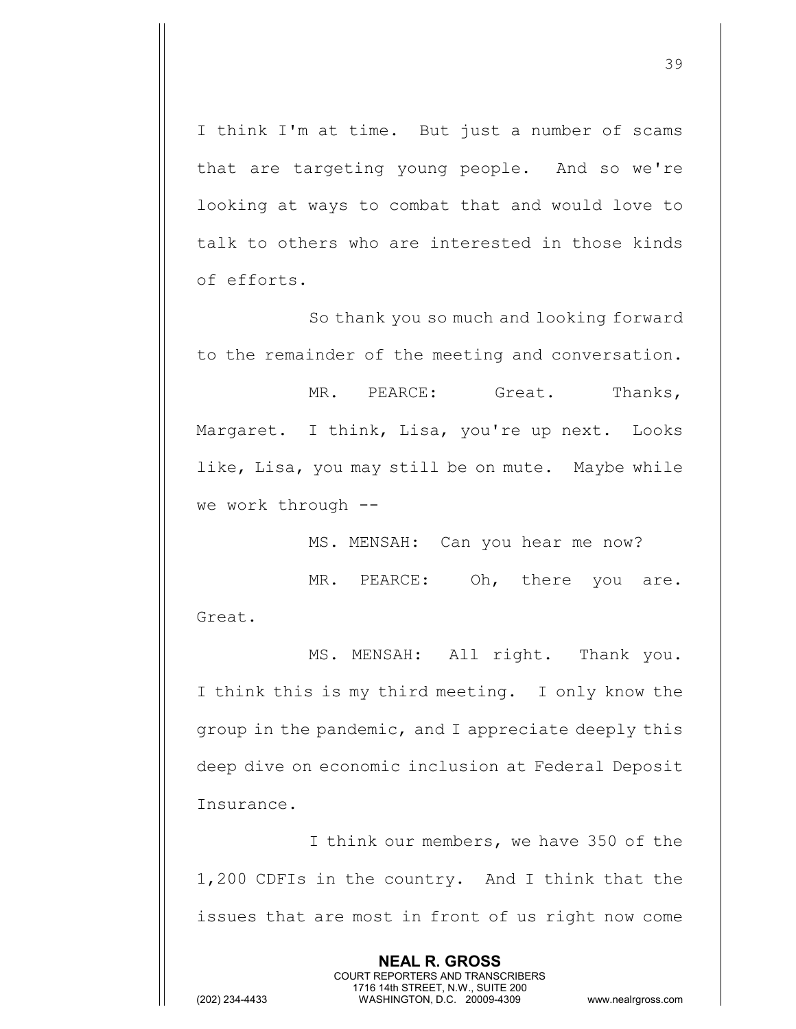I think I'm at time. But just a number of scams that are targeting young people. And so we're looking at ways to combat that and would love to talk to others who are interested in those kinds of efforts.

So thank you so much and looking forward to the remainder of the meeting and conversation.

MR. PEARCE: Great. Thanks, Margaret. I think, Lisa, you're up next. Looks like, Lisa, you may still be on mute. Maybe while we work through --

MS. MENSAH: Can you hear me now?

MR. PEARCE: Oh, there you are. Great.

MS. MENSAH: All right. Thank you. I think this is my third meeting. I only know the group in the pandemic, and I appreciate deeply this deep dive on economic inclusion at Federal Deposit Insurance.

I think our members, we have 350 of the 1,200 CDFIs in the country. And I think that the issues that are most in front of us right now come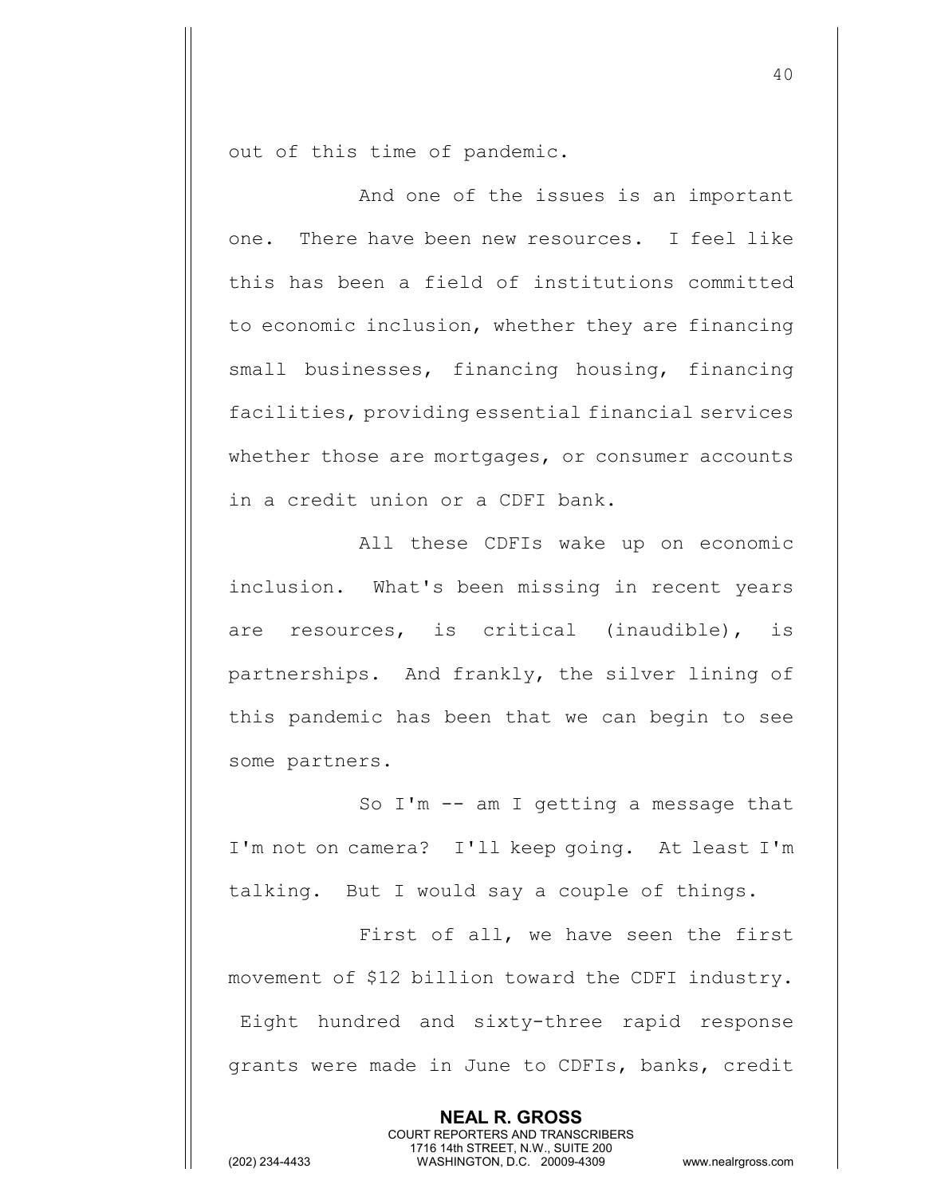out of this time of pandemic.

And one of the issues is an important one. There have been new resources. I feel like this has been a field of institutions committed to economic inclusion, whether they are financing small businesses, financing housing, financing facilities, providing essential financial services whether those are mortgages, or consumer accounts in a credit union or a CDFI bank.

All these CDFIs wake up on economic inclusion. What's been missing in recent years are resources, is critical (inaudible), is partnerships. And frankly, the silver lining of this pandemic has been that we can begin to see some partners.

So I'm -- am I getting a message that I'm not on camera? I'll keep going. At least I'm talking. But I would say a couple of things.

First of all, we have seen the first movement of $12 billion toward the CDFI industry. Eight hundred and sixty-three rapid response grants were made in June to CDFIs, banks, credit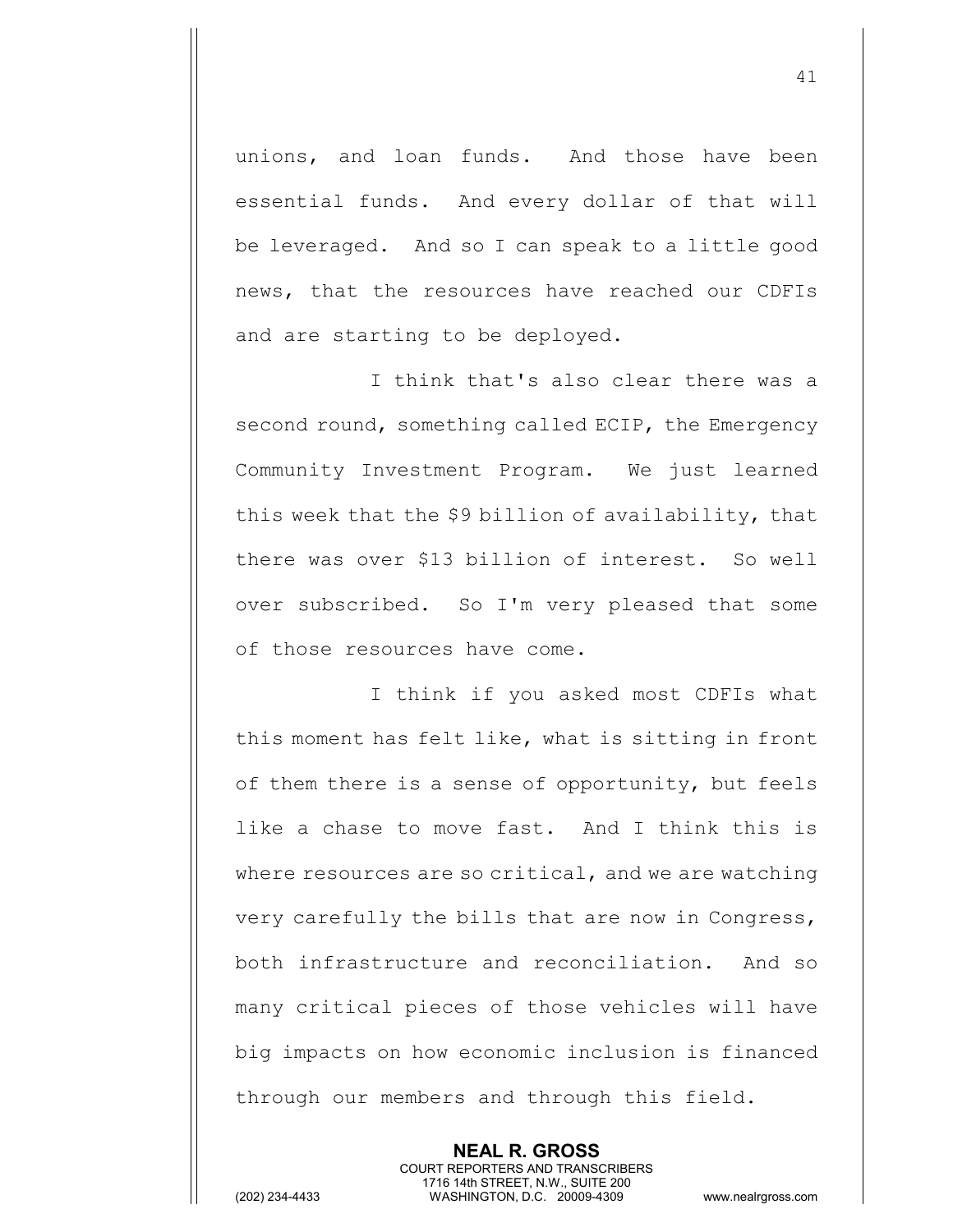unions, and loan funds. And those have been essential funds. And every dollar of that will be leveraged. And so I can speak to a little good news, that the resources have reached our CDFIs and are starting to be deployed.

I think that's also clear there was a second round, something called ECIP, the Emergency Community Investment Program. We just learned this week that the $9 billion of availability, that there was over $13 billion of interest. So well over subscribed. So I'm very pleased that some of those resources have come.

I think if you asked most CDFIs what this moment has felt like, what is sitting in front of them there is a sense of opportunity, but feels like a chase to move fast. And I think this is where resources are so critical, and we are watching very carefully the bills that are now in Congress, both infrastructure and reconciliation. And so many critical pieces of those vehicles will have big impacts on how economic inclusion is financed through our members and through this field.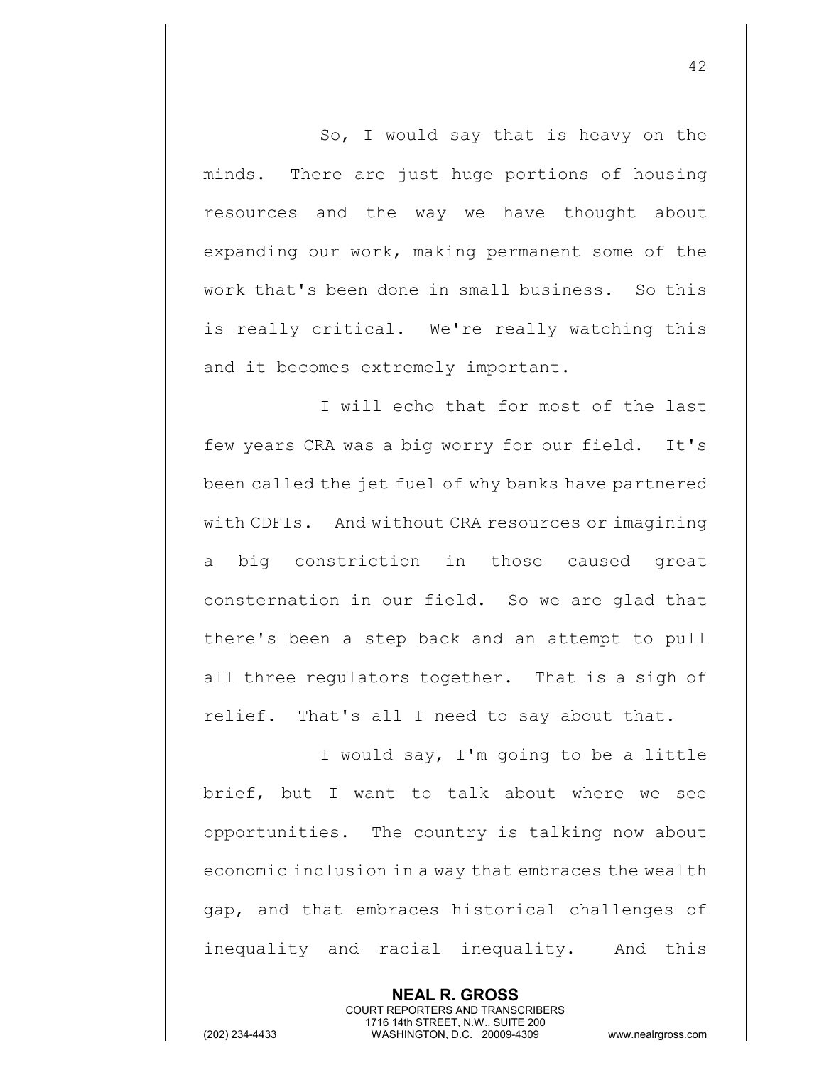So, I would say that is heavy on the minds. There are just huge portions of housing resources and the way we have thought about expanding our work, making permanent some of the work that's been done in small business. So this is really critical. We're really watching this and it becomes extremely important.

I will echo that for most of the last few years CRA was a big worry for our field. It's been called the jet fuel of why banks have partnered with CDFIs. And without CRA resources or imagining a big constriction in those caused great consternation in our field. So we are glad that there's been a step back and an attempt to pull all three regulators together. That is a sigh of relief. That's all I need to say about that.

I would say, I'm going to be a little brief, but I want to talk about where we see opportunities. The country is talking now about economic inclusion in a way that embraces the wealth gap, and that embraces historical challenges of inequality and racial inequality. And this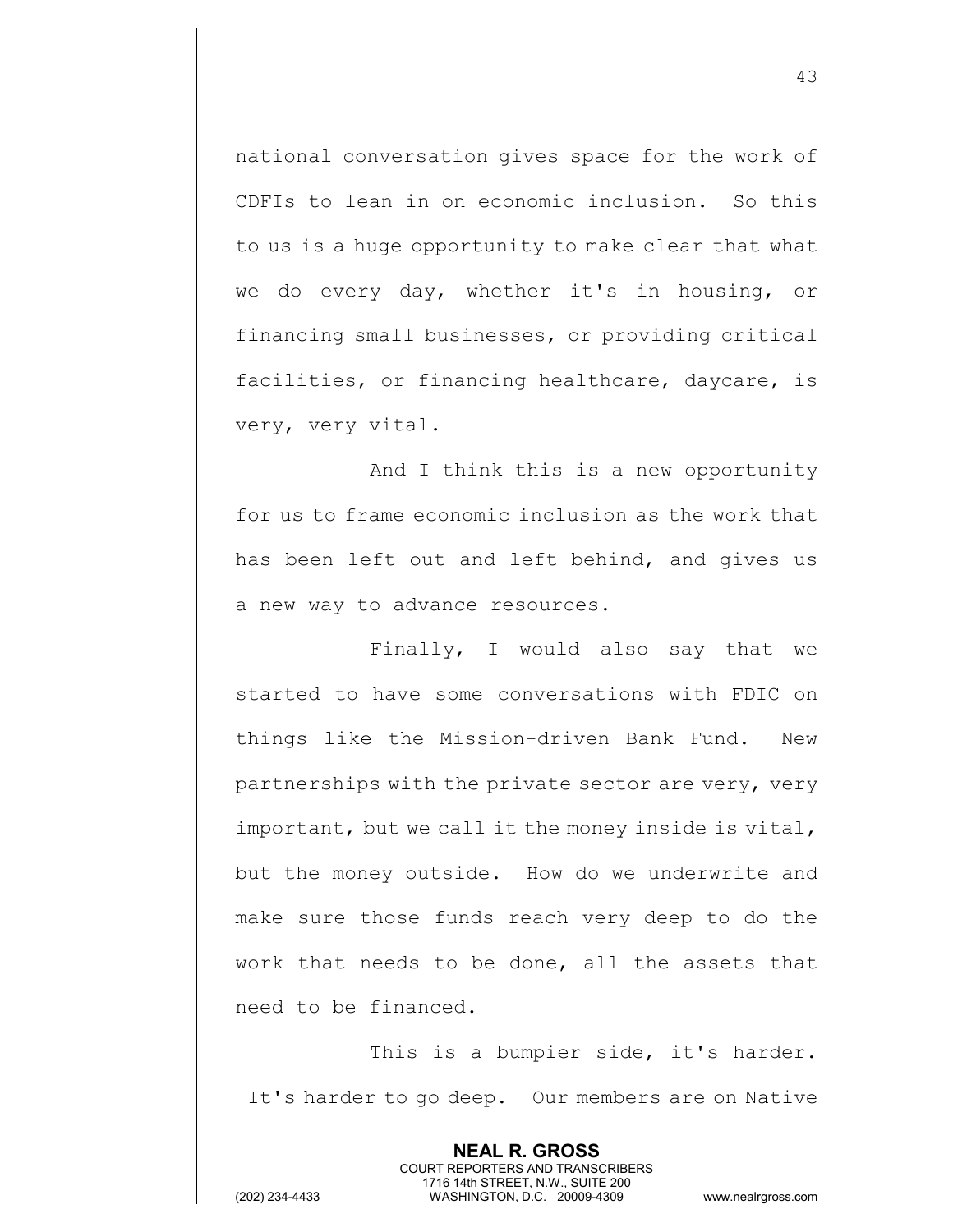national conversation gives space for the work of CDFIs to lean in on economic inclusion. So this to us is a huge opportunity to make clear that what we do every day, whether it's in housing, or financing small businesses, or providing critical facilities, or financing healthcare, daycare, is very, very vital.

And I think this is a new opportunity for us to frame economic inclusion as the work that has been left out and left behind, and gives us a new way to advance resources.

Finally, I would also say that we started to have some conversations with FDIC on things like the Mission-driven Bank Fund. New partnerships with the private sector are very, very important, but we call it the money inside is vital, but the money outside. How do we underwrite and make sure those funds reach very deep to do the work that needs to be done, all the assets that need to be financed.

This is a bumpier side, it's harder. It's harder to go deep. Our members are on Native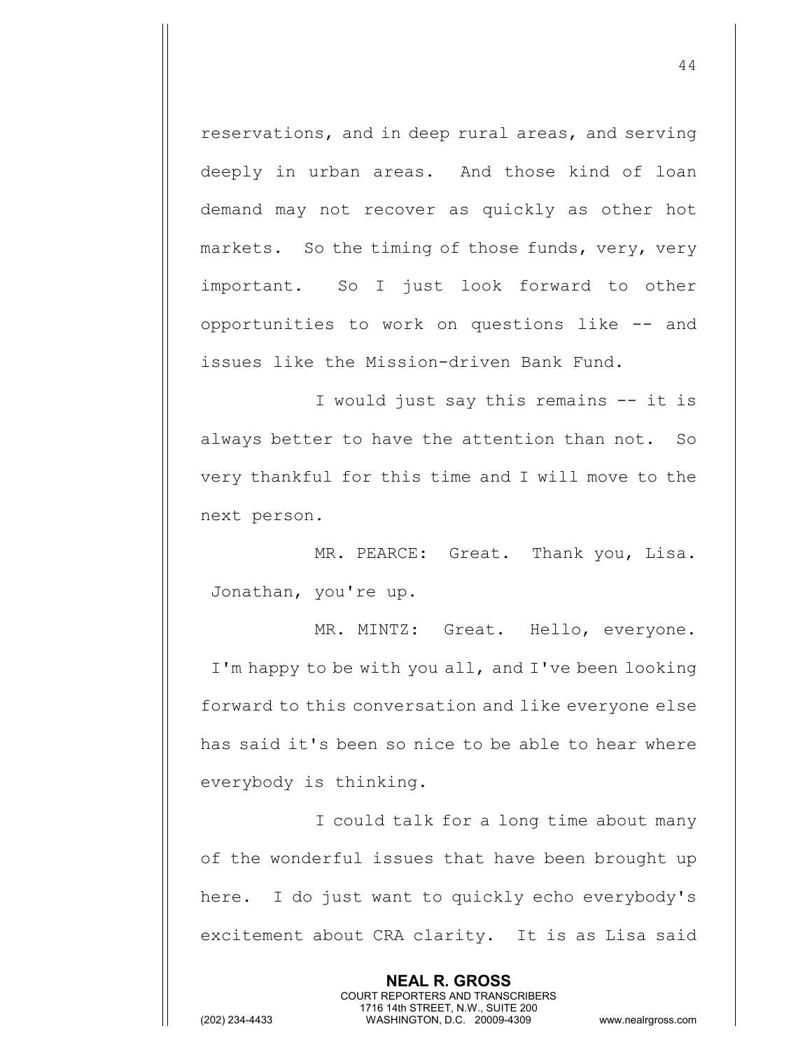reservations, and in deep rural areas, and serving deeply in urban areas. And those kind of loan demand may not recover as quickly as other hot markets. So the timing of those funds, very, very important. So I just look forward to other opportunities to work on questions like -- and issues like the Mission-driven Bank Fund.

I would just say this remains -- it is always better to have the attention than not. So very thankful for this time and I will move to the next person.

MR. PEARCE: Great. Thank you, Lisa. Jonathan, you're up.

MR. MINTZ: Great. Hello, everyone. I'm happy to be with you all, and I've been looking forward to this conversation and like everyone else has said it's been so nice to be able to hear where everybody is thinking.

I could talk for a long time about many of the wonderful issues that have been brought up here. I do just want to quickly echo everybody's excitement about CRA clarity. It is as Lisa said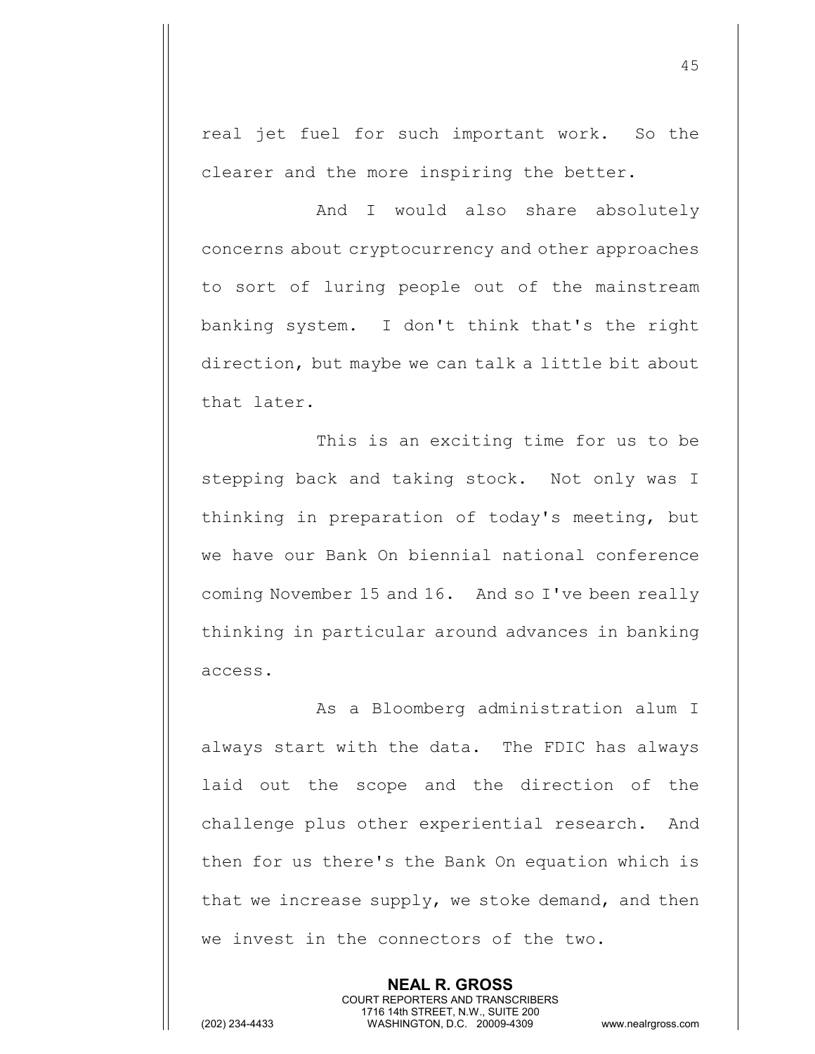real jet fuel for such important work. So the clearer and the more inspiring the better.

And I would also share absolutely concerns about cryptocurrency and other approaches to sort of luring people out of the mainstream banking system. I don't think that's the right direction, but maybe we can talk a little bit about that later.

This is an exciting time for us to be stepping back and taking stock. Not only was I thinking in preparation of today's meeting, but we have our Bank On biennial national conference coming November 15 and 16. And so I've been really thinking in particular around advances in banking access.

As a Bloomberg administration alum I always start with the data. The FDIC has always laid out the scope and the direction of the challenge plus other experiential research. And then for us there's the Bank On equation which is that we increase supply, we stoke demand, and then we invest in the connectors of the two.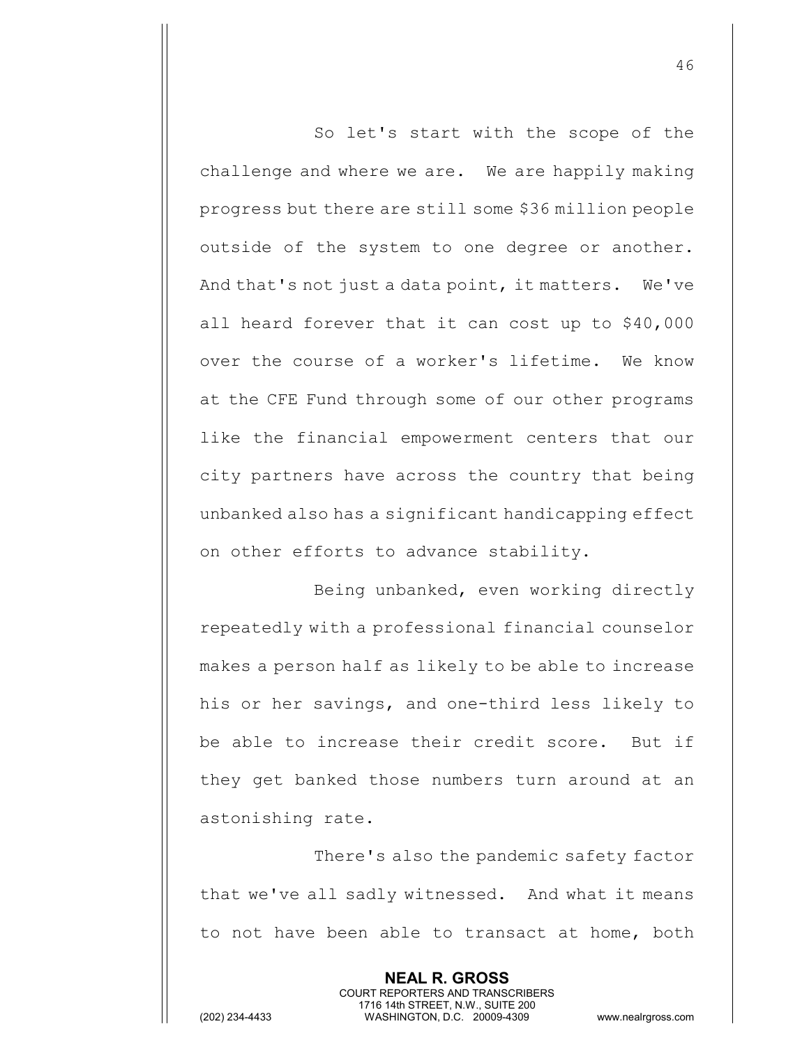So let's start with the scope of the challenge and where we are. We are happily making progress but there are still some $36 million people outside of the system to one degree or another. And that's not just a data point, it matters. We've all heard forever that it can cost up to $40,000 over the course of a worker's lifetime. We know at the CFE Fund through some of our other programs like the financial empowerment centers that our city partners have across the country that being unbanked also has a significant handicapping effect on other efforts to advance stability.

Being unbanked, even working directly repeatedly with a professional financial counselor makes a person half as likely to be able to increase his or her savings, and one-third less likely to be able to increase their credit score. But if they get banked those numbers turn around at an astonishing rate.

There's also the pandemic safety factor that we've all sadly witnessed. And what it means to not have been able to transact at home, both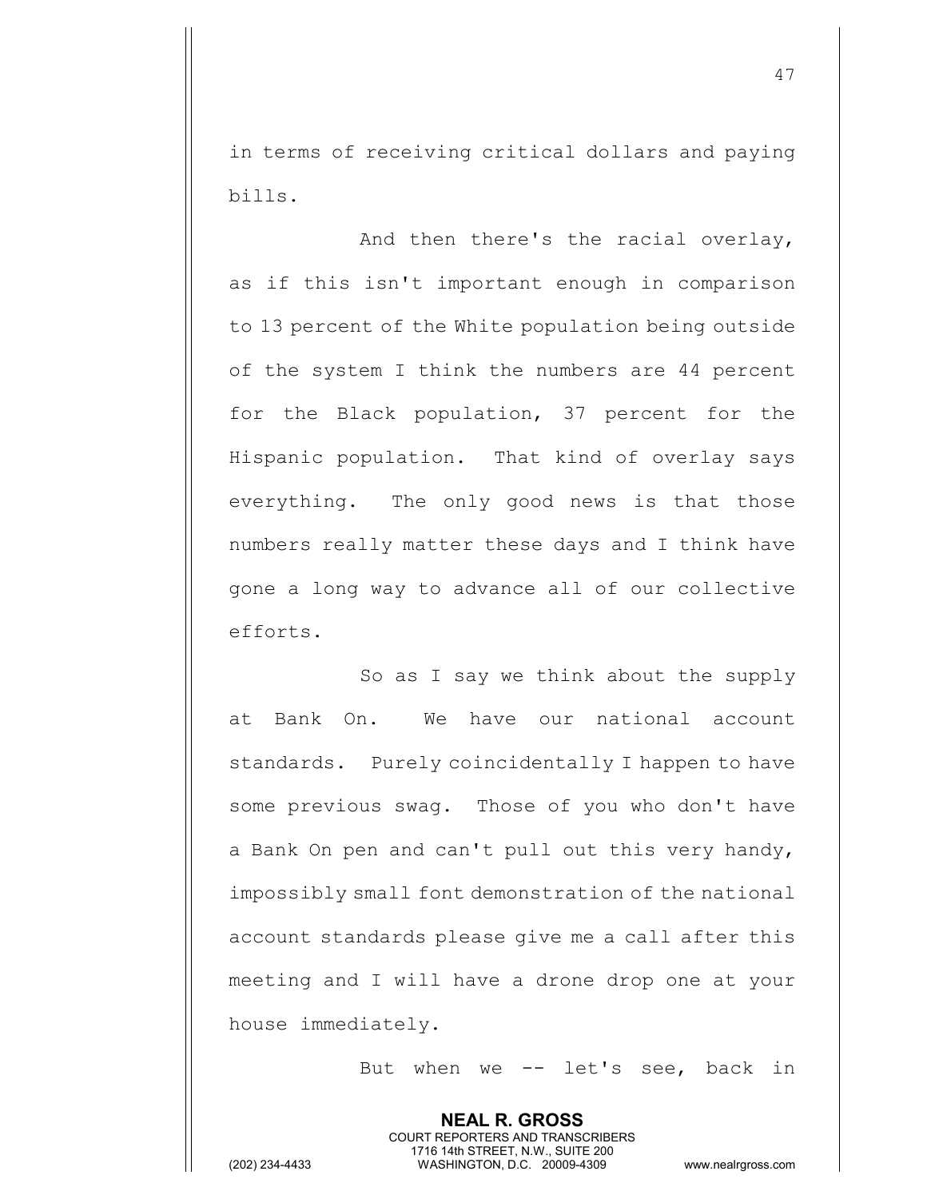in terms of receiving critical dollars and paying bills.

And then there's the racial overlay, as if this isn't important enough in comparison to 13 percent of the White population being outside of the system I think the numbers are 44 percent for the Black population, 37 percent for the Hispanic population. That kind of overlay says everything. The only good news is that those numbers really matter these days and I think have gone a long way to advance all of our collective efforts.

So as I say we think about the supply at Bank On. We have our national account standards. Purely coincidentally I happen to have some previous swag. Those of you who don't have a Bank On pen and can't pull out this very handy, impossibly small font demonstration of the national account standards please give me a call after this meeting and I will have a drone drop one at your house immediately.

But when we -- let's see, back in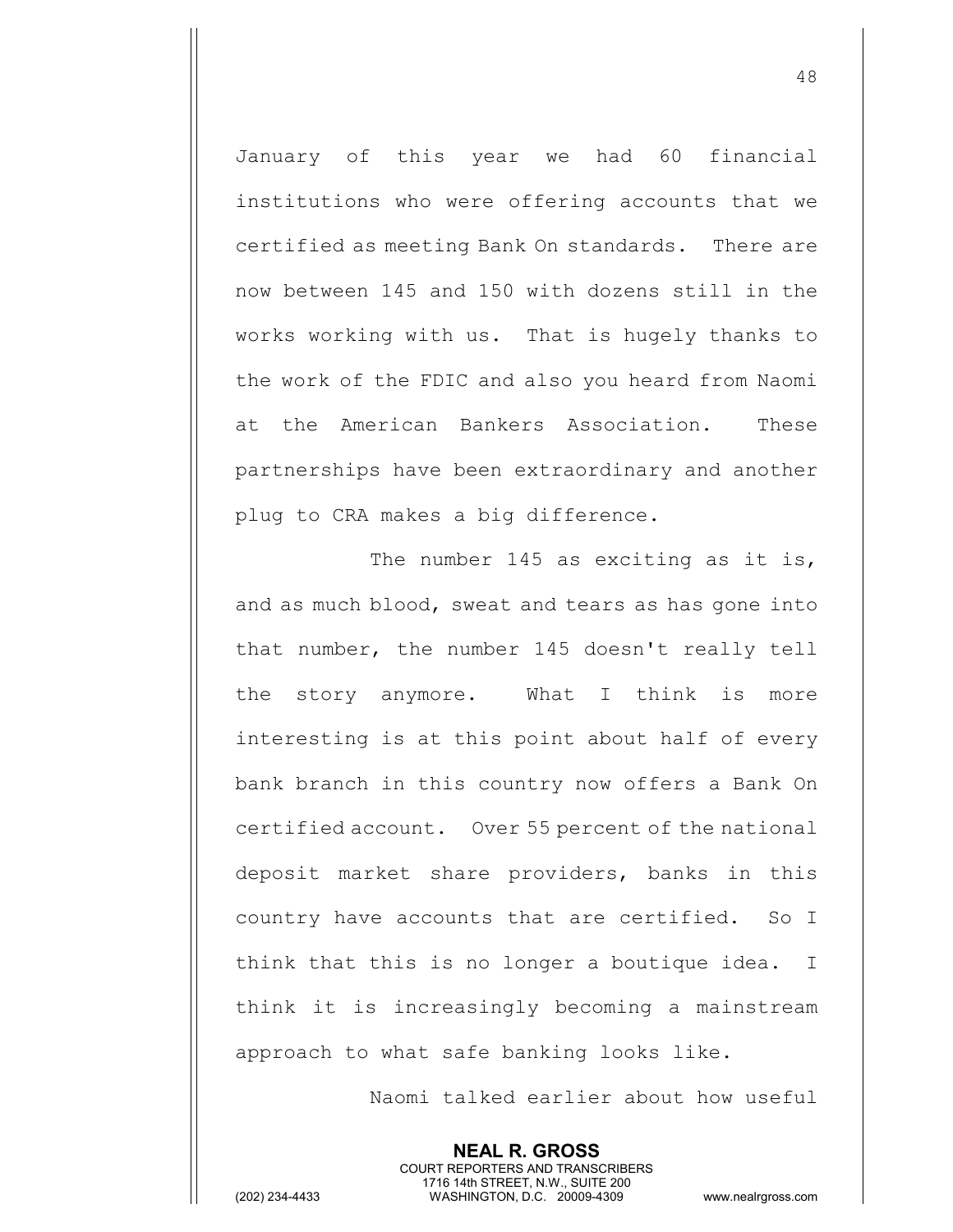January of this year we had 60 financial institutions who were offering accounts that we certified as meeting Bank On standards. There are now between 145 and 150 with dozens still in the works working with us. That is hugely thanks to the work of the FDIC and also you heard from Naomi at the American Bankers Association. These partnerships have been extraordinary and another plug to CRA makes a big difference.

The number 145 as exciting as it is, and as much blood, sweat and tears as has gone into that number, the number 145 doesn't really tell the story anymore. What I think is more interesting is at this point about half of every bank branch in this country now offers a Bank On certified account. Over 55 percent of the national deposit market share providers, banks in this country have accounts that are certified. So I think that this is no longer a boutique idea. I think it is increasingly becoming a mainstream approach to what safe banking looks like.

Naomi talked earlier about how useful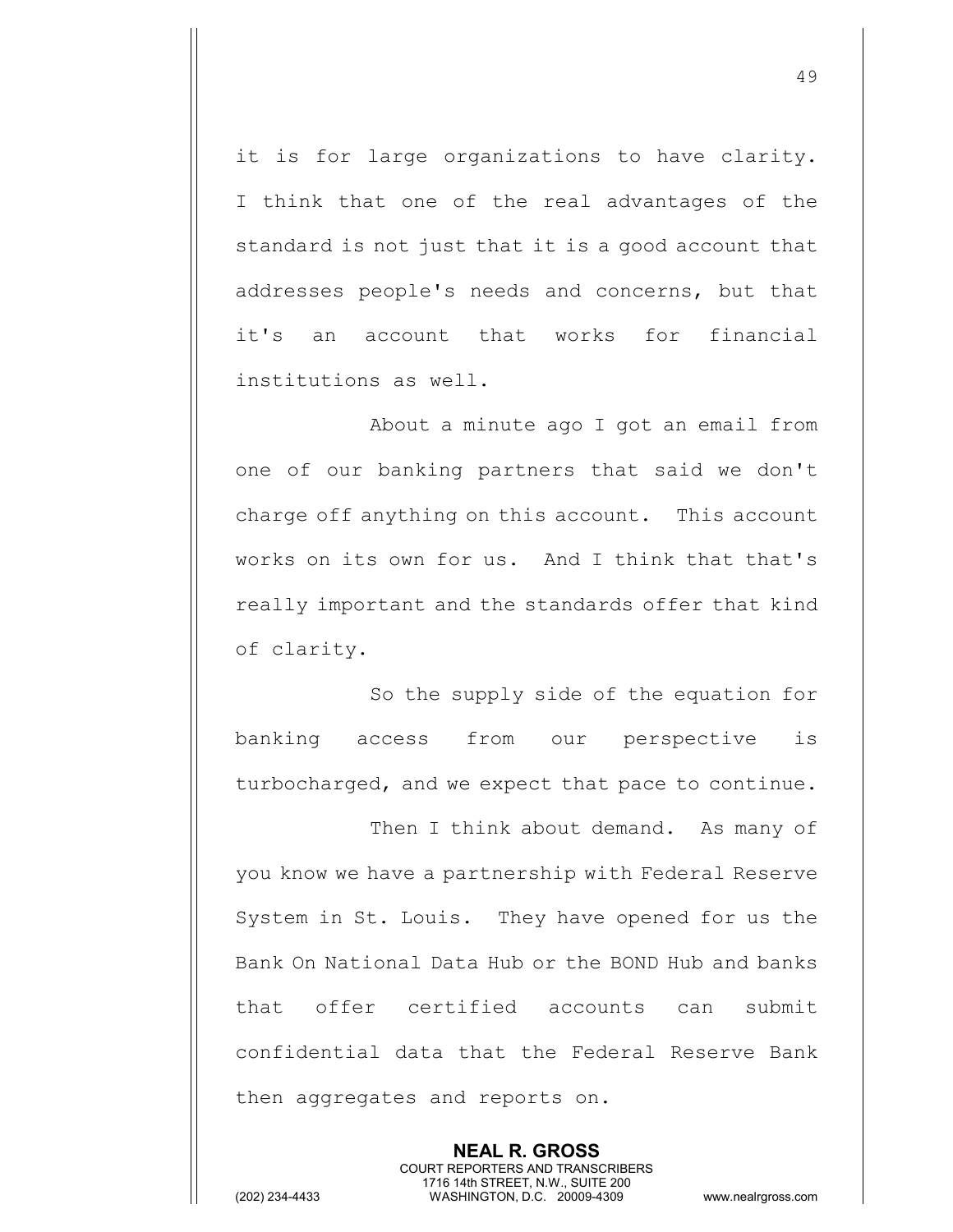it is for large organizations to have clarity. I think that one of the real advantages of the standard is not just that it is a good account that addresses people's needs and concerns, but that it's an account that works for financial institutions as well.

About a minute ago I got an email from one of our banking partners that said we don't charge off anything on this account. This account works on its own for us. And I think that that's really important and the standards offer that kind of clarity.

So the supply side of the equation for banking access from our perspective is turbocharged, and we expect that pace to continue.

Then I think about demand. As many of you know we have a partnership with Federal Reserve System in St. Louis. They have opened for us the Bank On National Data Hub or the BOND Hub and banks that offer certified accounts can submit confidential data that the Federal Reserve Bank then aggregates and reports on.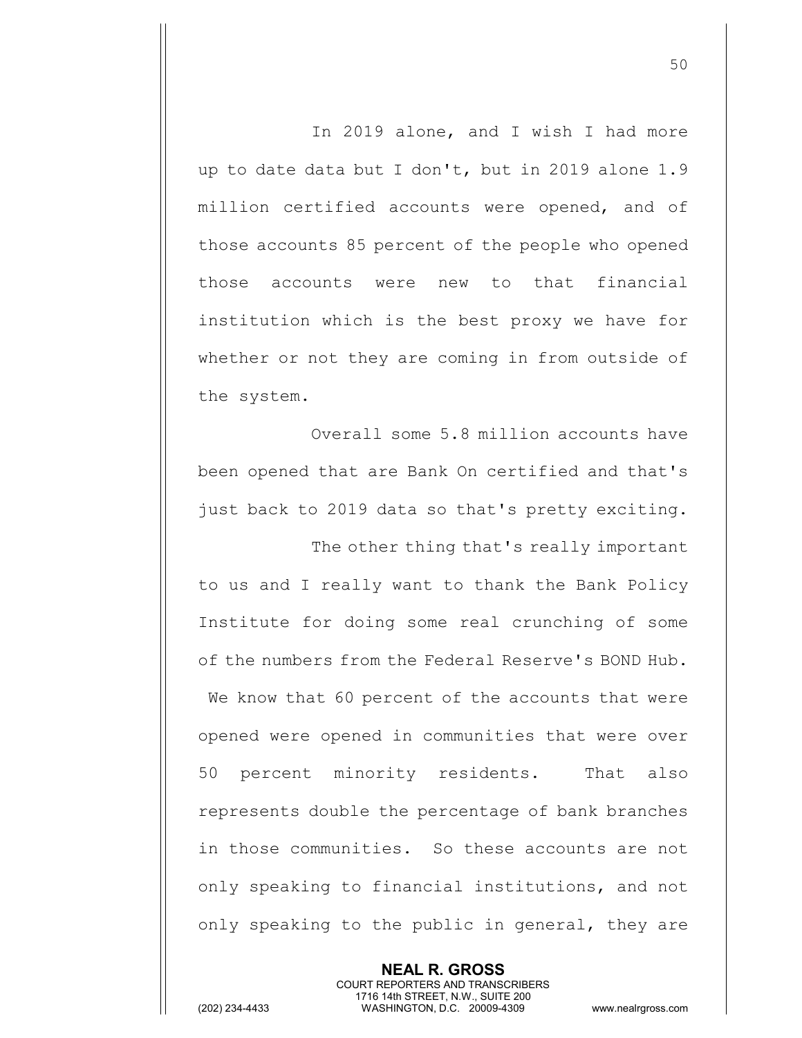In 2019 alone, and I wish I had more up to date data but I don't, but in 2019 alone 1.9 million certified accounts were opened, and of those accounts 85 percent of the people who opened those accounts were new to that financial institution which is the best proxy we have for whether or not they are coming in from outside of the system.

Overall some 5.8 million accounts have been opened that are Bank On certified and that's just back to 2019 data so that's pretty exciting.

The other thing that's really important to us and I really want to thank the Bank Policy Institute for doing some real crunching of some of the numbers from the Federal Reserve's BOND Hub. We know that 60 percent of the accounts that were opened were opened in communities that were over 50 percent minority residents. That also represents double the percentage of bank branches in those communities. So these accounts are not only speaking to financial institutions, and not only speaking to the public in general, they are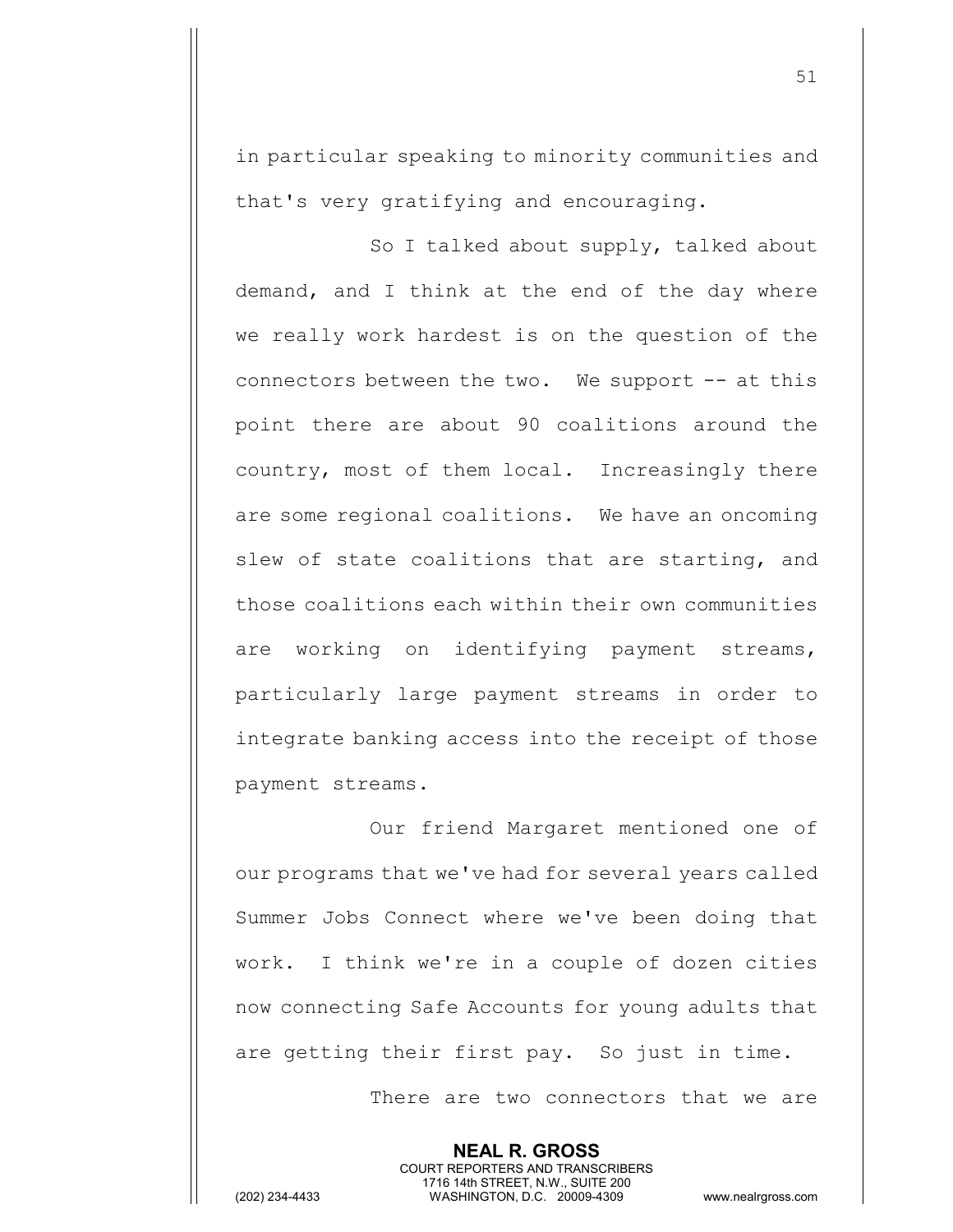in particular speaking to minority communities and that's very gratifying and encouraging.

So I talked about supply, talked about demand, and I think at the end of the day where we really work hardest is on the question of the connectors between the two. We support -- at this point there are about 90 coalitions around the country, most of them local. Increasingly there are some regional coalitions. We have an oncoming slew of state coalitions that are starting, and those coalitions each within their own communities are working on identifying payment streams, particularly large payment streams in order to integrate banking access into the receipt of those payment streams.

Our friend Margaret mentioned one of our programs that we've had for several years called Summer Jobs Connect where we've been doing that work. I think we're in a couple of dozen cities now connecting Safe Accounts for young adults that are getting their first pay. So just in time.

There are two connectors that we are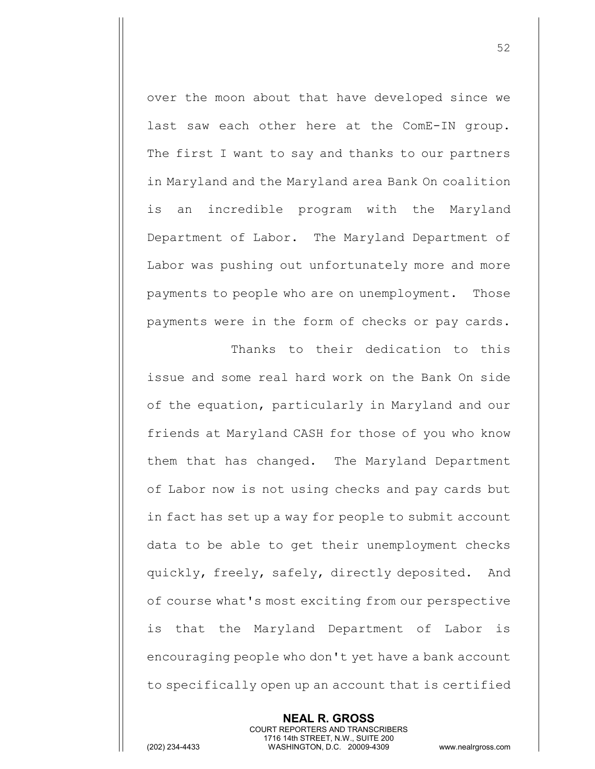over the moon about that have developed since we last saw each other here at the ComE-IN group. The first I want to say and thanks to our partners in Maryland and the Maryland area Bank On coalition is an incredible program with the Maryland Department of Labor. The Maryland Department of Labor was pushing out unfortunately more and more payments to people who are on unemployment. Those payments were in the form of checks or pay cards.

Thanks to their dedication to this issue and some real hard work on the Bank On side of the equation, particularly in Maryland and our friends at Maryland CASH for those of you who know them that has changed. The Maryland Department of Labor now is not using checks and pay cards but in fact has set up a way for people to submit account data to be able to get their unemployment checks quickly, freely, safely, directly deposited. And of course what's most exciting from our perspective is that the Maryland Department of Labor is encouraging people who don't yet have a bank account to specifically open up an account that is certified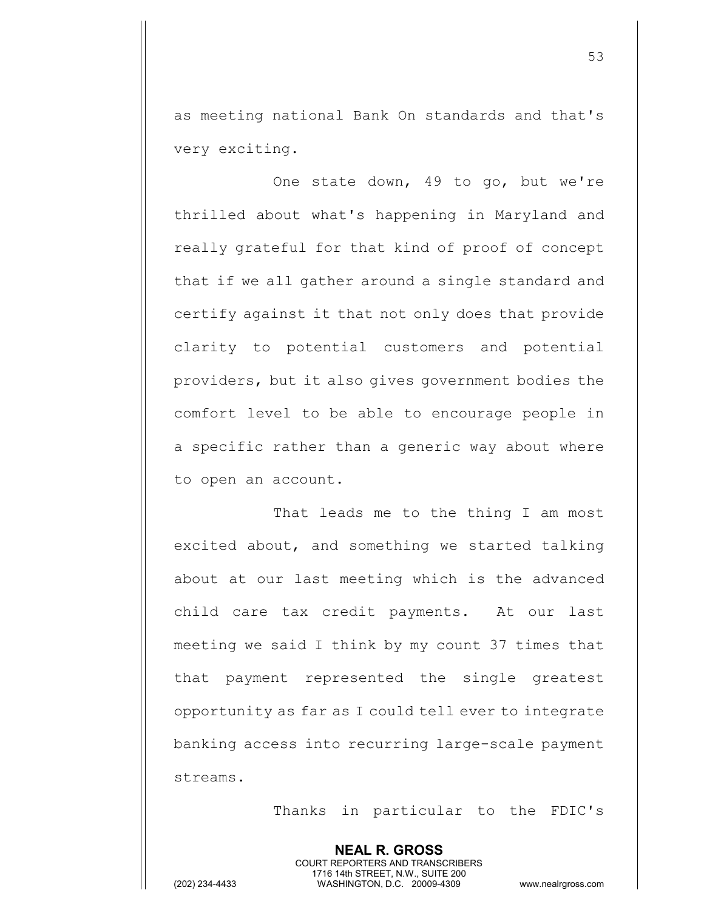as meeting national Bank On standards and that's very exciting.

One state down, 49 to go, but we're thrilled about what's happening in Maryland and really grateful for that kind of proof of concept that if we all gather around a single standard and certify against it that not only does that provide clarity to potential customers and potential providers, but it also gives government bodies the comfort level to be able to encourage people in a specific rather than a generic way about where to open an account.

That leads me to the thing I am most excited about, and something we started talking about at our last meeting which is the advanced child care tax credit payments. At our last meeting we said I think by my count 37 times that that payment represented the single greatest opportunity as far as I could tell ever to integrate banking access into recurring large-scale payment streams.

Thanks in particular to the FDIC's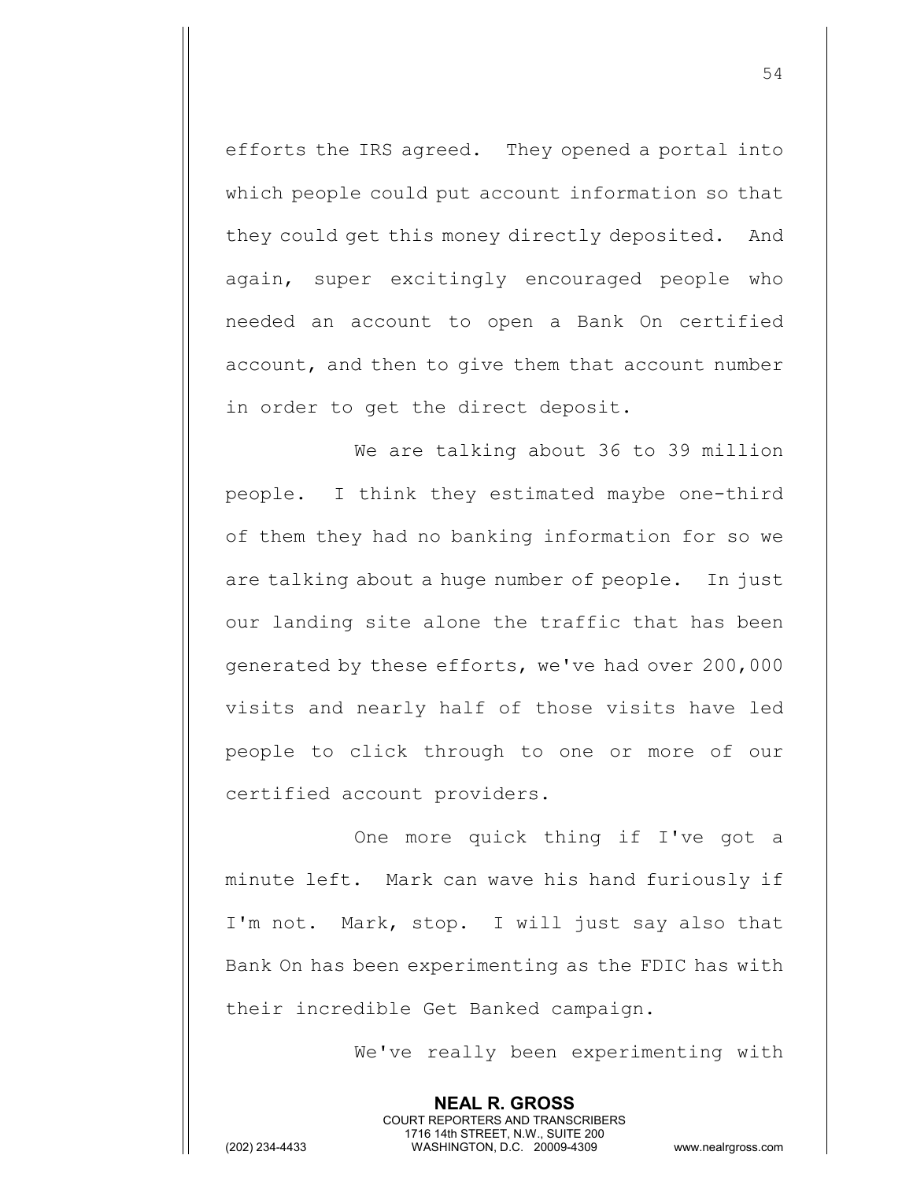efforts the IRS agreed. They opened a portal into which people could put account information so that they could get this money directly deposited. And again, super excitingly encouraged people who needed an account to open a Bank On certified account, and then to give them that account number in order to get the direct deposit.

We are talking about 36 to 39 million people. I think they estimated maybe one-third of them they had no banking information for so we are talking about a huge number of people. In just our landing site alone the traffic that has been generated by these efforts, we've had over 200,000 visits and nearly half of those visits have led people to click through to one or more of our certified account providers.

One more quick thing if I've got a minute left. Mark can wave his hand furiously if I'm not. Mark, stop. I will just say also that Bank On has been experimenting as the FDIC has with their incredible Get Banked campaign.

We've really been experimenting with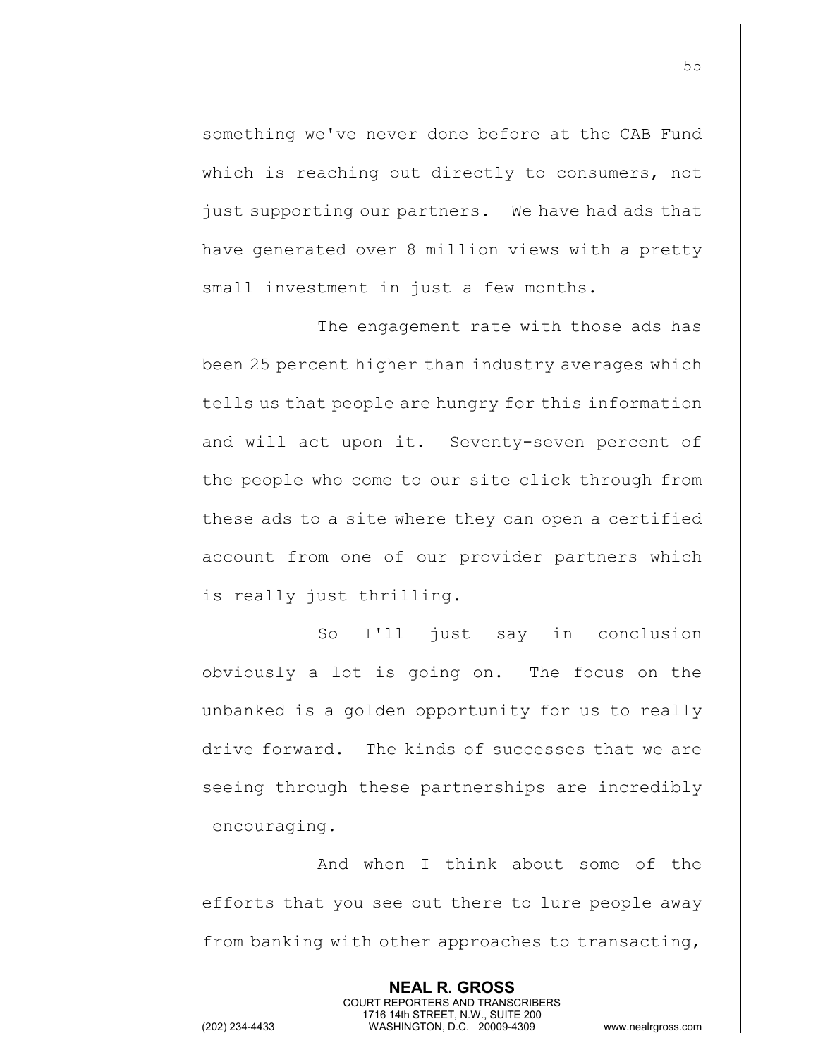something we've never done before at the CAB Fund which is reaching out directly to consumers, not just supporting our partners. We have had ads that have generated over 8 million views with a pretty small investment in just a few months.

The engagement rate with those ads has been 25 percent higher than industry averages which tells us that people are hungry for this information and will act upon it. Seventy-seven percent of the people who come to our site click through from these ads to a site where they can open a certified account from one of our provider partners which is really just thrilling.

So I'll just say in conclusion obviously a lot is going on. The focus on the unbanked is a golden opportunity for us to really drive forward. The kinds of successes that we are seeing through these partnerships are incredibly encouraging.

And when I think about some of the efforts that you see out there to lure people away from banking with other approaches to transacting,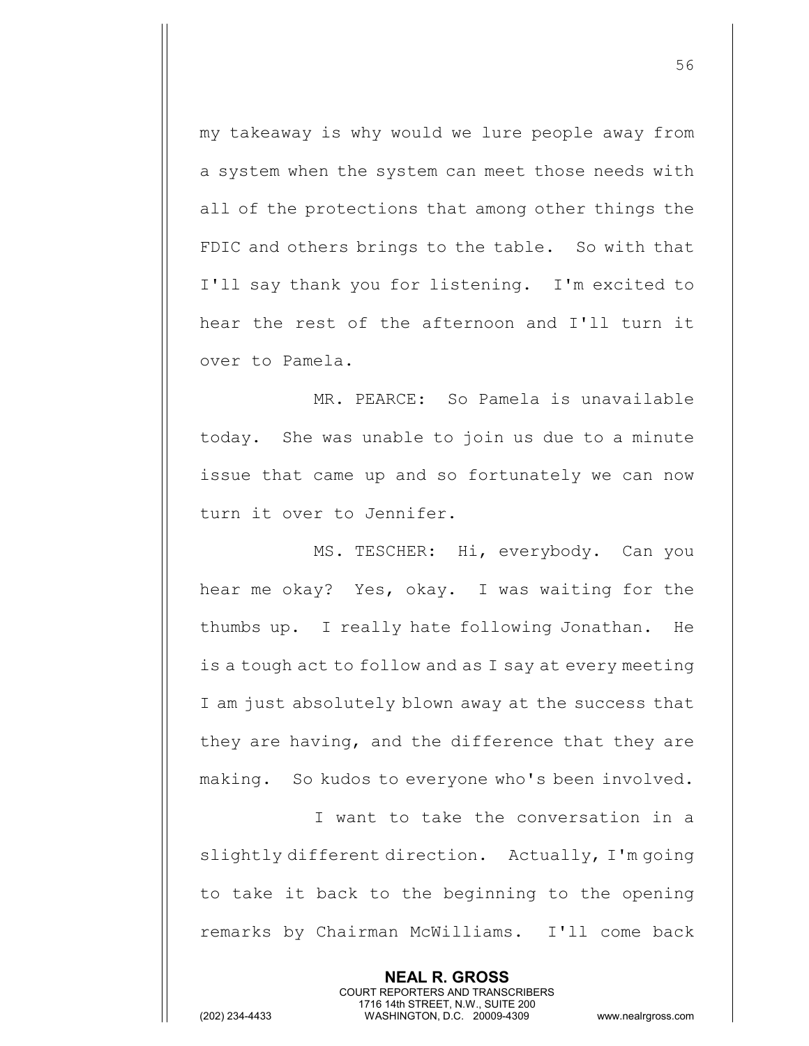my takeaway is why would we lure people away from a system when the system can meet those needs with all of the protections that among other things the FDIC and others brings to the table. So with that I'll say thank you for listening. I'm excited to hear the rest of the afternoon and I'll turn it over to Pamela.

MR. PEARCE: So Pamela is unavailable today. She was unable to join us due to a minute issue that came up and so fortunately we can now turn it over to Jennifer.

MS. TESCHER: Hi, everybody. Can you hear me okay? Yes, okay. I was waiting for the thumbs up. I really hate following Jonathan. He is a tough act to follow and as I say at every meeting I am just absolutely blown away at the success that they are having, and the difference that they are making. So kudos to everyone who's been involved.

I want to take the conversation in a slightly different direction. Actually, I'm going to take it back to the beginning to the opening remarks by Chairman McWilliams. I'll come back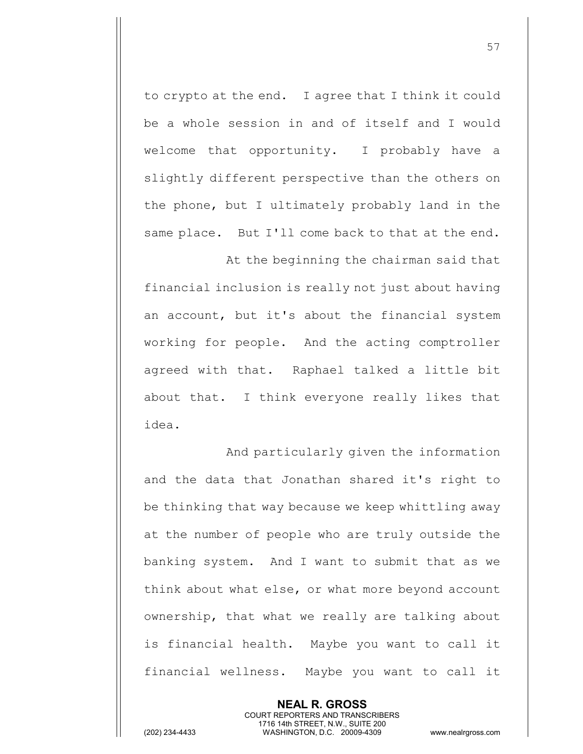to crypto at the end. I agree that I think it could be a whole session in and of itself and I would welcome that opportunity. I probably have a slightly different perspective than the others on the phone, but I ultimately probably land in the same place. But I'll come back to that at the end.

At the beginning the chairman said that financial inclusion is really not just about having an account, but it's about the financial system working for people. And the acting comptroller agreed with that. Raphael talked a little bit about that. I think everyone really likes that idea.

And particularly given the information and the data that Jonathan shared it's right to be thinking that way because we keep whittling away at the number of people who are truly outside the banking system. And I want to submit that as we think about what else, or what more beyond account ownership, that what we really are talking about is financial health. Maybe you want to call it financial wellness. Maybe you want to call it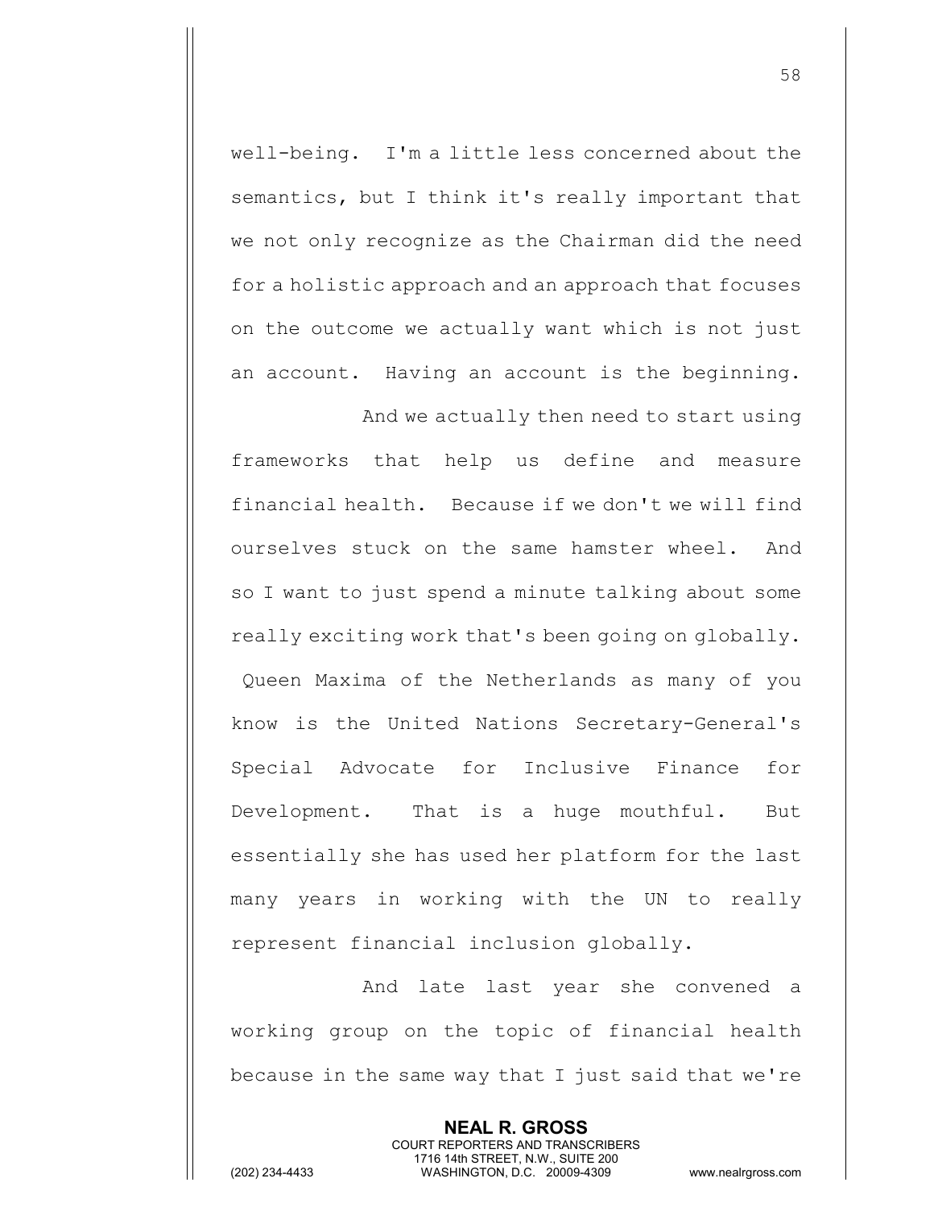well-being. I'm a little less concerned about the semantics, but I think it's really important that we not only recognize as the Chairman did the need for a holistic approach and an approach that focuses on the outcome we actually want which is not just an account. Having an account is the beginning.

And we actually then need to start using frameworks that help us define and measure financial health. Because if we don't we will find ourselves stuck on the same hamster wheel. And so I want to just spend a minute talking about some really exciting work that's been going on globally. Queen Maxima of the Netherlands as many of you know is the United Nations Secretary-General's Special Advocate for Inclusive Finance for Development. That is a huge mouthful. But essentially she has used her platform for the last many years in working with the UN to really represent financial inclusion globally.

And late last year she convened a working group on the topic of financial health because in the same way that I just said that we're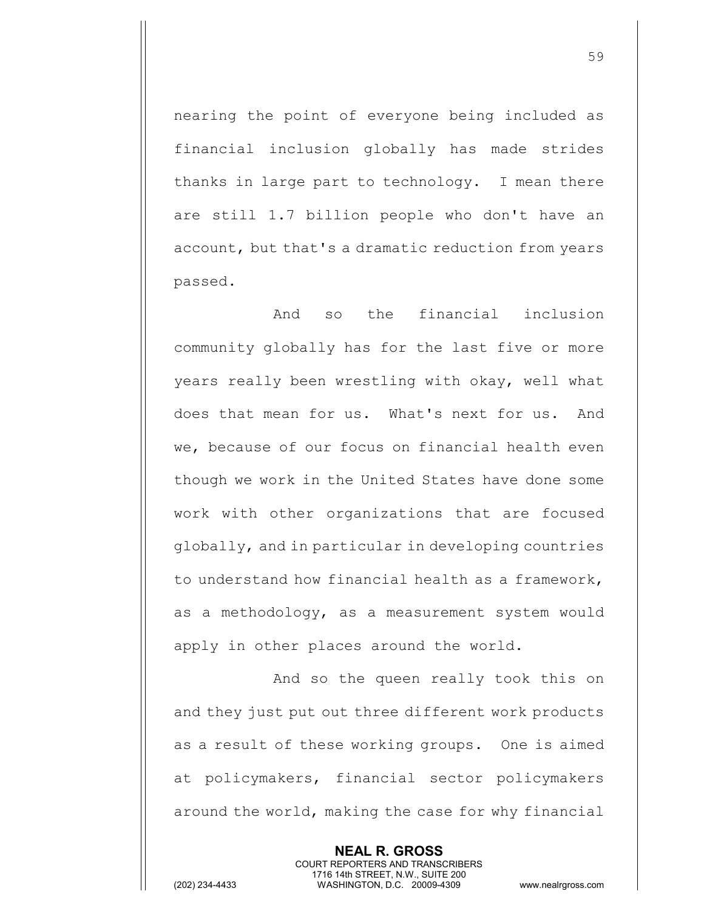nearing the point of everyone being included as financial inclusion globally has made strides thanks in large part to technology. I mean there are still 1.7 billion people who don't have an account, but that's a dramatic reduction from years passed.

And so the financial inclusion community globally has for the last five or more years really been wrestling with okay, well what does that mean for us. What's next for us. And we, because of our focus on financial health even though we work in the United States have done some work with other organizations that are focused globally, and in particular in developing countries to understand how financial health as a framework, as a methodology, as a measurement system would apply in other places around the world.

And so the queen really took this on and they just put out three different work products as a result of these working groups. One is aimed at policymakers, financial sector policymakers around the world, making the case for why financial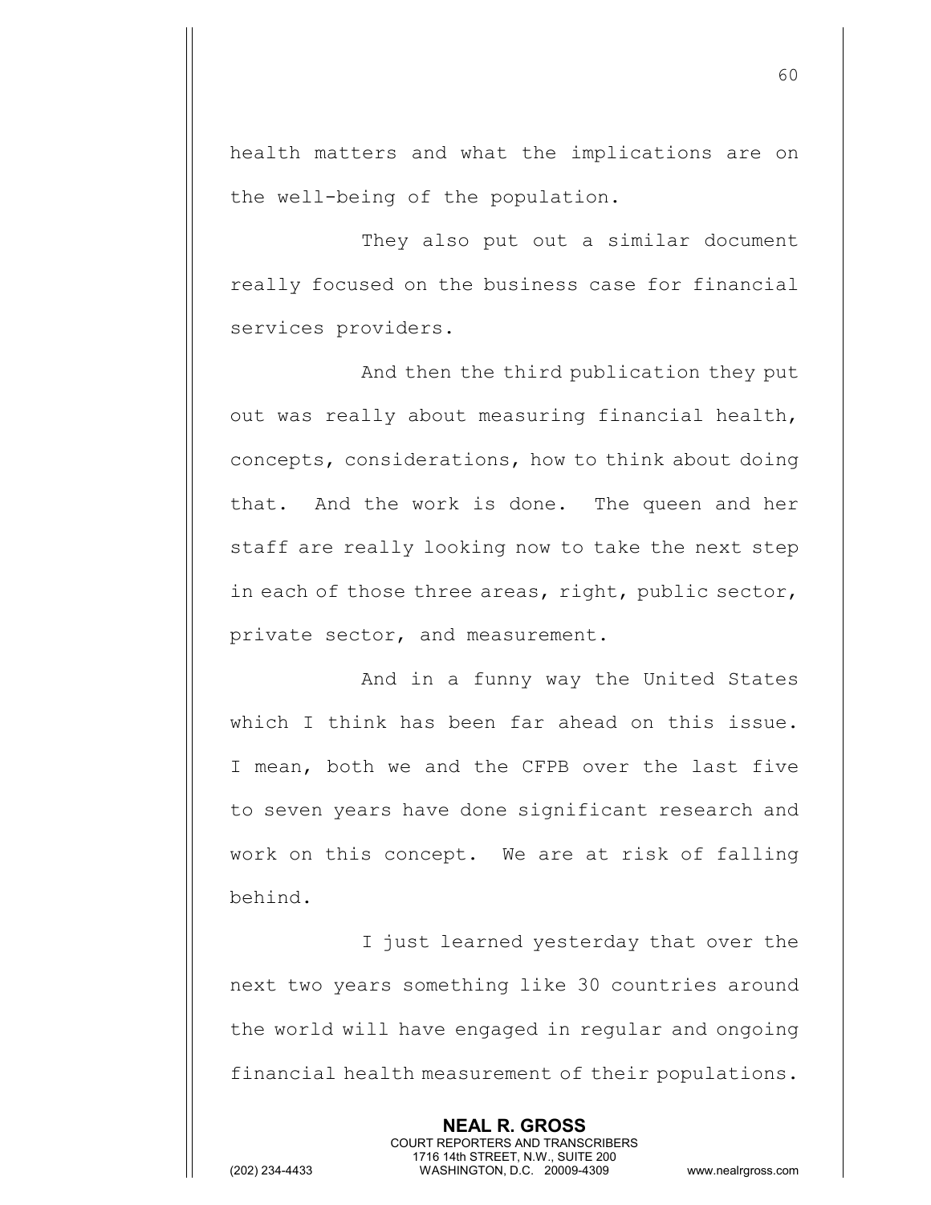health matters and what the implications are on the well-being of the population.

They also put out a similar document really focused on the business case for financial services providers.

And then the third publication they put out was really about measuring financial health, concepts, considerations, how to think about doing that. And the work is done. The queen and her staff are really looking now to take the next step in each of those three areas, right, public sector, private sector, and measurement.

And in a funny way the United States which I think has been far ahead on this issue. I mean, both we and the CFPB over the last five to seven years have done significant research and work on this concept. We are at risk of falling behind.

I just learned yesterday that over the next two years something like 30 countries around the world will have engaged in regular and ongoing financial health measurement of their populations.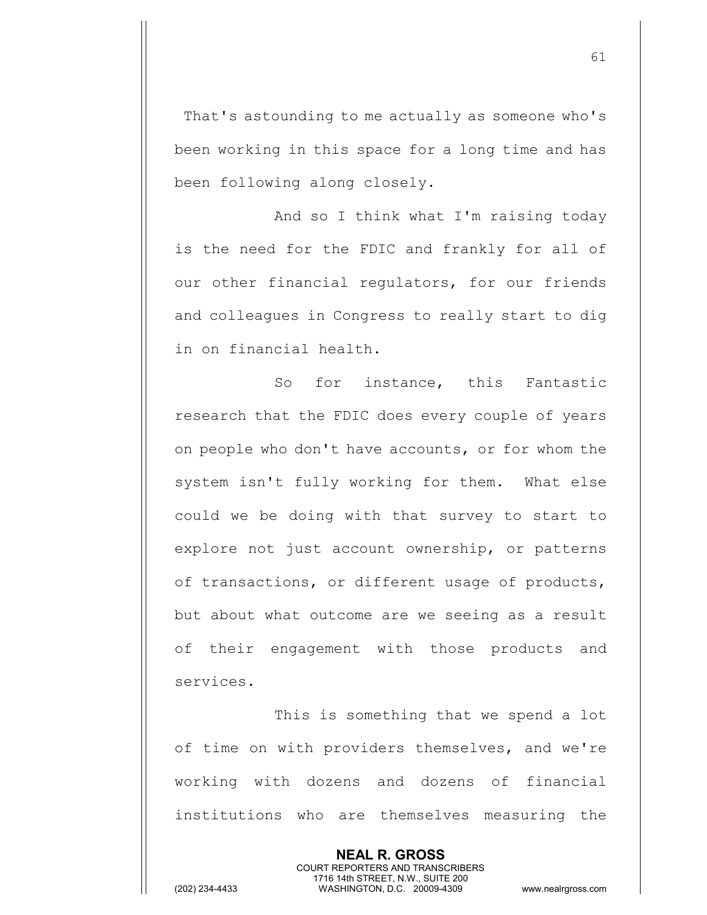That's astounding to me actually as someone who's been working in this space for a long time and has been following along closely.

And so I think what I'm raising today is the need for the FDIC and frankly for all of our other financial regulators, for our friends and colleagues in Congress to really start to dig in on financial health.

So for instance, this Fantastic research that the FDIC does every couple of years on people who don't have accounts, or for whom the system isn't fully working for them. What else could we be doing with that survey to start to explore not just account ownership, or patterns of transactions, or different usage of products, but about what outcome are we seeing as a result of their engagement with those products and services.

This is something that we spend a lot of time on with providers themselves, and we're working with dozens and dozens of financial institutions who are themselves measuring the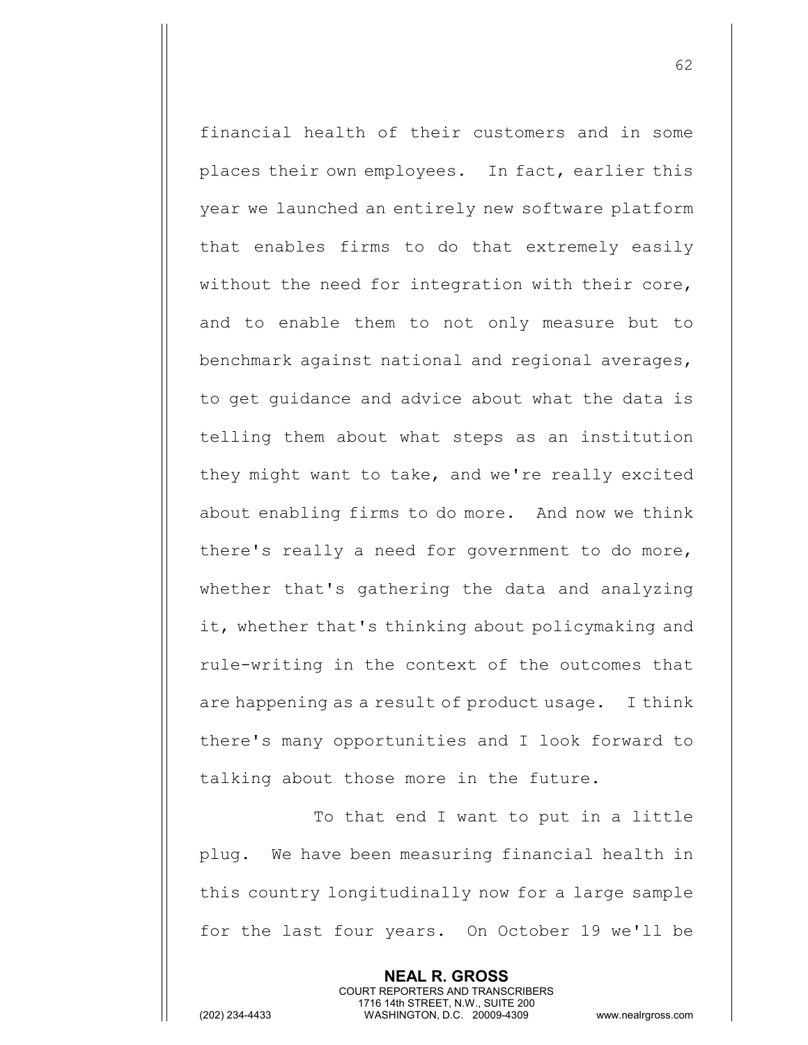financial health of their customers and in some places their own employees. In fact, earlier this year we launched an entirely new software platform that enables firms to do that extremely easily without the need for integration with their core, and to enable them to not only measure but to benchmark against national and regional averages, to get guidance and advice about what the data is telling them about what steps as an institution they might want to take, and we're really excited about enabling firms to do more. And now we think there's really a need for government to do more, whether that's gathering the data and analyzing it, whether that's thinking about policymaking and rule-writing in the context of the outcomes that are happening as a result of product usage. I think there's many opportunities and I look forward to talking about those more in the future.

To that end I want to put in a little plug. We have been measuring financial health in this country longitudinally now for a large sample for the last four years. On October 19 we'll be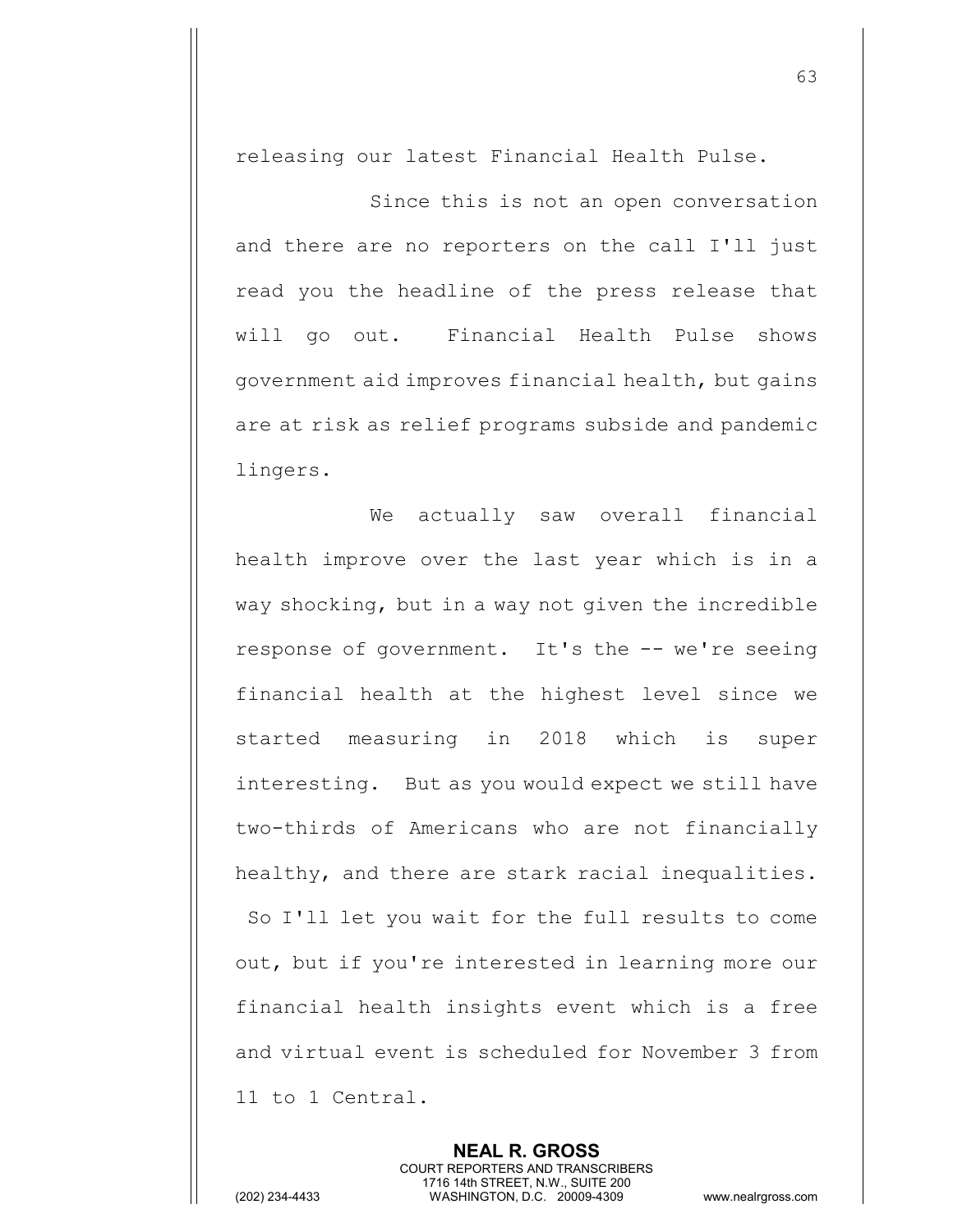releasing our latest Financial Health Pulse.

Since this is not an open conversation and there are no reporters on the call I'll just read you the headline of the press release that will go out. Financial Health Pulse shows government aid improves financial health, but gains are at risk as relief programs subside and pandemic lingers.

We actually saw overall financial health improve over the last year which is in a way shocking, but in a way not given the incredible response of government. It's the -- we're seeing financial health at the highest level since we started measuring in 2018 which is super interesting. But as you would expect we still have two-thirds of Americans who are not financially healthy, and there are stark racial inequalities. So I'll let you wait for the full results to come out, but if you're interested in learning more our financial health insights event which is a free and virtual event is scheduled for November 3 from 11 to 1 Central.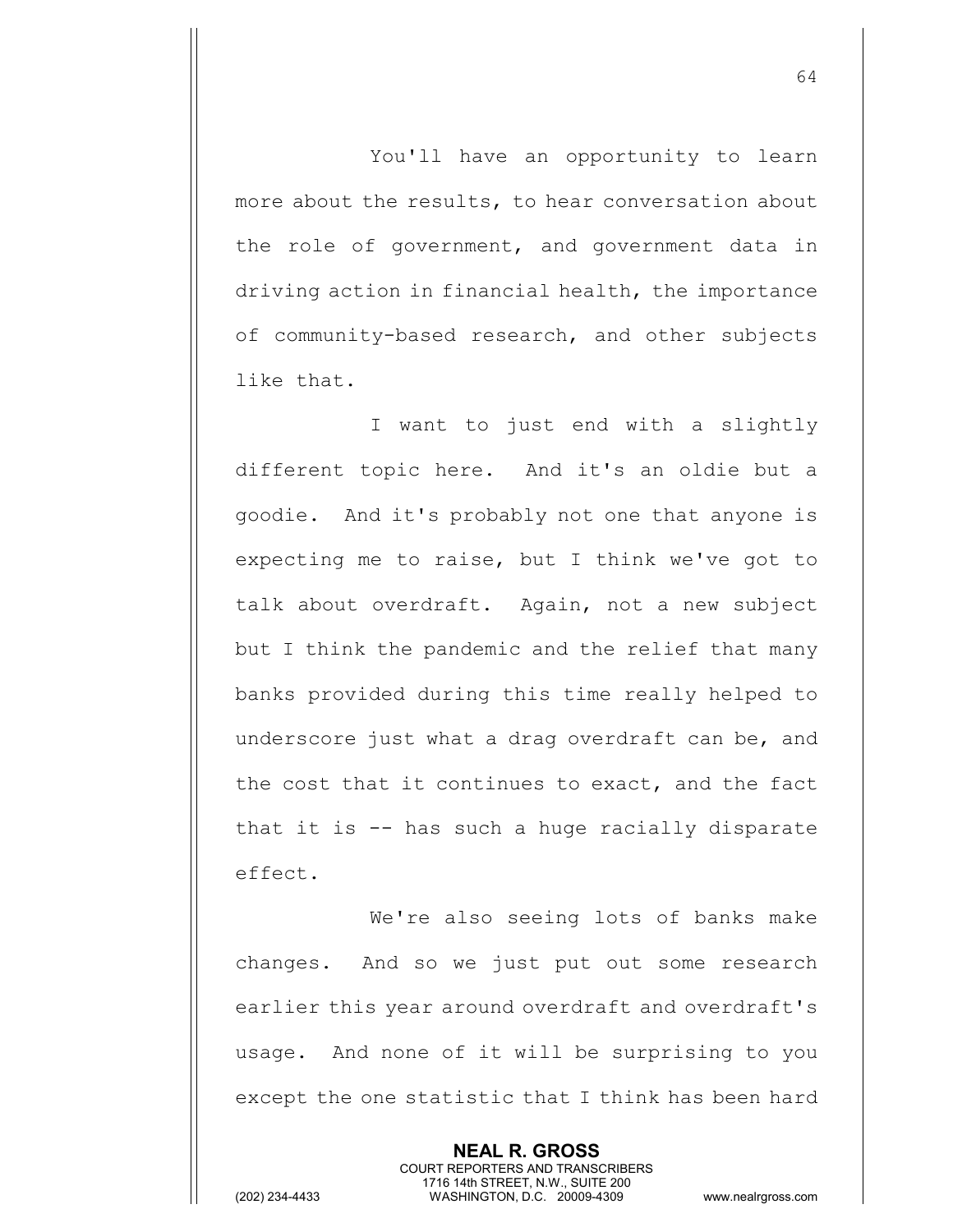You'll have an opportunity to learn more about the results, to hear conversation about the role of government, and government data in driving action in financial health, the importance of community-based research, and other subjects like that.

I want to just end with a slightly different topic here. And it's an oldie but a goodie. And it's probably not one that anyone is expecting me to raise, but I think we've got to talk about overdraft. Again, not a new subject but I think the pandemic and the relief that many banks provided during this time really helped to underscore just what a drag overdraft can be, and the cost that it continues to exact, and the fact that it is -- has such a huge racially disparate effect.

We're also seeing lots of banks make changes. And so we just put out some research earlier this year around overdraft and overdraft's usage. And none of it will be surprising to you except the one statistic that I think has been hard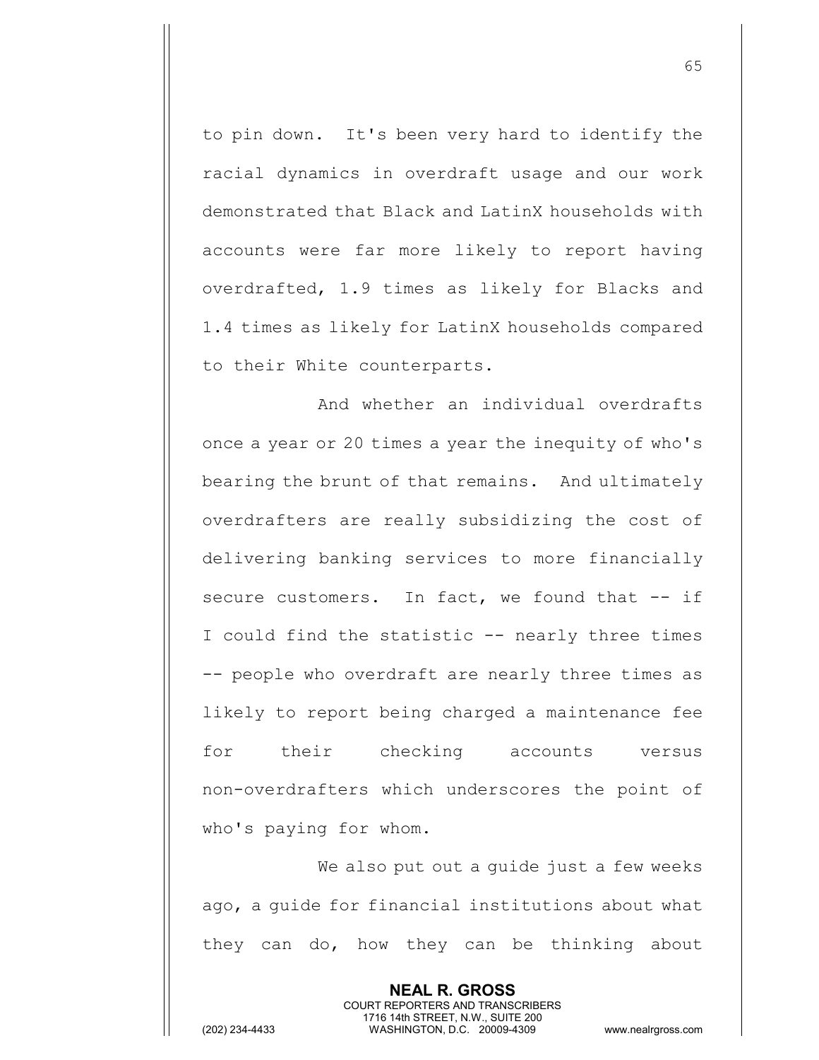to pin down. It's been very hard to identify the racial dynamics in overdraft usage and our work demonstrated that Black and LatinX households with accounts were far more likely to report having overdrafted, 1.9 times as likely for Blacks and 1.4 times as likely for LatinX households compared to their White counterparts.

And whether an individual overdrafts once a year or 20 times a year the inequity of who's bearing the brunt of that remains. And ultimately overdrafters are really subsidizing the cost of delivering banking services to more financially secure customers. In fact, we found that -- if I could find the statistic -- nearly three times -- people who overdraft are nearly three times as likely to report being charged a maintenance fee for their checking accounts versus non-overdrafters which underscores the point of who's paying for whom.

We also put out a guide just a few weeks ago, a guide for financial institutions about what they can do, how they can be thinking about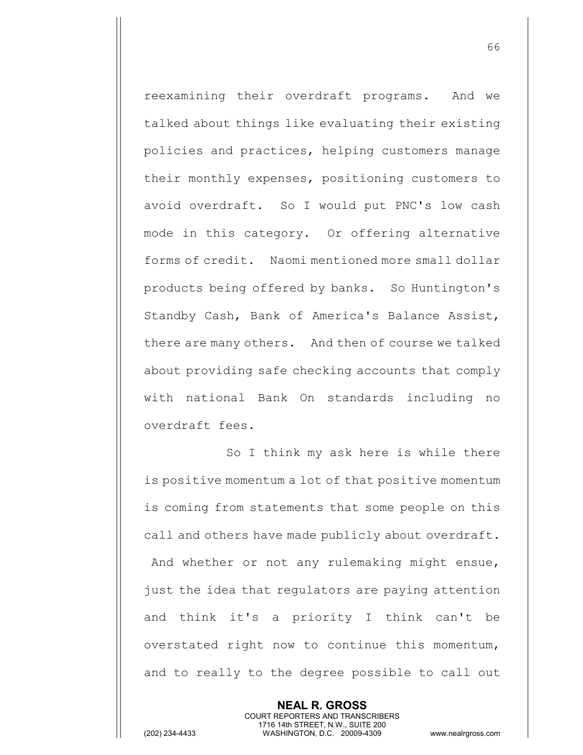reexamining their overdraft programs. And we talked about things like evaluating their existing policies and practices, helping customers manage their monthly expenses, positioning customers to avoid overdraft. So I would put PNC's low cash mode in this category. Or offering alternative forms of credit. Naomi mentioned more small dollar products being offered by banks. So Huntington's Standby Cash, Bank of America's Balance Assist, there are many others. And then of course we talked about providing safe checking accounts that comply with national Bank On standards including no overdraft fees.

So I think my ask here is while there is positive momentum a lot of that positive momentum is coming from statements that some people on this call and others have made publicly about overdraft. And whether or not any rulemaking might ensue, just the idea that regulators are paying attention and think it's a priority I think can't be overstated right now to continue this momentum, and to really to the degree possible to call out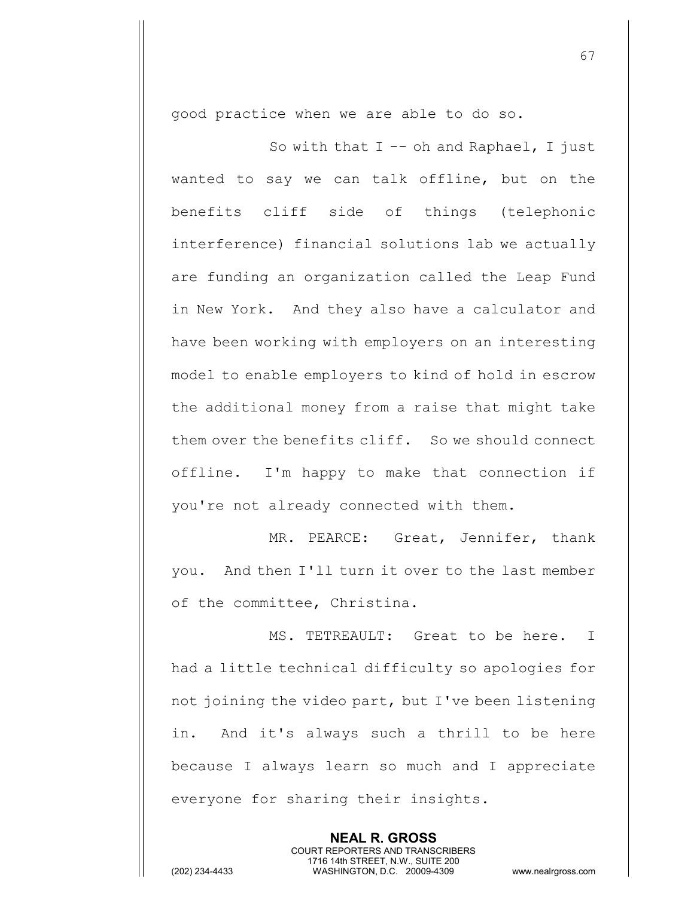good practice when we are able to do so.

So with that I -- oh and Raphael, I just wanted to say we can talk offline, but on the benefits cliff side of things (telephonic interference) financial solutions lab we actually are funding an organization called the Leap Fund in New York. And they also have a calculator and have been working with employers on an interesting model to enable employers to kind of hold in escrow the additional money from a raise that might take them over the benefits cliff. So we should connect offline. I'm happy to make that connection if you're not already connected with them.

MR. PEARCE: Great, Jennifer, thank you. And then I'll turn it over to the last member of the committee, Christina.

MS. TETREAULT: Great to be here. I had a little technical difficulty so apologies for not joining the video part, but I've been listening in. And it's always such a thrill to be here because I always learn so much and I appreciate everyone for sharing their insights.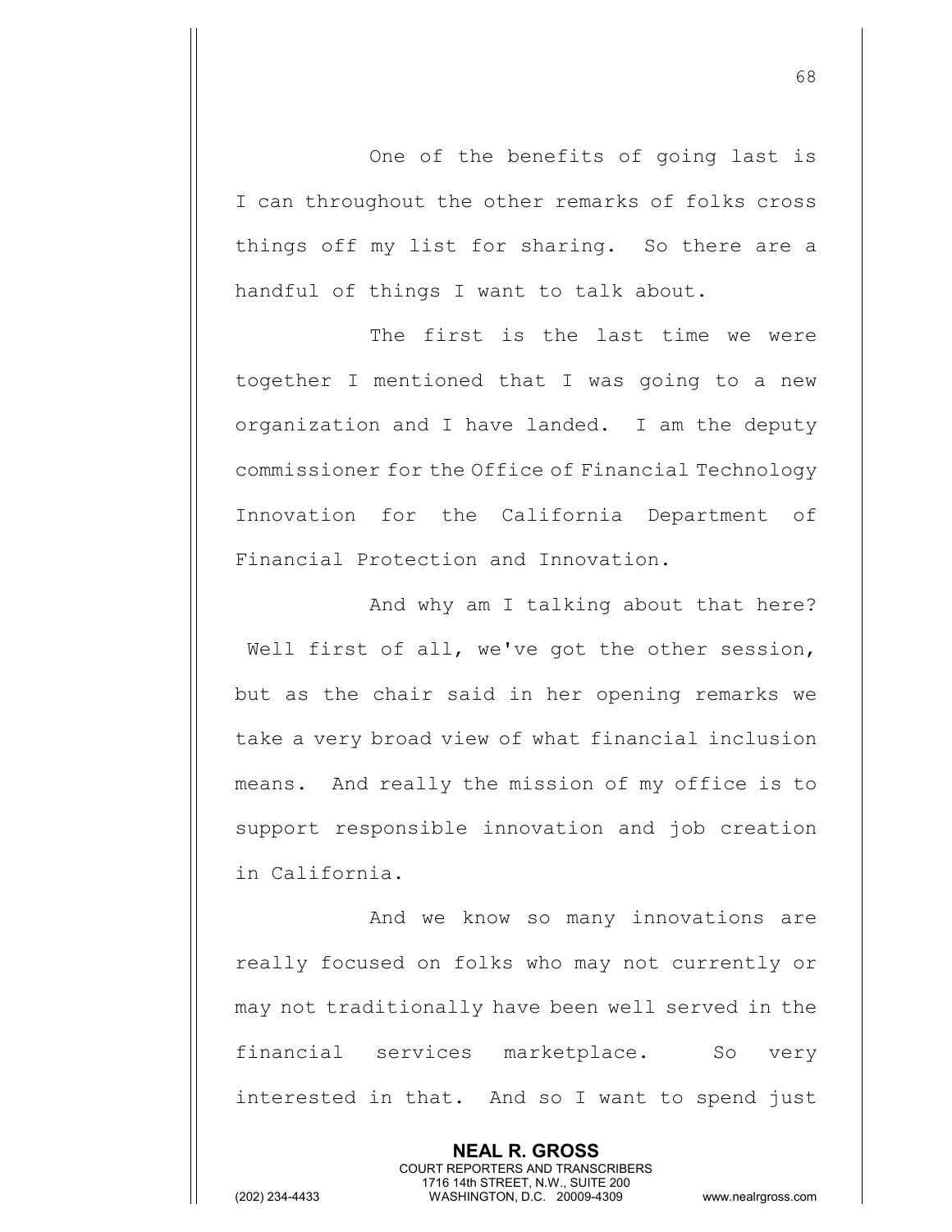One of the benefits of going last is I can throughout the other remarks of folks cross things off my list for sharing. So there are a handful of things I want to talk about.

The first is the last time we were together I mentioned that I was going to a new organization and I have landed. I am the deputy commissioner for the Office of Financial Technology Innovation for the California Department of Financial Protection and Innovation.

And why am I talking about that here? Well first of all, we've got the other session, but as the chair said in her opening remarks we take a very broad view of what financial inclusion means. And really the mission of my office is to support responsible innovation and job creation in California.

And we know so many innovations are really focused on folks who may not currently or may not traditionally have been well served in the financial services marketplace. So very interested in that. And so I want to spend just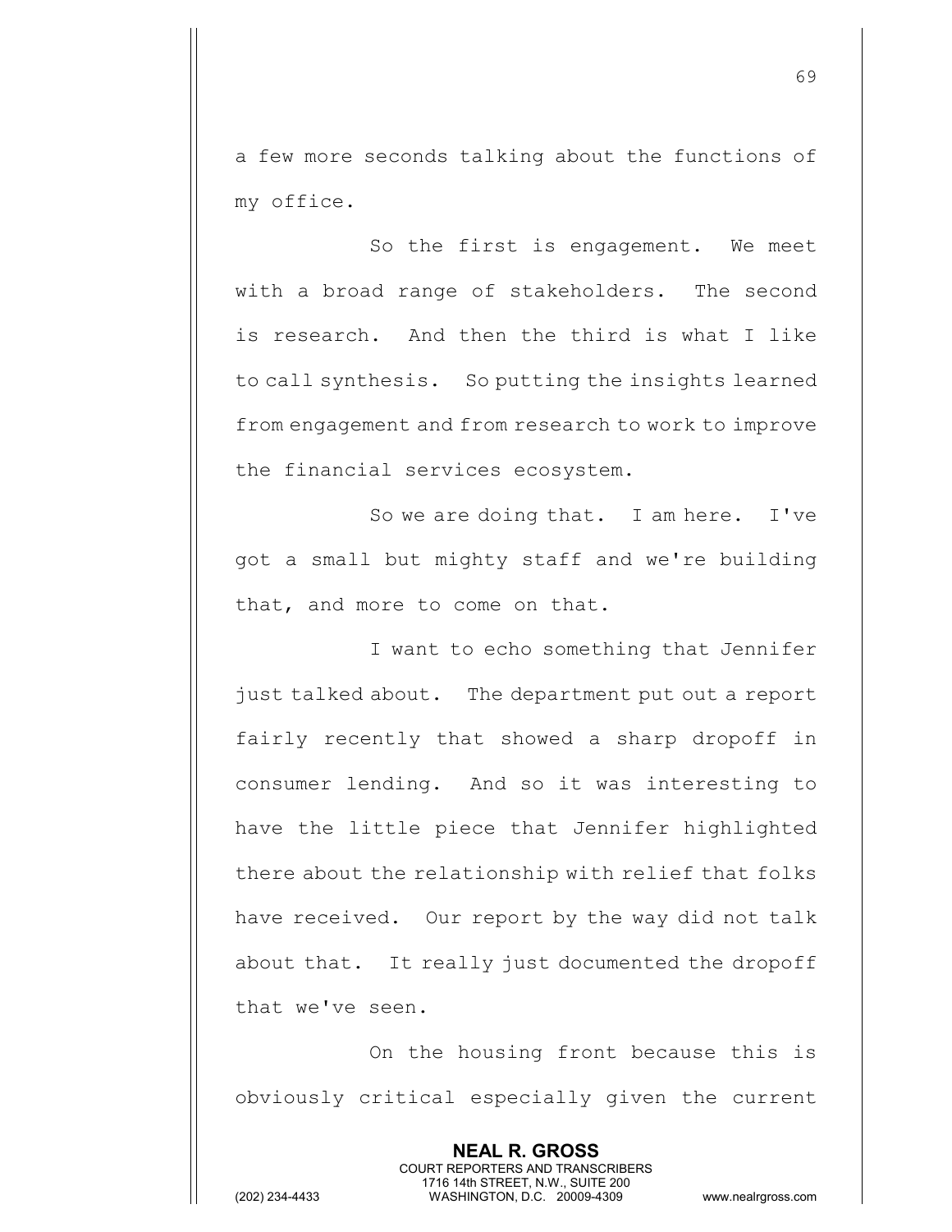a few more seconds talking about the functions of my office.

So the first is engagement. We meet with a broad range of stakeholders. The second is research. And then the third is what I like to call synthesis. So putting the insights learned from engagement and from research to work to improve the financial services ecosystem.

So we are doing that. I am here. I've got a small but mighty staff and we're building that, and more to come on that.

I want to echo something that Jennifer just talked about. The department put out a report fairly recently that showed a sharp dropoff in consumer lending. And so it was interesting to have the little piece that Jennifer highlighted there about the relationship with relief that folks have received. Our report by the way did not talk about that. It really just documented the dropoff that we've seen.

On the housing front because this is obviously critical especially given the current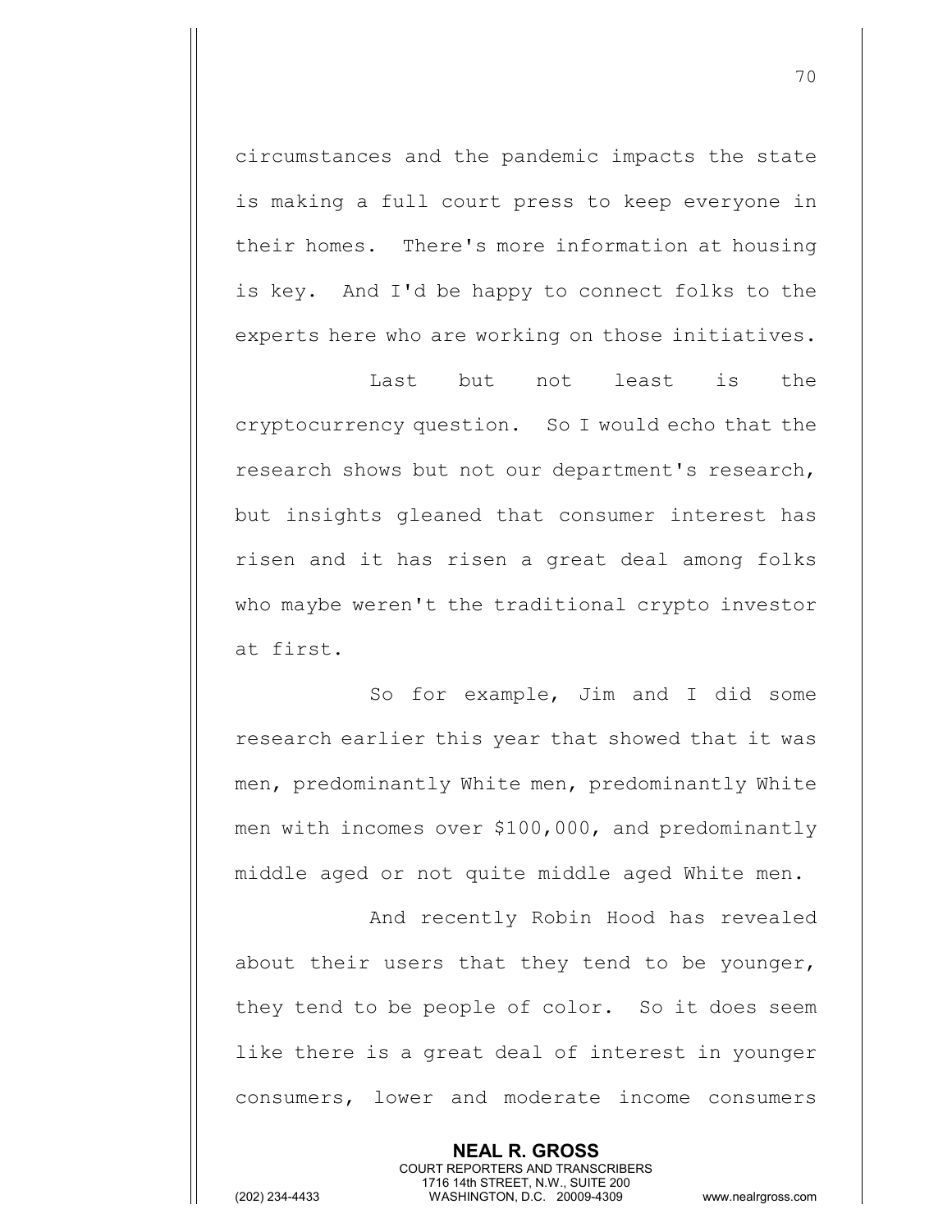circumstances and the pandemic impacts the state is making a full court press to keep everyone in their homes. There's more information at housing is key. And I'd be happy to connect folks to the experts here who are working on those initiatives.

Last but not least is the cryptocurrency question. So I would echo that the research shows but not our department's research, but insights gleaned that consumer interest has risen and it has risen a great deal among folks who maybe weren't the traditional crypto investor at first.

So for example, Jim and I did some research earlier this year that showed that it was men, predominantly White men, predominantly White men with incomes over $100,000, and predominantly middle aged or not quite middle aged White men.

And recently Robin Hood has revealed about their users that they tend to be younger, they tend to be people of color. So it does seem like there is a great deal of interest in younger consumers, lower and moderate income consumers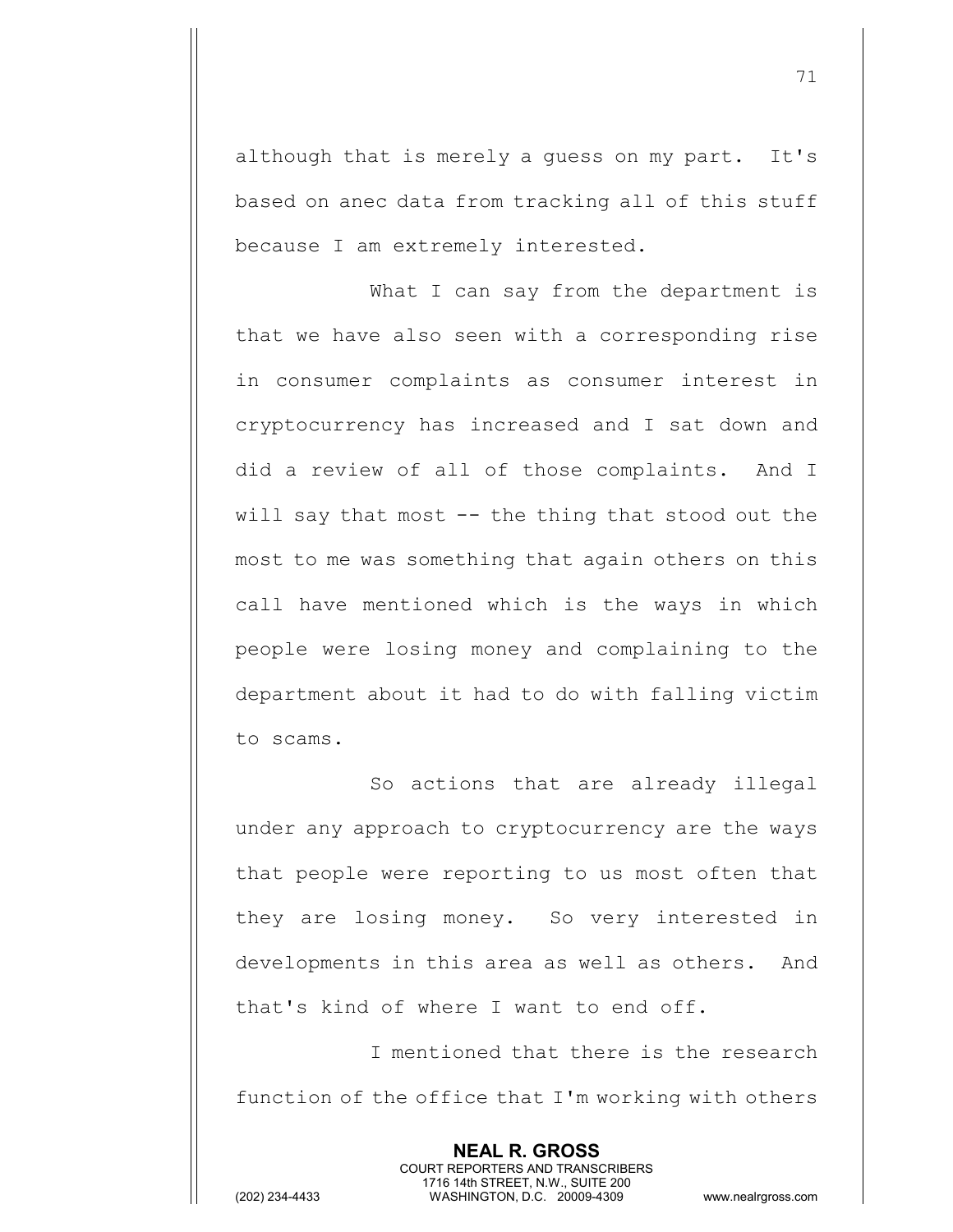although that is merely a guess on my part. It's based on anec data from tracking all of this stuff because I am extremely interested.

What I can say from the department is that we have also seen with a corresponding rise in consumer complaints as consumer interest in cryptocurrency has increased and I sat down and did a review of all of those complaints. And I will say that most -- the thing that stood out the most to me was something that again others on this call have mentioned which is the ways in which people were losing money and complaining to the department about it had to do with falling victim to scams.

So actions that are already illegal under any approach to cryptocurrency are the ways that people were reporting to us most often that they are losing money. So very interested in developments in this area as well as others. And that's kind of where I want to end off.

I mentioned that there is the research function of the office that I'm working with others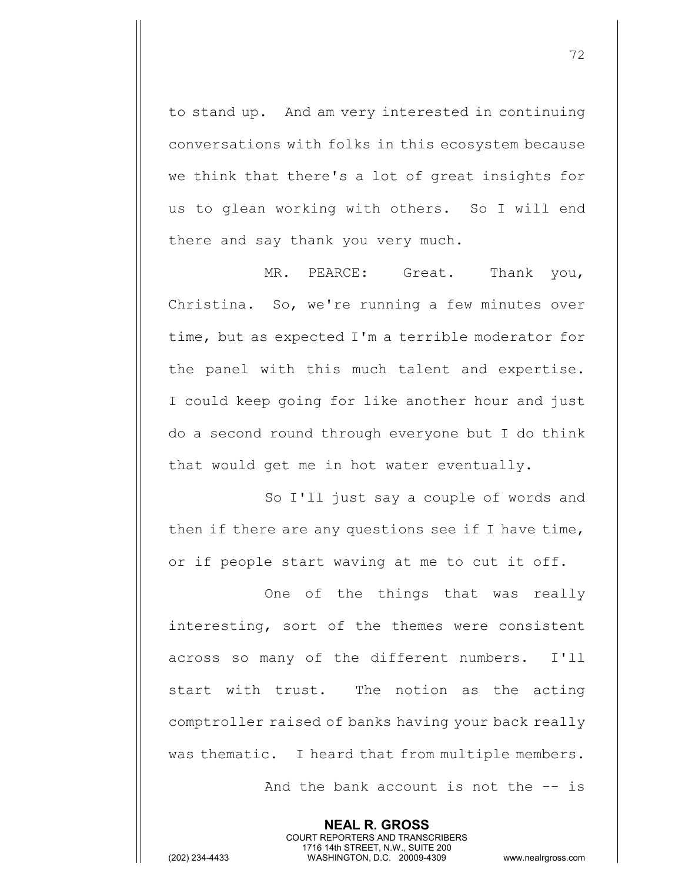to stand up. And am very interested in continuing conversations with folks in this ecosystem because we think that there's a lot of great insights for us to glean working with others. So I will end there and say thank you very much.

MR. PEARCE: Great. Thank you, Christina. So, we're running a few minutes over time, but as expected I'm a terrible moderator for the panel with this much talent and expertise. I could keep going for like another hour and just do a second round through everyone but I do think that would get me in hot water eventually.

So I'll just say a couple of words and then if there are any questions see if I have time, or if people start waving at me to cut it off.

One of the things that was really interesting, sort of the themes were consistent across so many of the different numbers. I'll start with trust. The notion as the acting comptroller raised of banks having your back really was thematic. I heard that from multiple members.

And the bank account is not the -- is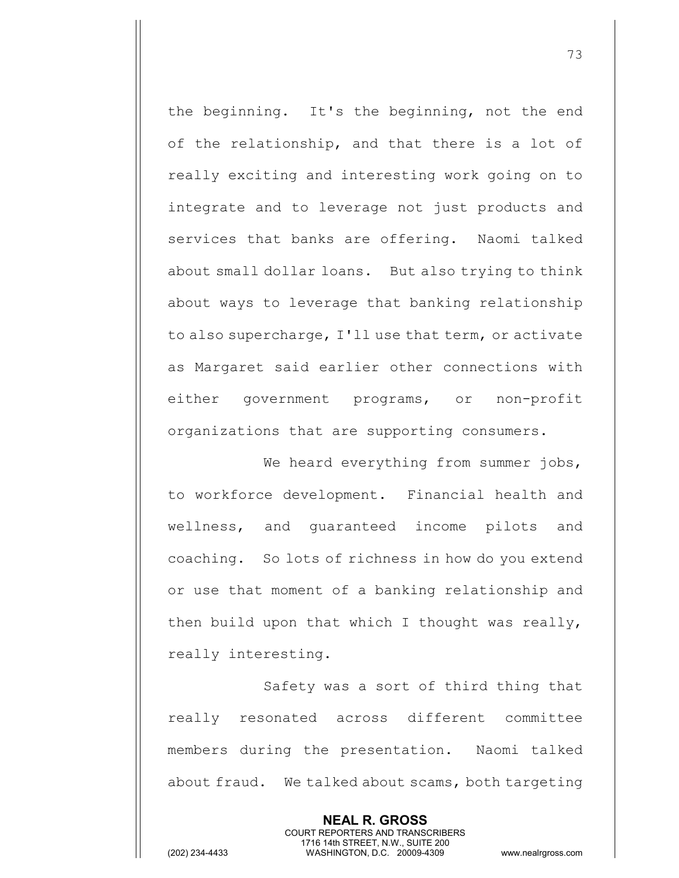the beginning. It's the beginning, not the end of the relationship, and that there is a lot of really exciting and interesting work going on to integrate and to leverage not just products and services that banks are offering. Naomi talked about small dollar loans. But also trying to think about ways to leverage that banking relationship to also supercharge, I'll use that term, or activate as Margaret said earlier other connections with either government programs, or non-profit organizations that are supporting consumers.

We heard everything from summer jobs, to workforce development. Financial health and wellness, and guaranteed income pilots and coaching. So lots of richness in how do you extend or use that moment of a banking relationship and then build upon that which I thought was really, really interesting.

Safety was a sort of third thing that really resonated across different committee members during the presentation. Naomi talked about fraud. We talked about scams, both targeting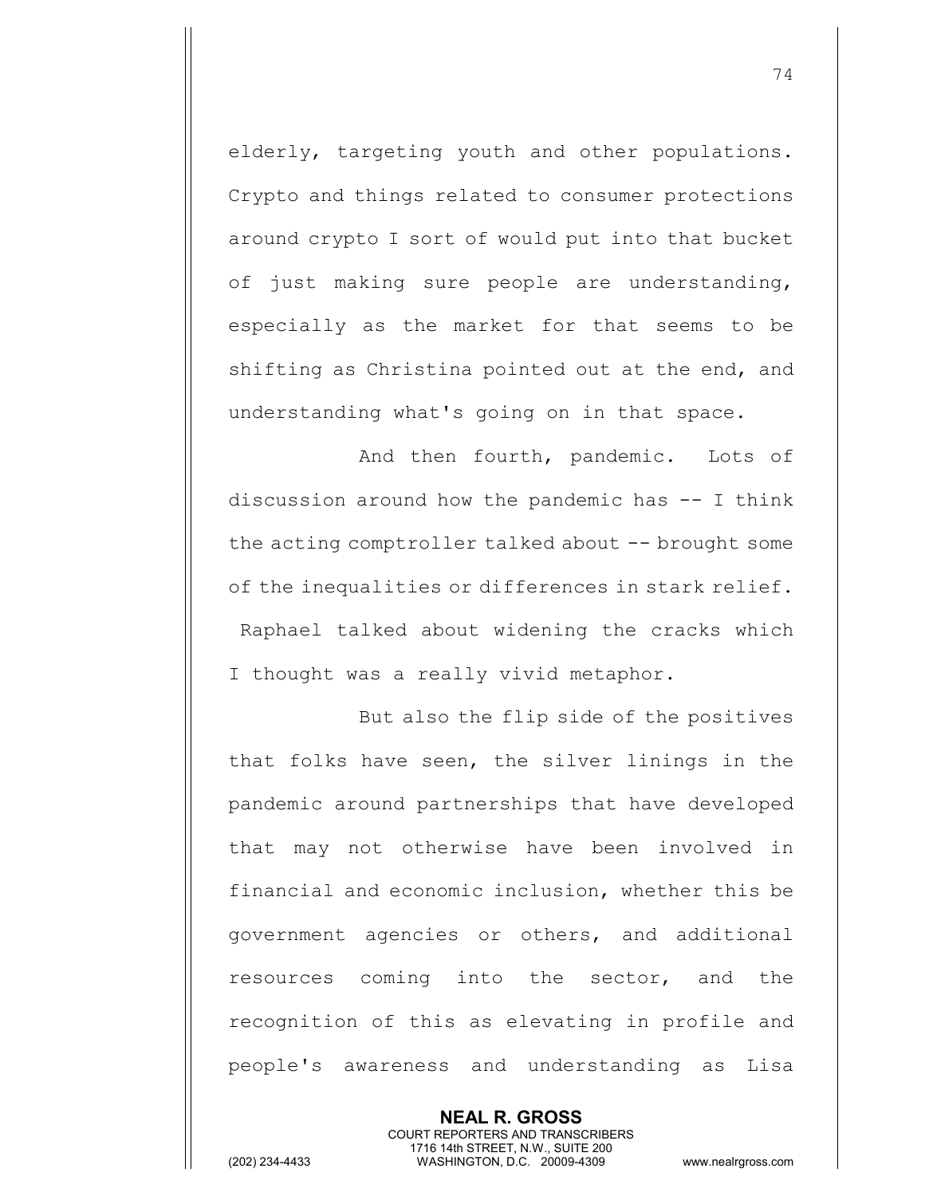elderly, targeting youth and other populations. Crypto and things related to consumer protections around crypto I sort of would put into that bucket of just making sure people are understanding, especially as the market for that seems to be shifting as Christina pointed out at the end, and understanding what's going on in that space.

And then fourth, pandemic. Lots of discussion around how the pandemic has -- I think the acting comptroller talked about -- brought some of the inequalities or differences in stark relief. Raphael talked about widening the cracks which I thought was a really vivid metaphor.

But also the flip side of the positives that folks have seen, the silver linings in the pandemic around partnerships that have developed that may not otherwise have been involved in financial and economic inclusion, whether this be government agencies or others, and additional resources coming into the sector, and the recognition of this as elevating in profile and people's awareness and understanding as Lisa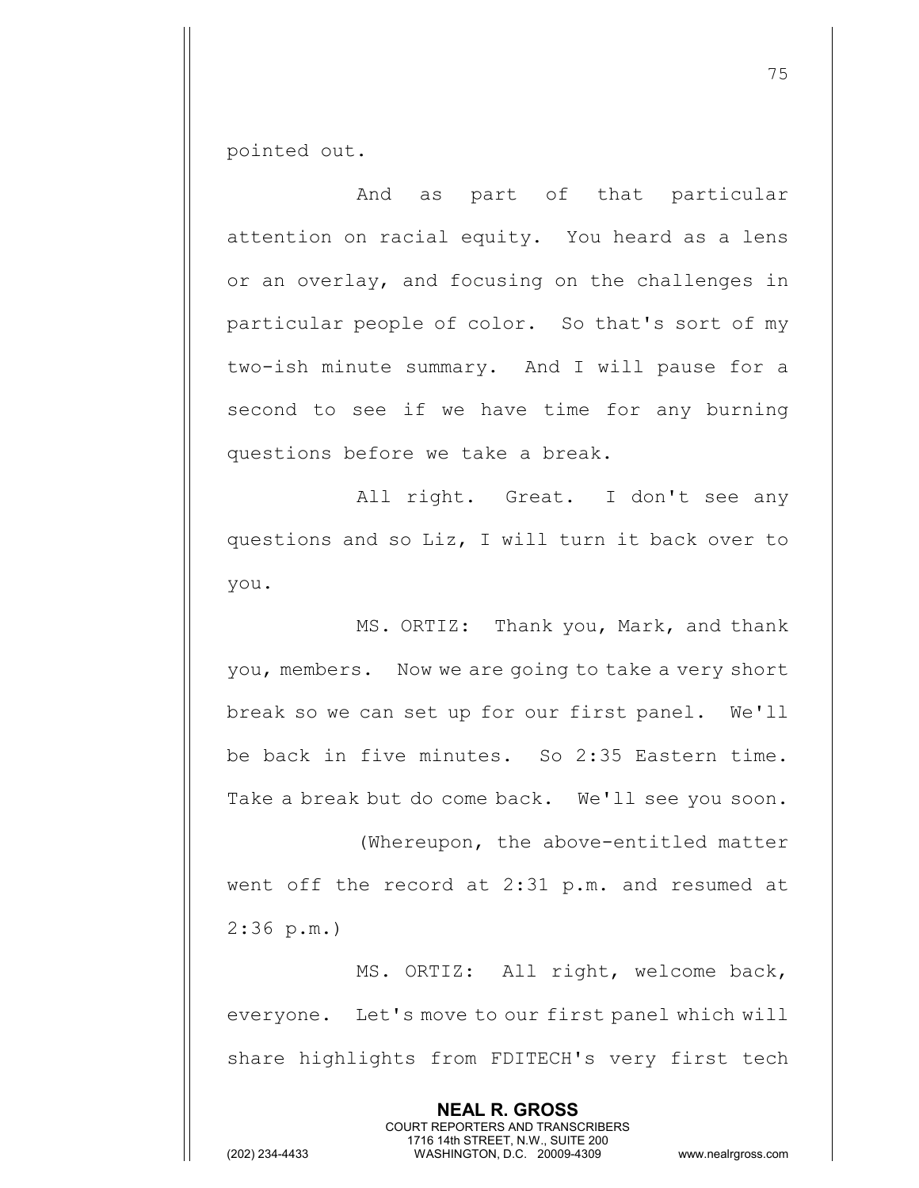pointed out.

And as part of that particular attention on racial equity. You heard as a lens or an overlay, and focusing on the challenges in particular people of color. So that's sort of my two-ish minute summary. And I will pause for a second to see if we have time for any burning questions before we take a break.

All right. Great. I don't see any questions and so Liz, I will turn it back over to you.

MS. ORTIZ: Thank you, Mark, and thank you, members. Now we are going to take a very short break so we can set up for our first panel. We'll be back in five minutes. So 2:35 Eastern time. Take a break but do come back. We'll see you soon.

(Whereupon, the above-entitled matter went off the record at 2:31 p.m. and resumed at 2:36 p.m.)

MS. ORTIZ: All right, welcome back, everyone. Let's move to our first panel which will share highlights from FDITECH's very first tech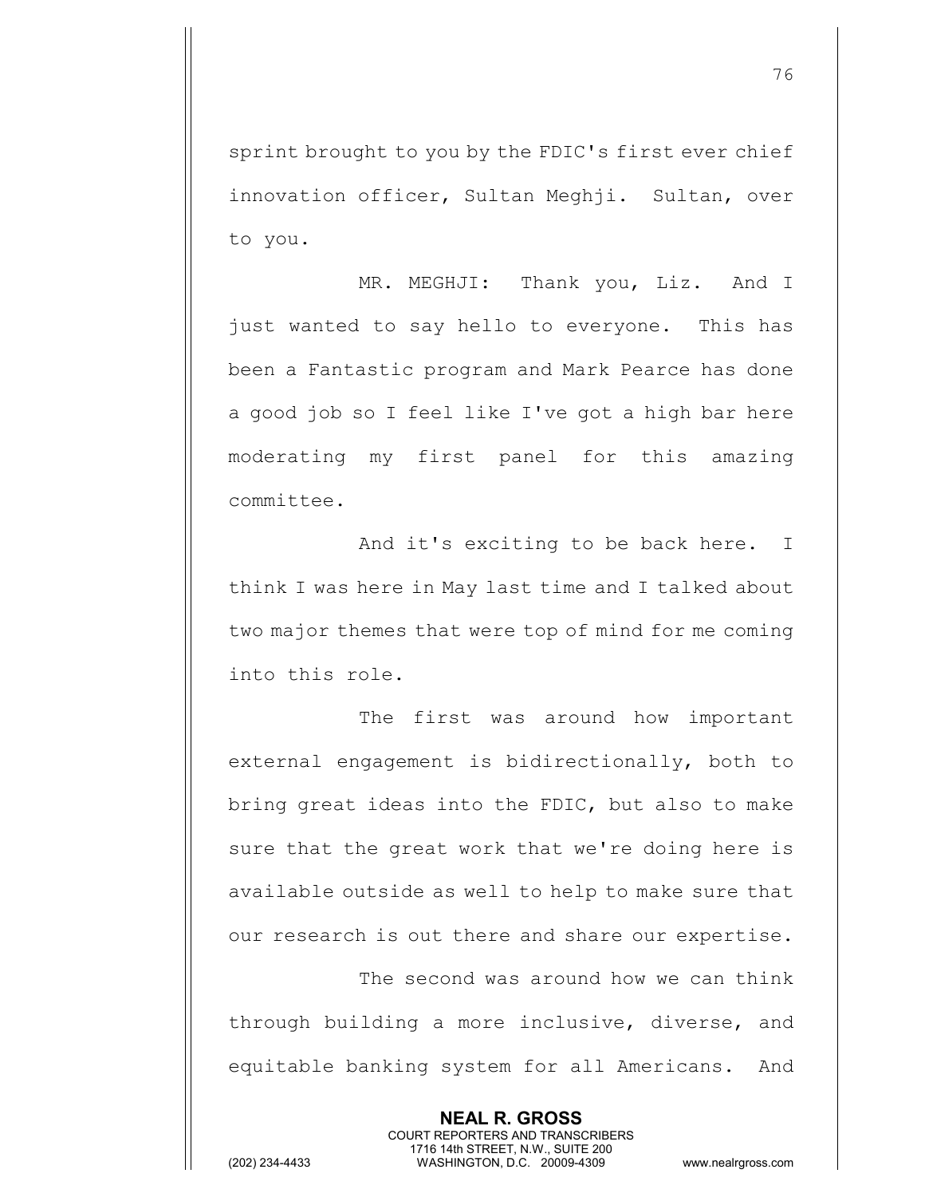sprint brought to you by the FDIC's first ever chief innovation officer, Sultan Meghji. Sultan, over to you.

MR. MEGHJI: Thank you, Liz. And I just wanted to say hello to everyone. This has been a Fantastic program and Mark Pearce has done a good job so I feel like I've got a high bar here moderating my first panel for this amazing committee.

And it's exciting to be back here. I think I was here in May last time and I talked about two major themes that were top of mind for me coming into this role.

The first was around how important external engagement is bidirectionally, both to bring great ideas into the FDIC, but also to make sure that the great work that we're doing here is available outside as well to help to make sure that our research is out there and share our expertise.

The second was around how we can think through building a more inclusive, diverse, and equitable banking system for all Americans. And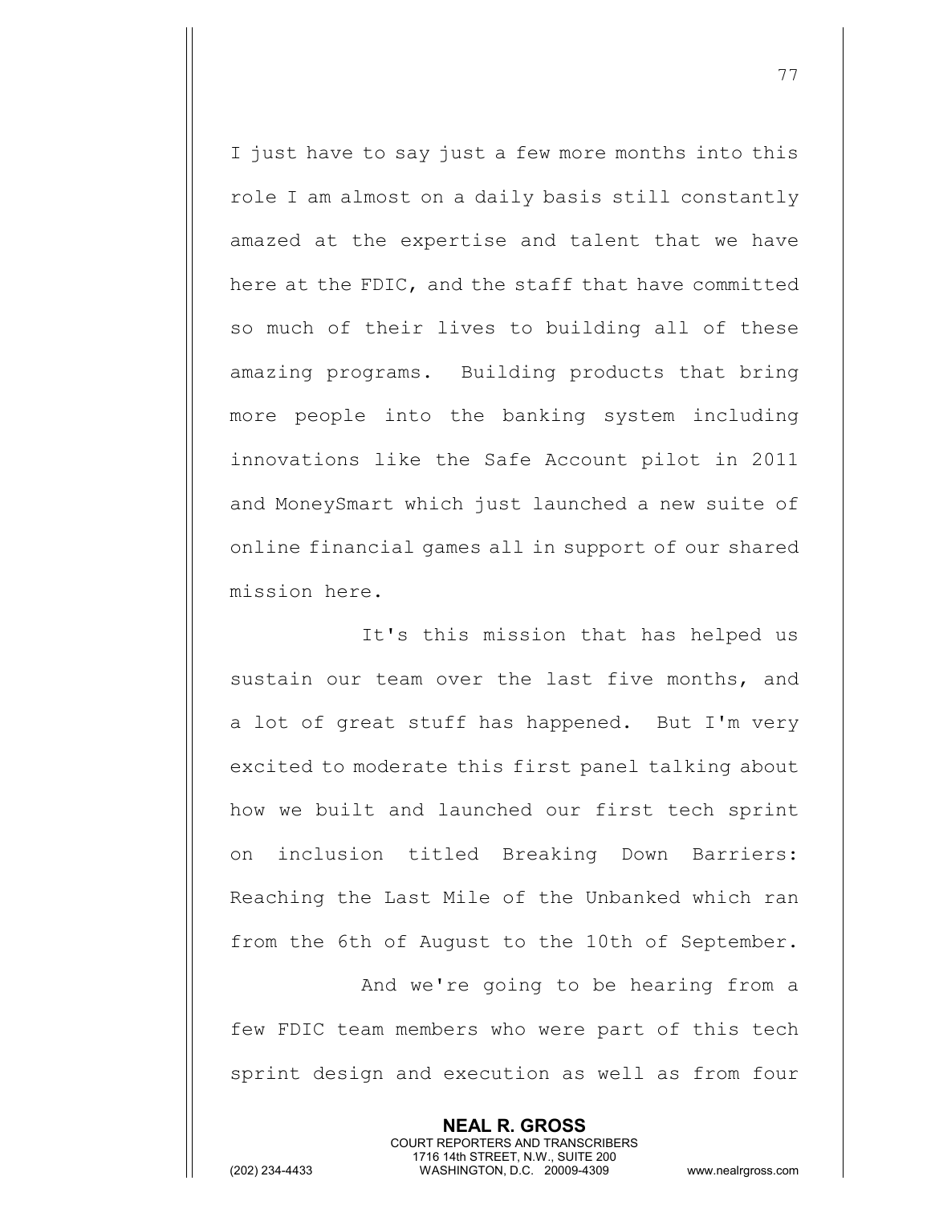I just have to say just a few more months into this role I am almost on a daily basis still constantly amazed at the expertise and talent that we have here at the FDIC, and the staff that have committed so much of their lives to building all of these amazing programs. Building products that bring more people into the banking system including innovations like the Safe Account pilot in 2011 and MoneySmart which just launched a new suite of online financial games all in support of our shared mission here.

It's this mission that has helped us sustain our team over the last five months, and a lot of great stuff has happened. But I'm very excited to moderate this first panel talking about how we built and launched our first tech sprint on inclusion titled Breaking Down Barriers: Reaching the Last Mile of the Unbanked which ran from the 6th of August to the 10th of September.

And we're going to be hearing from a few FDIC team members who were part of this tech sprint design and execution as well as from four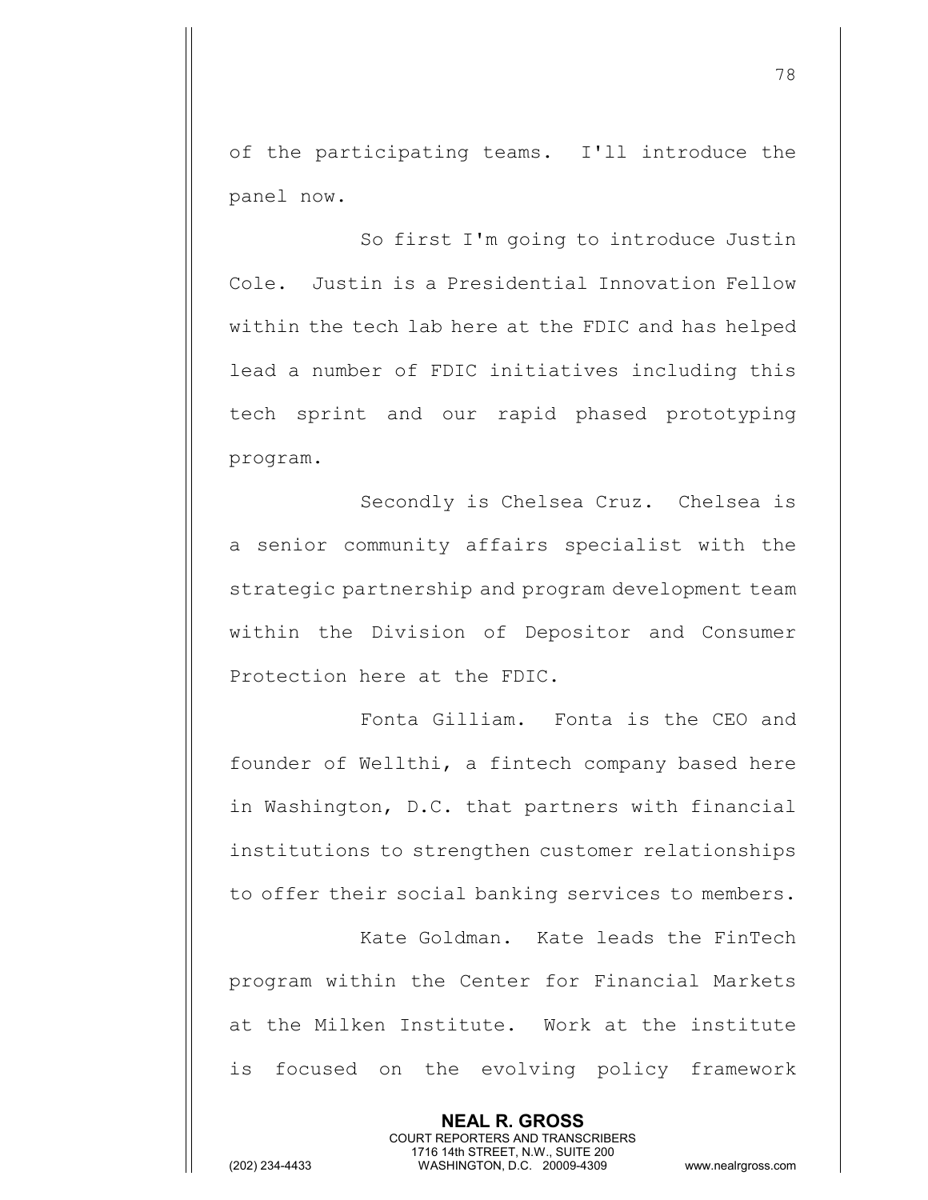of the participating teams. I'll introduce the panel now.

So first I'm going to introduce Justin Cole. Justin is a Presidential Innovation Fellow within the tech lab here at the FDIC and has helped lead a number of FDIC initiatives including this tech sprint and our rapid phased prototyping program.

Secondly is Chelsea Cruz. Chelsea is a senior community affairs specialist with the strategic partnership and program development team within the Division of Depositor and Consumer Protection here at the FDIC.

Fonta Gilliam. Fonta is the CEO and founder of Wellthi, a fintech company based here in Washington, D.C. that partners with financial institutions to strengthen customer relationships to offer their social banking services to members.

Kate Goldman. Kate leads the FinTech program within the Center for Financial Markets at the Milken Institute. Work at the institute is focused on the evolving policy framework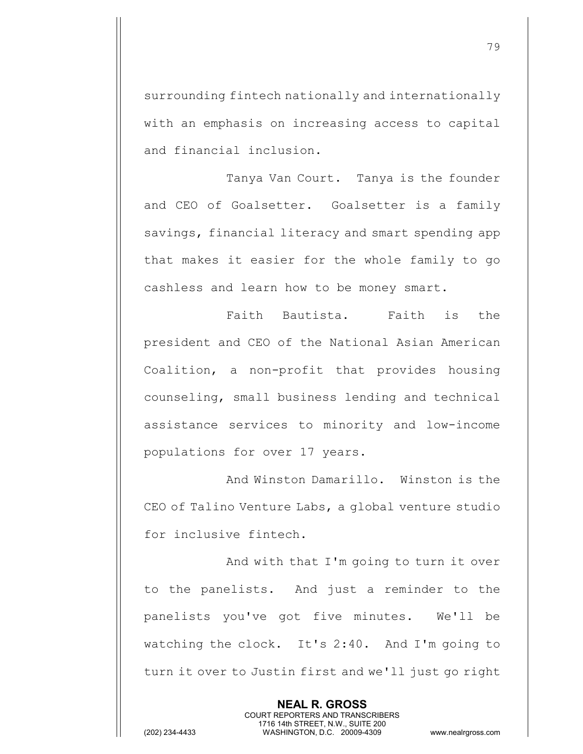surrounding fintech nationally and internationally with an emphasis on increasing access to capital and financial inclusion.

Tanya Van Court. Tanya is the founder and CEO of Goalsetter. Goalsetter is a family savings, financial literacy and smart spending app that makes it easier for the whole family to go cashless and learn how to be money smart.

Faith Bautista. Faith is the president and CEO of the National Asian American Coalition, a non-profit that provides housing counseling, small business lending and technical assistance services to minority and low-income populations for over 17 years.

And Winston Damarillo. Winston is the CEO of Talino Venture Labs, a global venture studio for inclusive fintech.

And with that I'm going to turn it over to the panelists. And just a reminder to the panelists you've got five minutes. We'll be watching the clock. It's 2:40. And I'm going to turn it over to Justin first and we'll just go right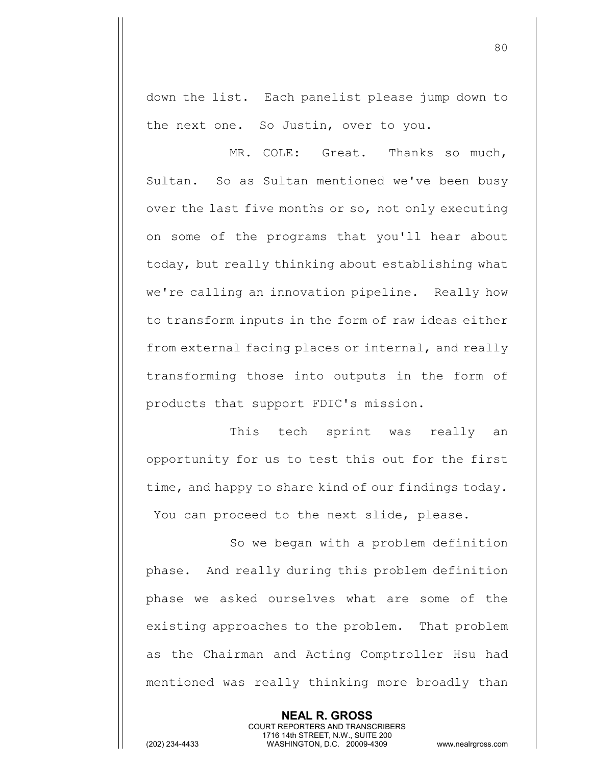down the list. Each panelist please jump down to the next one. So Justin, over to you.

MR. COLE: Great. Thanks so much, Sultan. So as Sultan mentioned we've been busy over the last five months or so, not only executing on some of the programs that you'll hear about today, but really thinking about establishing what we're calling an innovation pipeline. Really how to transform inputs in the form of raw ideas either from external facing places or internal, and really transforming those into outputs in the form of products that support FDIC's mission.

This tech sprint was really an opportunity for us to test this out for the first time, and happy to share kind of our findings today. You can proceed to the next slide, please.

So we began with a problem definition phase. And really during this problem definition phase we asked ourselves what are some of the existing approaches to the problem. That problem as the Chairman and Acting Comptroller Hsu had mentioned was really thinking more broadly than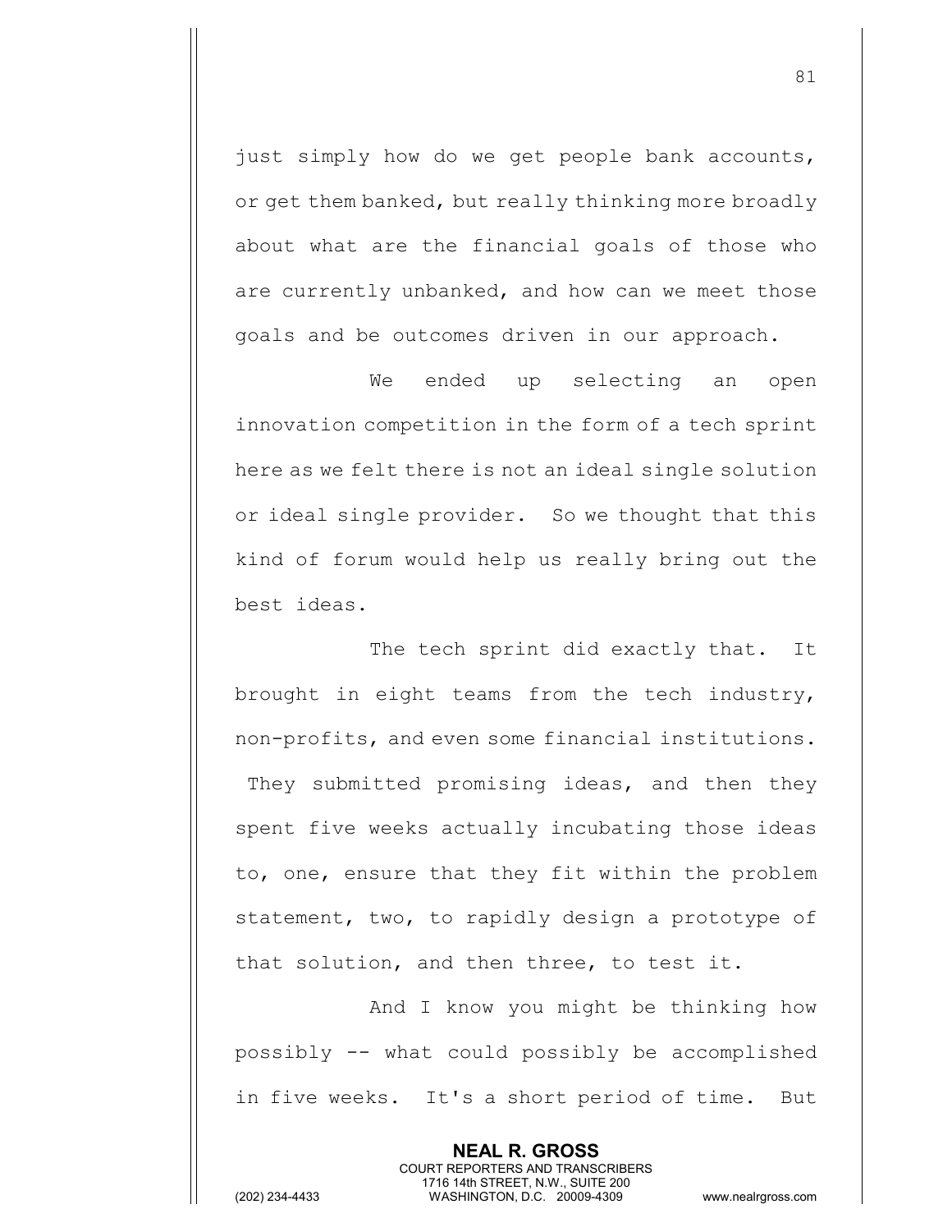just simply how do we get people bank accounts, or get them banked, but really thinking more broadly about what are the financial goals of those who are currently unbanked, and how can we meet those goals and be outcomes driven in our approach.

We ended up selecting an open innovation competition in the form of a tech sprint here as we felt there is not an ideal single solution or ideal single provider. So we thought that this kind of forum would help us really bring out the best ideas.

The tech sprint did exactly that. It brought in eight teams from the tech industry, non-profits, and even some financial institutions. They submitted promising ideas, and then they spent five weeks actually incubating those ideas to, one, ensure that they fit within the problem statement, two, to rapidly design a prototype of that solution, and then three, to test it.

And I know you might be thinking how possibly -- what could possibly be accomplished in five weeks. It's a short period of time. But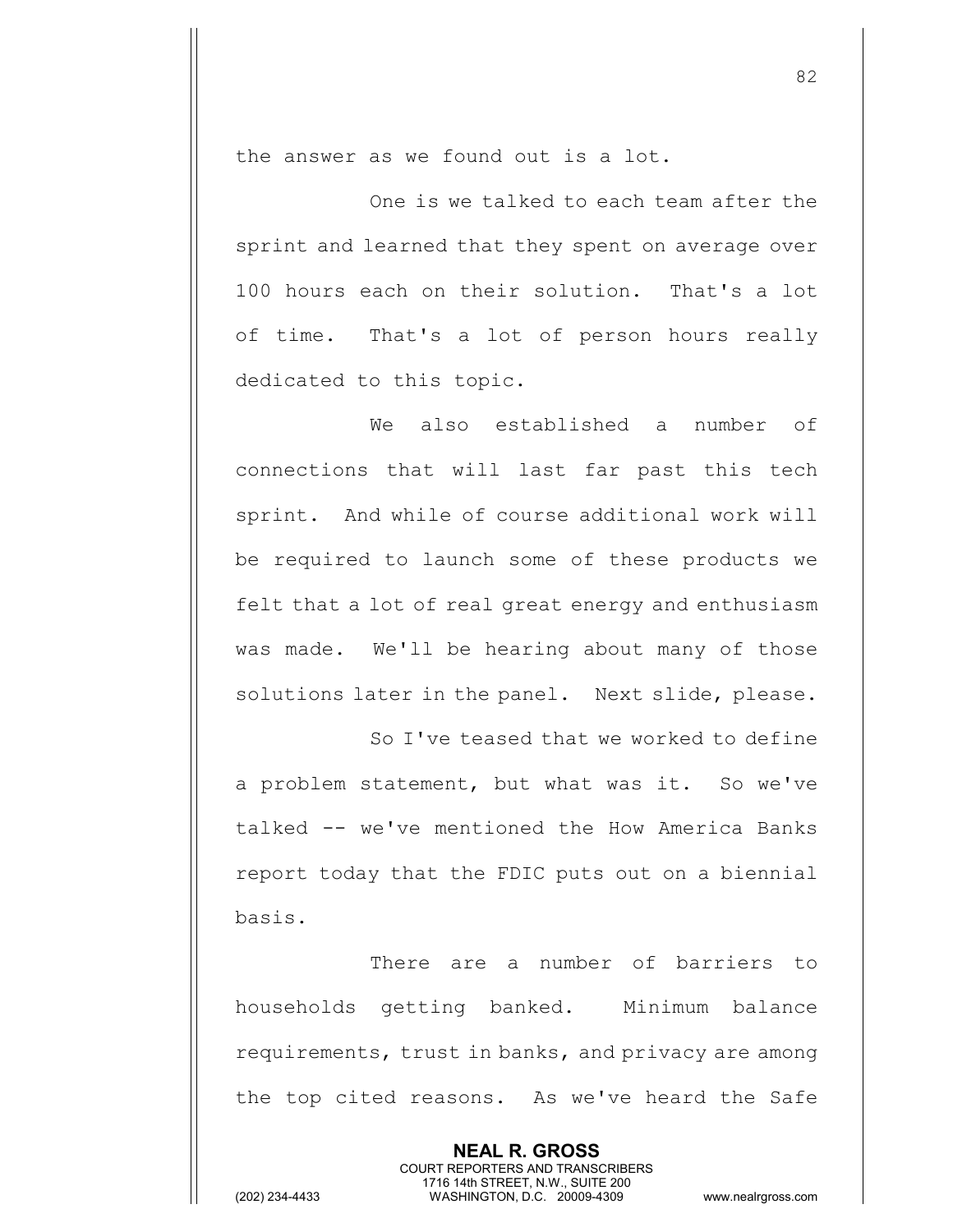the answer as we found out is a lot.

One is we talked to each team after the sprint and learned that they spent on average over 100 hours each on their solution. That's a lot of time. That's a lot of person hours really dedicated to this topic.

We also established a number of connections that will last far past this tech sprint. And while of course additional work will be required to launch some of these products we felt that a lot of real great energy and enthusiasm was made. We'll be hearing about many of those solutions later in the panel. Next slide, please.

So I've teased that we worked to define a problem statement, but what was it. So we've talked -- we've mentioned the How America Banks report today that the FDIC puts out on a biennial basis.

There are a number of barriers to households getting banked. Minimum balance requirements, trust in banks, and privacy are among the top cited reasons. As we've heard the Safe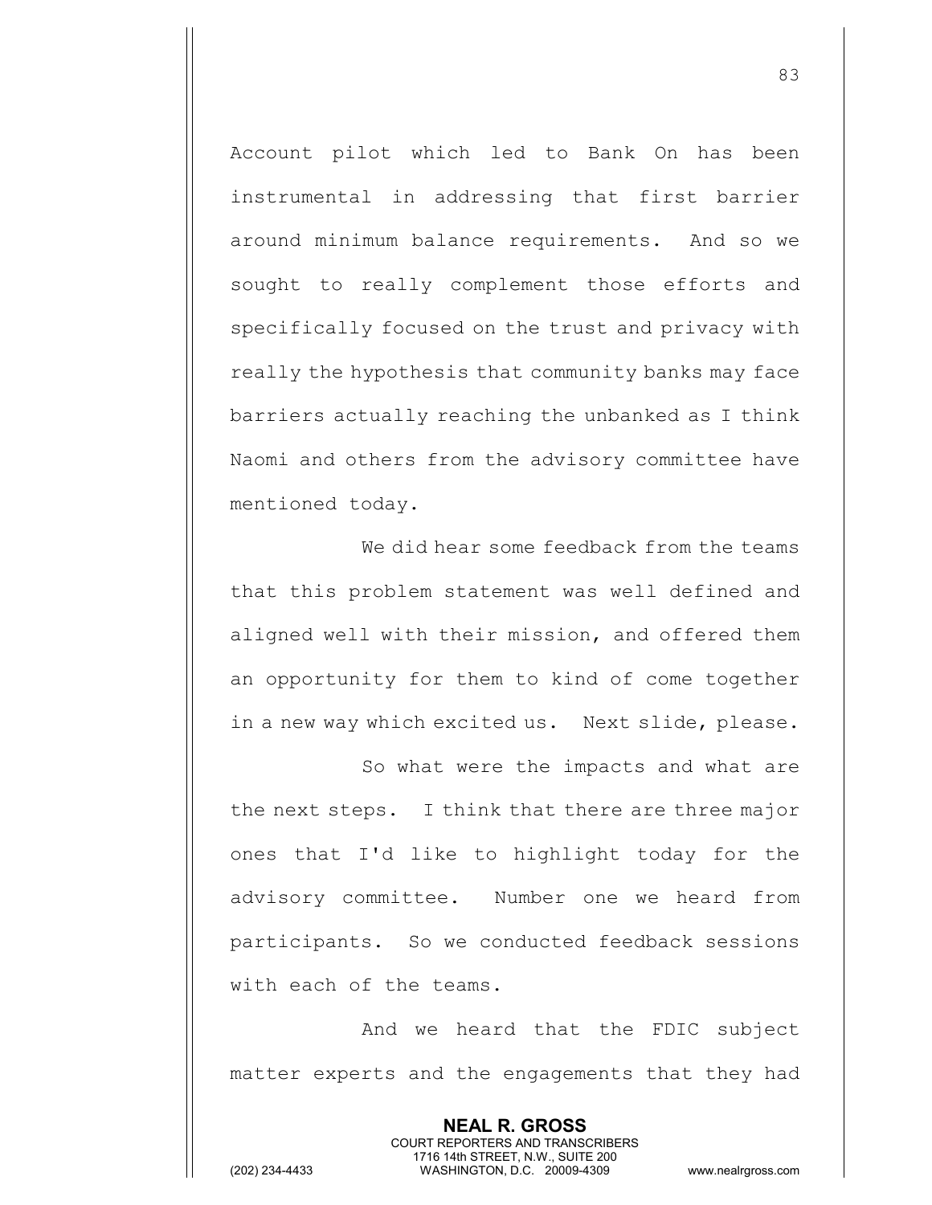Account pilot which led to Bank On has been instrumental in addressing that first barrier around minimum balance requirements. And so we sought to really complement those efforts and specifically focused on the trust and privacy with really the hypothesis that community banks may face barriers actually reaching the unbanked as I think Naomi and others from the advisory committee have mentioned today.

We did hear some feedback from the teams that this problem statement was well defined and aligned well with their mission, and offered them an opportunity for them to kind of come together in a new way which excited us. Next slide, please.

So what were the impacts and what are the next steps. I think that there are three major ones that I'd like to highlight today for the advisory committee. Number one we heard from participants. So we conducted feedback sessions with each of the teams.

And we heard that the FDIC subject matter experts and the engagements that they had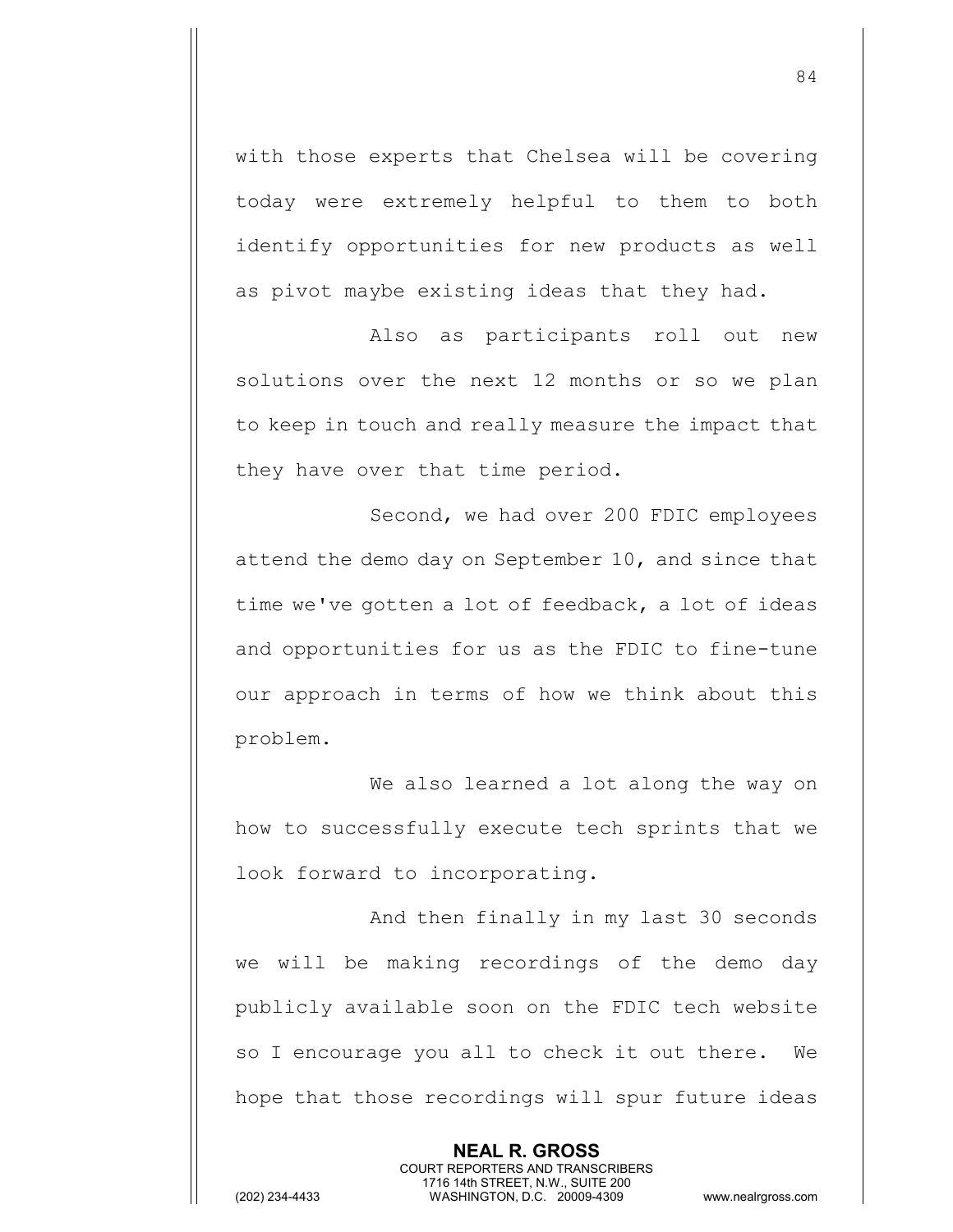with those experts that Chelsea will be covering today were extremely helpful to them to both identify opportunities for new products as well as pivot maybe existing ideas that they had.

Also as participants roll out new solutions over the next 12 months or so we plan to keep in touch and really measure the impact that they have over that time period.

Second, we had over 200 FDIC employees attend the demo day on September 10, and since that time we've gotten a lot of feedback, a lot of ideas and opportunities for us as the FDIC to fine-tune our approach in terms of how we think about this problem.

We also learned a lot along the way on how to successfully execute tech sprints that we look forward to incorporating.

And then finally in my last 30 seconds we will be making recordings of the demo day publicly available soon on the FDIC tech website so I encourage you all to check it out there. We hope that those recordings will spur future ideas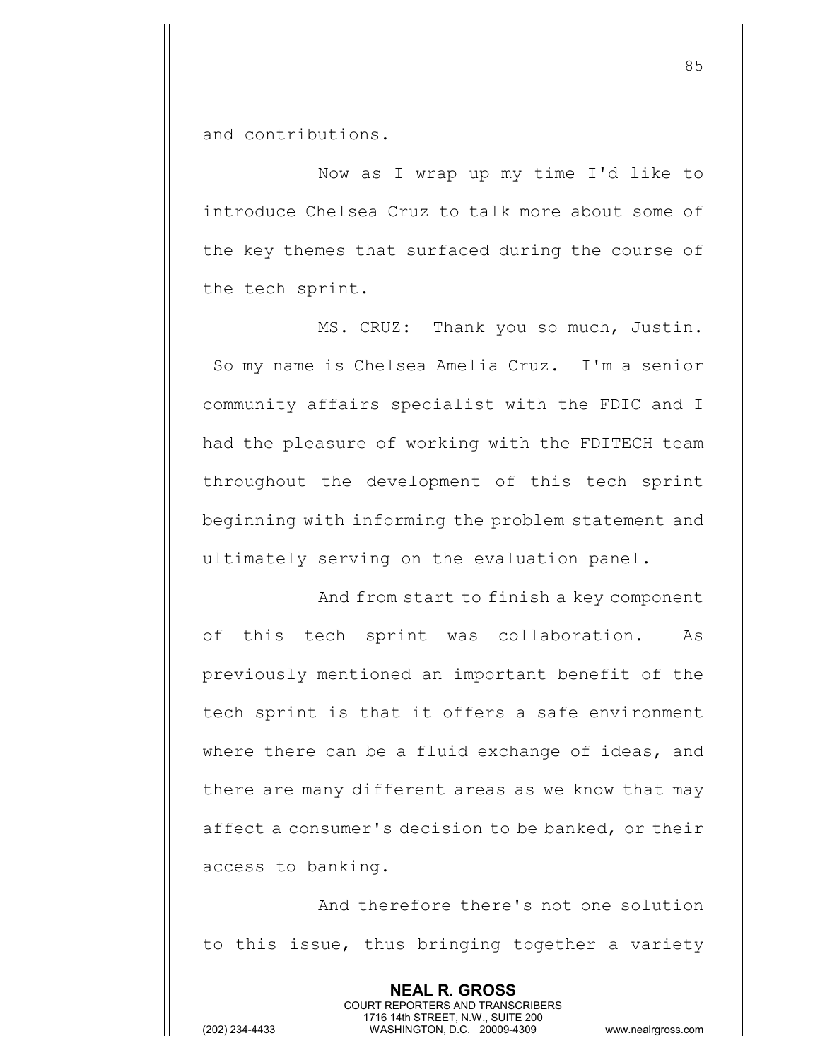and contributions.

Now as I wrap up my time I'd like to introduce Chelsea Cruz to talk more about some of the key themes that surfaced during the course of the tech sprint.

MS. CRUZ: Thank you so much, Justin. So my name is Chelsea Amelia Cruz. I'm a senior community affairs specialist with the FDIC and I had the pleasure of working with the FDITECH team throughout the development of this tech sprint beginning with informing the problem statement and ultimately serving on the evaluation panel.

And from start to finish a key component of this tech sprint was collaboration. As previously mentioned an important benefit of the tech sprint is that it offers a safe environment where there can be a fluid exchange of ideas, and there are many different areas as we know that may affect a consumer's decision to be banked, or their access to banking.

And therefore there's not one solution to this issue, thus bringing together a variety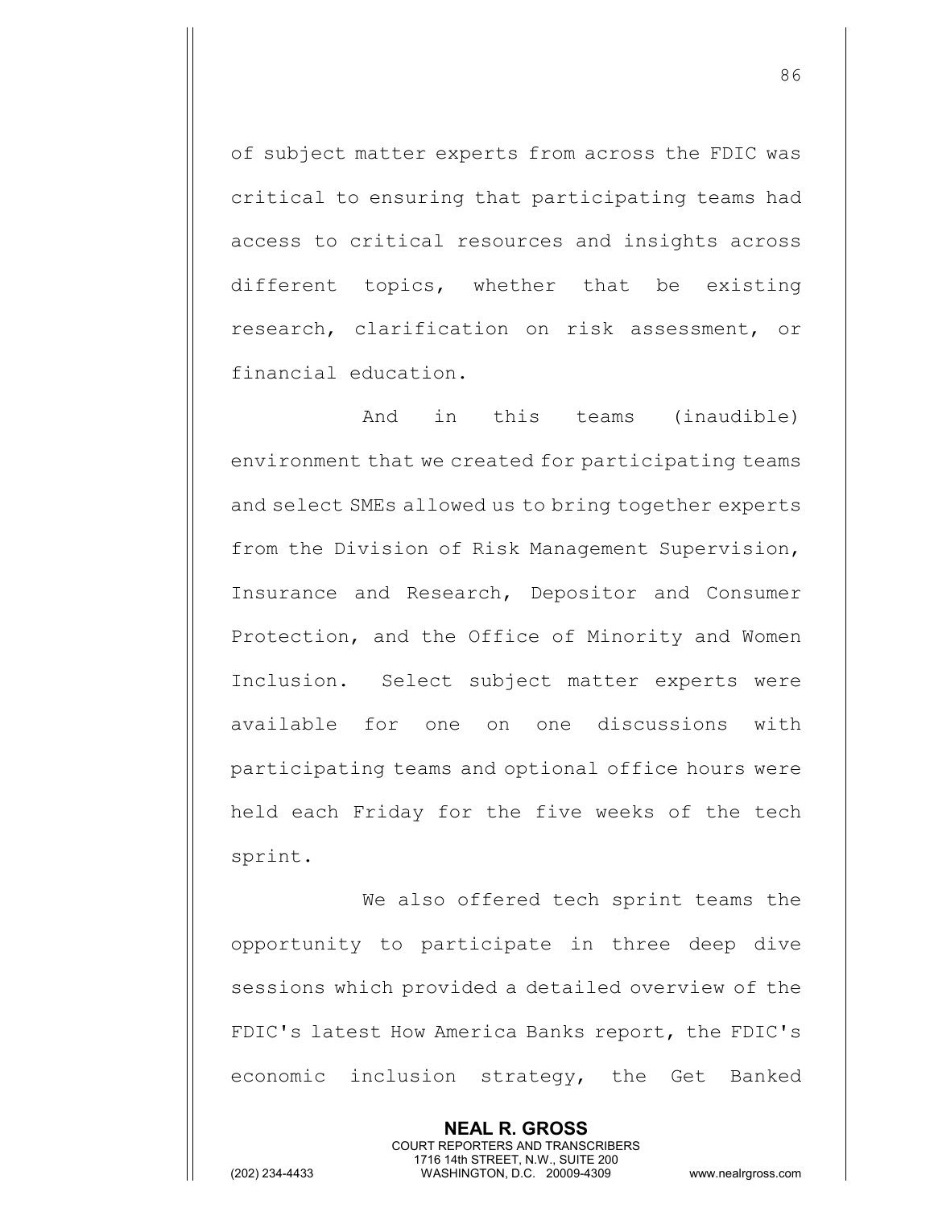of subject matter experts from across the FDIC was critical to ensuring that participating teams had access to critical resources and insights across different topics, whether that be existing research, clarification on risk assessment, or financial education.

And in this teams (inaudible) environment that we created for participating teams and select SMEs allowed us to bring together experts from the Division of Risk Management Supervision, Insurance and Research, Depositor and Consumer Protection, and the Office of Minority and Women Inclusion. Select subject matter experts were available for one on one discussions with participating teams and optional office hours were held each Friday for the five weeks of the tech sprint.

We also offered tech sprint teams the opportunity to participate in three deep dive sessions which provided a detailed overview of the FDIC's latest How America Banks report, the FDIC's economic inclusion strategy, the Get Banked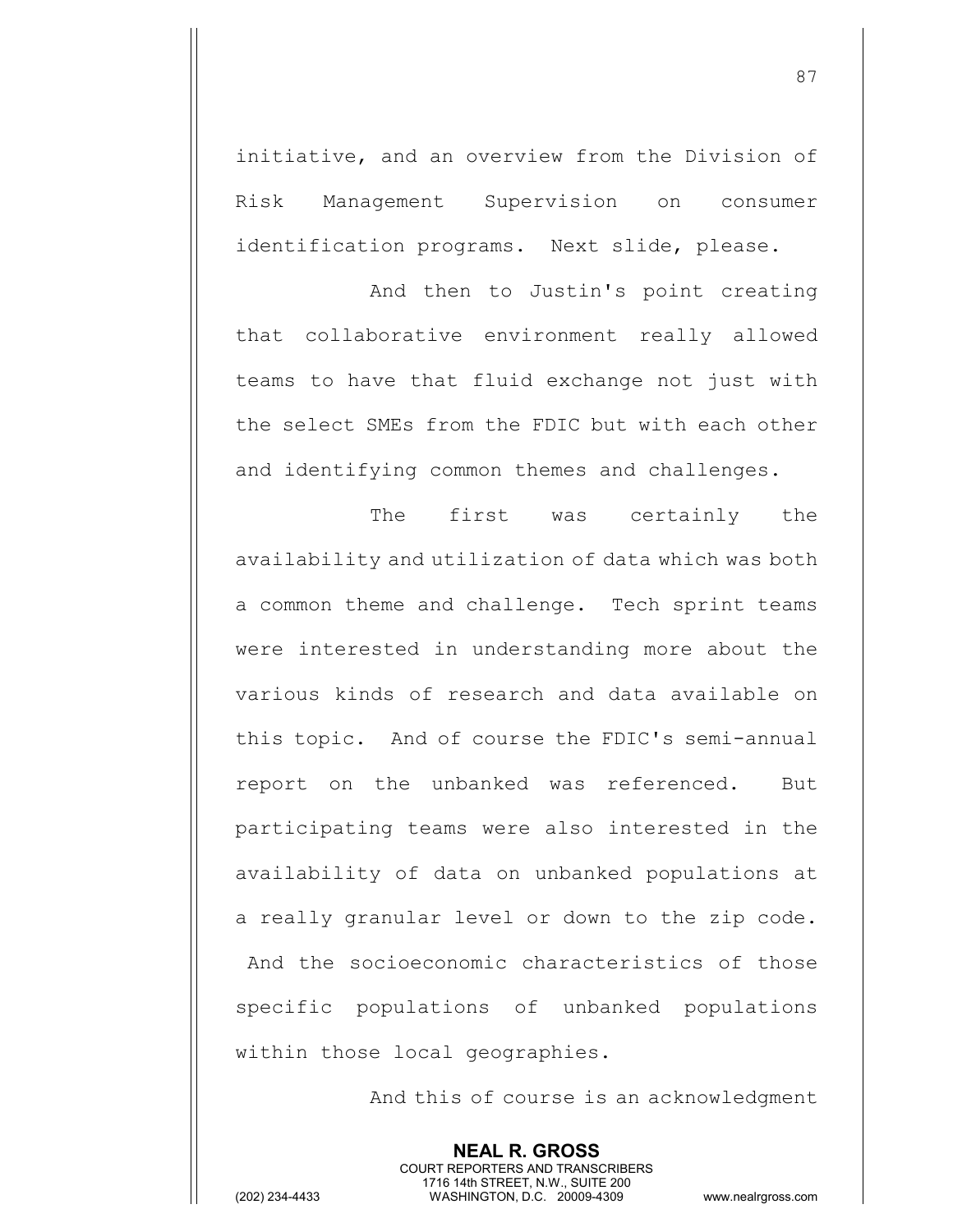initiative, and an overview from the Division of Risk Management Supervision on consumer identification programs. Next slide, please.

And then to Justin's point creating that collaborative environment really allowed teams to have that fluid exchange not just with the select SMEs from the FDIC but with each other and identifying common themes and challenges.

The first was certainly the availability and utilization of data which was both a common theme and challenge. Tech sprint teams were interested in understanding more about the various kinds of research and data available on this topic. And of course the FDIC's semi-annual report on the unbanked was referenced. But participating teams were also interested in the availability of data on unbanked populations at a really granular level or down to the zip code. And the socioeconomic characteristics of those specific populations of unbanked populations within those local geographies.

And this of course is an acknowledgment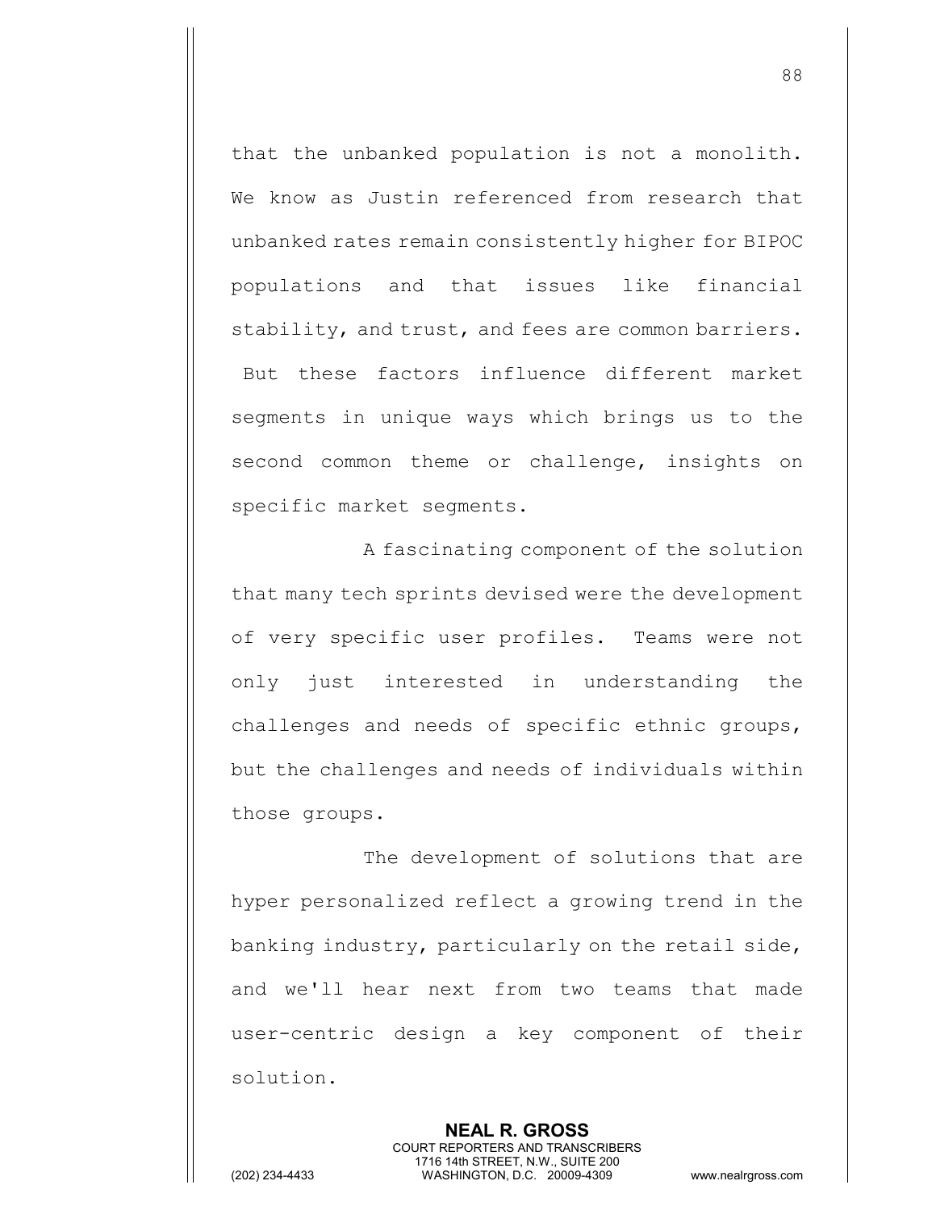that the unbanked population is not a monolith. We know as Justin referenced from research that unbanked rates remain consistently higher for BIPOC populations and that issues like financial stability, and trust, and fees are common barriers. But these factors influence different market segments in unique ways which brings us to the second common theme or challenge, insights on specific market segments.

A fascinating component of the solution that many tech sprints devised were the development of very specific user profiles. Teams were not only just interested in understanding the challenges and needs of specific ethnic groups, but the challenges and needs of individuals within those groups.

The development of solutions that are hyper personalized reflect a growing trend in the banking industry, particularly on the retail side, and we'll hear next from two teams that made user-centric design a key component of their solution.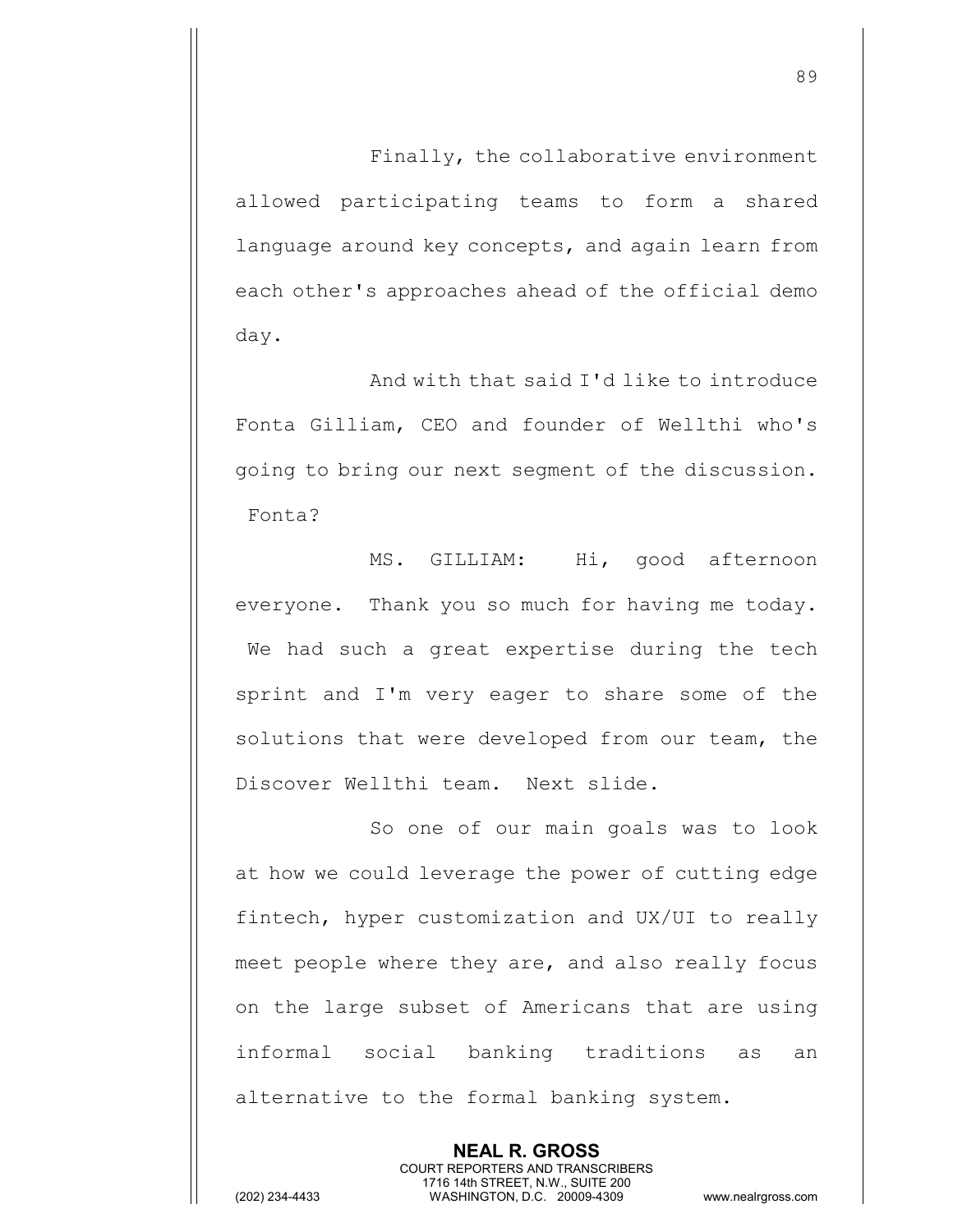Finally, the collaborative environment allowed participating teams to form a shared language around key concepts, and again learn from each other's approaches ahead of the official demo day.

And with that said I'd like to introduce Fonta Gilliam, CEO and founder of Wellthi who's going to bring our next segment of the discussion. Fonta?

MS. GILLIAM: Hi, good afternoon everyone. Thank you so much for having me today. We had such a great expertise during the tech sprint and I'm very eager to share some of the solutions that were developed from our team, the Discover Wellthi team. Next slide.

So one of our main goals was to look at how we could leverage the power of cutting edge fintech, hyper customization and UX/UI to really meet people where they are, and also really focus on the large subset of Americans that are using informal social banking traditions as an alternative to the formal banking system.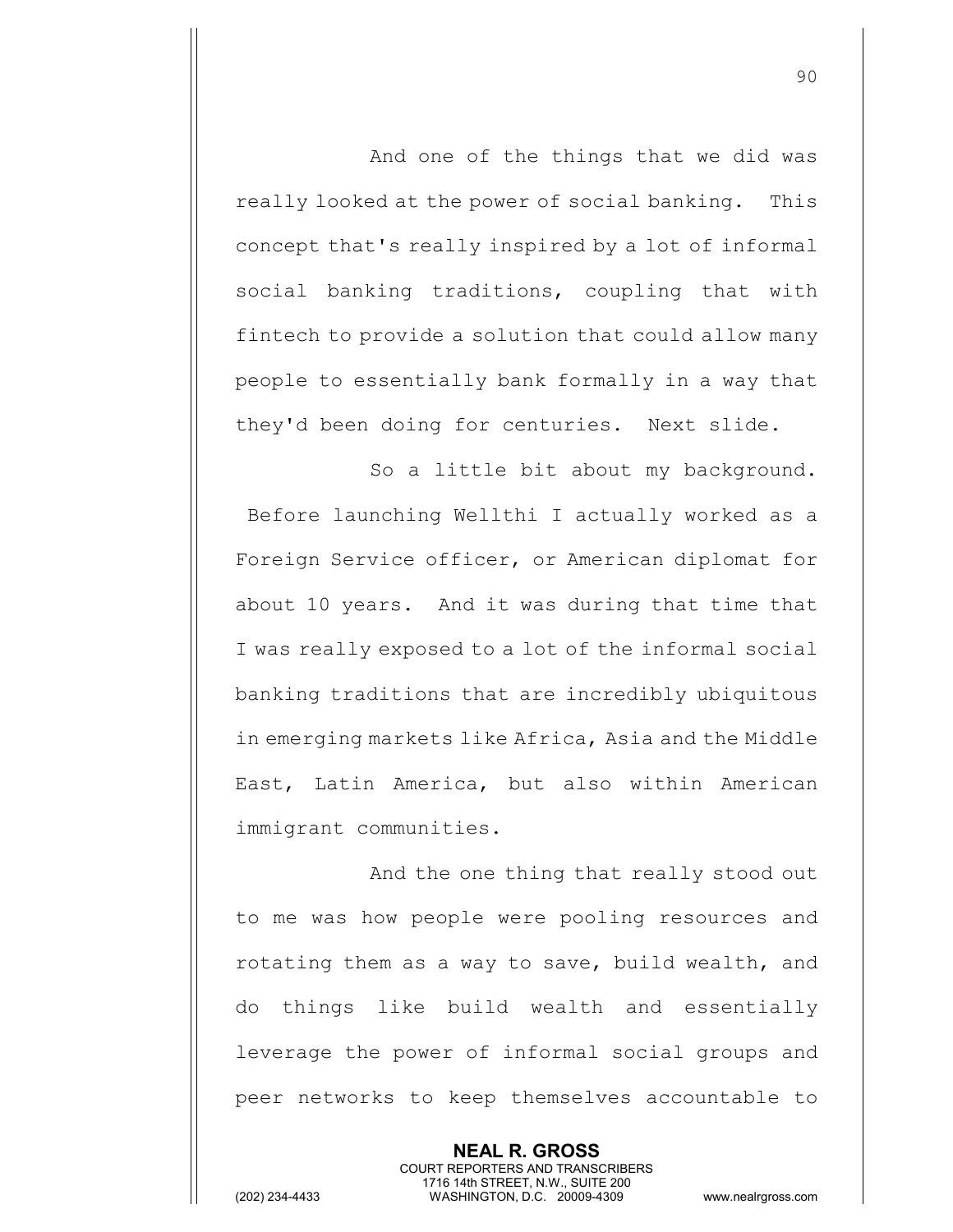And one of the things that we did was really looked at the power of social banking. This concept that's really inspired by a lot of informal social banking traditions, coupling that with fintech to provide a solution that could allow many people to essentially bank formally in a way that they'd been doing for centuries. Next slide.

So a little bit about my background. Before launching Wellthi I actually worked as a Foreign Service officer, or American diplomat for about 10 years. And it was during that time that I was really exposed to a lot of the informal social banking traditions that are incredibly ubiquitous in emerging markets like Africa, Asia and the Middle East, Latin America, but also within American immigrant communities.

And the one thing that really stood out to me was how people were pooling resources and rotating them as a way to save, build wealth, and do things like build wealth and essentially leverage the power of informal social groups and peer networks to keep themselves accountable to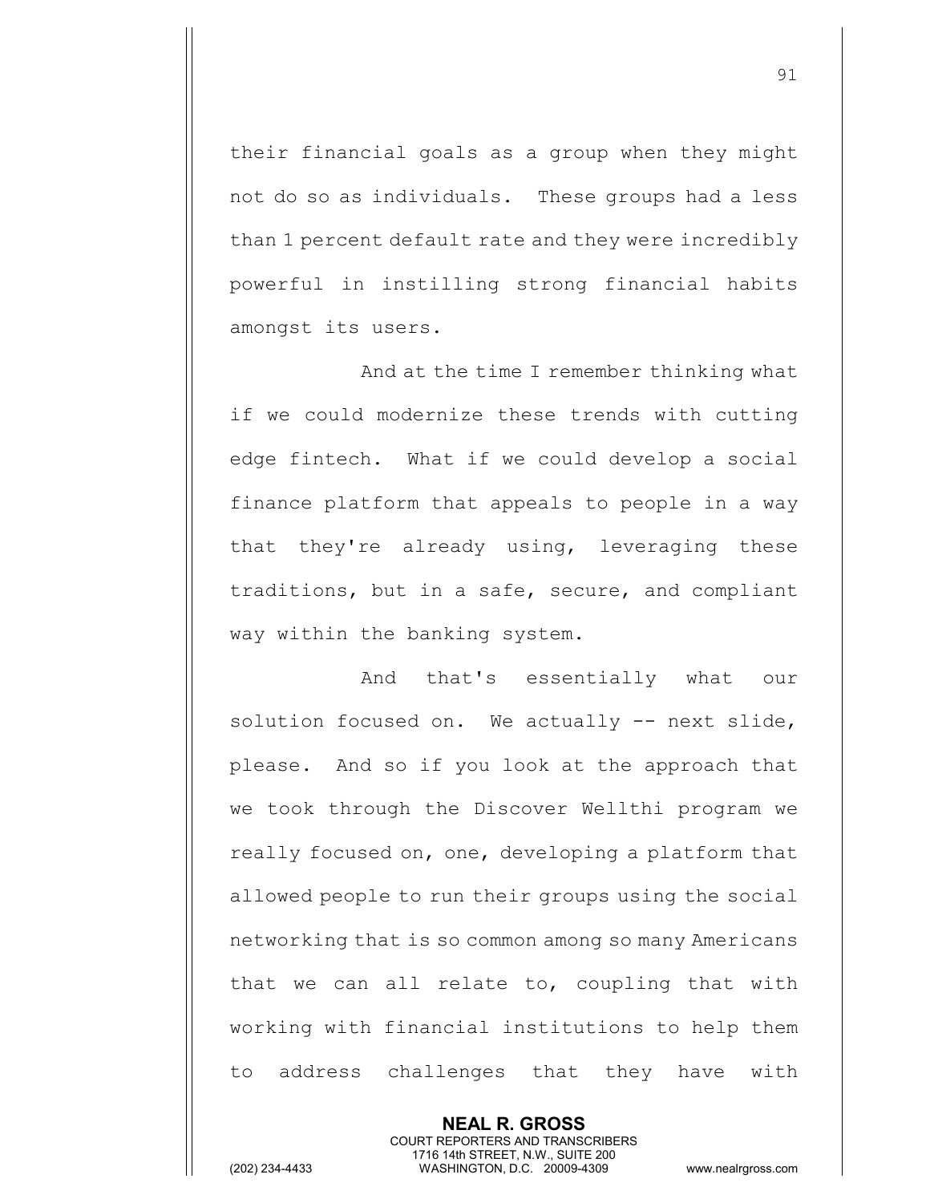their financial goals as a group when they might not do so as individuals. These groups had a less than 1 percent default rate and they were incredibly powerful in instilling strong financial habits amongst its users.

And at the time I remember thinking what if we could modernize these trends with cutting edge fintech. What if we could develop a social finance platform that appeals to people in a way that they're already using, leveraging these traditions, but in a safe, secure, and compliant way within the banking system.

And that's essentially what our solution focused on. We actually -- next slide, please. And so if you look at the approach that we took through the Discover Wellthi program we really focused on, one, developing a platform that allowed people to run their groups using the social networking that is so common among so many Americans that we can all relate to, coupling that with working with financial institutions to help them to address challenges that they have with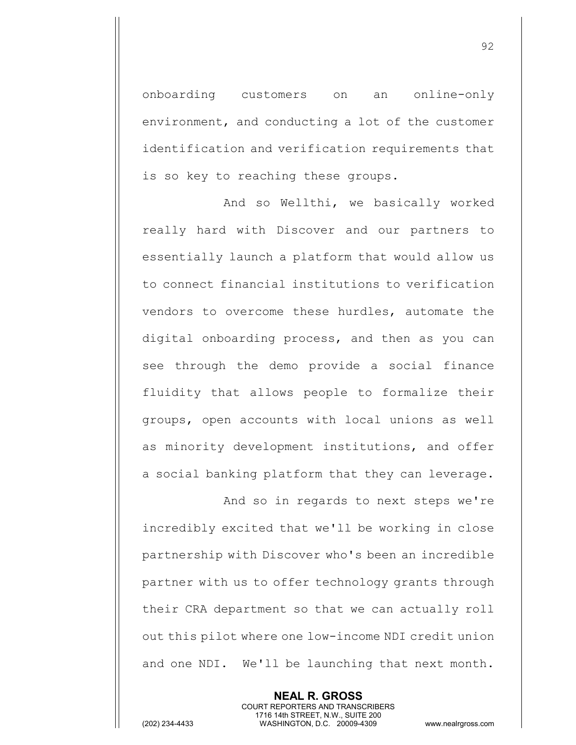onboarding customers on an online-only environment, and conducting a lot of the customer identification and verification requirements that is so key to reaching these groups.

And so Wellthi, we basically worked really hard with Discover and our partners to essentially launch a platform that would allow us to connect financial institutions to verification vendors to overcome these hurdles, automate the digital onboarding process, and then as you can see through the demo provide a social finance fluidity that allows people to formalize their groups, open accounts with local unions as well as minority development institutions, and offer a social banking platform that they can leverage.

And so in regards to next steps we're incredibly excited that we'll be working in close partnership with Discover who's been an incredible partner with us to offer technology grants through their CRA department so that we can actually roll out this pilot where one low-income NDI credit union and one NDI. We'll be launching that next month.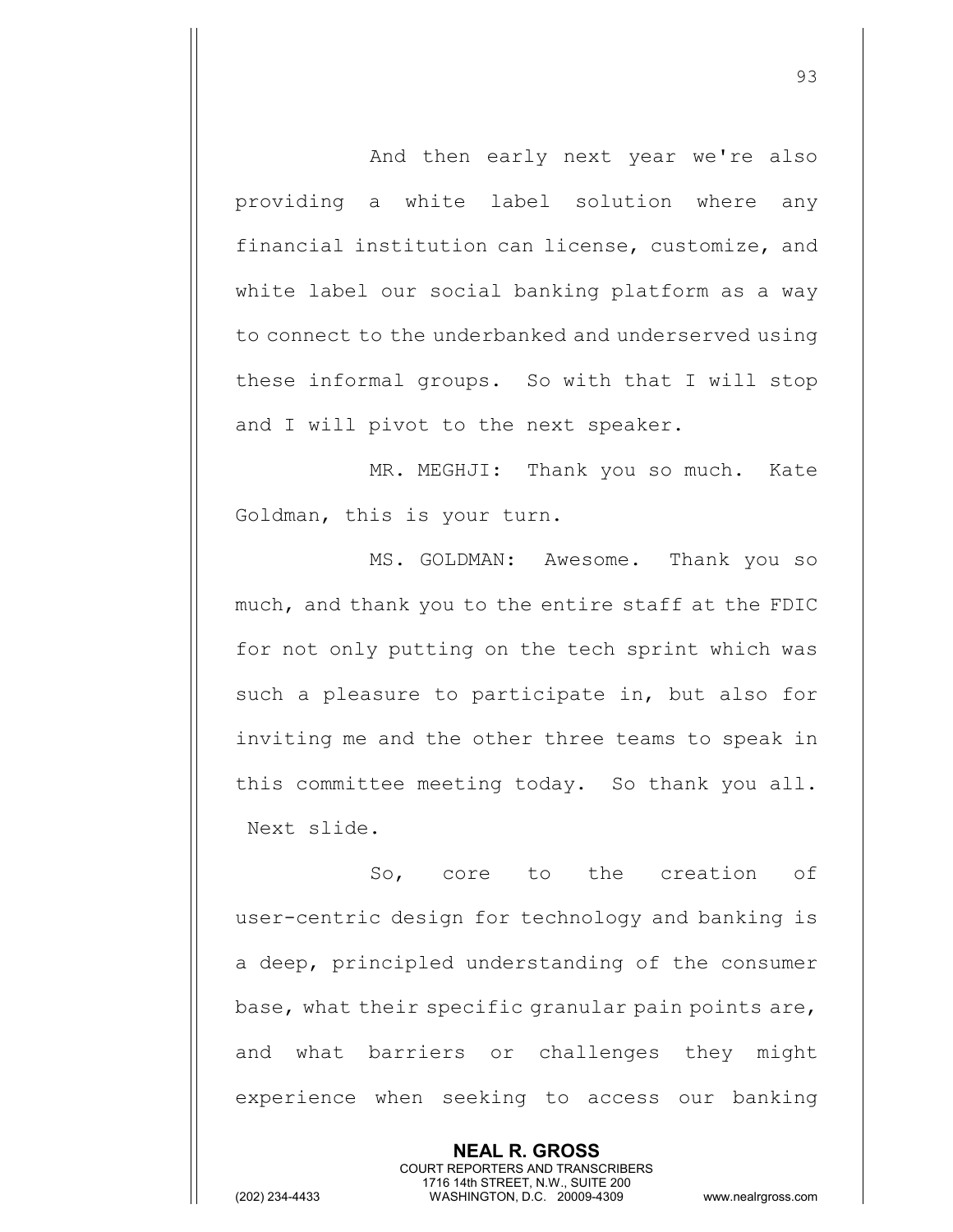And then early next year we're also providing a white label solution where any financial institution can license, customize, and white label our social banking platform as a way to connect to the underbanked and underserved using these informal groups. So with that I will stop and I will pivot to the next speaker.

MR. MEGHJI: Thank you so much. Kate Goldman, this is your turn.

MS. GOLDMAN: Awesome. Thank you so much, and thank you to the entire staff at the FDIC for not only putting on the tech sprint which was such a pleasure to participate in, but also for inviting me and the other three teams to speak in this committee meeting today. So thank you all. Next slide.

So, core to the creation of user-centric design for technology and banking is a deep, principled understanding of the consumer base, what their specific granular pain points are, and what barriers or challenges they might experience when seeking to access our banking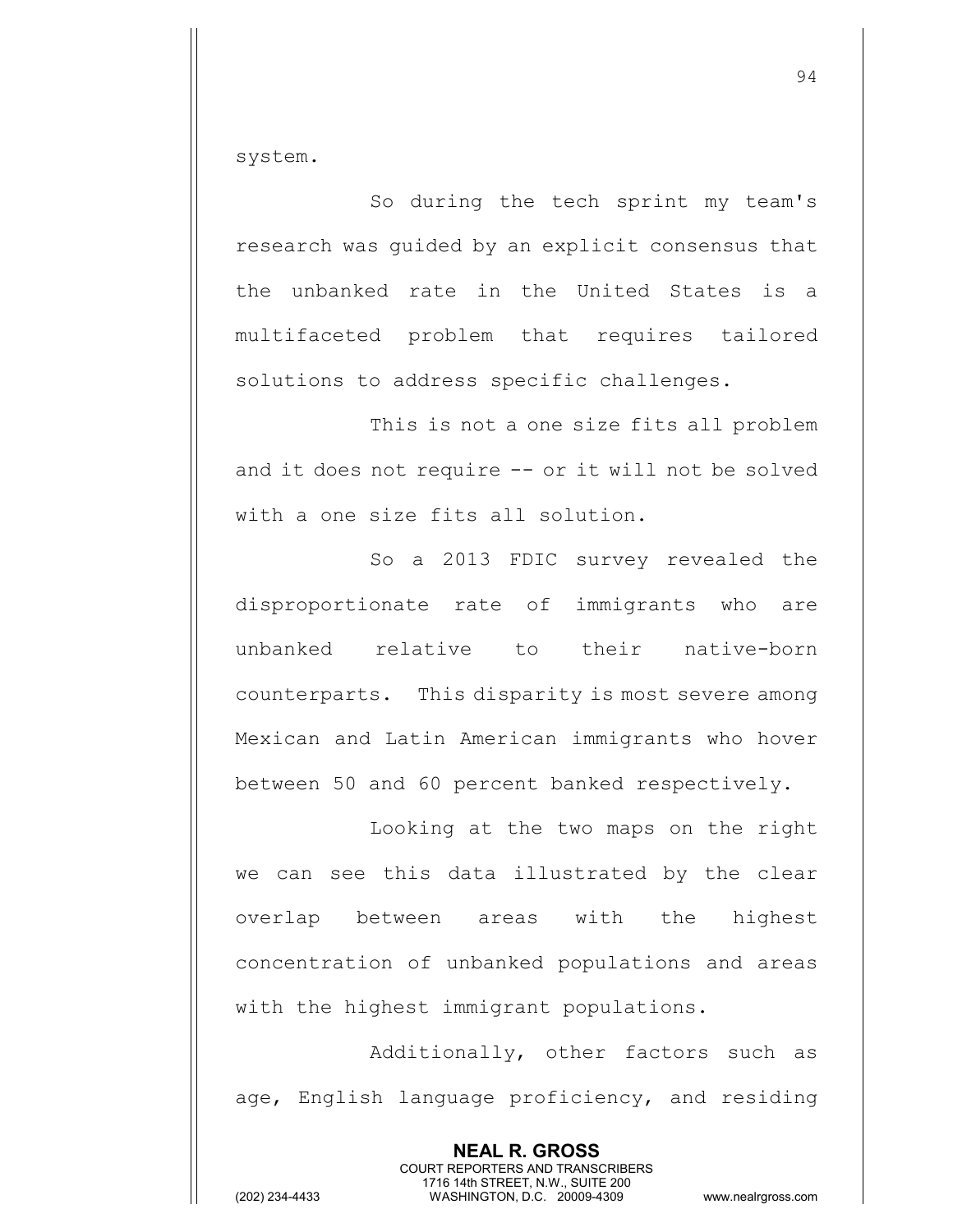system.

So during the tech sprint my team's research was guided by an explicit consensus that the unbanked rate in the United States is a multifaceted problem that requires tailored solutions to address specific challenges.

This is not a one size fits all problem and it does not require -- or it will not be solved with a one size fits all solution.

So a 2013 FDIC survey revealed the disproportionate rate of immigrants who are unbanked relative to their native-born counterparts. This disparity is most severe among Mexican and Latin American immigrants who hover between 50 and 60 percent banked respectively.

Looking at the two maps on the right we can see this data illustrated by the clear overlap between areas with the highest concentration of unbanked populations and areas with the highest immigrant populations.

Additionally, other factors such as age, English language proficiency, and residing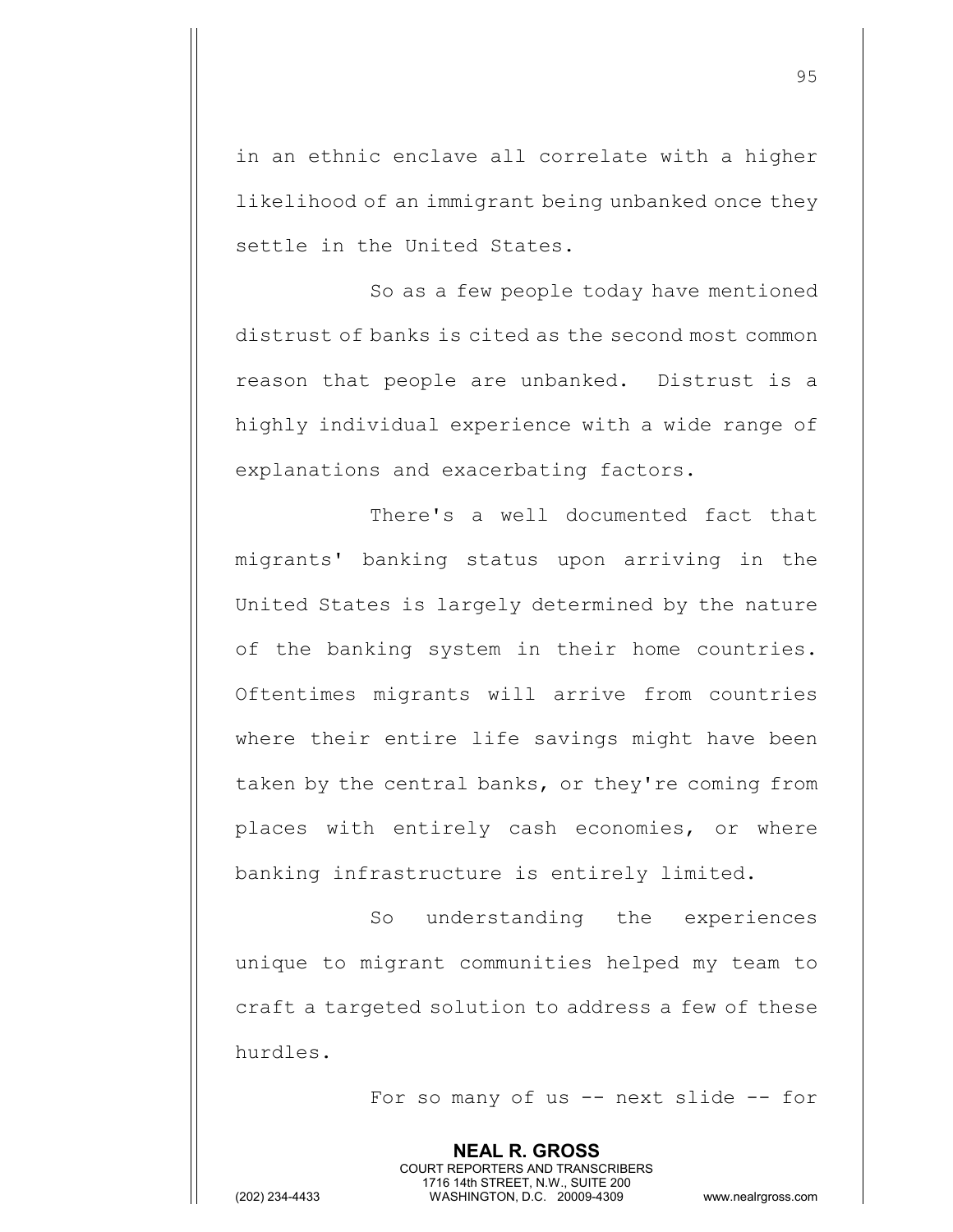in an ethnic enclave all correlate with a higher likelihood of an immigrant being unbanked once they settle in the United States.

So as a few people today have mentioned distrust of banks is cited as the second most common reason that people are unbanked. Distrust is a highly individual experience with a wide range of explanations and exacerbating factors.

There's a well documented fact that migrants' banking status upon arriving in the United States is largely determined by the nature of the banking system in their home countries. Oftentimes migrants will arrive from countries where their entire life savings might have been taken by the central banks, or they're coming from places with entirely cash economies, or where banking infrastructure is entirely limited.

So understanding the experiences unique to migrant communities helped my team to craft a targeted solution to address a few of these hurdles.

For so many of us -- next slide -- for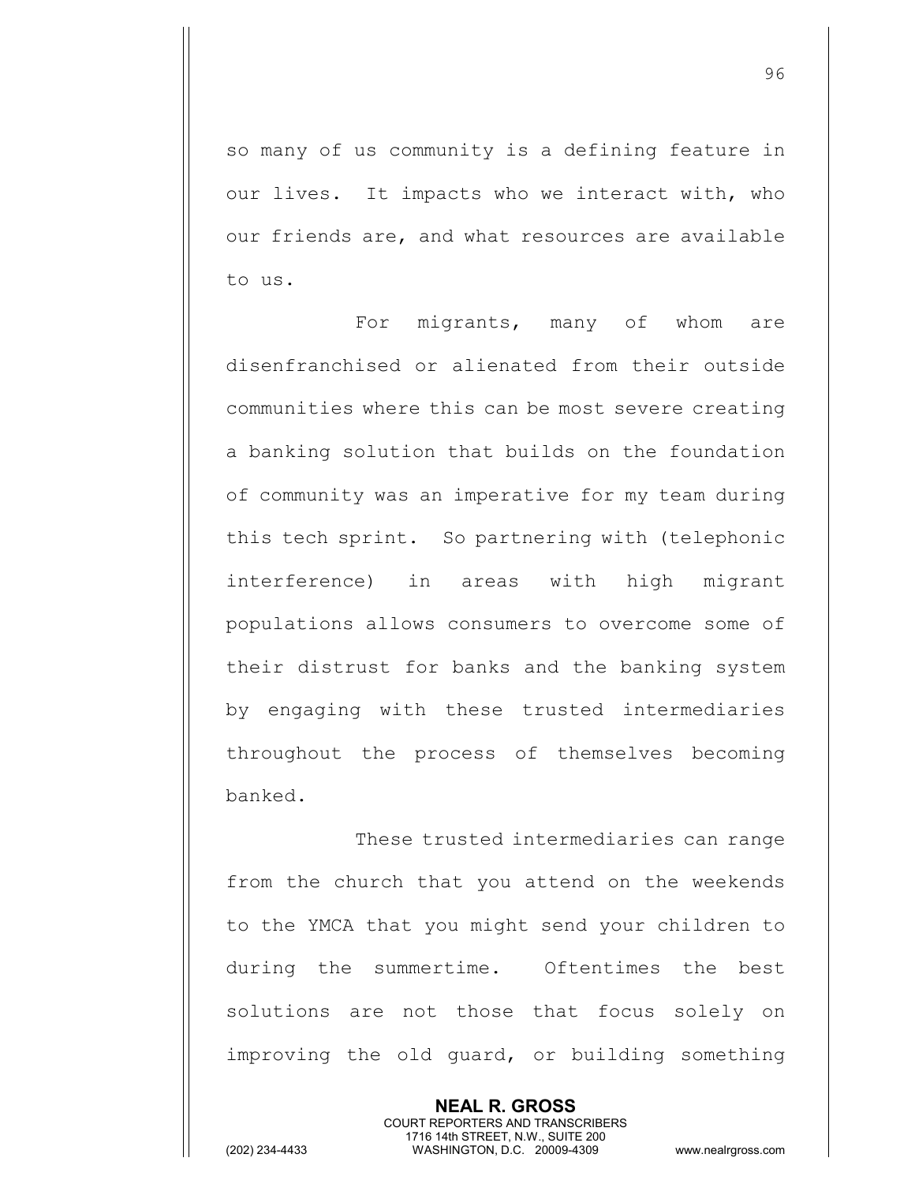so many of us community is a defining feature in our lives. It impacts who we interact with, who our friends are, and what resources are available to us.

For migrants, many of whom are disenfranchised or alienated from their outside communities where this can be most severe creating a banking solution that builds on the foundation of community was an imperative for my team during this tech sprint. So partnering with (telephonic interference) in areas with high migrant populations allows consumers to overcome some of their distrust for banks and the banking system by engaging with these trusted intermediaries throughout the process of themselves becoming banked.

These trusted intermediaries can range from the church that you attend on the weekends to the YMCA that you might send your children to during the summertime. Oftentimes the best solutions are not those that focus solely on improving the old guard, or building something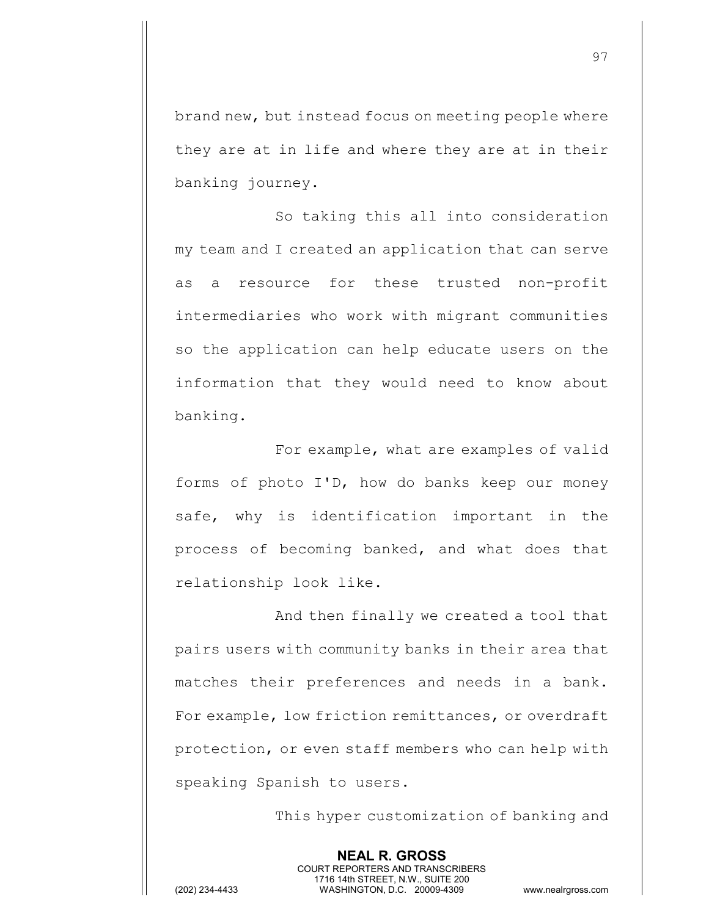brand new, but instead focus on meeting people where they are at in life and where they are at in their banking journey.

So taking this all into consideration my team and I created an application that can serve as a resource for these trusted non-profit intermediaries who work with migrant communities so the application can help educate users on the information that they would need to know about banking.

For example, what are examples of valid forms of photo I'D, how do banks keep our money safe, why is identification important in the process of becoming banked, and what does that relationship look like.

And then finally we created a tool that pairs users with community banks in their area that matches their preferences and needs in a bank. For example, low friction remittances, or overdraft protection, or even staff members who can help with speaking Spanish to users.

This hyper customization of banking and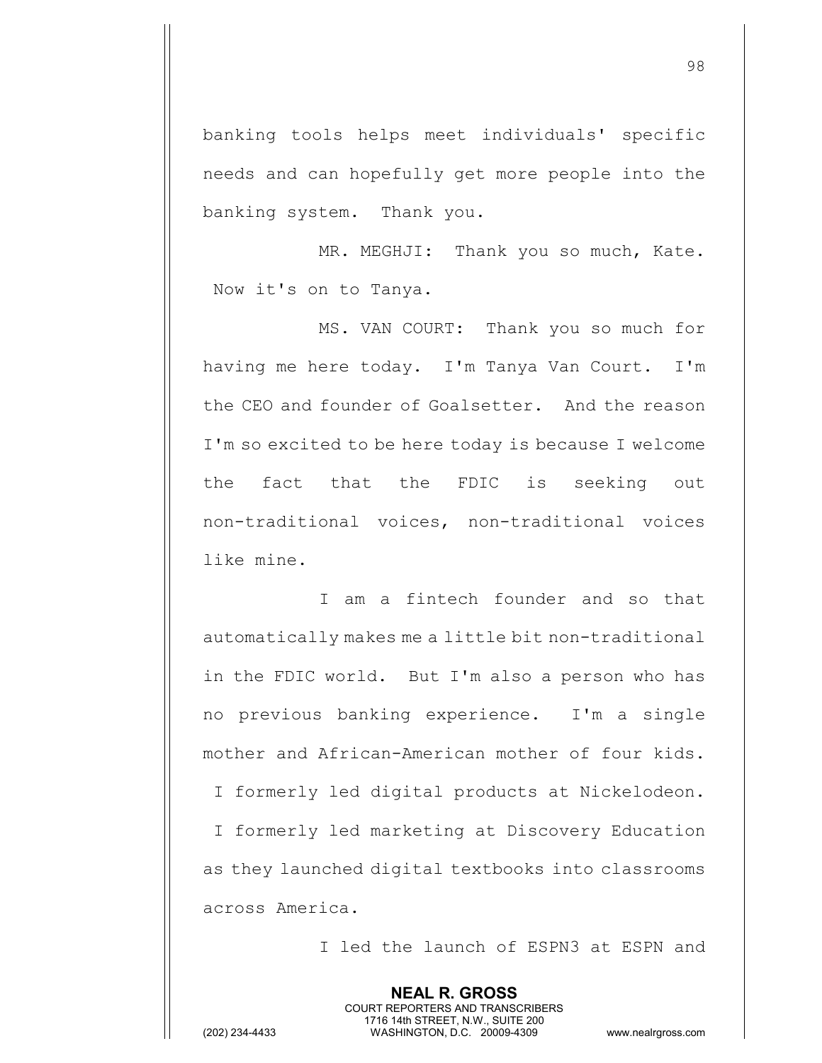banking tools helps meet individuals' specific needs and can hopefully get more people into the banking system. Thank you.

MR. MEGHJI: Thank you so much, Kate. Now it's on to Tanya.

MS. VAN COURT: Thank you so much for having me here today. I'm Tanya Van Court. I'm the CEO and founder of Goalsetter. And the reason I'm so excited to be here today is because I welcome the fact that the FDIC is seeking out non-traditional voices, non-traditional voices like mine.

I am a fintech founder and so that automatically makes me a little bit non-traditional in the FDIC world. But I'm also a person who has no previous banking experience. I'm a single mother and African-American mother of four kids. I formerly led digital products at Nickelodeon. I formerly led marketing at Discovery Education as they launched digital textbooks into classrooms across America.

I led the launch of ESPN3 at ESPN and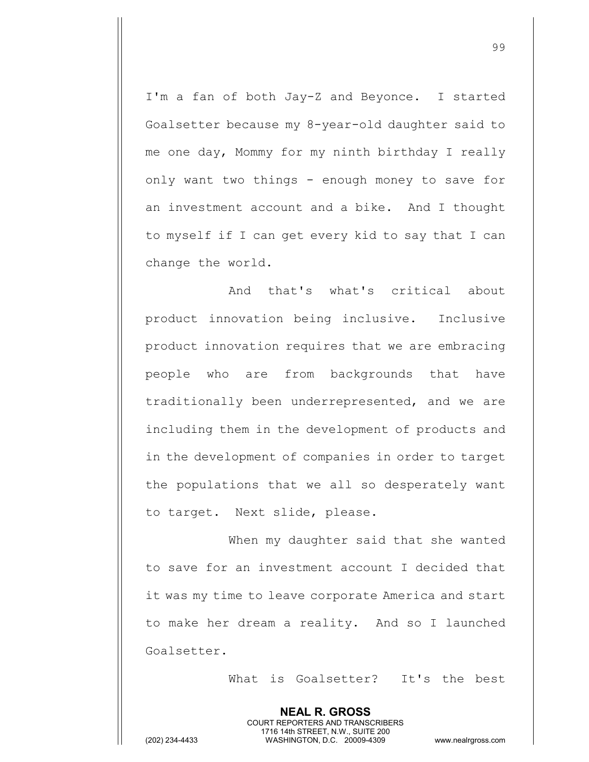I'm a fan of both Jay-Z and Beyonce. I started Goalsetter because my 8-year-old daughter said to me one day, Mommy for my ninth birthday I really only want two things - enough money to save for an investment account and a bike. And I thought to myself if I can get every kid to say that I can change the world.

And that's what's critical about product innovation being inclusive. Inclusive product innovation requires that we are embracing people who are from backgrounds that have traditionally been underrepresented, and we are including them in the development of products and in the development of companies in order to target the populations that we all so desperately want to target. Next slide, please.

When my daughter said that she wanted to save for an investment account I decided that it was my time to leave corporate America and start to make her dream a reality. And so I launched Goalsetter.

What is Goalsetter? It's the best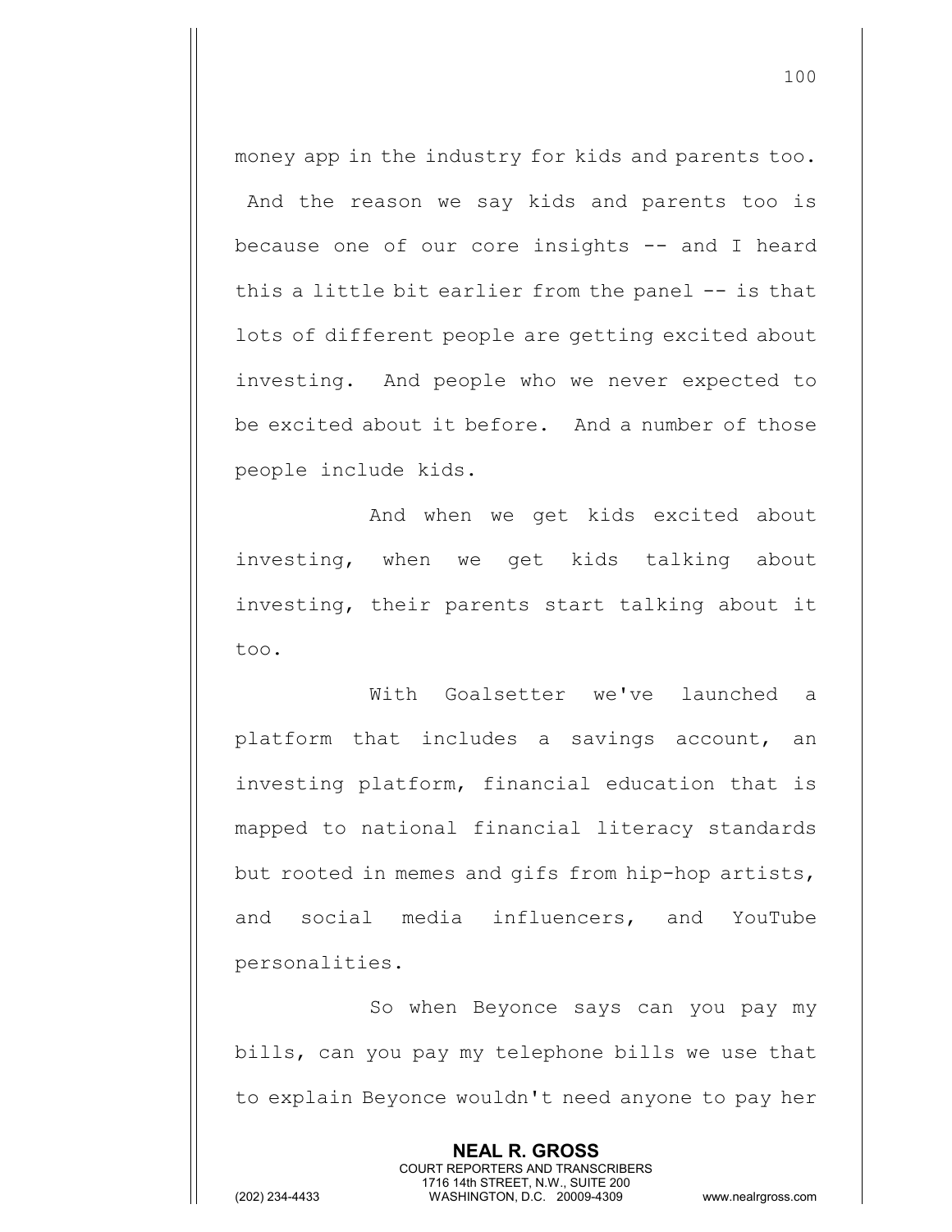money app in the industry for kids and parents too. And the reason we say kids and parents too is because one of our core insights -- and I heard this a little bit earlier from the panel -- is that lots of different people are getting excited about investing. And people who we never expected to be excited about it before. And a number of those people include kids.

And when we get kids excited about investing, when we get kids talking about investing, their parents start talking about it too.

With Goalsetter we've launched a platform that includes a savings account, an investing platform, financial education that is mapped to national financial literacy standards but rooted in memes and gifs from hip-hop artists, and social media influencers, and YouTube personalities.

So when Beyonce says can you pay my bills, can you pay my telephone bills we use that to explain Beyonce wouldn't need anyone to pay her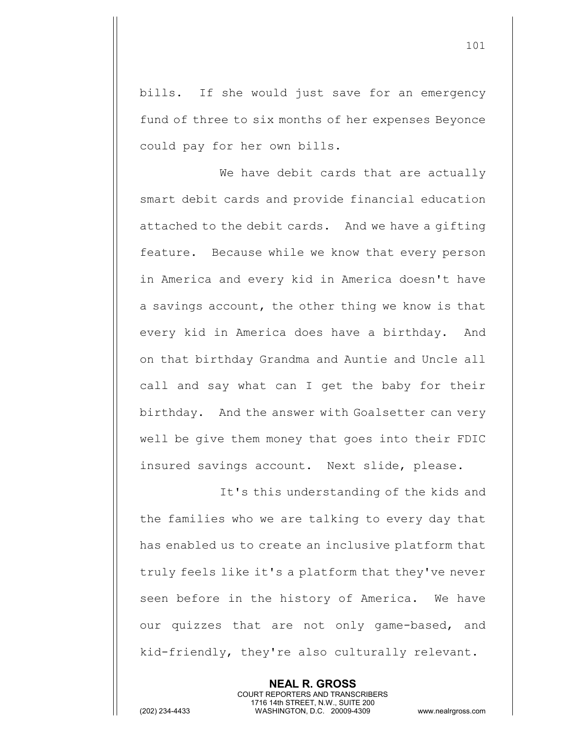bills. If she would just save for an emergency fund of three to six months of her expenses Beyonce could pay for her own bills.

We have debit cards that are actually smart debit cards and provide financial education attached to the debit cards. And we have a gifting feature. Because while we know that every person in America and every kid in America doesn't have a savings account, the other thing we know is that every kid in America does have a birthday. And on that birthday Grandma and Auntie and Uncle all call and say what can I get the baby for their birthday. And the answer with Goalsetter can very well be give them money that goes into their FDIC insured savings account. Next slide, please.

It's this understanding of the kids and the families who we are talking to every day that has enabled us to create an inclusive platform that truly feels like it's a platform that they've never seen before in the history of America. We have our quizzes that are not only game-based, and kid-friendly, they're also culturally relevant.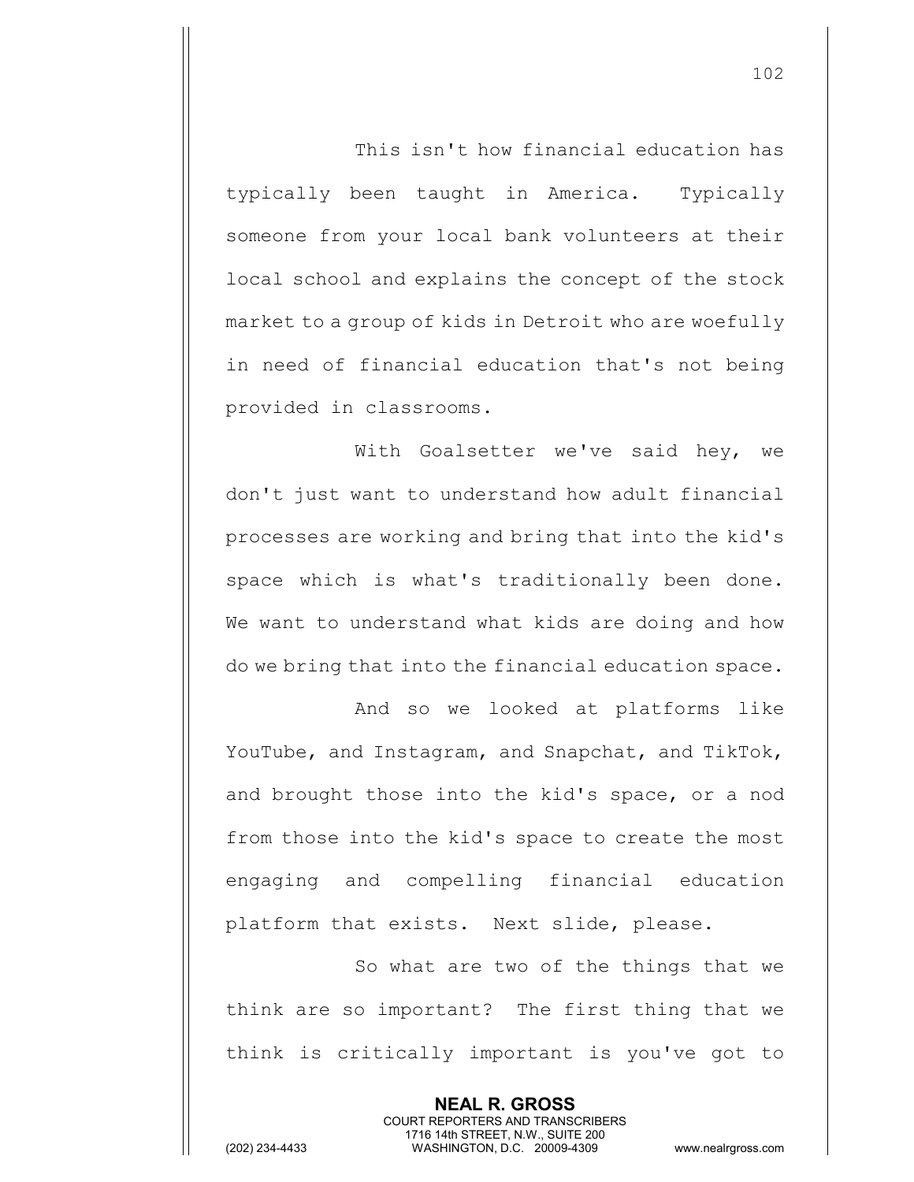This isn't how financial education has typically been taught in America. Typically someone from your local bank volunteers at their local school and explains the concept of the stock market to a group of kids in Detroit who are woefully in need of financial education that's not being provided in classrooms.

With Goalsetter we've said hey, we don't just want to understand how adult financial processes are working and bring that into the kid's space which is what's traditionally been done. We want to understand what kids are doing and how do we bring that into the financial education space.

And so we looked at platforms like YouTube, and Instagram, and Snapchat, and TikTok, and brought those into the kid's space, or a nod from those into the kid's space to create the most engaging and compelling financial education platform that exists. Next slide, please.

So what are two of the things that we think are so important? The first thing that we think is critically important is you've got to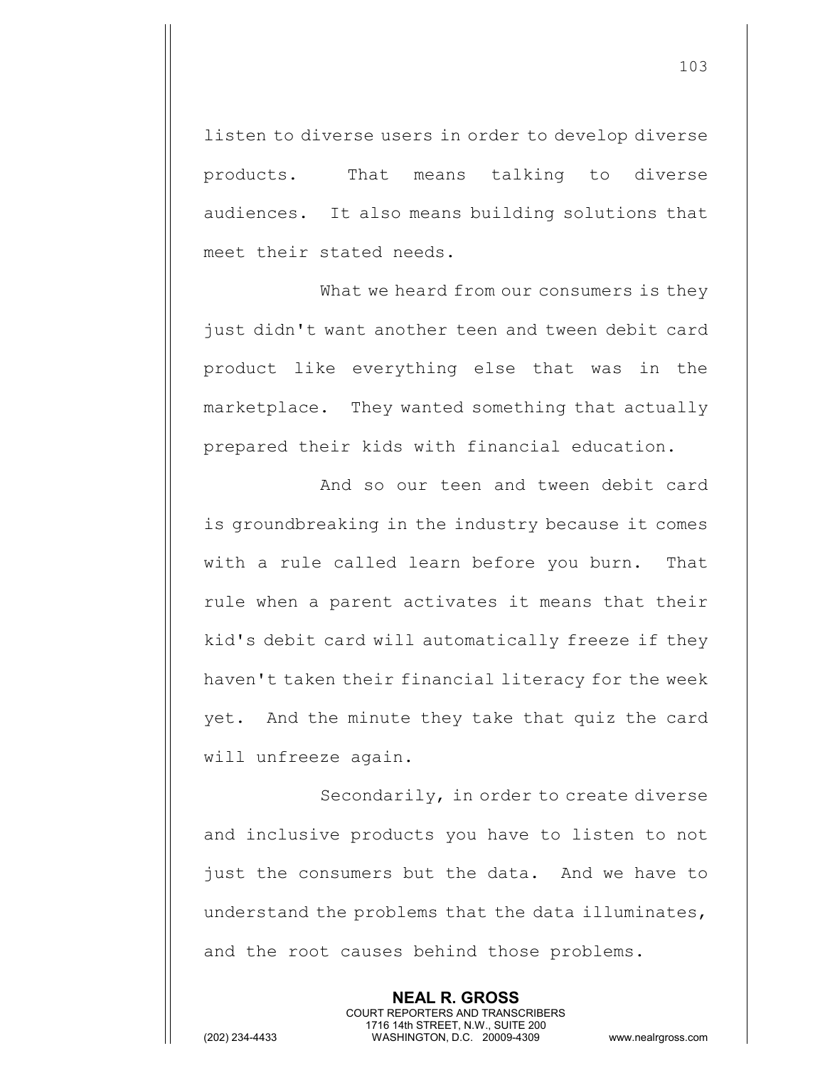listen to diverse users in order to develop diverse products. That means talking to diverse audiences. It also means building solutions that meet their stated needs.

What we heard from our consumers is they just didn't want another teen and tween debit card product like everything else that was in the marketplace. They wanted something that actually prepared their kids with financial education.

And so our teen and tween debit card is groundbreaking in the industry because it comes with a rule called learn before you burn. That rule when a parent activates it means that their kid's debit card will automatically freeze if they haven't taken their financial literacy for the week yet. And the minute they take that quiz the card will unfreeze again.

Secondarily, in order to create diverse and inclusive products you have to listen to not just the consumers but the data. And we have to understand the problems that the data illuminates, and the root causes behind those problems.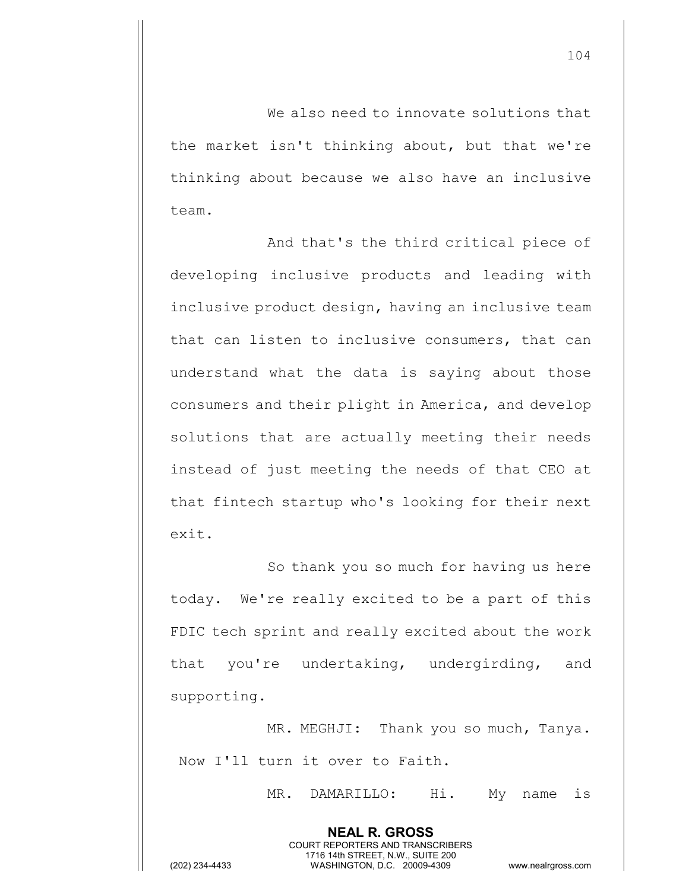We also need to innovate solutions that the market isn't thinking about, but that we're thinking about because we also have an inclusive team.

And that's the third critical piece of developing inclusive products and leading with inclusive product design, having an inclusive team that can listen to inclusive consumers, that can understand what the data is saying about those consumers and their plight in America, and develop solutions that are actually meeting their needs instead of just meeting the needs of that CEO at that fintech startup who's looking for their next exit.

So thank you so much for having us here today. We're really excited to be a part of this FDIC tech sprint and really excited about the work that you're undertaking, undergirding, and supporting.

MR. MEGHJI: Thank you so much, Tanya. Now I'll turn it over to Faith.

MR. DAMARILLO: Hi. My name is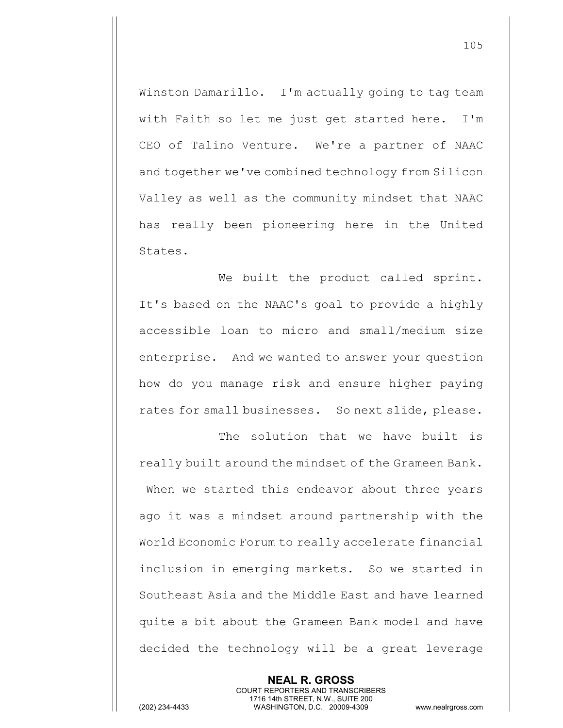Winston Damarillo. I'm actually going to tag team with Faith so let me just get started here. I'm CEO of Talino Venture. We're a partner of NAAC and together we've combined technology from Silicon Valley as well as the community mindset that NAAC has really been pioneering here in the United States.

We built the product called sprint. It's based on the NAAC's goal to provide a highly accessible loan to micro and small/medium size enterprise. And we wanted to answer your question how do you manage risk and ensure higher paying rates for small businesses. So next slide, please.

The solution that we have built is really built around the mindset of the Grameen Bank. When we started this endeavor about three years ago it was a mindset around partnership with the World Economic Forum to really accelerate financial inclusion in emerging markets. So we started in Southeast Asia and the Middle East and have learned quite a bit about the Grameen Bank model and have decided the technology will be a great leverage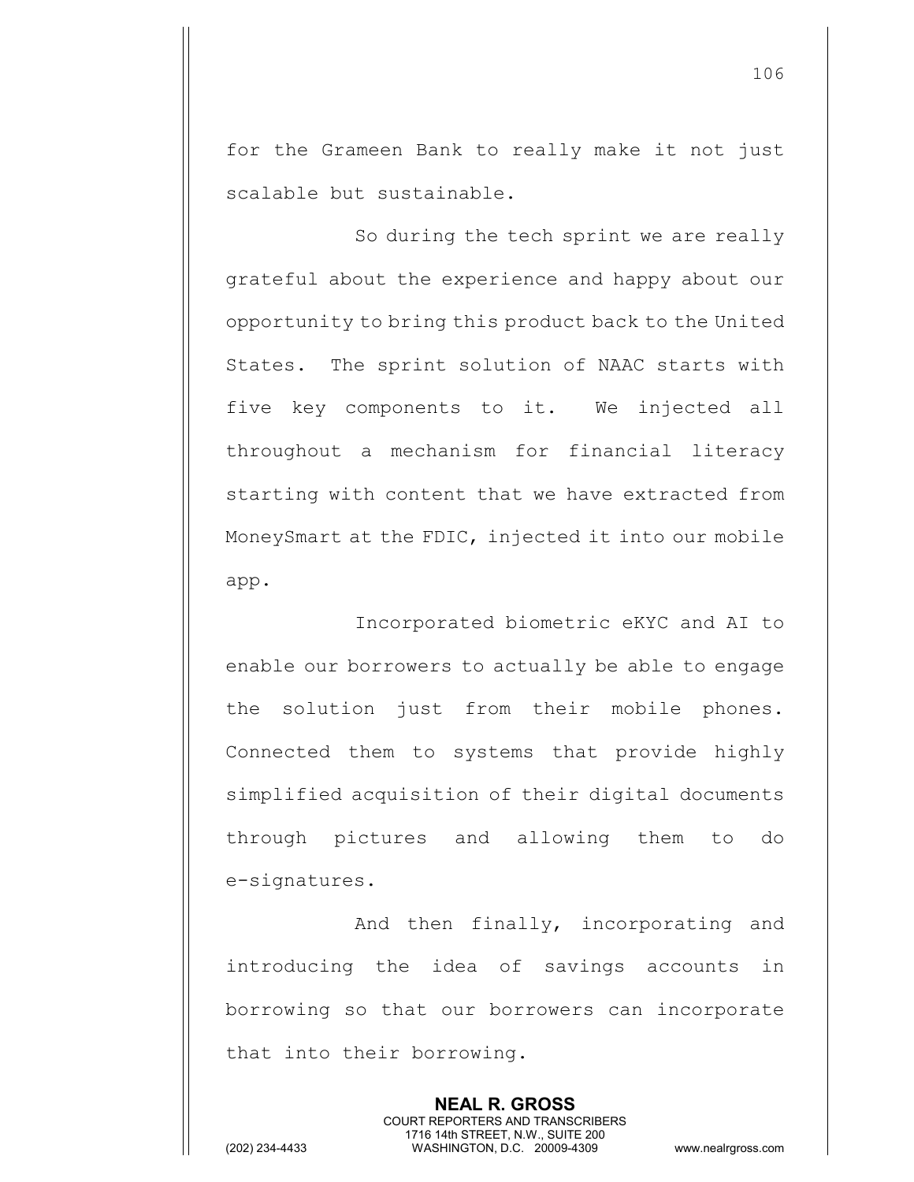for the Grameen Bank to really make it not just scalable but sustainable.

So during the tech sprint we are really grateful about the experience and happy about our opportunity to bring this product back to the United States. The sprint solution of NAAC starts with five key components to it. We injected all throughout a mechanism for financial literacy starting with content that we have extracted from MoneySmart at the FDIC, injected it into our mobile app.

Incorporated biometric eKYC and AI to enable our borrowers to actually be able to engage the solution just from their mobile phones. Connected them to systems that provide highly simplified acquisition of their digital documents through pictures and allowing them to do e-signatures.

And then finally, incorporating and introducing the idea of savings accounts in borrowing so that our borrowers can incorporate that into their borrowing.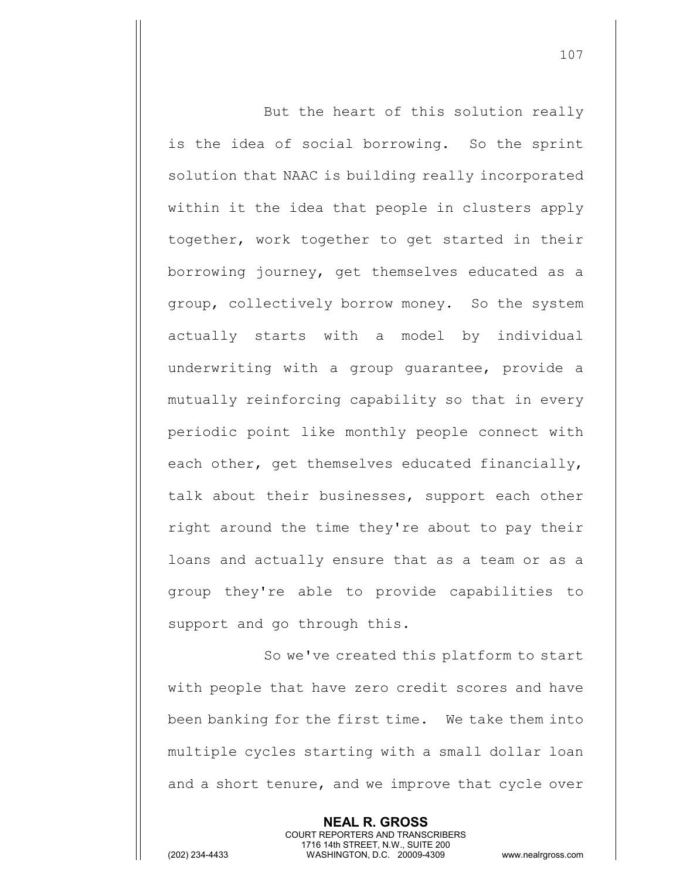But the heart of this solution really is the idea of social borrowing. So the sprint solution that NAAC is building really incorporated within it the idea that people in clusters apply together, work together to get started in their borrowing journey, get themselves educated as a group, collectively borrow money. So the system actually starts with a model by individual underwriting with a group guarantee, provide a mutually reinforcing capability so that in every periodic point like monthly people connect with each other, get themselves educated financially, talk about their businesses, support each other right around the time they're about to pay their loans and actually ensure that as a team or as a group they're able to provide capabilities to support and go through this.

So we've created this platform to start with people that have zero credit scores and have been banking for the first time. We take them into multiple cycles starting with a small dollar loan and a short tenure, and we improve that cycle over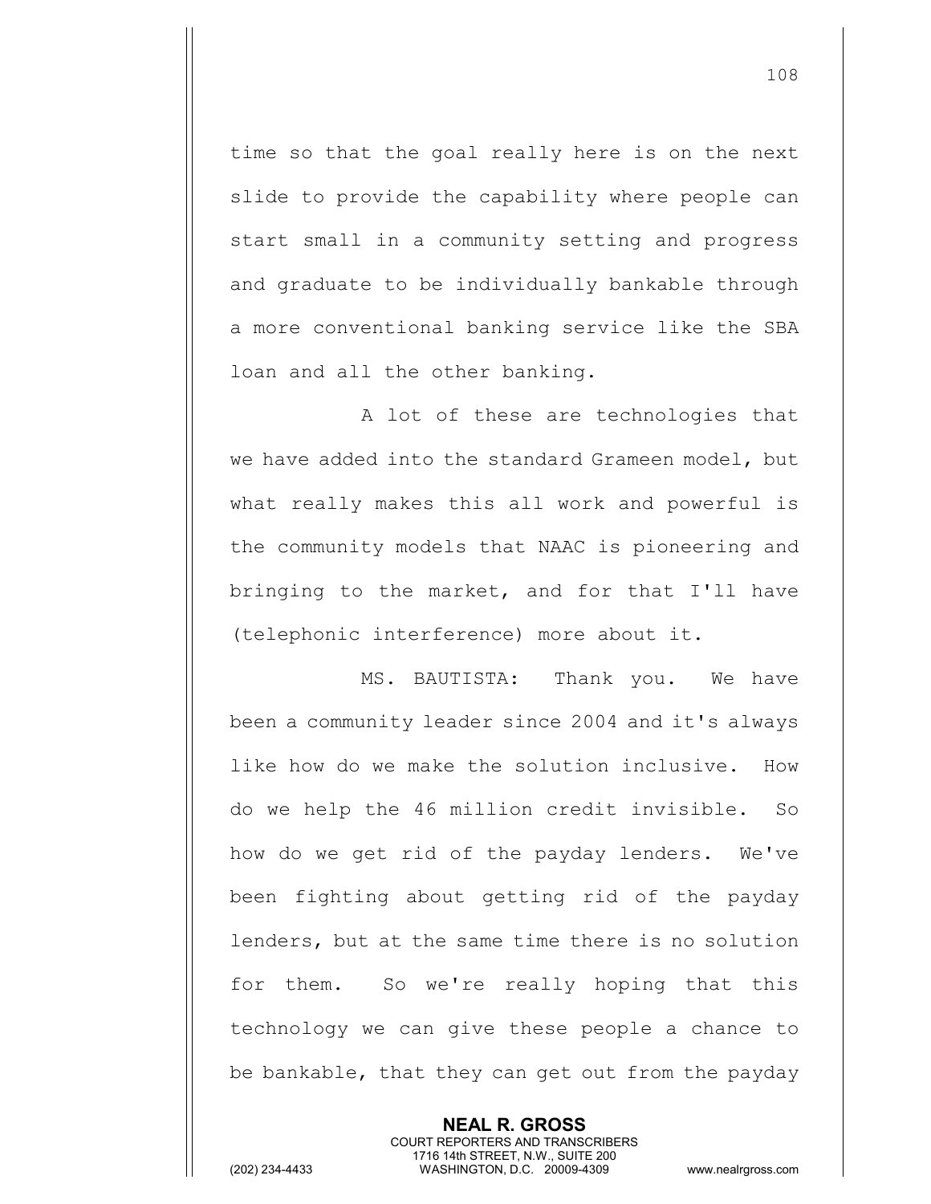time so that the goal really here is on the next slide to provide the capability where people can start small in a community setting and progress and graduate to be individually bankable through a more conventional banking service like the SBA loan and all the other banking.

A lot of these are technologies that we have added into the standard Grameen model, but what really makes this all work and powerful is the community models that NAAC is pioneering and bringing to the market, and for that I'll have (telephonic interference) more about it.

MS. BAUTISTA: Thank you. We have been a community leader since 2004 and it's always like how do we make the solution inclusive. How do we help the 46 million credit invisible. So how do we get rid of the payday lenders. We've been fighting about getting rid of the payday lenders, but at the same time there is no solution for them. So we're really hoping that this technology we can give these people a chance to be bankable, that they can get out from the payday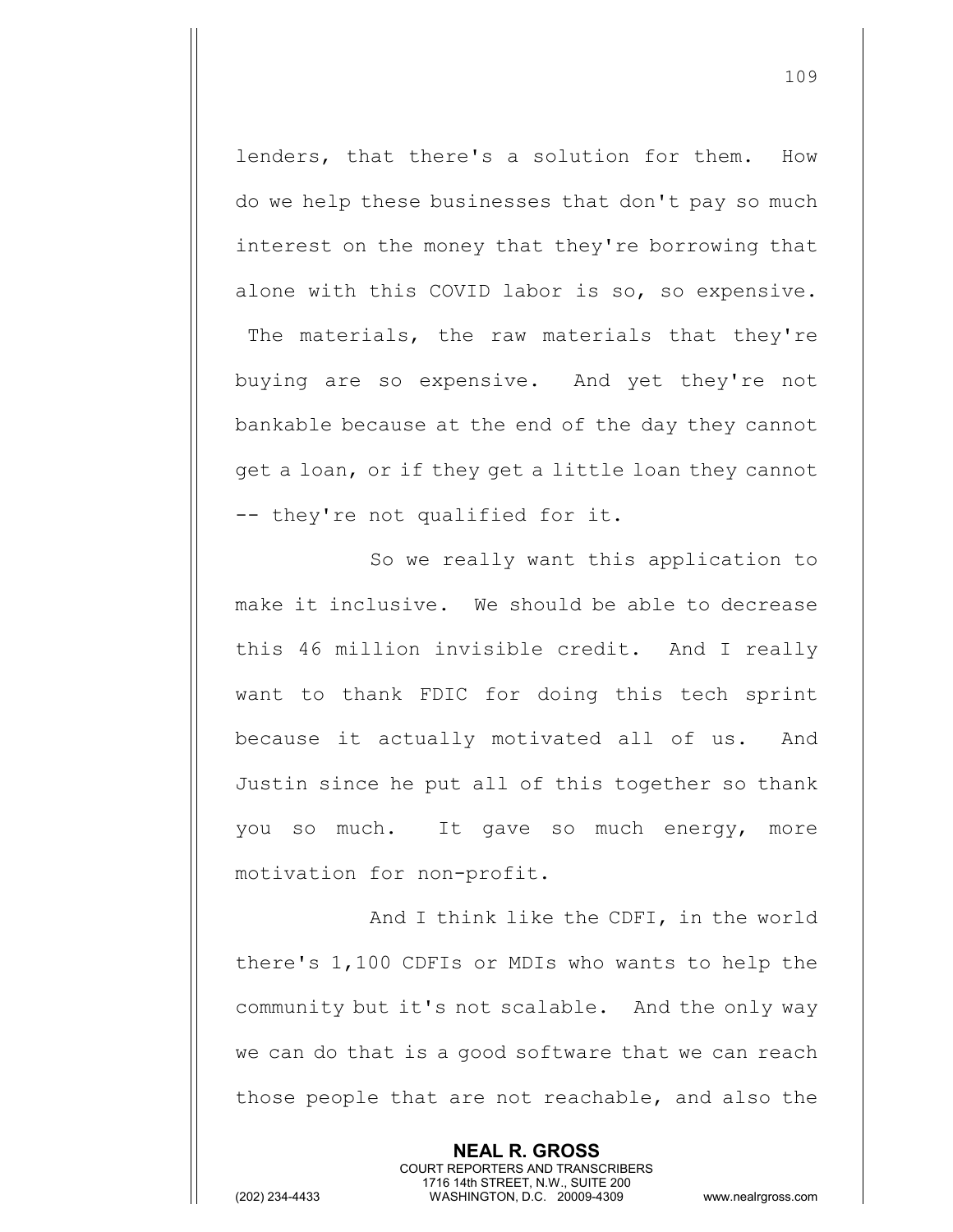lenders, that there's a solution for them. How do we help these businesses that don't pay so much interest on the money that they're borrowing that alone with this COVID labor is so, so expensive. The materials, the raw materials that they're buying are so expensive. And yet they're not bankable because at the end of the day they cannot get a loan, or if they get a little loan they cannot -- they're not qualified for it.

So we really want this application to make it inclusive. We should be able to decrease this 46 million invisible credit. And I really want to thank FDIC for doing this tech sprint because it actually motivated all of us. And Justin since he put all of this together so thank you so much. It gave so much energy, more motivation for non-profit.

And I think like the CDFI, in the world there's 1,100 CDFIs or MDIs who wants to help the community but it's not scalable. And the only way we can do that is a good software that we can reach those people that are not reachable, and also the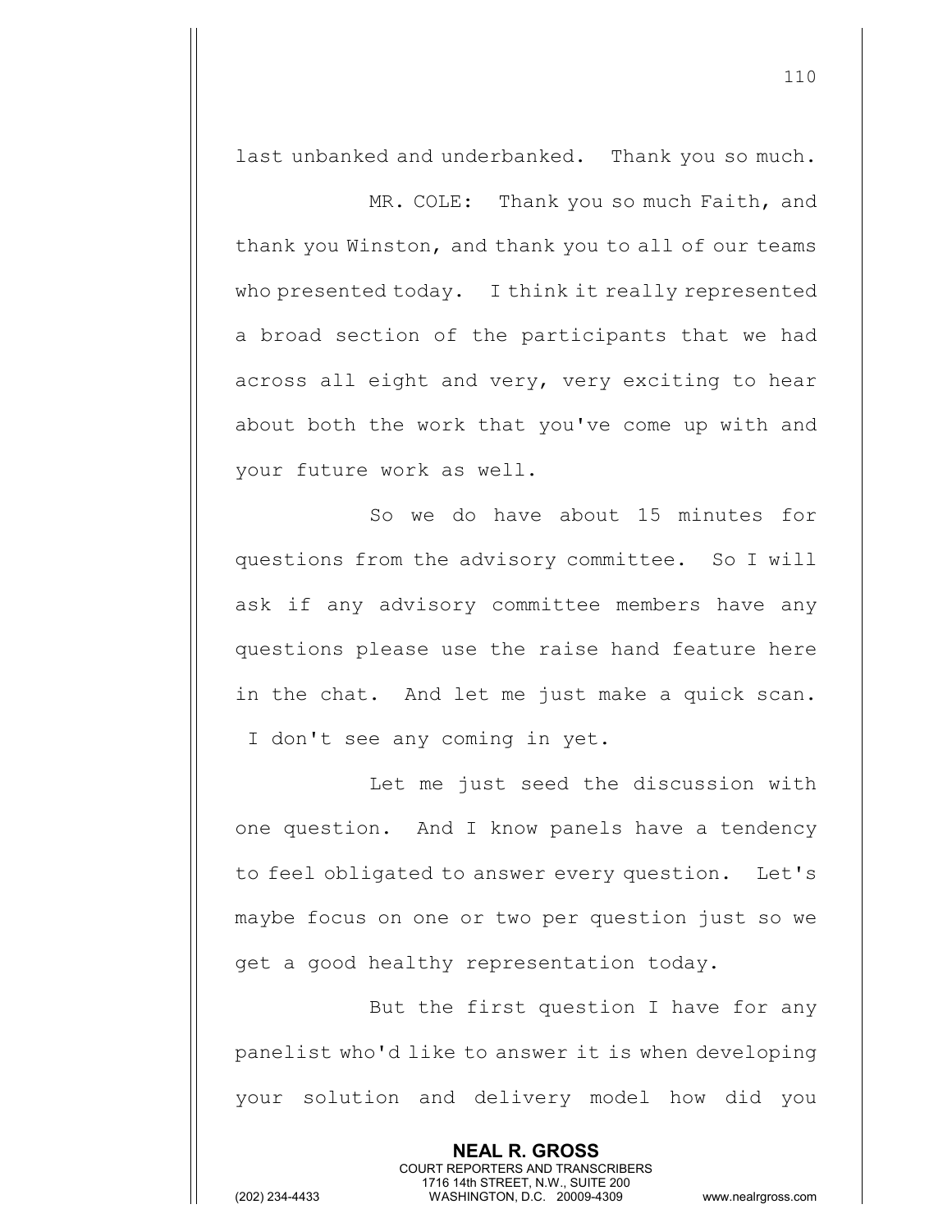last unbanked and underbanked. Thank you so much.

MR. COLE: Thank you so much Faith, and thank you Winston, and thank you to all of our teams who presented today. I think it really represented a broad section of the participants that we had across all eight and very, very exciting to hear about both the work that you've come up with and your future work as well.

So we do have about 15 minutes for questions from the advisory committee. So I will ask if any advisory committee members have any questions please use the raise hand feature here in the chat. And let me just make a quick scan. I don't see any coming in yet.

Let me just seed the discussion with one question. And I know panels have a tendency to feel obligated to answer every question. Let's maybe focus on one or two per question just so we get a good healthy representation today.

But the first question I have for any panelist who'd like to answer it is when developing your solution and delivery model how did you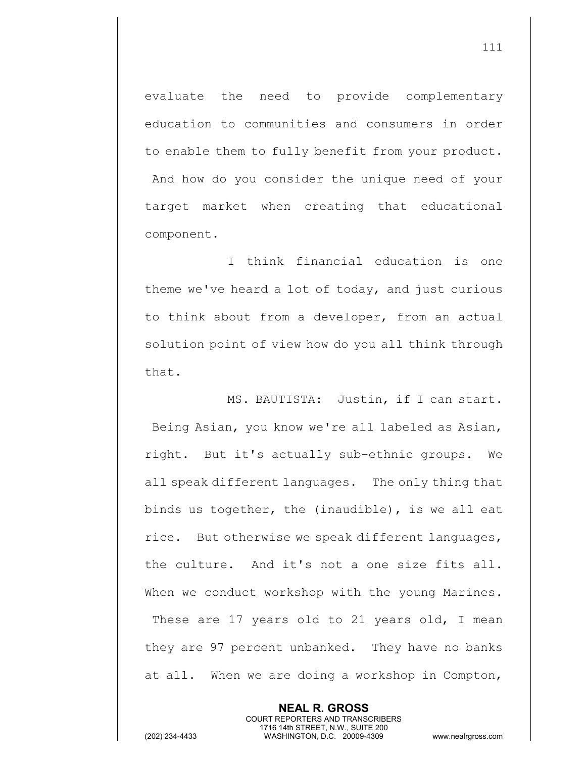evaluate the need to provide complementary education to communities and consumers in order to enable them to fully benefit from your product. And how do you consider the unique need of your target market when creating that educational component.

I think financial education is one theme we've heard a lot of today, and just curious to think about from a developer, from an actual solution point of view how do you all think through that.

MS. BAUTISTA: Justin, if I can start. Being Asian, you know we're all labeled as Asian, right. But it's actually sub-ethnic groups. We all speak different languages. The only thing that binds us together, the (inaudible), is we all eat rice. But otherwise we speak different languages, the culture. And it's not a one size fits all. When we conduct workshop with the young Marines. These are 17 years old to 21 years old, I mean they are 97 percent unbanked. They have no banks at all. When we are doing a workshop in Compton,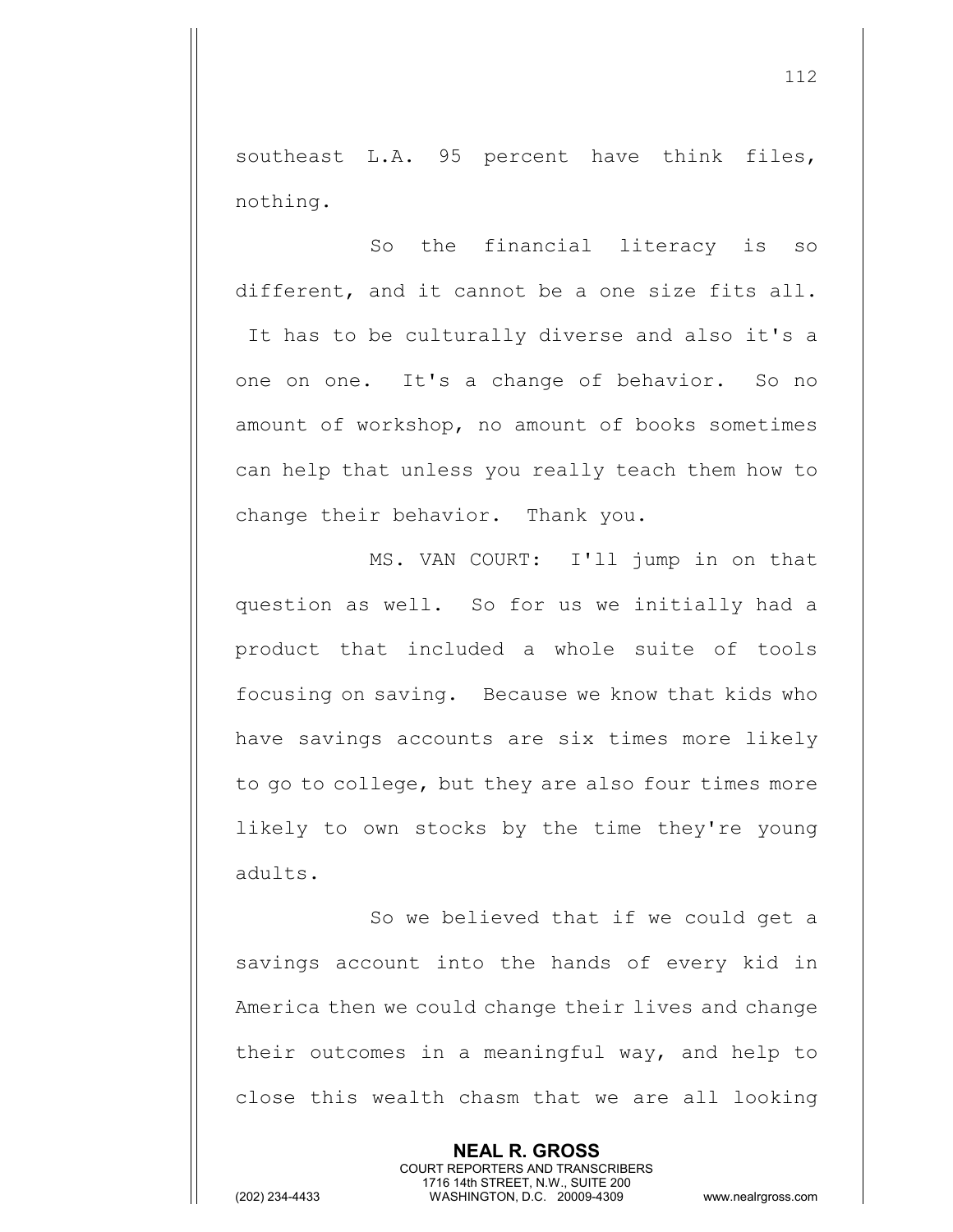southeast L.A. 95 percent have think files, nothing.

So the financial literacy is so different, and it cannot be a one size fits all. It has to be culturally diverse and also it's a one on one. It's a change of behavior. So no amount of workshop, no amount of books sometimes can help that unless you really teach them how to change their behavior. Thank you.

MS. VAN COURT: I'll jump in on that question as well. So for us we initially had a product that included a whole suite of tools focusing on saving. Because we know that kids who have savings accounts are six times more likely to go to college, but they are also four times more likely to own stocks by the time they're young adults.

So we believed that if we could get a savings account into the hands of every kid in America then we could change their lives and change their outcomes in a meaningful way, and help to close this wealth chasm that we are all looking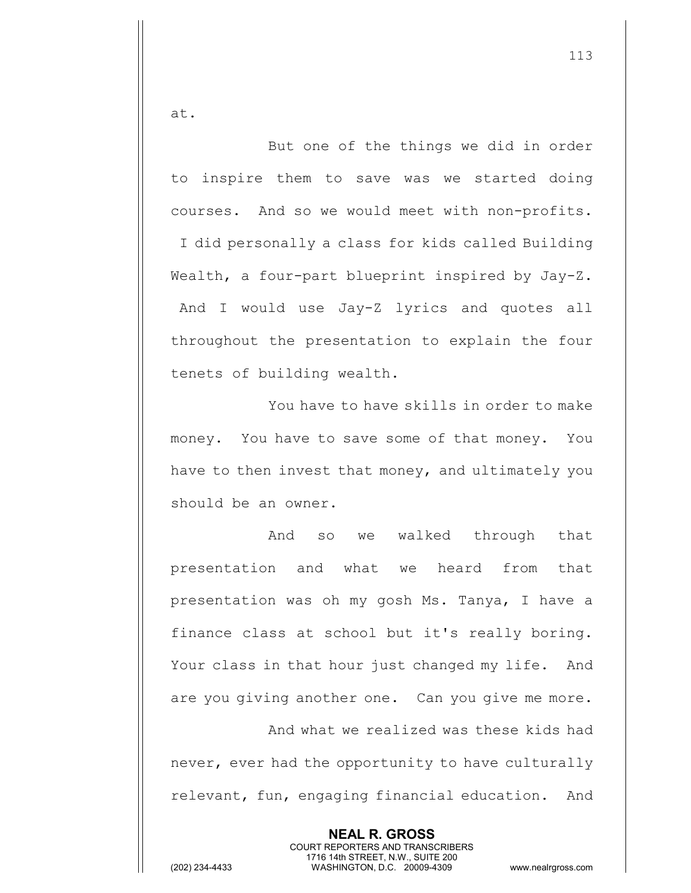at.

But one of the things we did in order to inspire them to save was we started doing courses. And so we would meet with non-profits. I did personally a class for kids called Building Wealth, a four-part blueprint inspired by Jay-Z. And I would use Jay-Z lyrics and quotes all throughout the presentation to explain the four tenets of building wealth.

You have to have skills in order to make money. You have to save some of that money. You have to then invest that money, and ultimately you should be an owner.

And so we walked through that presentation and what we heard from that presentation was oh my gosh Ms. Tanya, I have a finance class at school but it's really boring. Your class in that hour just changed my life. And are you giving another one. Can you give me more.

And what we realized was these kids had never, ever had the opportunity to have culturally relevant, fun, engaging financial education. And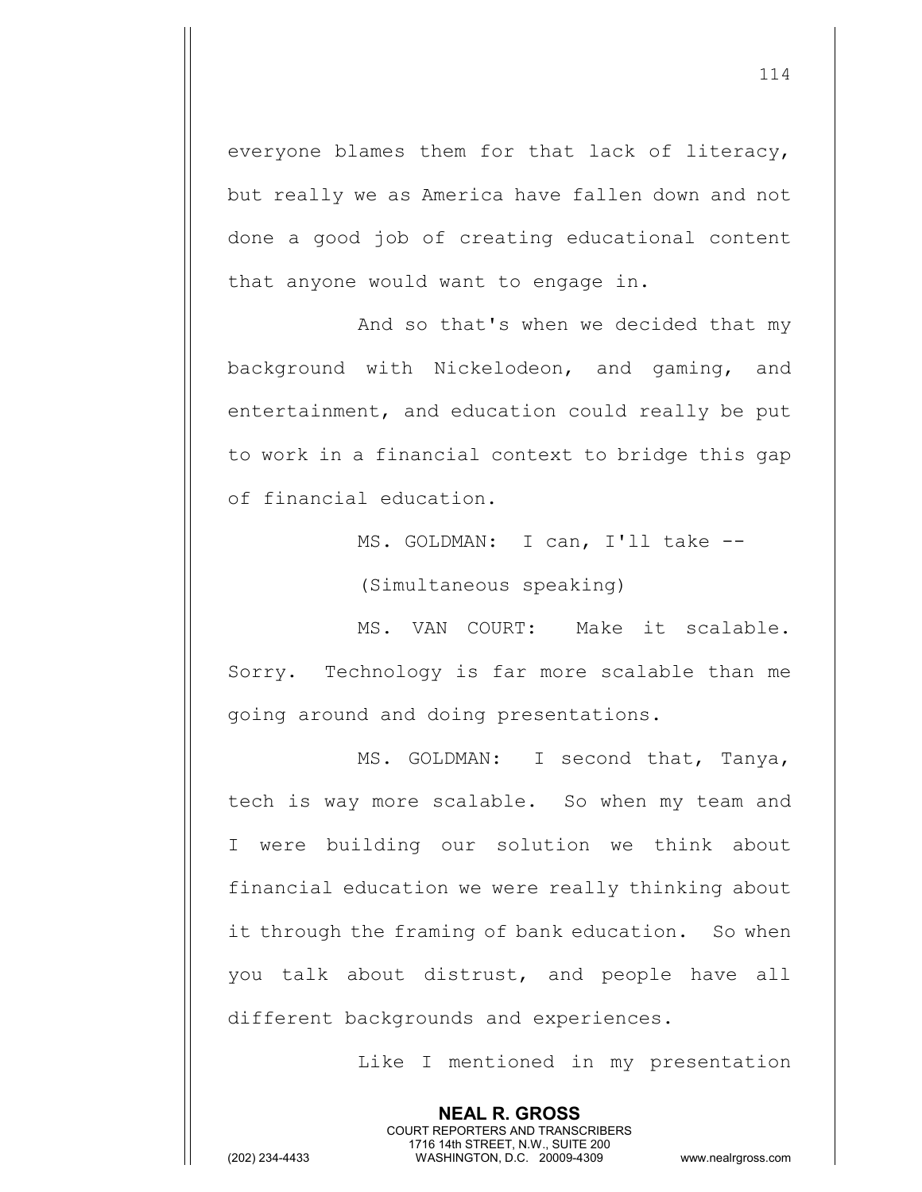everyone blames them for that lack of literacy, but really we as America have fallen down and not done a good job of creating educational content that anyone would want to engage in.

And so that's when we decided that my background with Nickelodeon, and gaming, and entertainment, and education could really be put to work in a financial context to bridge this gap of financial education.

MS. GOLDMAN: I can, I'll take --

(Simultaneous speaking)

MS. VAN COURT: Make it scalable. Sorry. Technology is far more scalable than me going around and doing presentations.

MS. GOLDMAN: I second that, Tanya, tech is way more scalable. So when my team and I were building our solution we think about financial education we were really thinking about it through the framing of bank education. So when you talk about distrust, and people have all different backgrounds and experiences.

Like I mentioned in my presentation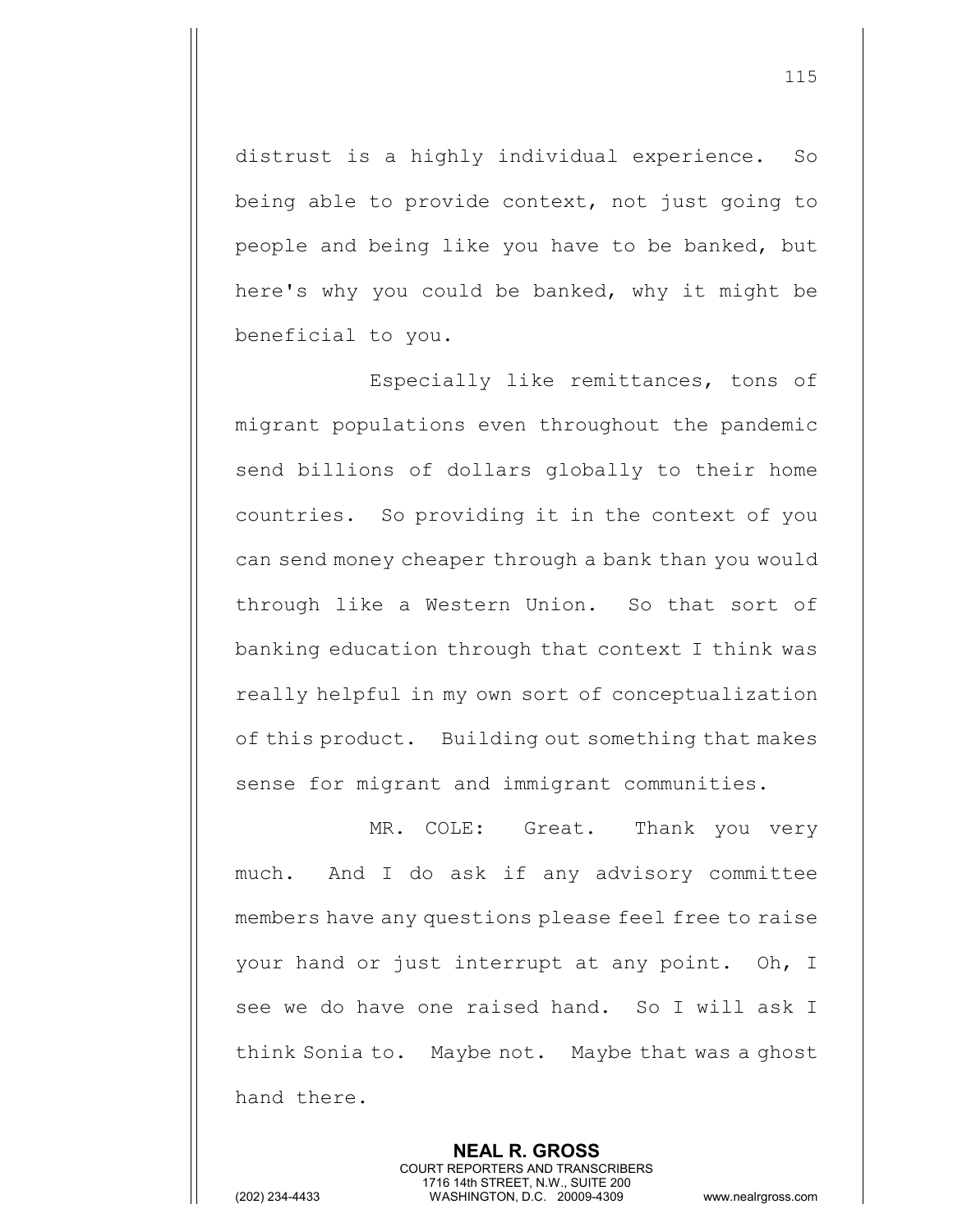distrust is a highly individual experience. So being able to provide context, not just going to people and being like you have to be banked, but here's why you could be banked, why it might be beneficial to you.

Especially like remittances, tons of migrant populations even throughout the pandemic send billions of dollars globally to their home countries. So providing it in the context of you can send money cheaper through a bank than you would through like a Western Union. So that sort of banking education through that context I think was really helpful in my own sort of conceptualization of this product. Building out something that makes sense for migrant and immigrant communities.

MR. COLE: Great. Thank you very much. And I do ask if any advisory committee members have any questions please feel free to raise your hand or just interrupt at any point. Oh, I see we do have one raised hand. So I will ask I think Sonia to. Maybe not. Maybe that was a ghost hand there.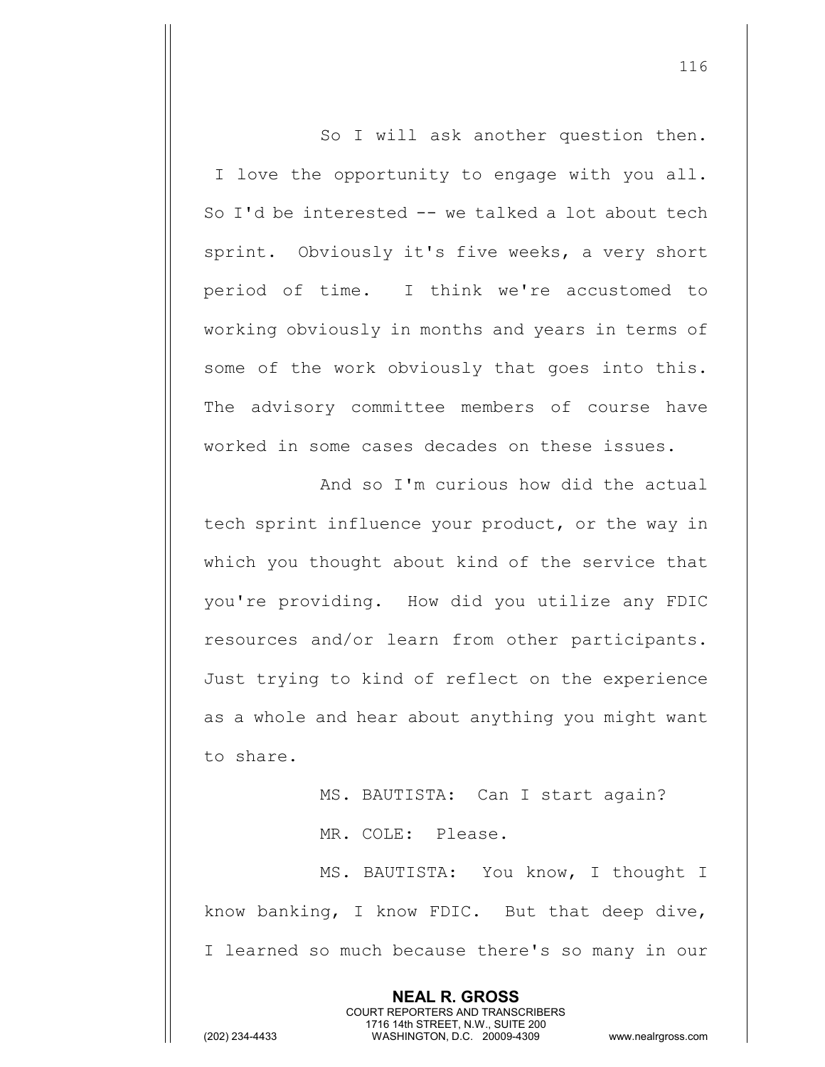So I will ask another question then. I love the opportunity to engage with you all. So I'd be interested -- we talked a lot about tech sprint. Obviously it's five weeks, a very short period of time. I think we're accustomed to working obviously in months and years in terms of some of the work obviously that goes into this. The advisory committee members of course have worked in some cases decades on these issues.

And so I'm curious how did the actual tech sprint influence your product, or the way in which you thought about kind of the service that you're providing. How did you utilize any FDIC resources and/or learn from other participants. Just trying to kind of reflect on the experience as a whole and hear about anything you might want to share.

MS. BAUTISTA: Can I start again?

MR. COLE: Please.

MS. BAUTISTA: You know, I thought I know banking, I know FDIC. But that deep dive, I learned so much because there's so many in our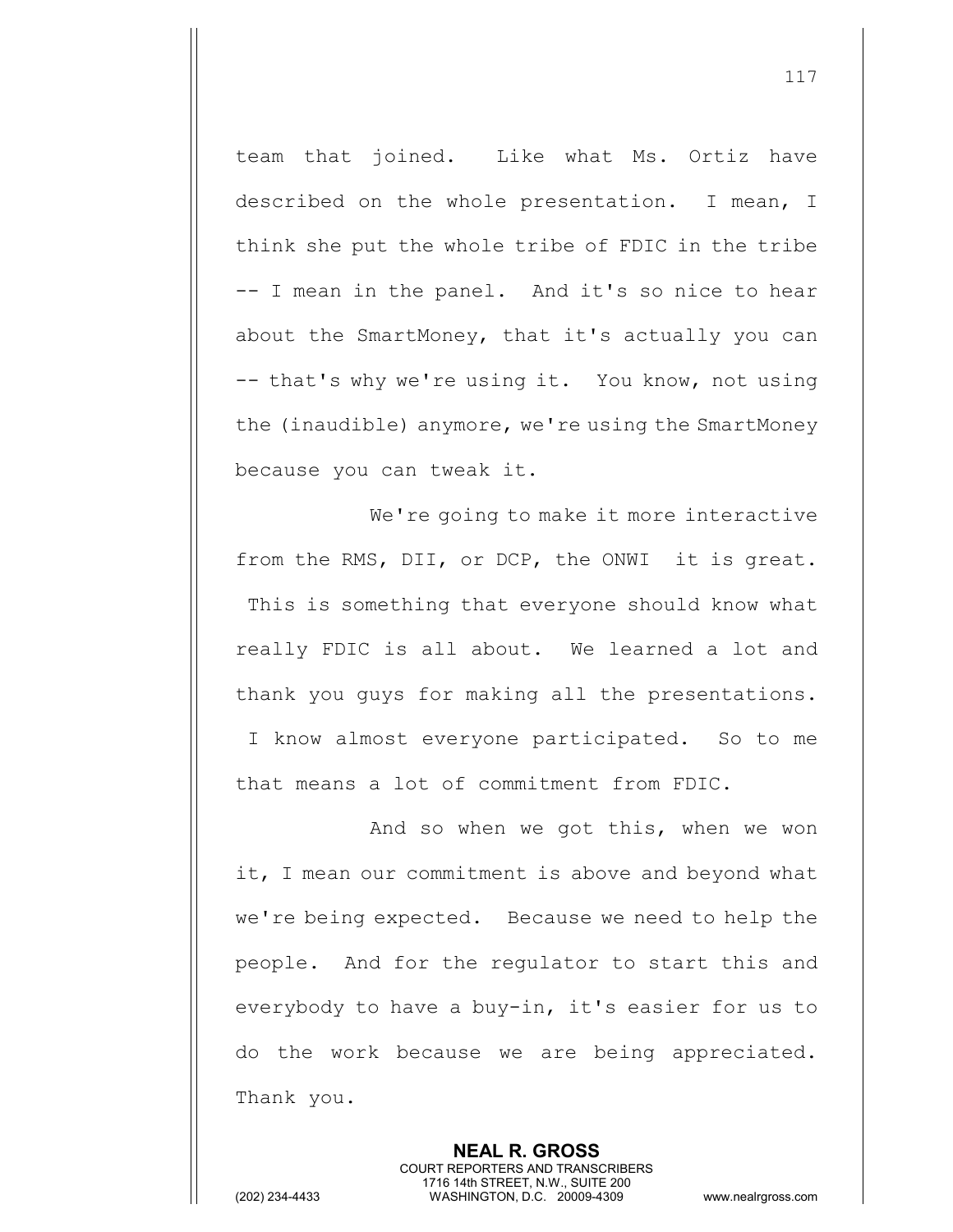team that joined. Like what Ms. Ortiz have described on the whole presentation. I mean, I think she put the whole tribe of FDIC in the tribe -- I mean in the panel. And it's so nice to hear about the SmartMoney, that it's actually you can -- that's why we're using it. You know, not using the (inaudible) anymore, we're using the SmartMoney because you can tweak it.

We're going to make it more interactive from the RMS, DII, or DCP, the ONWI it is great. This is something that everyone should know what really FDIC is all about. We learned a lot and thank you guys for making all the presentations. I know almost everyone participated. So to me that means a lot of commitment from FDIC.

And so when we got this, when we won it, I mean our commitment is above and beyond what we're being expected. Because we need to help the people. And for the regulator to start this and everybody to have a buy-in, it's easier for us to do the work because we are being appreciated. Thank you.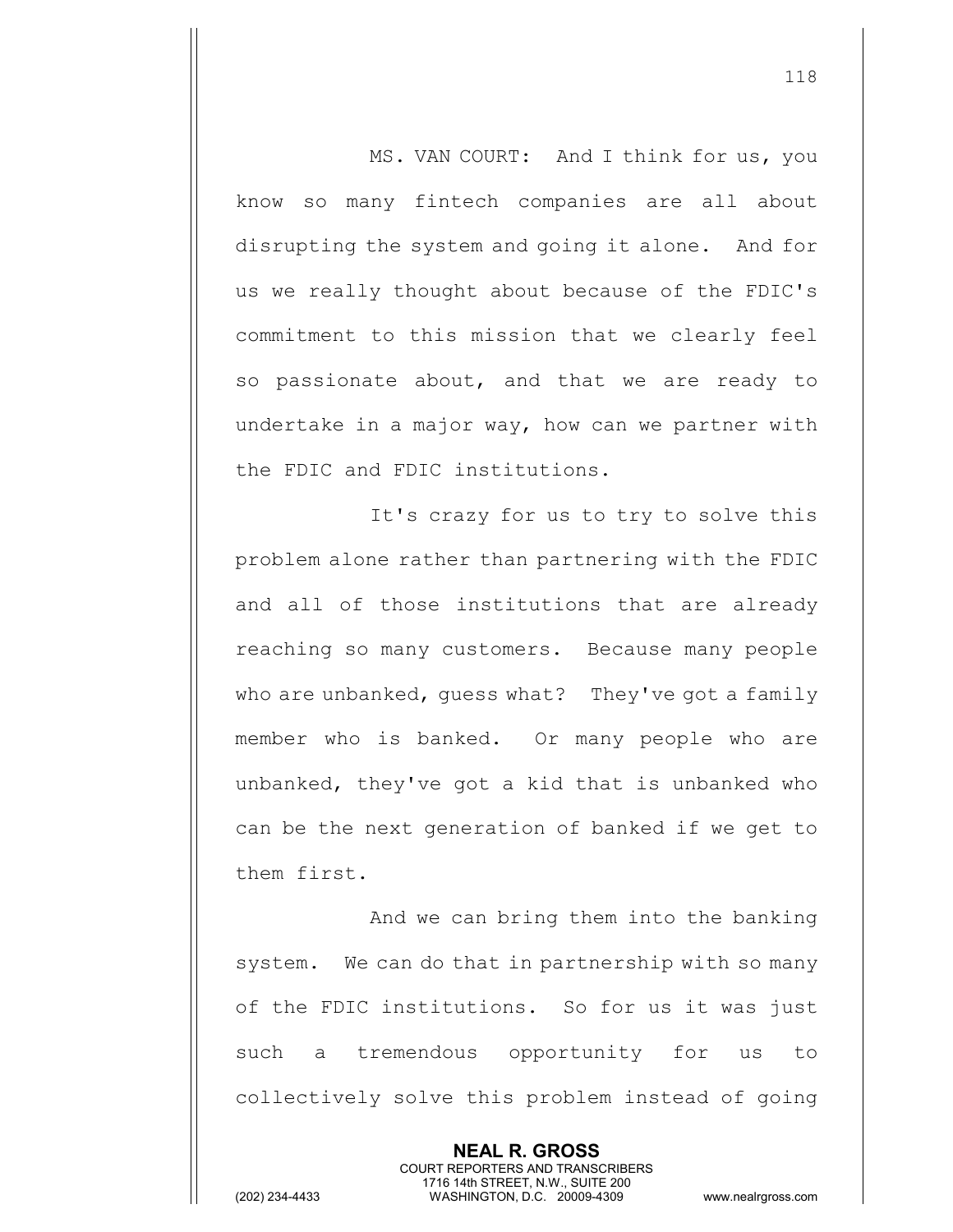MS. VAN COURT: And I think for us, you know so many fintech companies are all about disrupting the system and going it alone. And for us we really thought about because of the FDIC's commitment to this mission that we clearly feel so passionate about, and that we are ready to undertake in a major way, how can we partner with the FDIC and FDIC institutions.

It's crazy for us to try to solve this problem alone rather than partnering with the FDIC and all of those institutions that are already reaching so many customers. Because many people who are unbanked, guess what? They've got a family member who is banked. Or many people who are unbanked, they've got a kid that is unbanked who can be the next generation of banked if we get to them first.

And we can bring them into the banking system. We can do that in partnership with so many of the FDIC institutions. So for us it was just such a tremendous opportunity for us to collectively solve this problem instead of going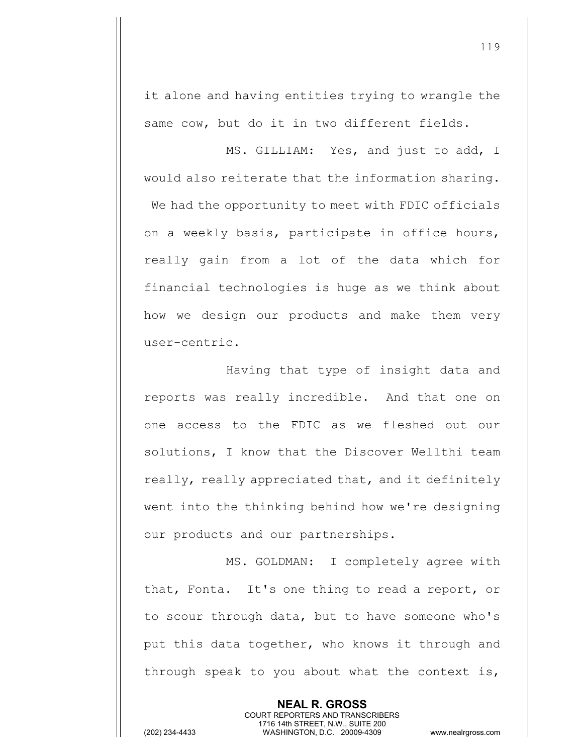it alone and having entities trying to wrangle the same cow, but do it in two different fields.

MS. GILLIAM: Yes, and just to add, I would also reiterate that the information sharing. We had the opportunity to meet with FDIC officials on a weekly basis, participate in office hours, really gain from a lot of the data which for financial technologies is huge as we think about how we design our products and make them very user-centric.

Having that type of insight data and reports was really incredible. And that one on one access to the FDIC as we fleshed out our solutions, I know that the Discover Wellthi team really, really appreciated that, and it definitely went into the thinking behind how we're designing our products and our partnerships.

MS. GOLDMAN: I completely agree with that, Fonta. It's one thing to read a report, or to scour through data, but to have someone who's put this data together, who knows it through and through speak to you about what the context is,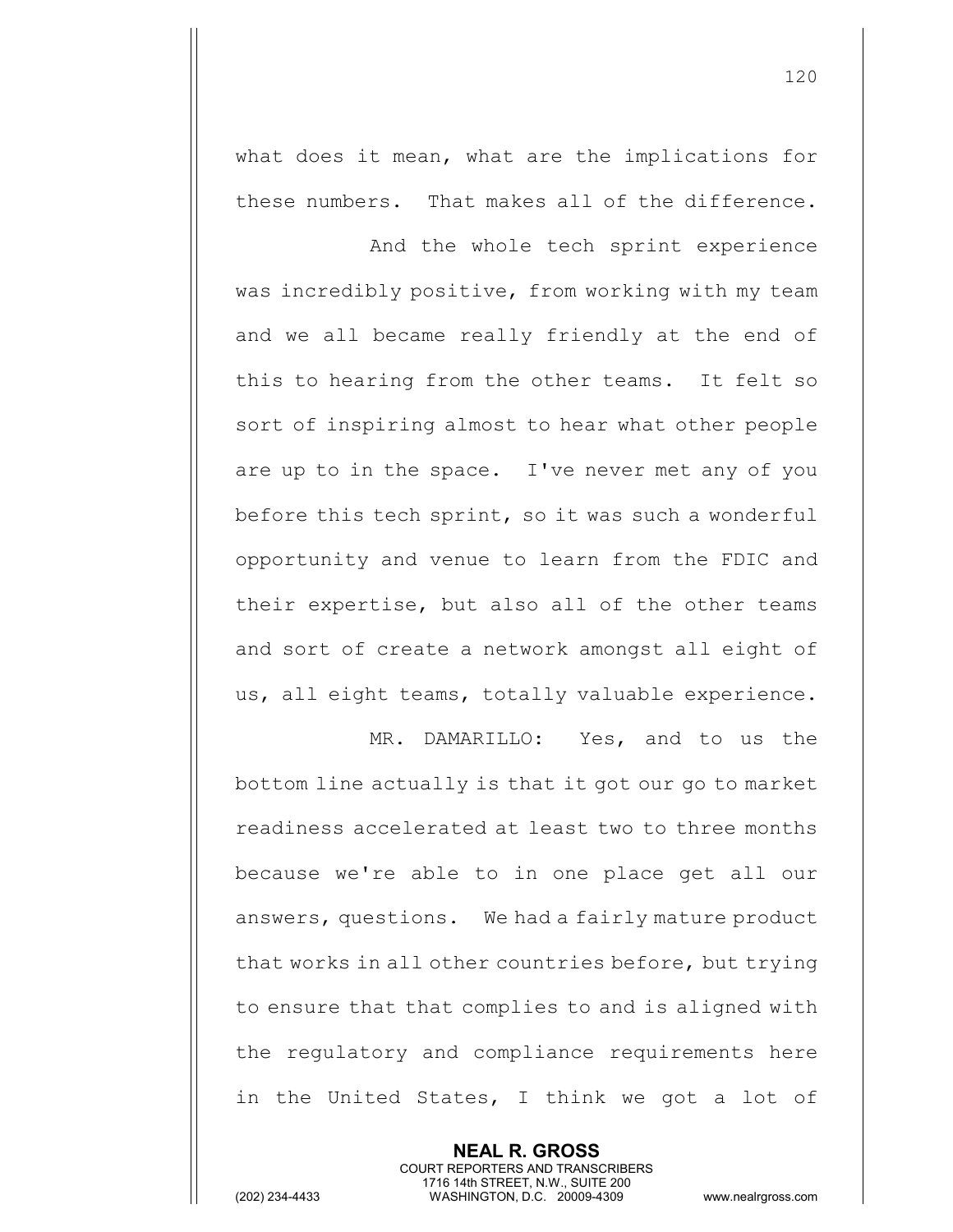what does it mean, what are the implications for these numbers. That makes all of the difference.

And the whole tech sprint experience was incredibly positive, from working with my team and we all became really friendly at the end of this to hearing from the other teams. It felt so sort of inspiring almost to hear what other people are up to in the space. I've never met any of you before this tech sprint, so it was such a wonderful opportunity and venue to learn from the FDIC and their expertise, but also all of the other teams and sort of create a network amongst all eight of us, all eight teams, totally valuable experience.

MR. DAMARILLO: Yes, and to us the bottom line actually is that it got our go to market readiness accelerated at least two to three months because we're able to in one place get all our answers, questions. We had a fairly mature product that works in all other countries before, but trying to ensure that that complies to and is aligned with the regulatory and compliance requirements here in the United States, I think we got a lot of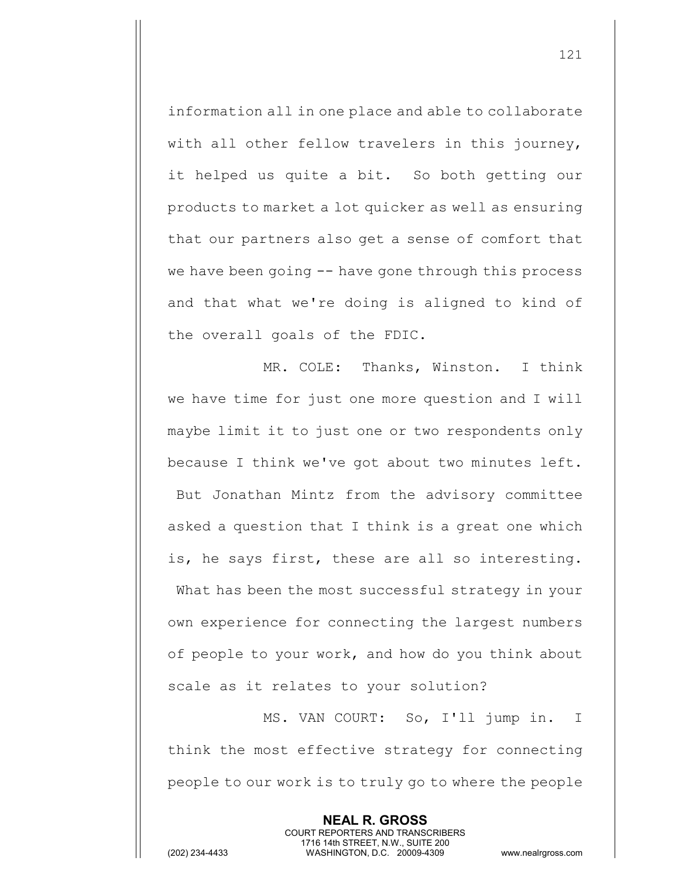information all in one place and able to collaborate with all other fellow travelers in this journey, it helped us quite a bit. So both getting our products to market a lot quicker as well as ensuring that our partners also get a sense of comfort that we have been going -- have gone through this process and that what we're doing is aligned to kind of the overall goals of the FDIC.

MR. COLE: Thanks, Winston. I think we have time for just one more question and I will maybe limit it to just one or two respondents only because I think we've got about two minutes left. But Jonathan Mintz from the advisory committee asked a question that I think is a great one which is, he says first, these are all so interesting. What has been the most successful strategy in your own experience for connecting the largest numbers of people to your work, and how do you think about scale as it relates to your solution?

MS. VAN COURT: So, I'll jump in. I think the most effective strategy for connecting people to our work is to truly go to where the people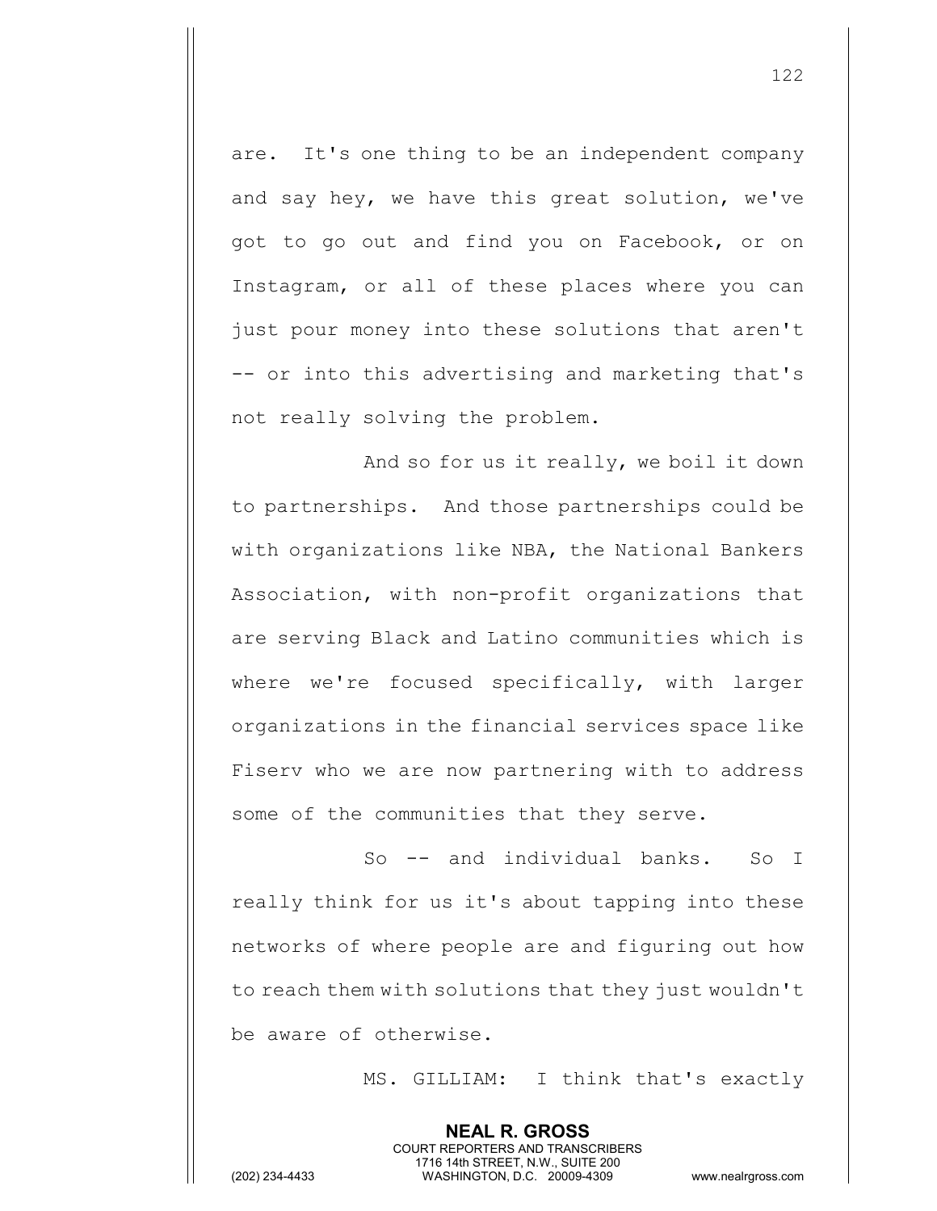are. It's one thing to be an independent company and say hey, we have this great solution, we've got to go out and find you on Facebook, or on Instagram, or all of these places where you can just pour money into these solutions that aren't -- or into this advertising and marketing that's not really solving the problem.

And so for us it really, we boil it down to partnerships. And those partnerships could be with organizations like NBA, the National Bankers Association, with non-profit organizations that are serving Black and Latino communities which is where we're focused specifically, with larger organizations in the financial services space like Fiserv who we are now partnering with to address some of the communities that they serve.

So -- and individual banks. So I really think for us it's about tapping into these networks of where people are and figuring out how to reach them with solutions that they just wouldn't be aware of otherwise.

MS. GILLIAM: I think that's exactly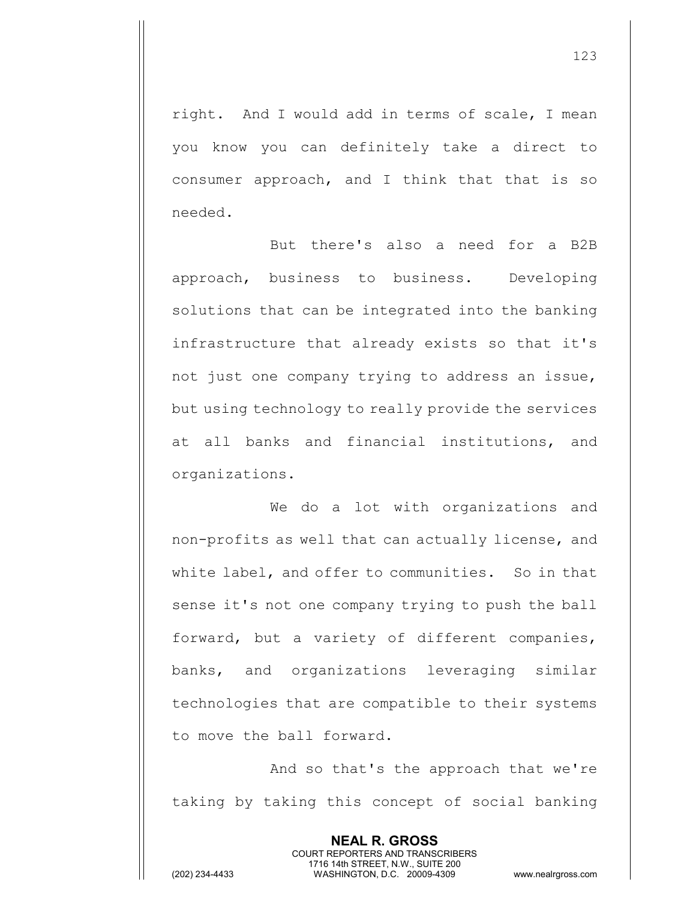right. And I would add in terms of scale, I mean you know you can definitely take a direct to consumer approach, and I think that that is so needed.

But there's also a need for a B2B approach, business to business. Developing solutions that can be integrated into the banking infrastructure that already exists so that it's not just one company trying to address an issue, but using technology to really provide the services at all banks and financial institutions, and organizations.

We do a lot with organizations and non-profits as well that can actually license, and white label, and offer to communities. So in that sense it's not one company trying to push the ball forward, but a variety of different companies, banks, and organizations leveraging similar technologies that are compatible to their systems to move the ball forward.

And so that's the approach that we're taking by taking this concept of social banking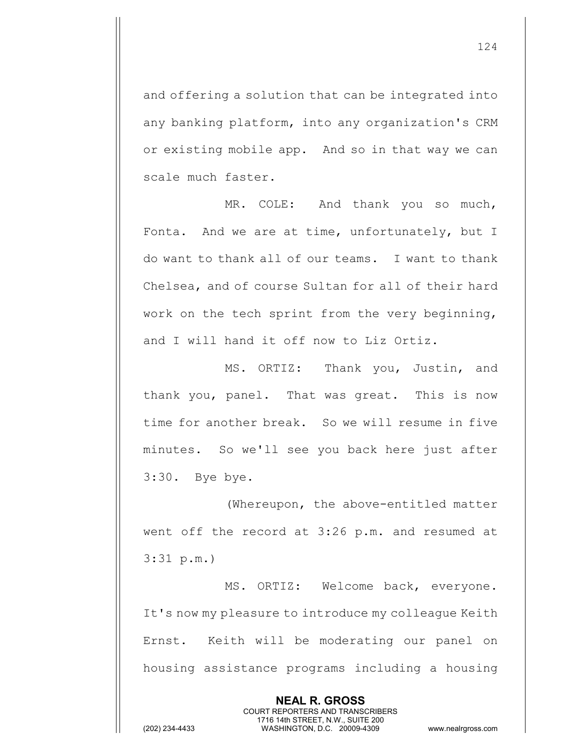and offering a solution that can be integrated into any banking platform, into any organization's CRM or existing mobile app. And so in that way we can scale much faster.

MR. COLE: And thank you so much, Fonta. And we are at time, unfortunately, but I do want to thank all of our teams. I want to thank Chelsea, and of course Sultan for all of their hard work on the tech sprint from the very beginning, and I will hand it off now to Liz Ortiz.

MS. ORTIZ: Thank you, Justin, and thank you, panel. That was great. This is now time for another break. So we will resume in five minutes. So we'll see you back here just after 3:30. Bye bye.

(Whereupon, the above-entitled matter went off the record at 3:26 p.m. and resumed at 3:31 p.m.)

MS. ORTIZ: Welcome back, everyone. It's now my pleasure to introduce my colleague Keith Ernst. Keith will be moderating our panel on housing assistance programs including a housing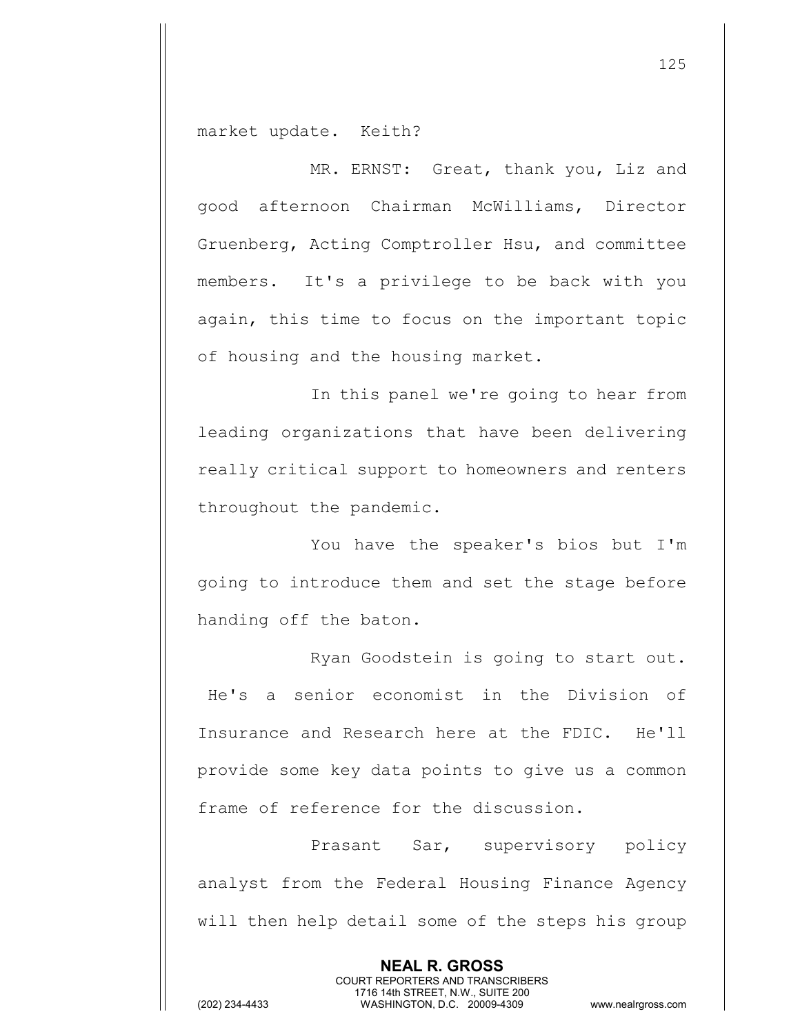market update. Keith?

MR. ERNST: Great, thank you, Liz and good afternoon Chairman McWilliams, Director Gruenberg, Acting Comptroller Hsu, and committee members. It's a privilege to be back with you again, this time to focus on the important topic of housing and the housing market.

In this panel we're going to hear from leading organizations that have been delivering really critical support to homeowners and renters throughout the pandemic.

You have the speaker's bios but I'm going to introduce them and set the stage before handing off the baton.

Ryan Goodstein is going to start out. He's a senior economist in the Division of Insurance and Research here at the FDIC. He'll provide some key data points to give us a common frame of reference for the discussion.

Prasant Sar, supervisory policy analyst from the Federal Housing Finance Agency will then help detail some of the steps his group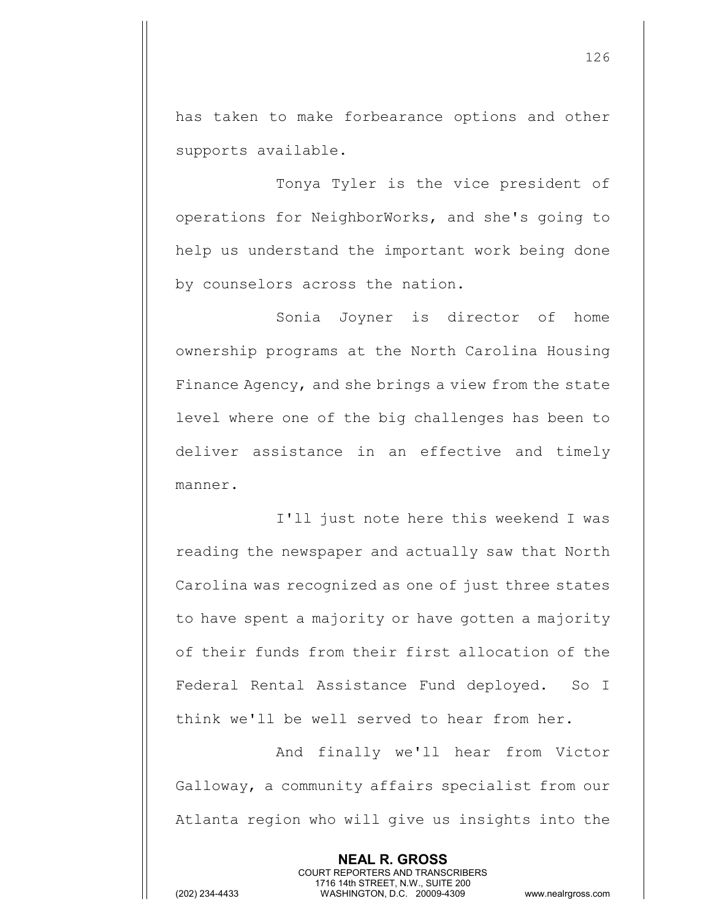has taken to make forbearance options and other supports available.

Tonya Tyler is the vice president of operations for NeighborWorks, and she's going to help us understand the important work being done by counselors across the nation.

Sonia Joyner is director of home ownership programs at the North Carolina Housing Finance Agency, and she brings a view from the state level where one of the big challenges has been to deliver assistance in an effective and timely manner.

I'll just note here this weekend I was reading the newspaper and actually saw that North Carolina was recognized as one of just three states to have spent a majority or have gotten a majority of their funds from their first allocation of the Federal Rental Assistance Fund deployed. So I think we'll be well served to hear from her.

And finally we'll hear from Victor Galloway, a community affairs specialist from our Atlanta region who will give us insights into the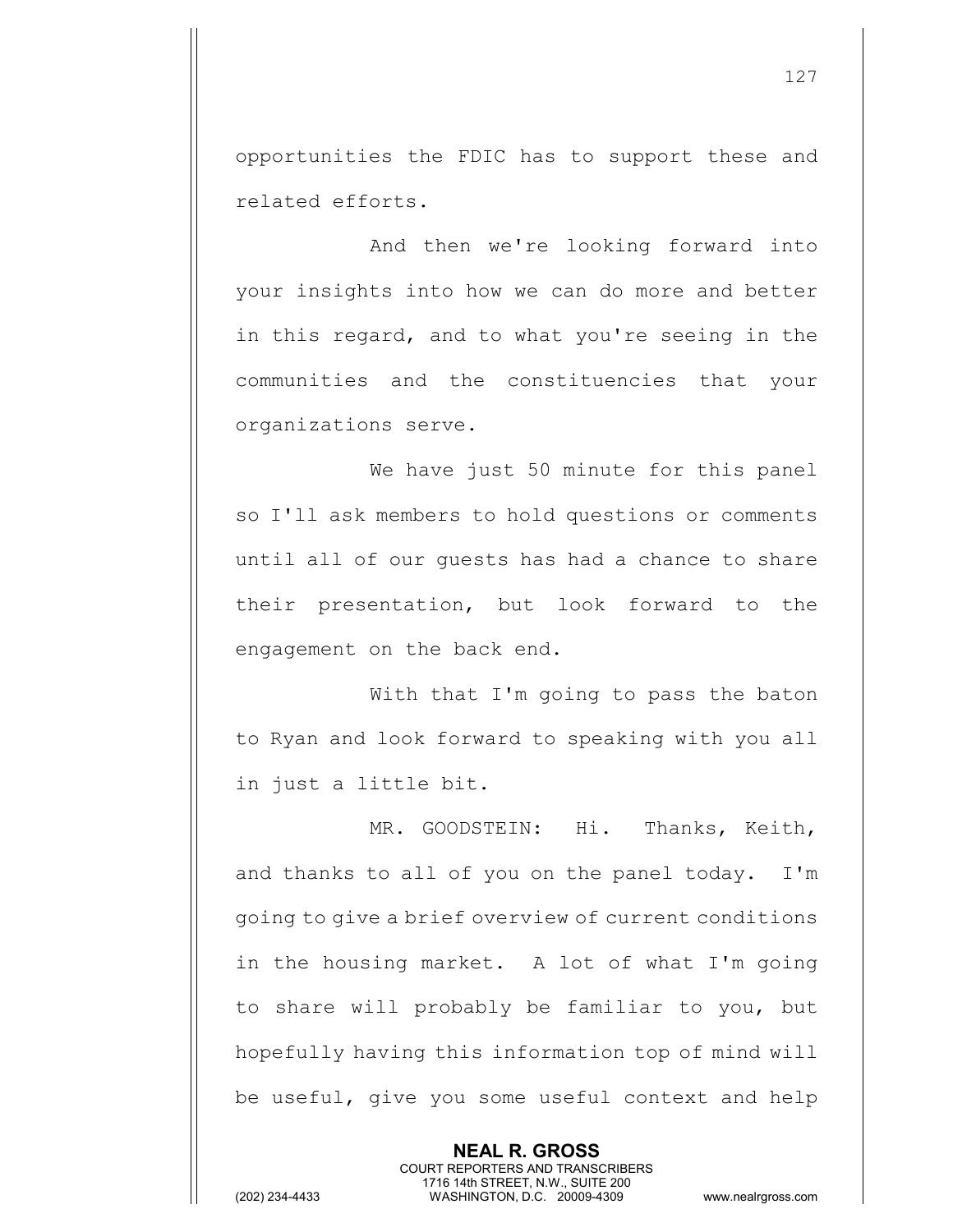opportunities the FDIC has to support these and related efforts.

And then we're looking forward into your insights into how we can do more and better in this regard, and to what you're seeing in the communities and the constituencies that your organizations serve.

We have just 50 minute for this panel so I'll ask members to hold questions or comments until all of our guests has had a chance to share their presentation, but look forward to the engagement on the back end.

With that I'm going to pass the baton to Ryan and look forward to speaking with you all in just a little bit.

MR. GOODSTEIN: Hi. Thanks, Keith, and thanks to all of you on the panel today. I'm going to give a brief overview of current conditions in the housing market. A lot of what I'm going to share will probably be familiar to you, but hopefully having this information top of mind will be useful, give you some useful context and help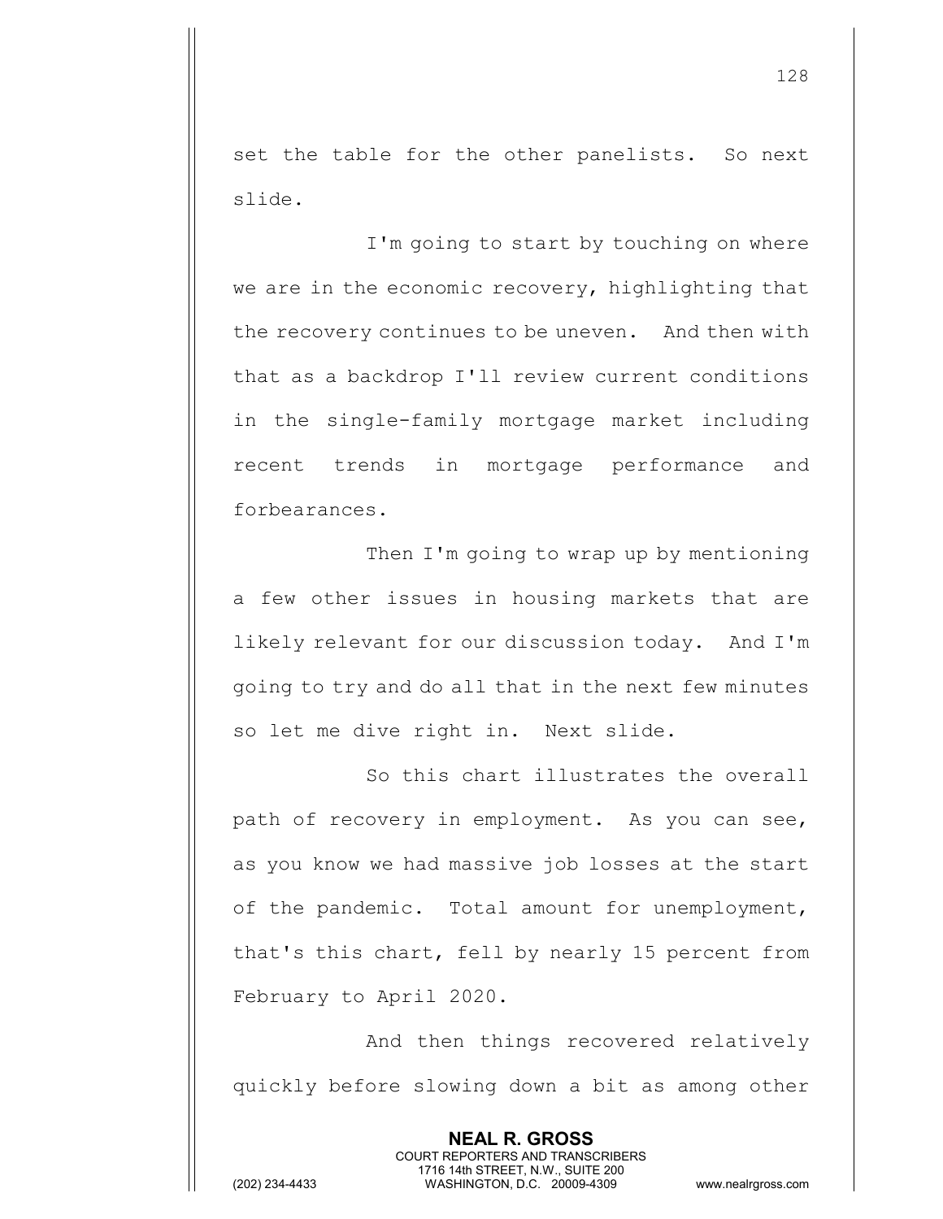set the table for the other panelists. So next slide.

I'm going to start by touching on where we are in the economic recovery, highlighting that the recovery continues to be uneven. And then with that as a backdrop I'll review current conditions in the single-family mortgage market including recent trends in mortgage performance and forbearances.

Then I'm going to wrap up by mentioning a few other issues in housing markets that are likely relevant for our discussion today. And I'm going to try and do all that in the next few minutes so let me dive right in. Next slide.

So this chart illustrates the overall path of recovery in employment. As you can see, as you know we had massive job losses at the start of the pandemic. Total amount for unemployment, that's this chart, fell by nearly 15 percent from February to April 2020.

And then things recovered relatively quickly before slowing down a bit as among other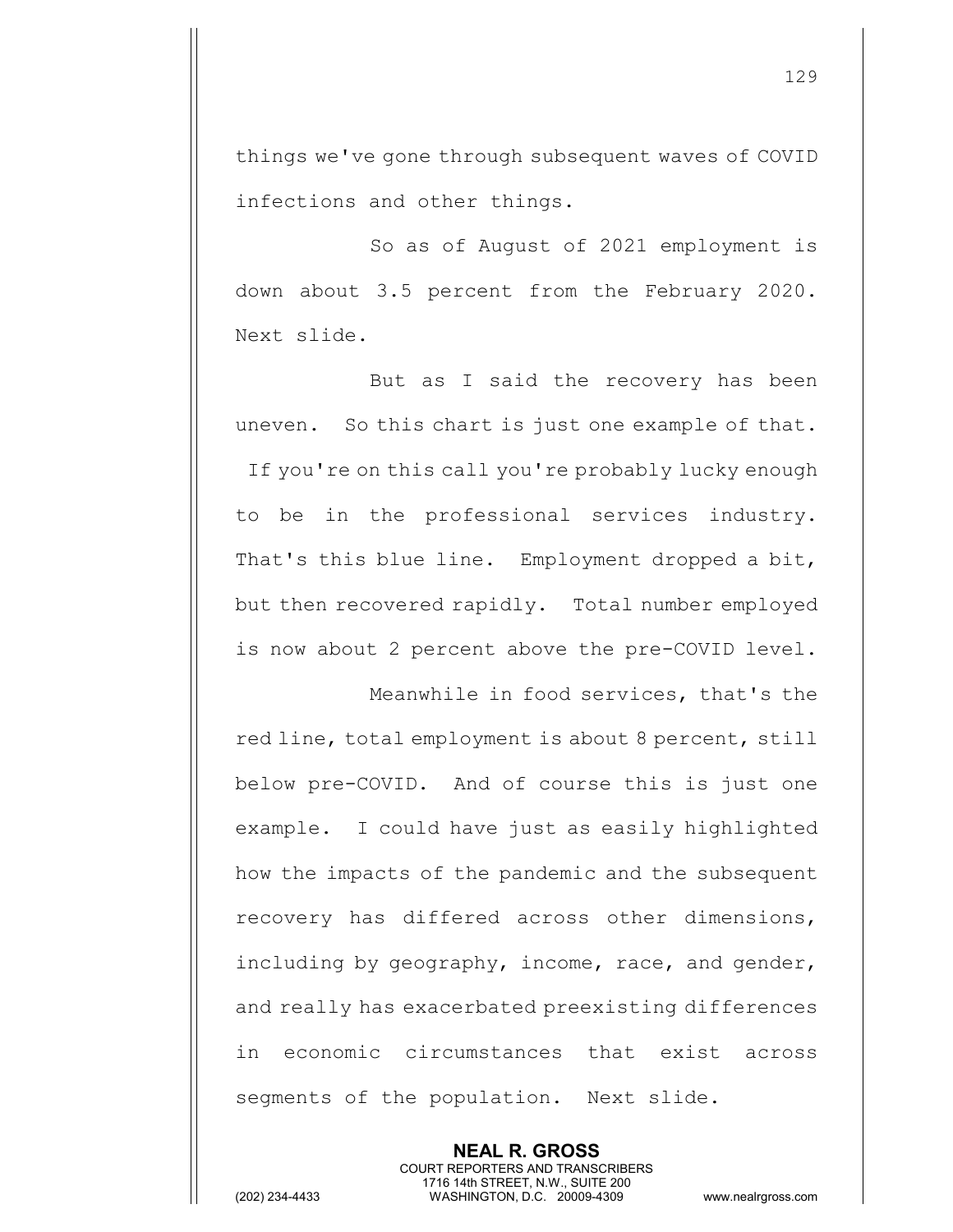things we've gone through subsequent waves of COVID infections and other things.

So as of August of 2021 employment is down about 3.5 percent from the February 2020. Next slide.

But as I said the recovery has been uneven. So this chart is just one example of that. If you're on this call you're probably lucky enough to be in the professional services industry. That's this blue line. Employment dropped a bit, but then recovered rapidly. Total number employed is now about 2 percent above the pre-COVID level.

Meanwhile in food services, that's the red line, total employment is about 8 percent, still below pre-COVID. And of course this is just one example. I could have just as easily highlighted how the impacts of the pandemic and the subsequent recovery has differed across other dimensions, including by geography, income, race, and gender, and really has exacerbated preexisting differences in economic circumstances that exist across segments of the population. Next slide.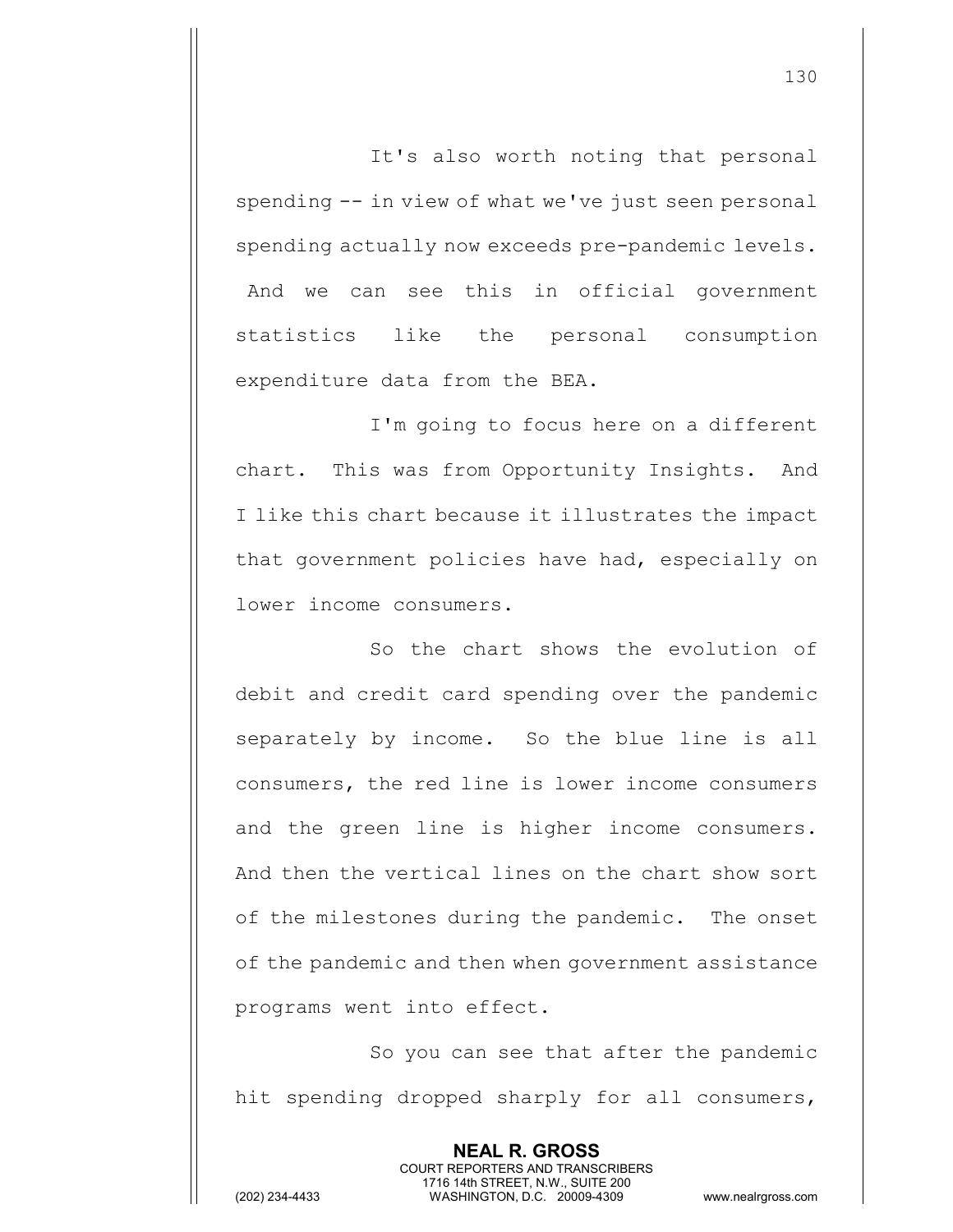It's also worth noting that personal spending -- in view of what we've just seen personal spending actually now exceeds pre-pandemic levels. And we can see this in official government statistics like the personal consumption expenditure data from the BEA.

I'm going to focus here on a different chart. This was from Opportunity Insights. And I like this chart because it illustrates the impact that government policies have had, especially on lower income consumers.

So the chart shows the evolution of debit and credit card spending over the pandemic separately by income. So the blue line is all consumers, the red line is lower income consumers and the green line is higher income consumers. And then the vertical lines on the chart show sort of the milestones during the pandemic. The onset of the pandemic and then when government assistance programs went into effect.

So you can see that after the pandemic hit spending dropped sharply for all consumers,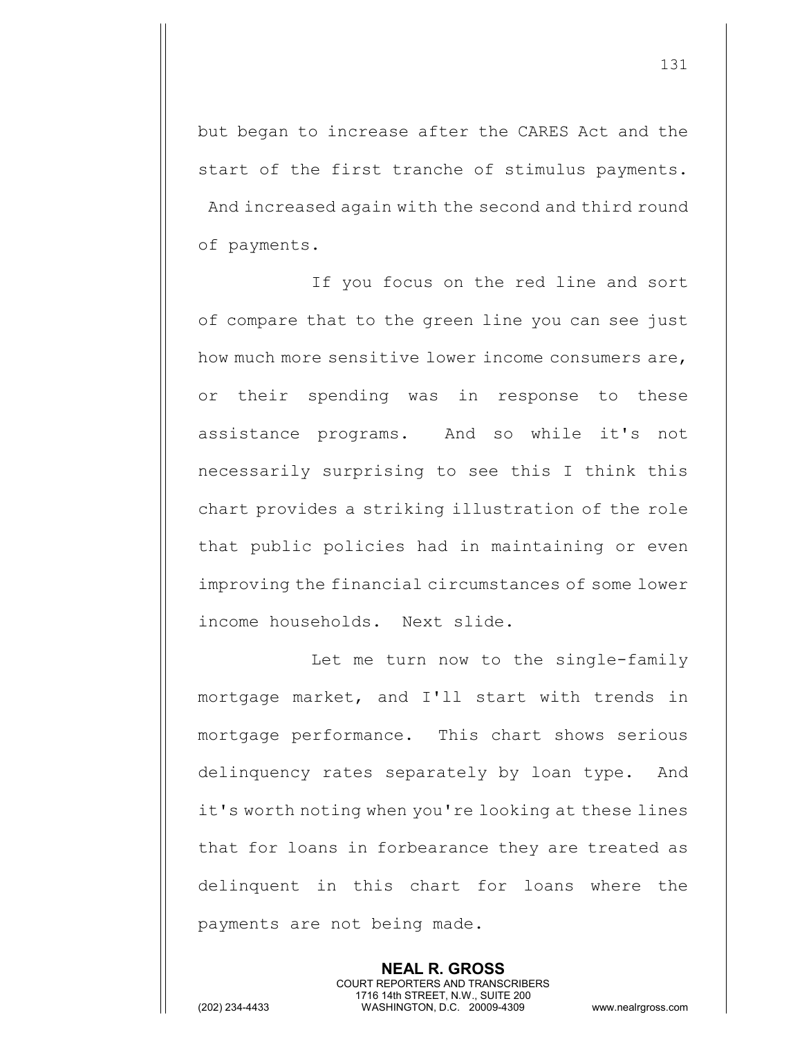but began to increase after the CARES Act and the start of the first tranche of stimulus payments. And increased again with the second and third round of payments.

If you focus on the red line and sort of compare that to the green line you can see just how much more sensitive lower income consumers are, or their spending was in response to these assistance programs. And so while it's not necessarily surprising to see this I think this chart provides a striking illustration of the role that public policies had in maintaining or even improving the financial circumstances of some lower income households. Next slide.

Let me turn now to the single-family mortgage market, and I'll start with trends in mortgage performance. This chart shows serious delinquency rates separately by loan type. And it's worth noting when you're looking at these lines that for loans in forbearance they are treated as delinquent in this chart for loans where the payments are not being made.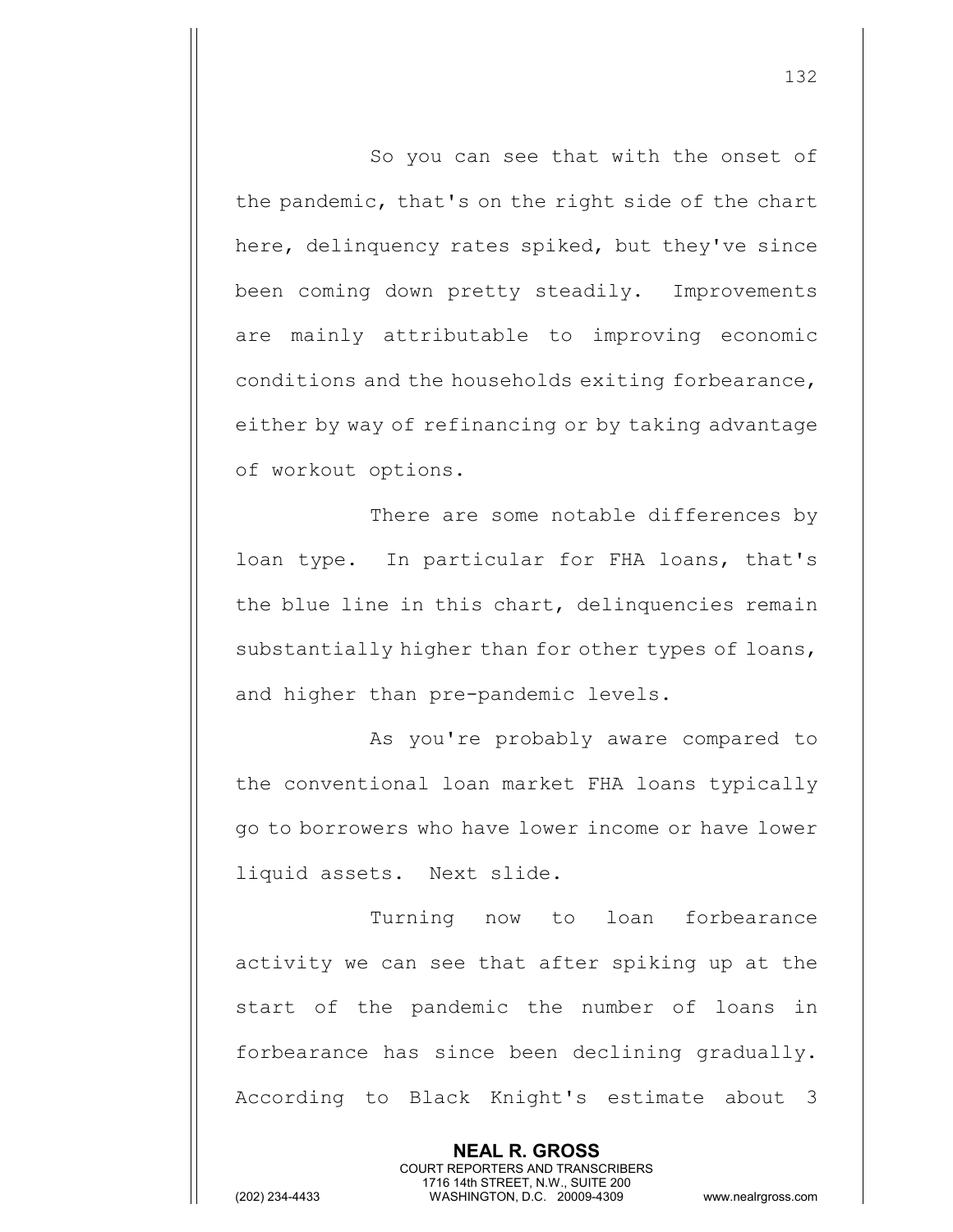So you can see that with the onset of the pandemic, that's on the right side of the chart here, delinquency rates spiked, but they've since been coming down pretty steadily. Improvements are mainly attributable to improving economic conditions and the households exiting forbearance, either by way of refinancing or by taking advantage of workout options.

There are some notable differences by loan type. In particular for FHA loans, that's the blue line in this chart, delinquencies remain substantially higher than for other types of loans, and higher than pre-pandemic levels.

As you're probably aware compared to the conventional loan market FHA loans typically go to borrowers who have lower income or have lower liquid assets. Next slide.

Turning now to loan forbearance activity we can see that after spiking up at the start of the pandemic the number of loans in forbearance has since been declining gradually. According to Black Knight's estimate about 3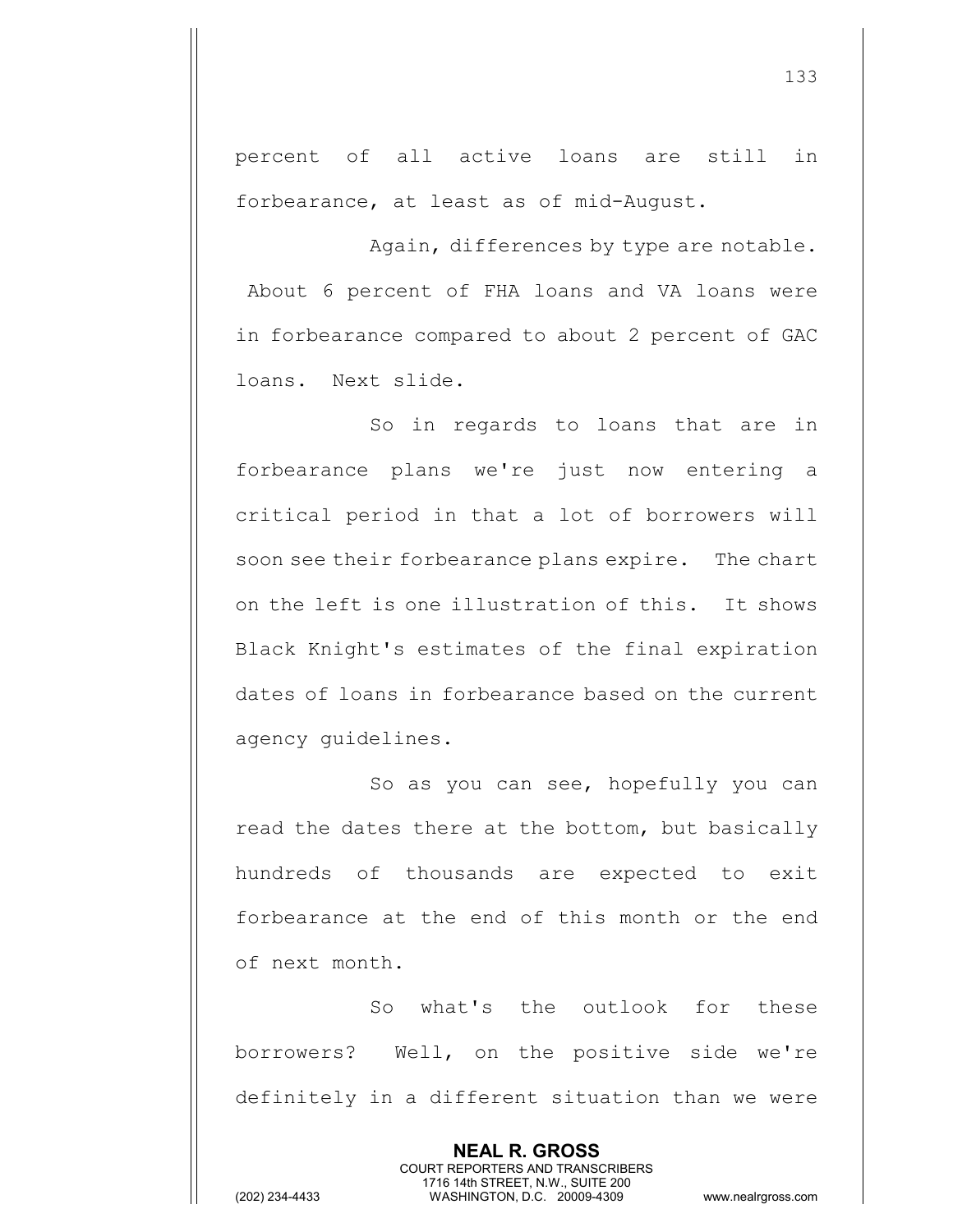percent of all active loans are still in forbearance, at least as of mid-August.

Again, differences by type are notable. About 6 percent of FHA loans and VA loans were in forbearance compared to about 2 percent of GAC loans. Next slide.

So in regards to loans that are in forbearance plans we're just now entering a critical period in that a lot of borrowers will soon see their forbearance plans expire. The chart on the left is one illustration of this. It shows Black Knight's estimates of the final expiration dates of loans in forbearance based on the current agency guidelines.

So as you can see, hopefully you can read the dates there at the bottom, but basically hundreds of thousands are expected to exit forbearance at the end of this month or the end of next month.

So what's the outlook for these borrowers? Well, on the positive side we're definitely in a different situation than we were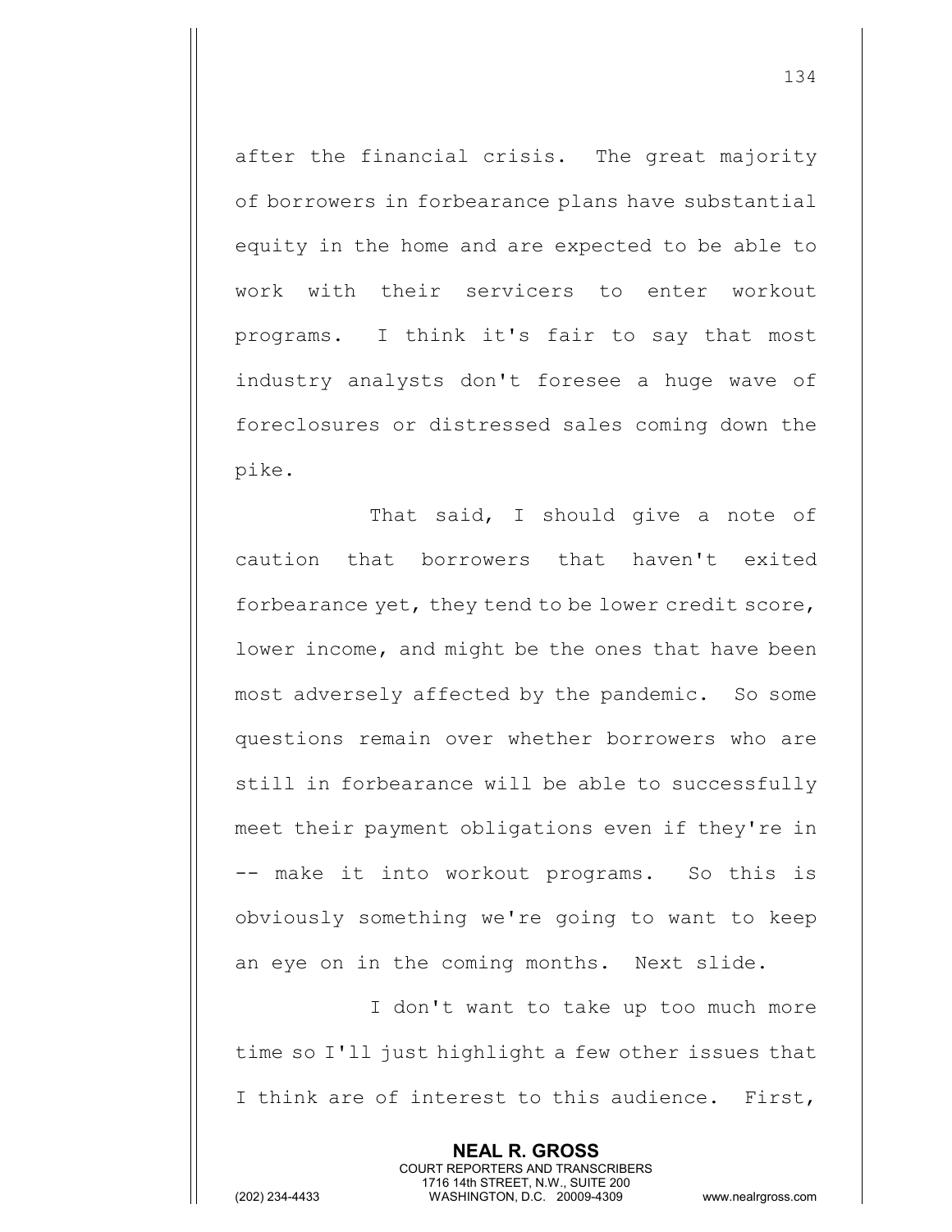after the financial crisis. The great majority of borrowers in forbearance plans have substantial equity in the home and are expected to be able to work with their servicers to enter workout programs. I think it's fair to say that most industry analysts don't foresee a huge wave of foreclosures or distressed sales coming down the pike.

That said, I should give a note of caution that borrowers that haven't exited forbearance yet, they tend to be lower credit score, lower income, and might be the ones that have been most adversely affected by the pandemic. So some questions remain over whether borrowers who are still in forbearance will be able to successfully meet their payment obligations even if they're in -- make it into workout programs. So this is obviously something we're going to want to keep an eye on in the coming months. Next slide.

I don't want to take up too much more time so I'll just highlight a few other issues that I think are of interest to this audience. First,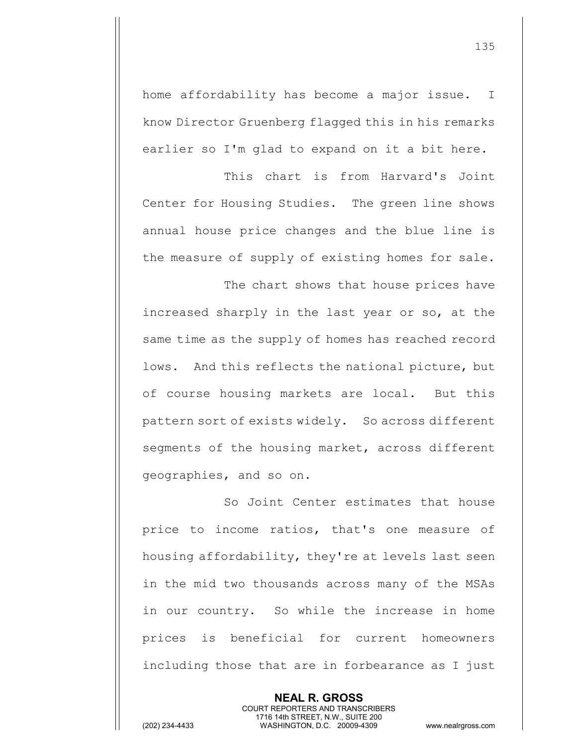home affordability has become a major issue. I know Director Gruenberg flagged this in his remarks earlier so I'm glad to expand on it a bit here.

This chart is from Harvard's Joint Center for Housing Studies. The green line shows annual house price changes and the blue line is the measure of supply of existing homes for sale.

The chart shows that house prices have increased sharply in the last year or so, at the same time as the supply of homes has reached record lows. And this reflects the national picture, but of course housing markets are local. But this pattern sort of exists widely. So across different segments of the housing market, across different geographies, and so on.

So Joint Center estimates that house price to income ratios, that's one measure of housing affordability, they're at levels last seen in the mid two thousands across many of the MSAs in our country. So while the increase in home prices is beneficial for current homeowners including those that are in forbearance as I just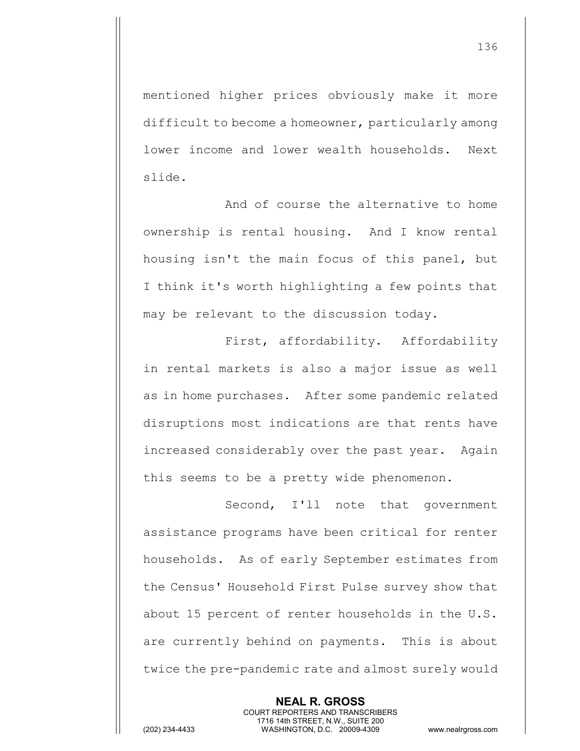mentioned higher prices obviously make it more difficult to become a homeowner, particularly among lower income and lower wealth households. Next slide.

And of course the alternative to home ownership is rental housing. And I know rental housing isn't the main focus of this panel, but I think it's worth highlighting a few points that may be relevant to the discussion today.

First, affordability. Affordability in rental markets is also a major issue as well as in home purchases. After some pandemic related disruptions most indications are that rents have increased considerably over the past year. Again this seems to be a pretty wide phenomenon.

Second, I'll note that government assistance programs have been critical for renter households. As of early September estimates from the Census' Household First Pulse survey show that about 15 percent of renter households in the U.S. are currently behind on payments. This is about twice the pre-pandemic rate and almost surely would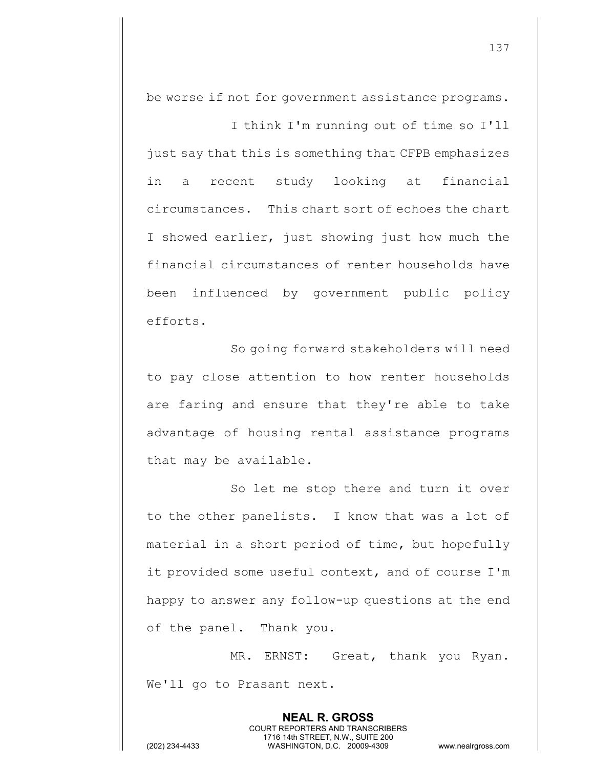be worse if not for government assistance programs.

I think I'm running out of time so I'll just say that this is something that CFPB emphasizes in a recent study looking at financial circumstances. This chart sort of echoes the chart I showed earlier, just showing just how much the financial circumstances of renter households have been influenced by government public policy efforts.

So going forward stakeholders will need to pay close attention to how renter households are faring and ensure that they're able to take advantage of housing rental assistance programs that may be available.

So let me stop there and turn it over to the other panelists. I know that was a lot of material in a short period of time, but hopefully it provided some useful context, and of course I'm happy to answer any follow-up questions at the end of the panel. Thank you.

MR. ERNST: Great, thank you Ryan. We'll go to Prasant next.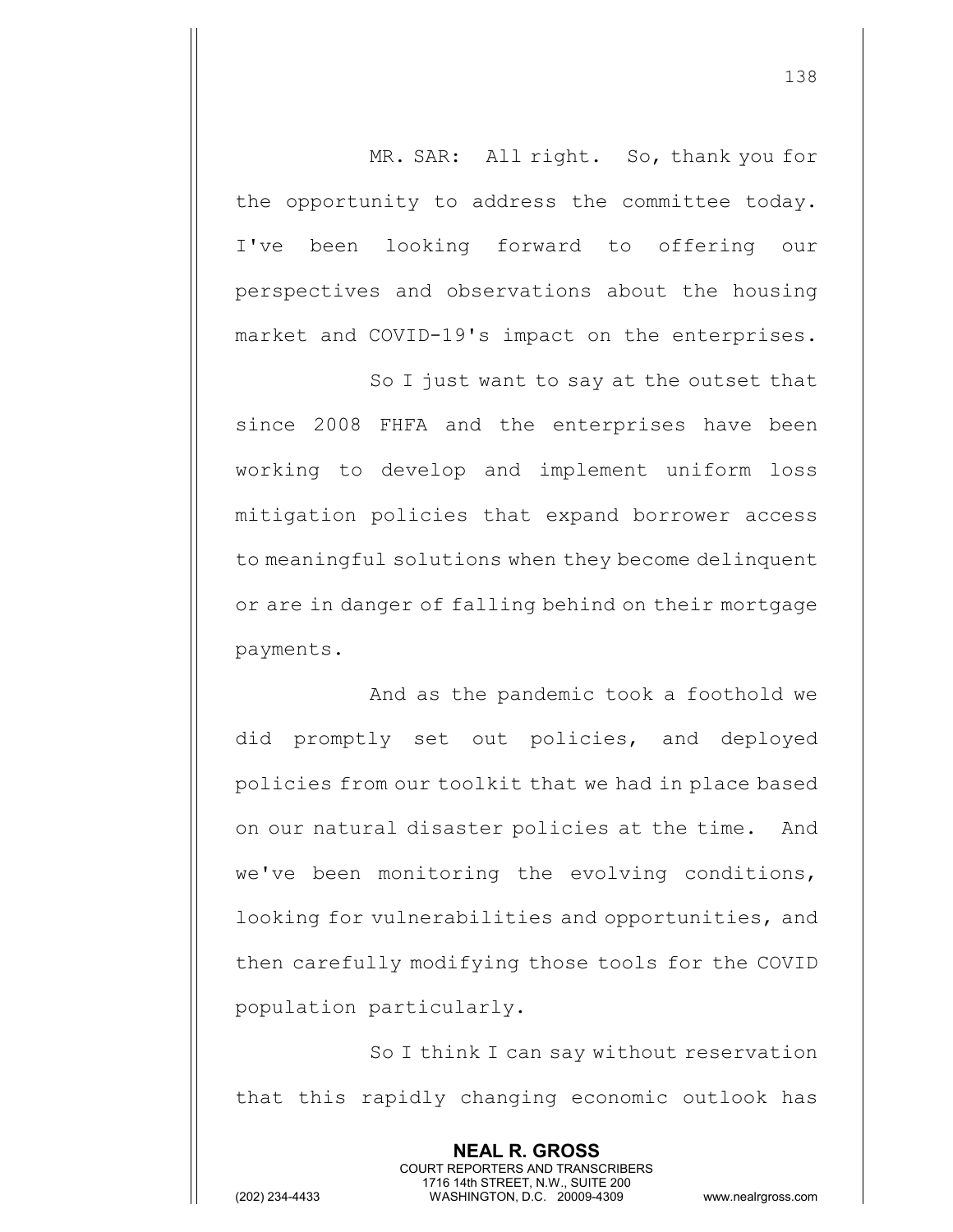MR. SAR: All right. So, thank you for the opportunity to address the committee today. I've been looking forward to offering our perspectives and observations about the housing market and COVID-19's impact on the enterprises.

So I just want to say at the outset that since 2008 FHFA and the enterprises have been working to develop and implement uniform loss mitigation policies that expand borrower access to meaningful solutions when they become delinquent or are in danger of falling behind on their mortgage payments.

And as the pandemic took a foothold we did promptly set out policies, and deployed policies from our toolkit that we had in place based on our natural disaster policies at the time. And we've been monitoring the evolving conditions, looking for vulnerabilities and opportunities, and then carefully modifying those tools for the COVID population particularly.

So I think I can say without reservation that this rapidly changing economic outlook has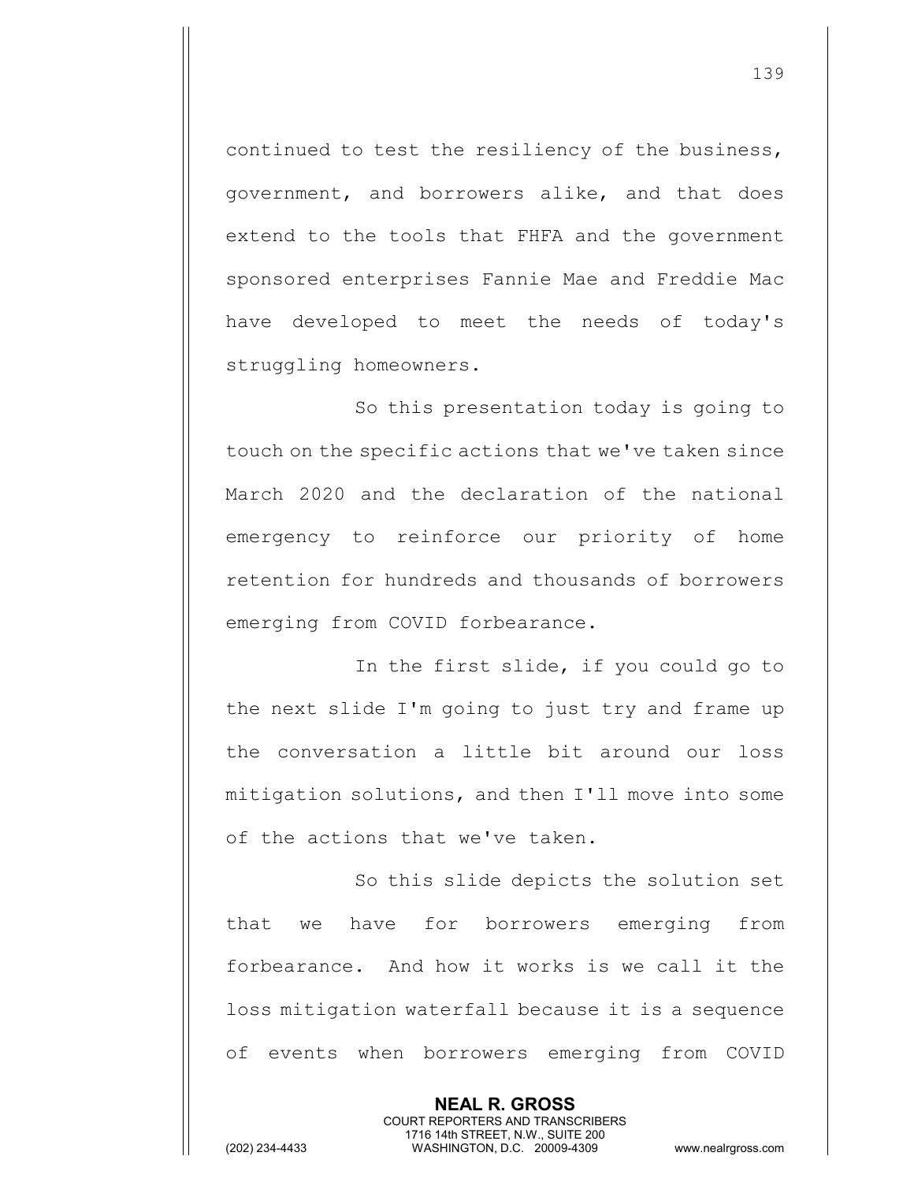continued to test the resiliency of the business, government, and borrowers alike, and that does extend to the tools that FHFA and the government sponsored enterprises Fannie Mae and Freddie Mac have developed to meet the needs of today's struggling homeowners.

So this presentation today is going to touch on the specific actions that we've taken since March 2020 and the declaration of the national emergency to reinforce our priority of home retention for hundreds and thousands of borrowers emerging from COVID forbearance.

In the first slide, if you could go to the next slide I'm going to just try and frame up the conversation a little bit around our loss mitigation solutions, and then I'll move into some of the actions that we've taken.

So this slide depicts the solution set that we have for borrowers emerging from forbearance. And how it works is we call it the loss mitigation waterfall because it is a sequence of events when borrowers emerging from COVID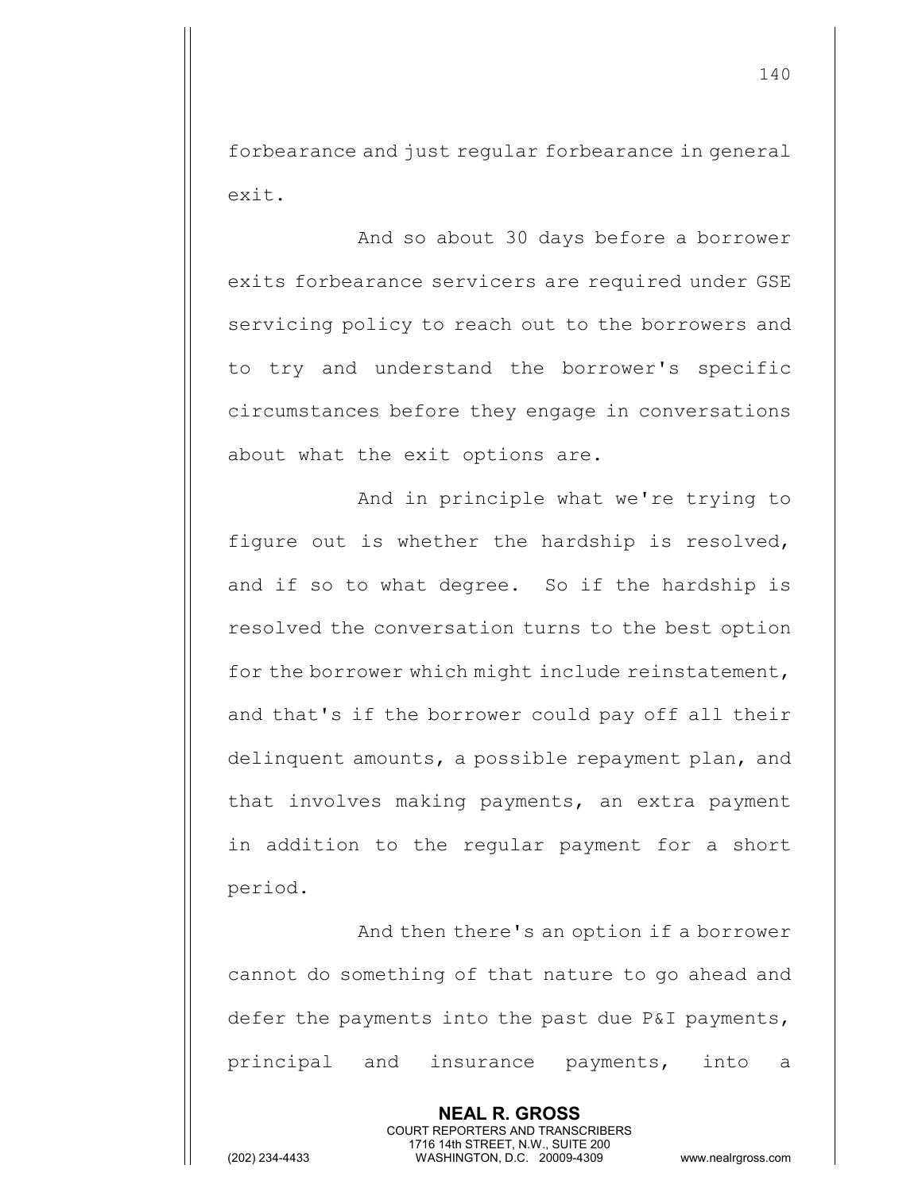forbearance and just regular forbearance in general exit.

And so about 30 days before a borrower exits forbearance servicers are required under GSE servicing policy to reach out to the borrowers and to try and understand the borrower's specific circumstances before they engage in conversations about what the exit options are.

And in principle what we're trying to figure out is whether the hardship is resolved, and if so to what degree. So if the hardship is resolved the conversation turns to the best option for the borrower which might include reinstatement, and that's if the borrower could pay off all their delinquent amounts, a possible repayment plan, and that involves making payments, an extra payment in addition to the regular payment for a short period.

And then there's an option if a borrower cannot do something of that nature to go ahead and defer the payments into the past due P&I payments, principal and insurance payments, into a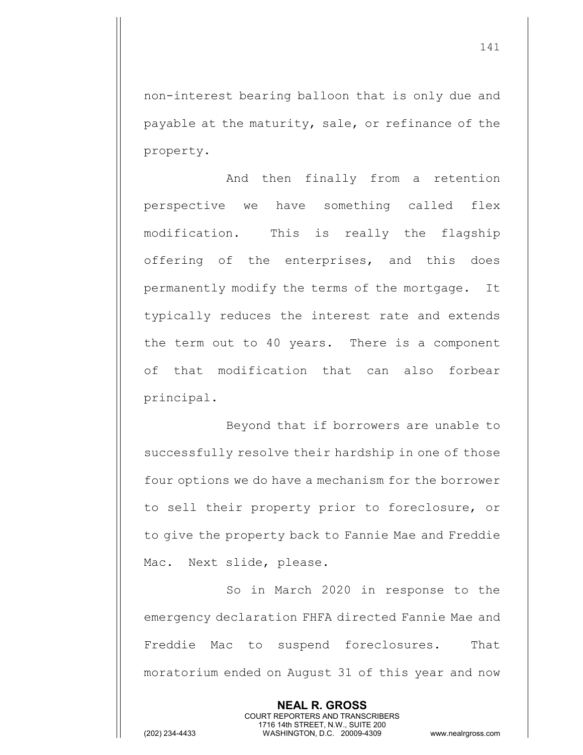non-interest bearing balloon that is only due and payable at the maturity, sale, or refinance of the property.

And then finally from a retention perspective we have something called flex modification. This is really the flagship offering of the enterprises, and this does permanently modify the terms of the mortgage. It typically reduces the interest rate and extends the term out to 40 years. There is a component of that modification that can also forbear principal.

Beyond that if borrowers are unable to successfully resolve their hardship in one of those four options we do have a mechanism for the borrower to sell their property prior to foreclosure, or to give the property back to Fannie Mae and Freddie Mac. Next slide, please.

So in March 2020 in response to the emergency declaration FHFA directed Fannie Mae and Freddie Mac to suspend foreclosures. That moratorium ended on August 31 of this year and now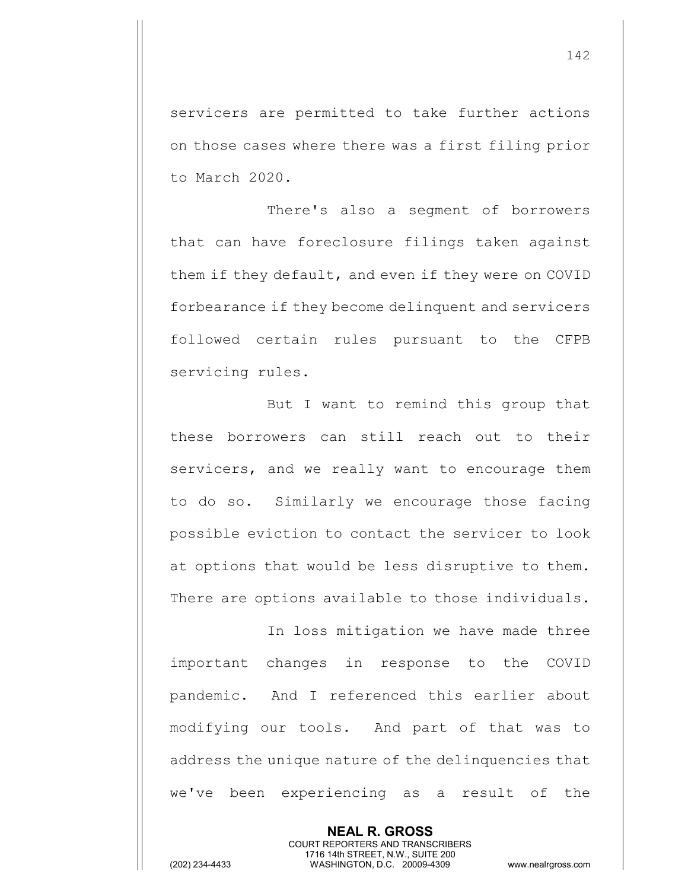servicers are permitted to take further actions on those cases where there was a first filing prior to March 2020.

There's also a segment of borrowers that can have foreclosure filings taken against them if they default, and even if they were on COVID forbearance if they become delinquent and servicers followed certain rules pursuant to the CFPB servicing rules.

But I want to remind this group that these borrowers can still reach out to their servicers, and we really want to encourage them to do so. Similarly we encourage those facing possible eviction to contact the servicer to look at options that would be less disruptive to them. There are options available to those individuals.

In loss mitigation we have made three important changes in response to the COVID pandemic. And I referenced this earlier about modifying our tools. And part of that was to address the unique nature of the delinquencies that we've been experiencing as a result of the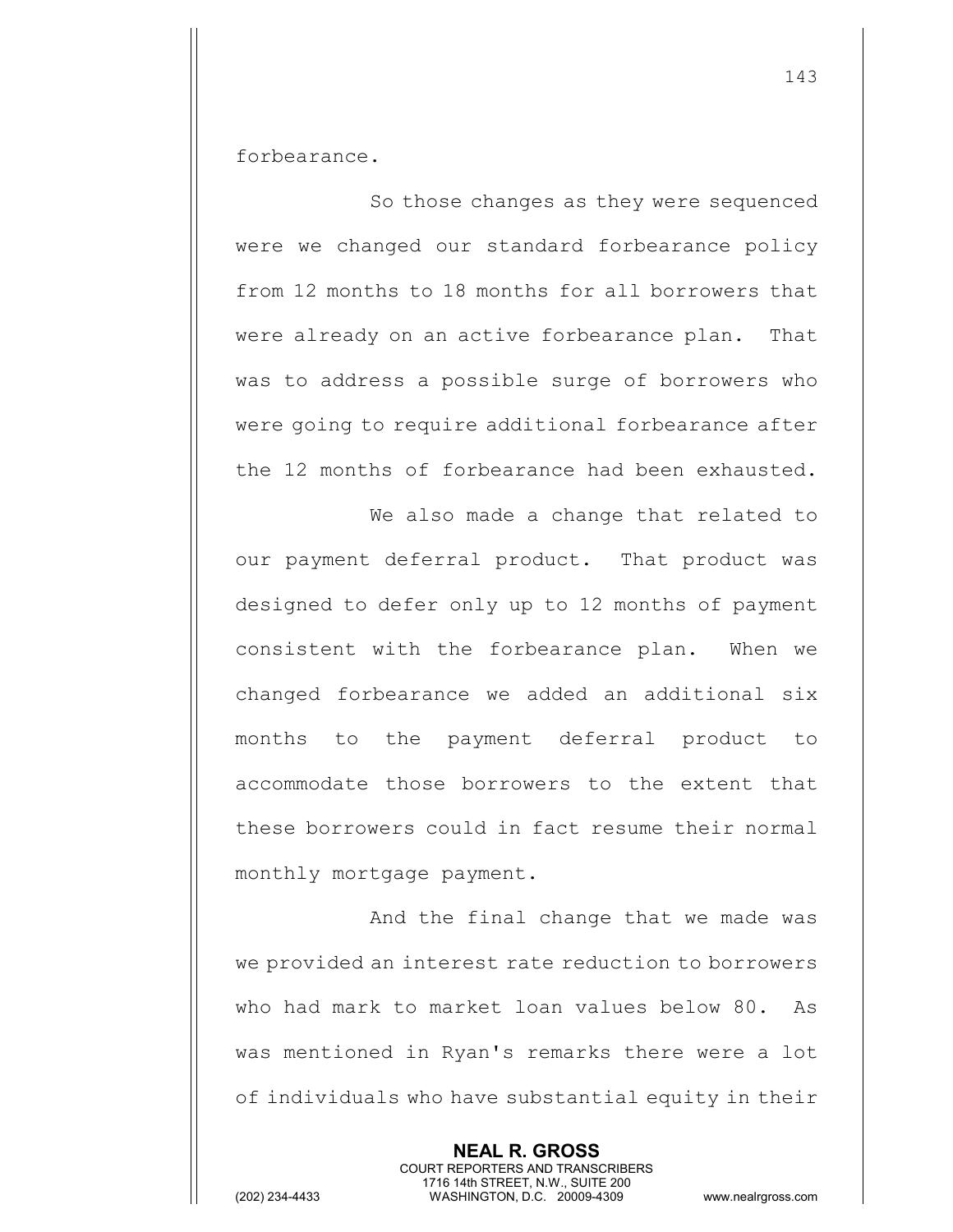forbearance.

So those changes as they were sequenced were we changed our standard forbearance policy from 12 months to 18 months for all borrowers that were already on an active forbearance plan. That was to address a possible surge of borrowers who were going to require additional forbearance after the 12 months of forbearance had been exhausted.

We also made a change that related to our payment deferral product. That product was designed to defer only up to 12 months of payment consistent with the forbearance plan. When we changed forbearance we added an additional six months to the payment deferral product to accommodate those borrowers to the extent that these borrowers could in fact resume their normal monthly mortgage payment.

And the final change that we made was we provided an interest rate reduction to borrowers who had mark to market loan values below 80. As was mentioned in Ryan's remarks there were a lot of individuals who have substantial equity in their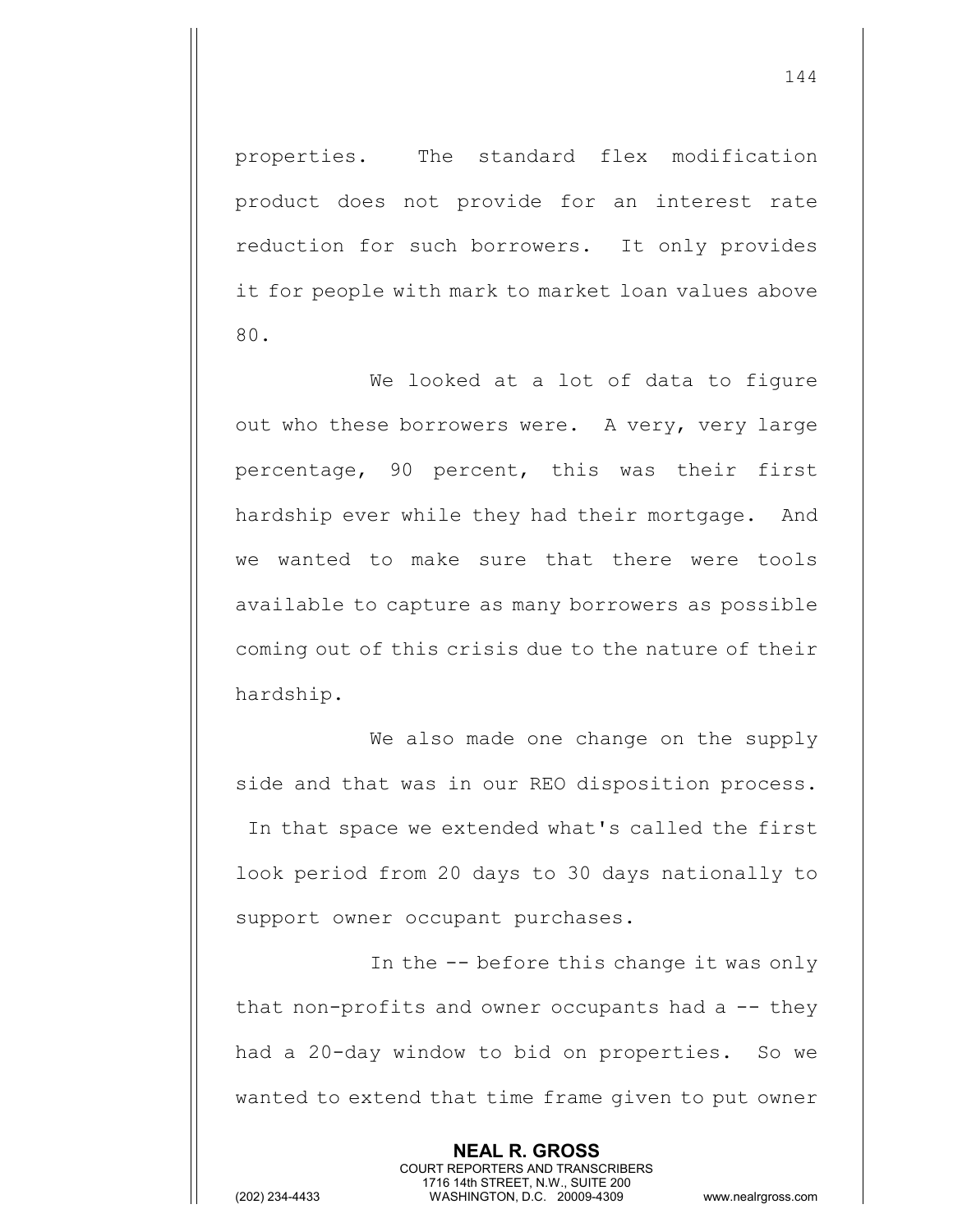properties. The standard flex modification product does not provide for an interest rate reduction for such borrowers. It only provides it for people with mark to market loan values above 80.

We looked at a lot of data to figure out who these borrowers were. A very, very large percentage, 90 percent, this was their first hardship ever while they had their mortgage. And we wanted to make sure that there were tools available to capture as many borrowers as possible coming out of this crisis due to the nature of their hardship.

We also made one change on the supply side and that was in our REO disposition process. In that space we extended what's called the first look period from 20 days to 30 days nationally to support owner occupant purchases.

In the -- before this change it was only that non-profits and owner occupants had a -- they had a 20-day window to bid on properties. So we wanted to extend that time frame given to put owner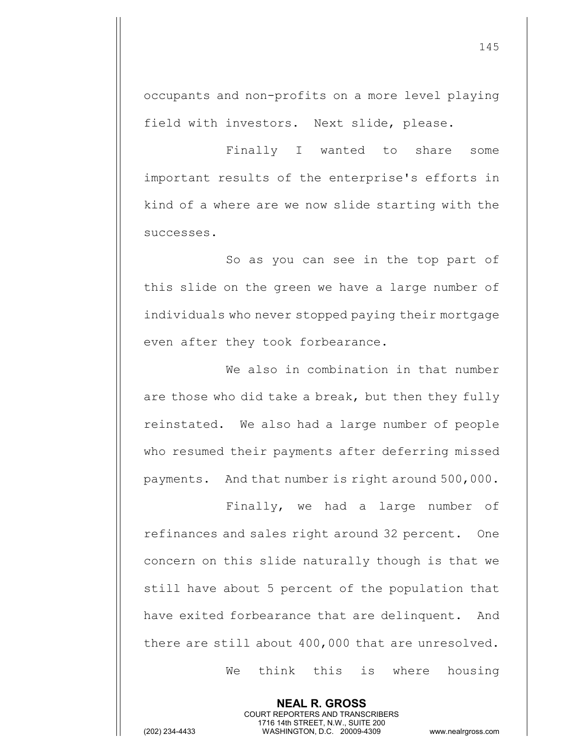occupants and non-profits on a more level playing field with investors. Next slide, please.

Finally I wanted to share some important results of the enterprise's efforts in kind of a where are we now slide starting with the successes.

So as you can see in the top part of this slide on the green we have a large number of individuals who never stopped paying their mortgage even after they took forbearance.

We also in combination in that number are those who did take a break, but then they fully reinstated. We also had a large number of people who resumed their payments after deferring missed payments. And that number is right around 500,000.

Finally, we had a large number of refinances and sales right around 32 percent. One concern on this slide naturally though is that we still have about 5 percent of the population that have exited forbearance that are delinquent. And there are still about 400,000 that are unresolved.

We think this is where housing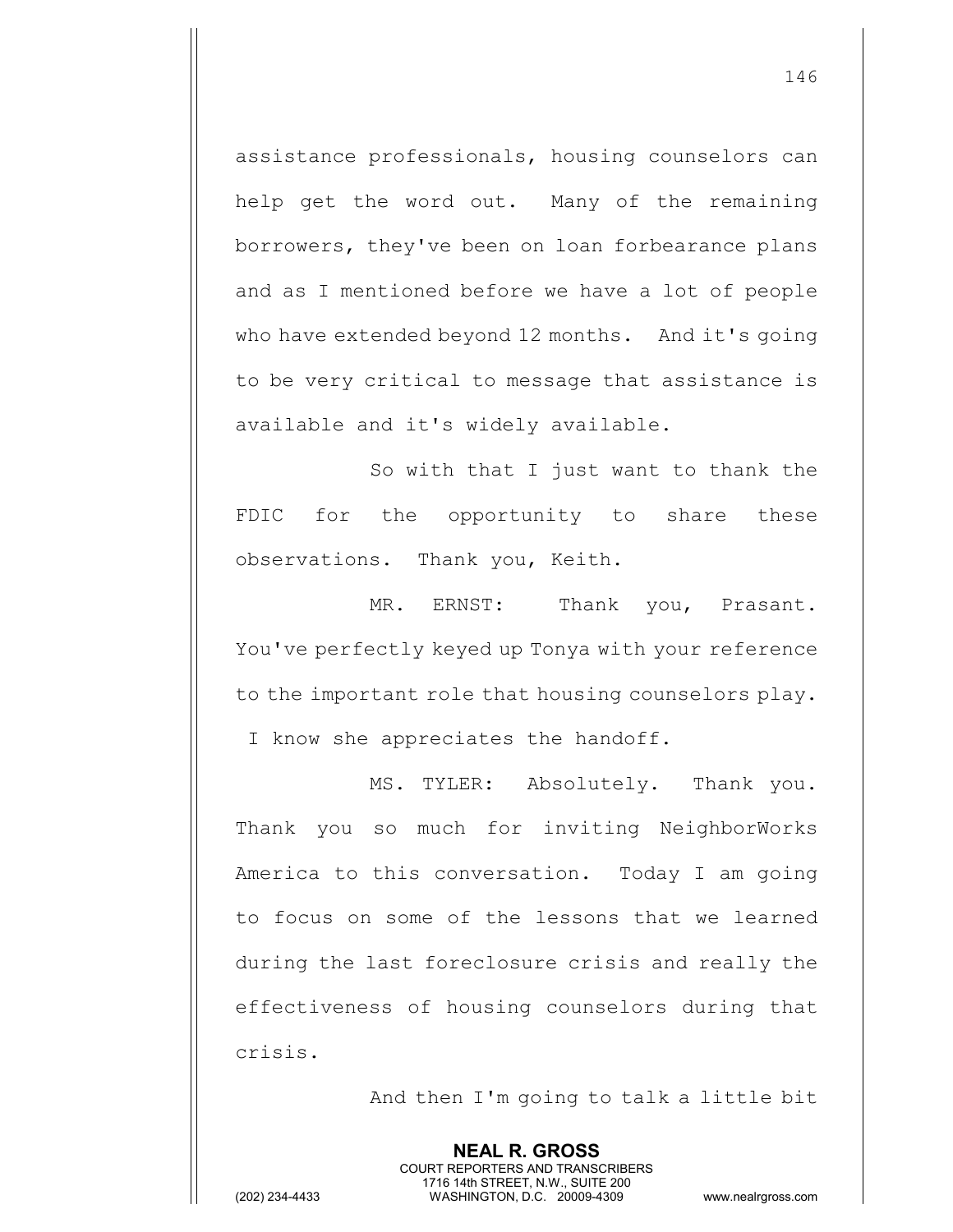assistance professionals, housing counselors can help get the word out. Many of the remaining borrowers, they've been on loan forbearance plans and as I mentioned before we have a lot of people who have extended beyond 12 months. And it's going to be very critical to message that assistance is available and it's widely available.

So with that I just want to thank the FDIC for the opportunity to share these observations. Thank you, Keith.

MR. ERNST: Thank you, Prasant. You've perfectly keyed up Tonya with your reference to the important role that housing counselors play. I know she appreciates the handoff.

MS. TYLER: Absolutely. Thank you. Thank you so much for inviting NeighborWorks America to this conversation. Today I am going to focus on some of the lessons that we learned during the last foreclosure crisis and really the effectiveness of housing counselors during that crisis.

And then I'm going to talk a little bit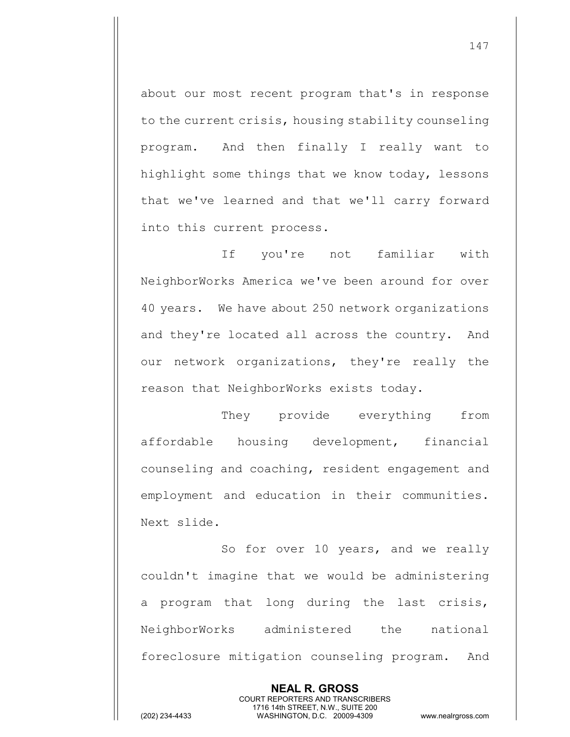about our most recent program that's in response to the current crisis, housing stability counseling program. And then finally I really want to highlight some things that we know today, lessons that we've learned and that we'll carry forward into this current process.

If you're not familiar with NeighborWorks America we've been around for over 40 years. We have about 250 network organizations and they're located all across the country. And our network organizations, they're really the reason that NeighborWorks exists today.

They provide everything from affordable housing development, financial counseling and coaching, resident engagement and employment and education in their communities. Next slide.

So for over 10 years, and we really couldn't imagine that we would be administering a program that long during the last crisis, NeighborWorks administered the national foreclosure mitigation counseling program. And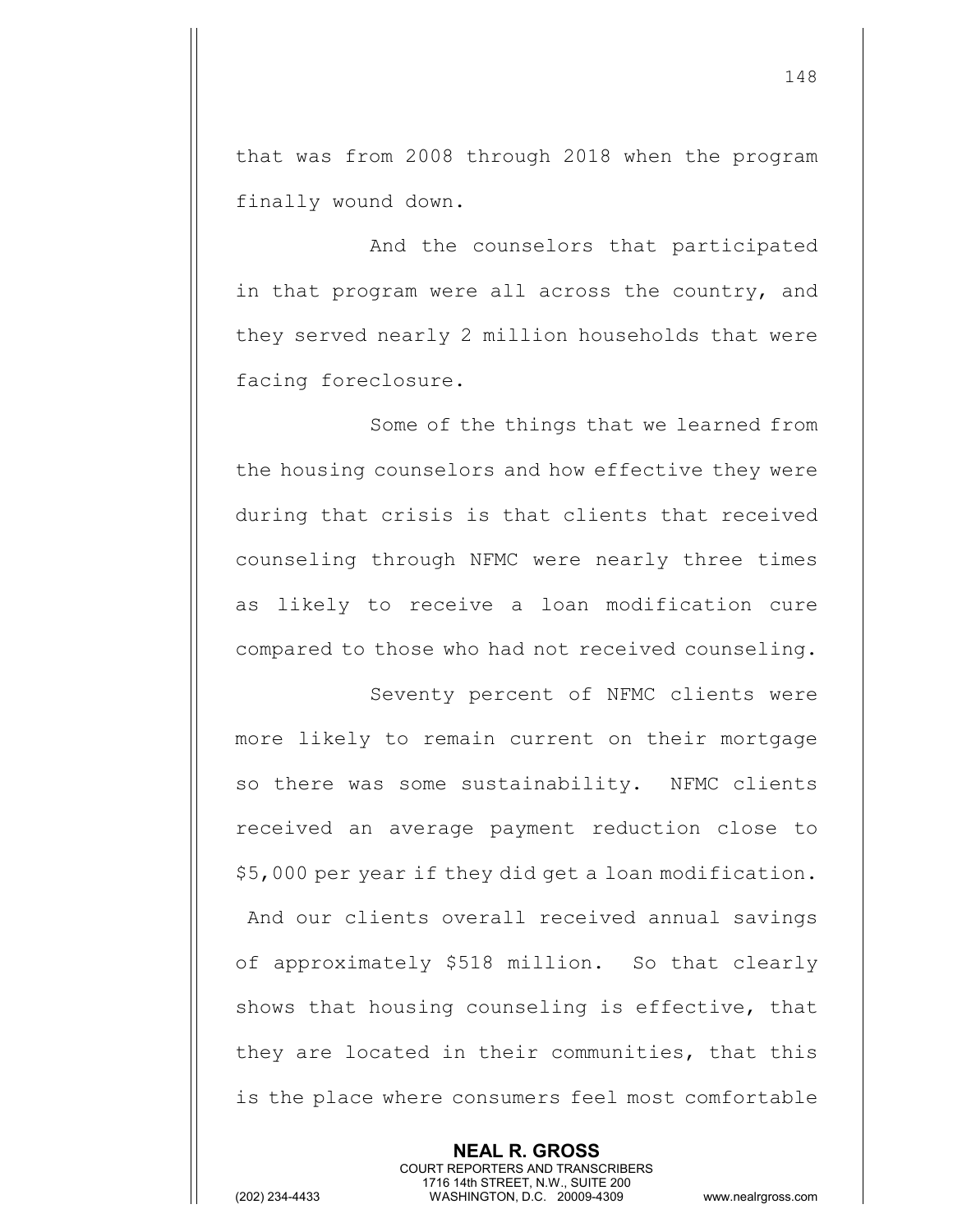that was from 2008 through 2018 when the program finally wound down.

And the counselors that participated in that program were all across the country, and they served nearly 2 million households that were facing foreclosure.

Some of the things that we learned from the housing counselors and how effective they were during that crisis is that clients that received counseling through NFMC were nearly three times as likely to receive a loan modification cure compared to those who had not received counseling.

Seventy percent of NFMC clients were more likely to remain current on their mortgage so there was some sustainability. NFMC clients received an average payment reduction close to $5,000 per year if they did get a loan modification. And our clients overall received annual savings of approximately $518 million. So that clearly shows that housing counseling is effective, that they are located in their communities, that this is the place where consumers feel most comfortable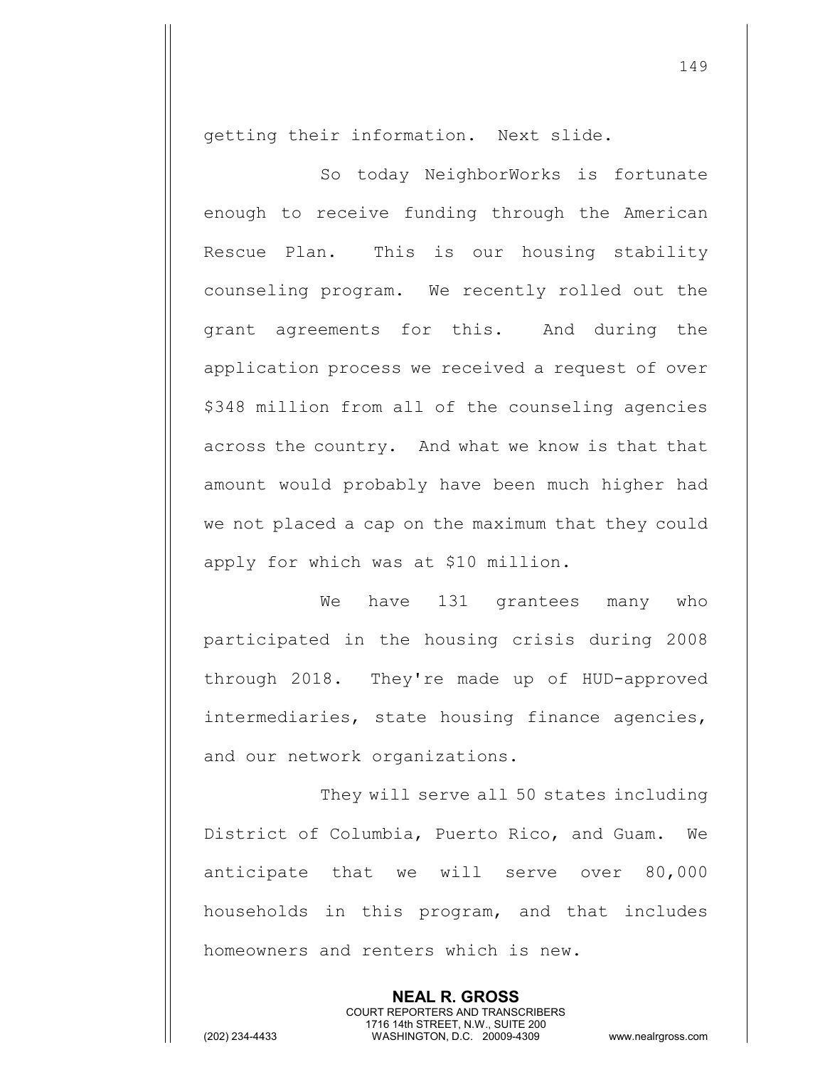getting their information. Next slide.

So today NeighborWorks is fortunate enough to receive funding through the American Rescue Plan. This is our housing stability counseling program. We recently rolled out the grant agreements for this. And during the application process we received a request of over $348 million from all of the counseling agencies across the country. And what we know is that that amount would probably have been much higher had we not placed a cap on the maximum that they could apply for which was at $10 million.

We have 131 grantees many who participated in the housing crisis during 2008 through 2018. They're made up of HUD-approved intermediaries, state housing finance agencies, and our network organizations.

They will serve all 50 states including District of Columbia, Puerto Rico, and Guam. We anticipate that we will serve over 80,000 households in this program, and that includes homeowners and renters which is new.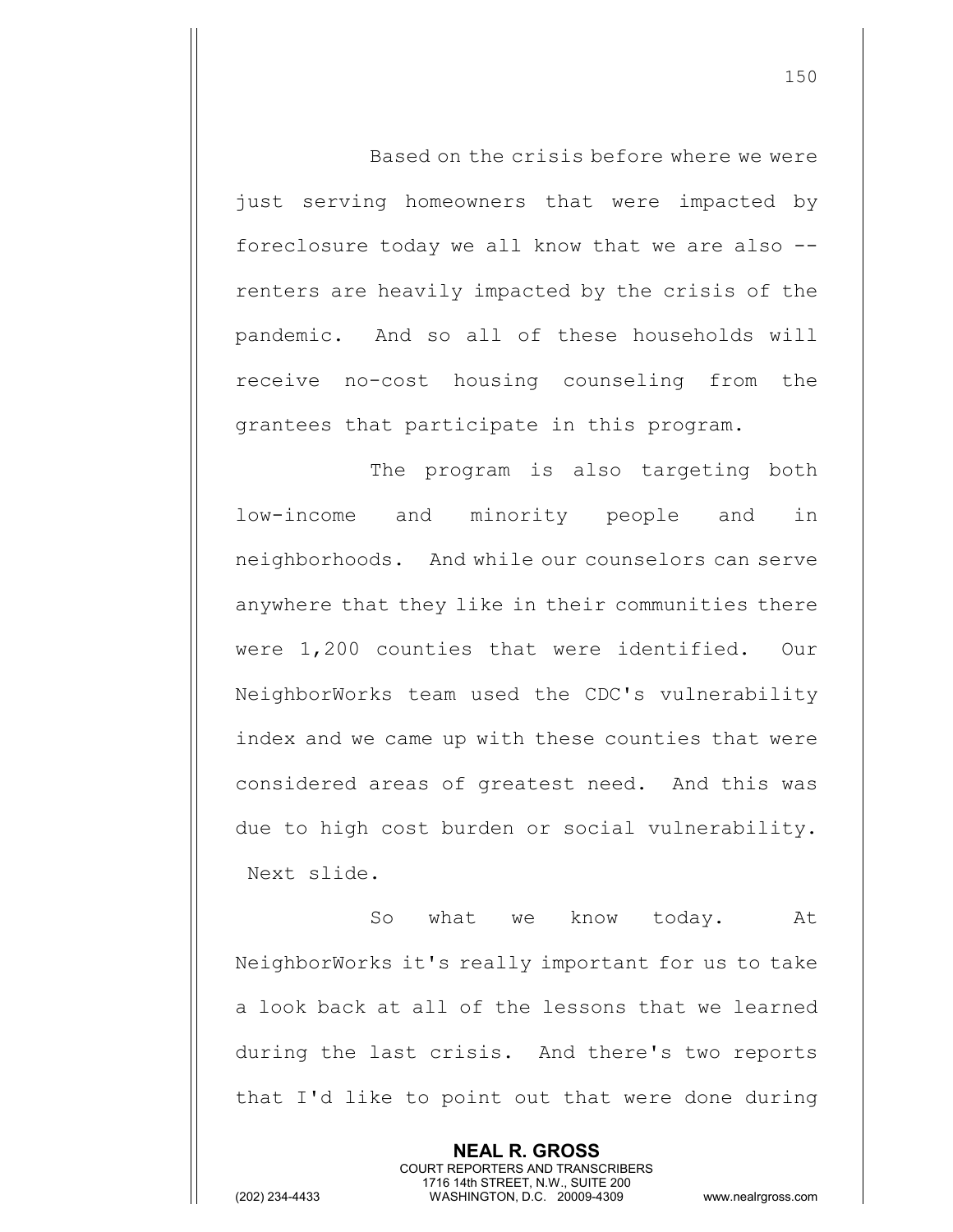Based on the crisis before where we were just serving homeowners that were impacted by foreclosure today we all know that we are also -- renters are heavily impacted by the crisis of the pandemic. And so all of these households will receive no-cost housing counseling from the grantees that participate in this program.

The program is also targeting both low-income and minority people and in neighborhoods. And while our counselors can serve anywhere that they like in their communities there were 1,200 counties that were identified. Our NeighborWorks team used the CDC's vulnerability index and we came up with these counties that were considered areas of greatest need. And this was due to high cost burden or social vulnerability. Next slide.

So what we know today. At NeighborWorks it's really important for us to take a look back at all of the lessons that we learned during the last crisis. And there's two reports that I'd like to point out that were done during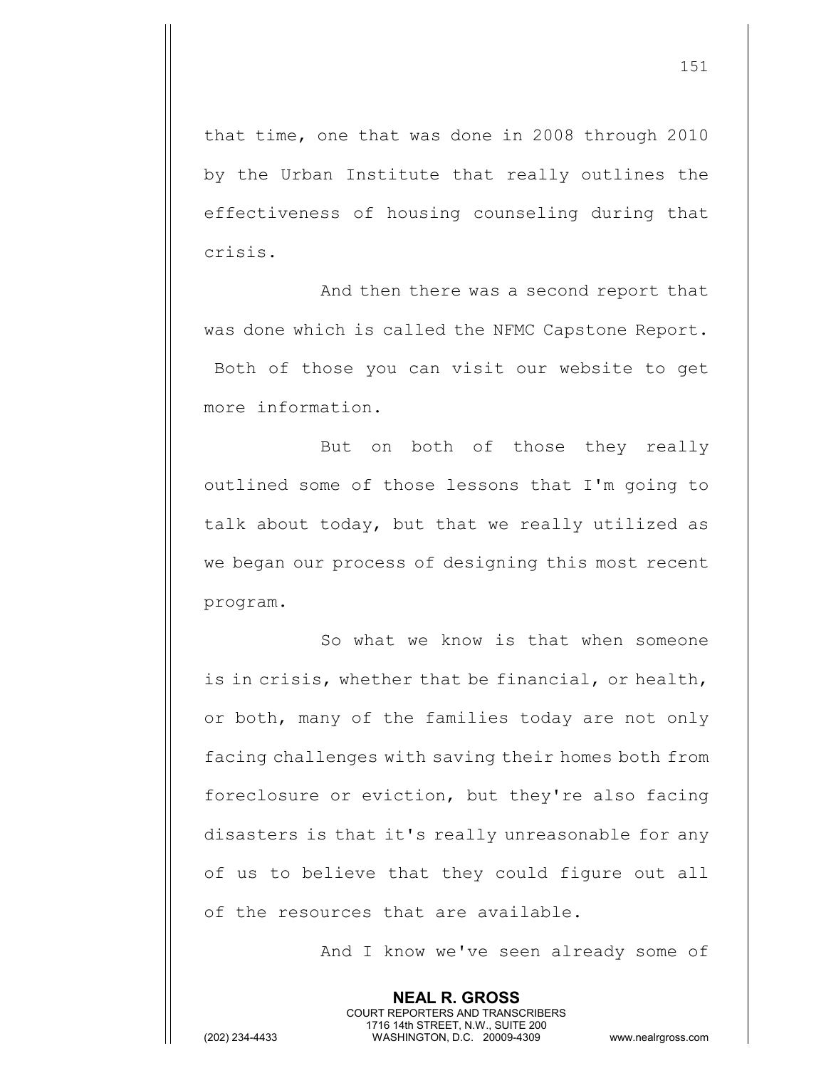that time, one that was done in 2008 through 2010 by the Urban Institute that really outlines the effectiveness of housing counseling during that crisis.

And then there was a second report that was done which is called the NFMC Capstone Report. Both of those you can visit our website to get more information.

But on both of those they really outlined some of those lessons that I'm going to talk about today, but that we really utilized as we began our process of designing this most recent program.

So what we know is that when someone is in crisis, whether that be financial, or health, or both, many of the families today are not only facing challenges with saving their homes both from foreclosure or eviction, but they're also facing disasters is that it's really unreasonable for any of us to believe that they could figure out all of the resources that are available.

And I know we've seen already some of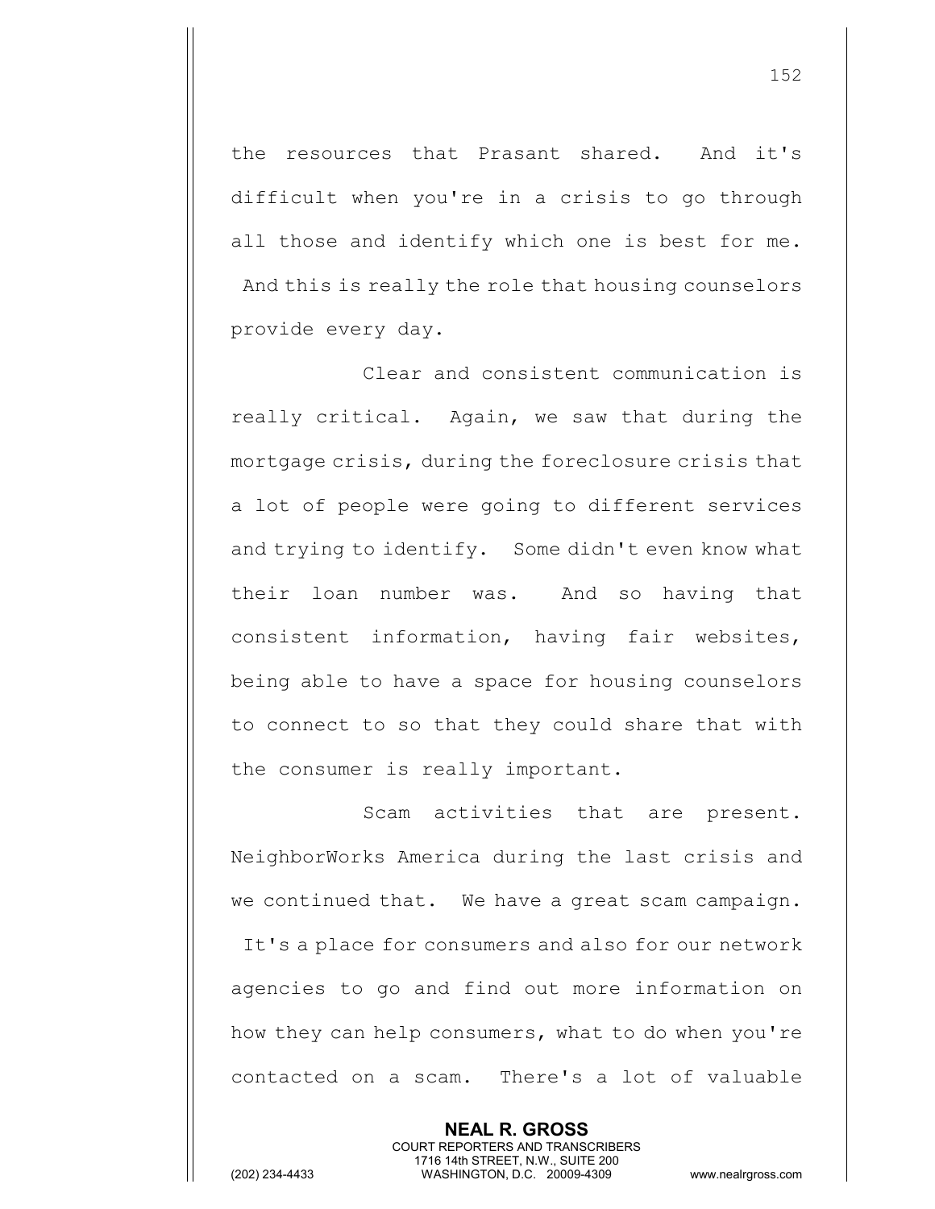the resources that Prasant shared. And it's difficult when you're in a crisis to go through all those and identify which one is best for me. And this is really the role that housing counselors provide every day.

Clear and consistent communication is really critical. Again, we saw that during the mortgage crisis, during the foreclosure crisis that a lot of people were going to different services and trying to identify. Some didn't even know what their loan number was. And so having that consistent information, having fair websites, being able to have a space for housing counselors to connect to so that they could share that with the consumer is really important.

Scam activities that are present. NeighborWorks America during the last crisis and we continued that. We have a great scam campaign. It's a place for consumers and also for our network agencies to go and find out more information on how they can help consumers, what to do when you're contacted on a scam. There's a lot of valuable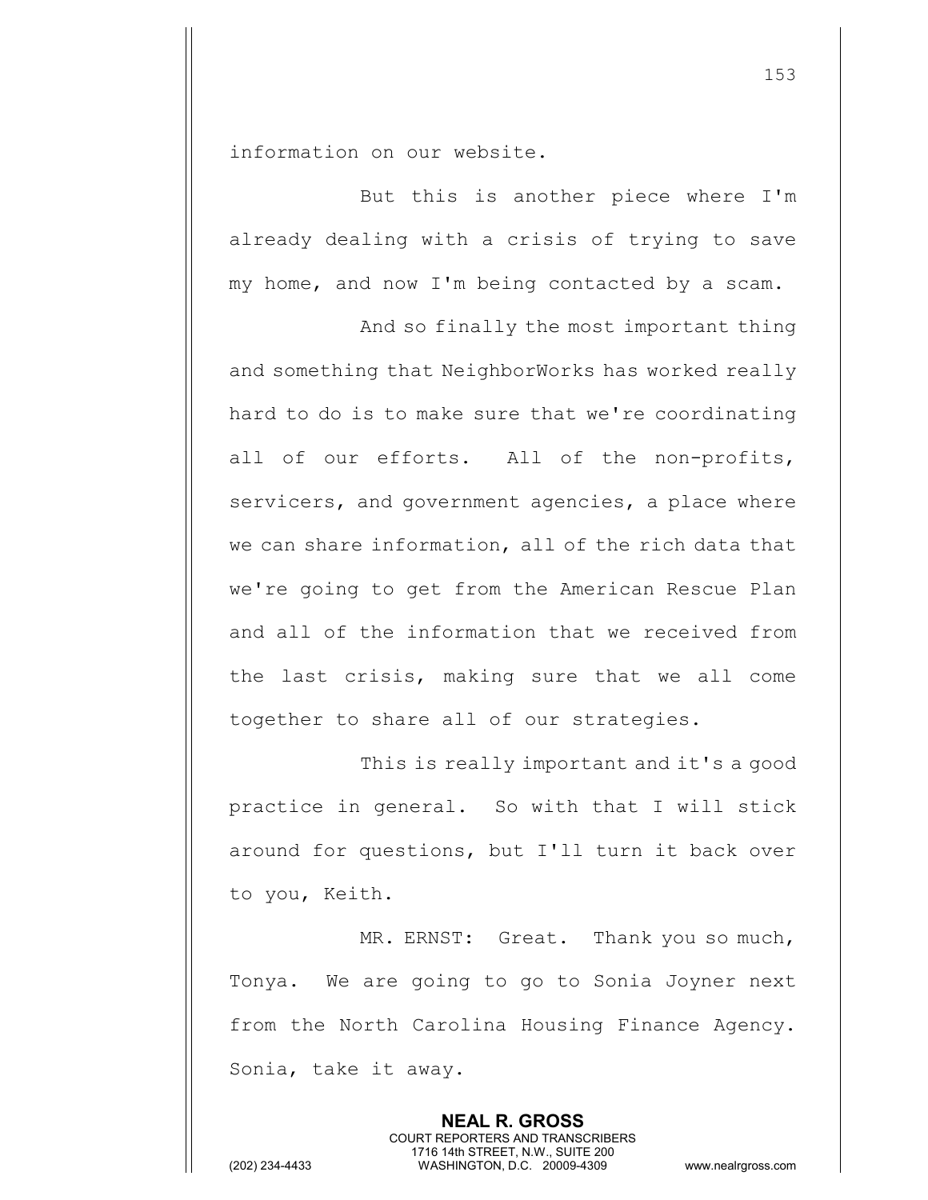information on our website.

But this is another piece where I'm already dealing with a crisis of trying to save my home, and now I'm being contacted by a scam.

And so finally the most important thing and something that NeighborWorks has worked really hard to do is to make sure that we're coordinating all of our efforts. All of the non-profits, servicers, and government agencies, a place where we can share information, all of the rich data that we're going to get from the American Rescue Plan and all of the information that we received from the last crisis, making sure that we all come together to share all of our strategies.

This is really important and it's a good practice in general. So with that I will stick around for questions, but I'll turn it back over to you, Keith.

MR. ERNST: Great. Thank you so much, Tonya. We are going to go to Sonia Joyner next from the North Carolina Housing Finance Agency. Sonia, take it away.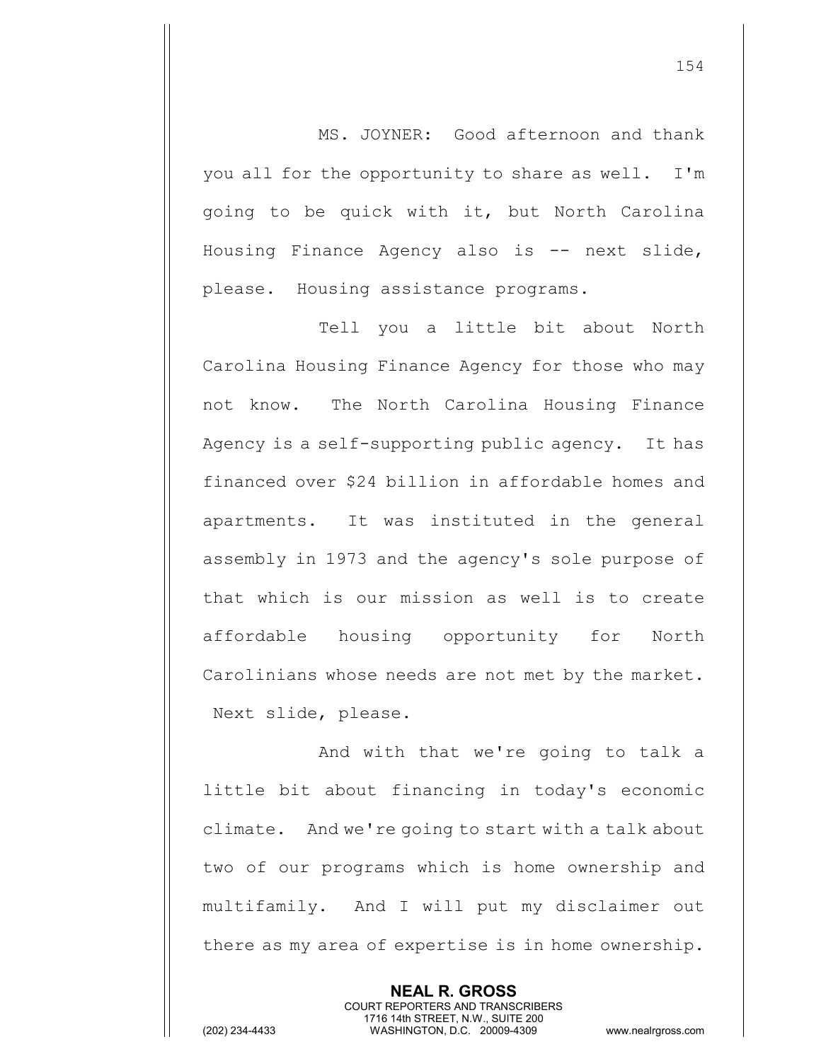MS. JOYNER: Good afternoon and thank you all for the opportunity to share as well. I'm going to be quick with it, but North Carolina Housing Finance Agency also is -- next slide, please. Housing assistance programs.

Tell you a little bit about North Carolina Housing Finance Agency for those who may not know. The North Carolina Housing Finance Agency is a self-supporting public agency. It has financed over $24 billion in affordable homes and apartments. It was instituted in the general assembly in 1973 and the agency's sole purpose of that which is our mission as well is to create affordable housing opportunity for North Carolinians whose needs are not met by the market. Next slide, please.

And with that we're going to talk a little bit about financing in today's economic climate. And we're going to start with a talk about two of our programs which is home ownership and multifamily. And I will put my disclaimer out there as my area of expertise is in home ownership.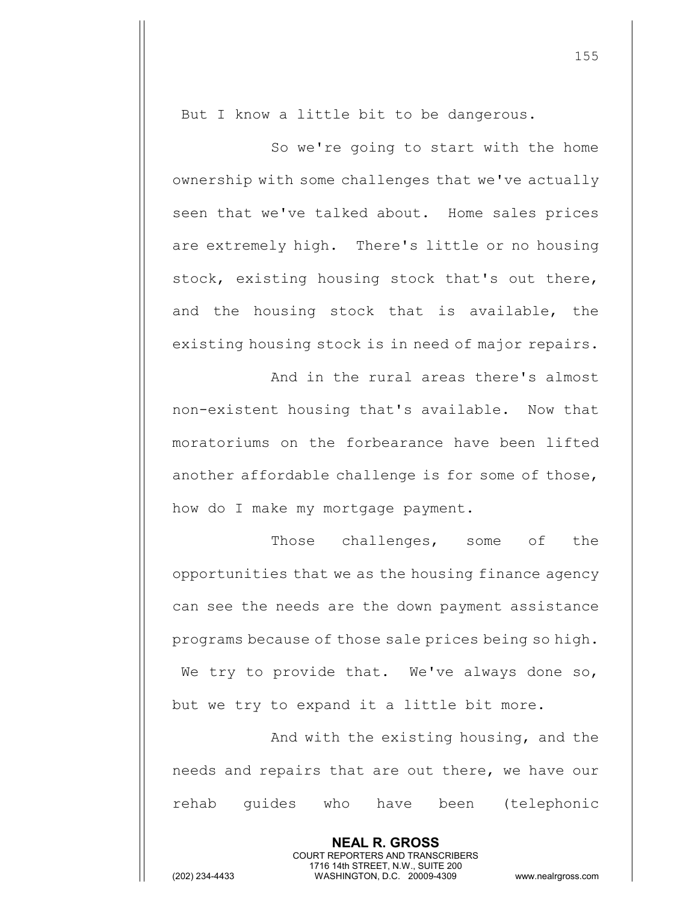But I know a little bit to be dangerous.

So we're going to start with the home ownership with some challenges that we've actually seen that we've talked about. Home sales prices are extremely high. There's little or no housing stock, existing housing stock that's out there, and the housing stock that is available, the existing housing stock is in need of major repairs.

And in the rural areas there's almost non-existent housing that's available. Now that moratoriums on the forbearance have been lifted another affordable challenge is for some of those, how do I make my mortgage payment.

Those challenges, some of the opportunities that we as the housing finance agency can see the needs are the down payment assistance programs because of those sale prices being so high. We try to provide that. We've always done so, but we try to expand it a little bit more.

And with the existing housing, and the needs and repairs that are out there, we have our rehab guides who have been (telephonic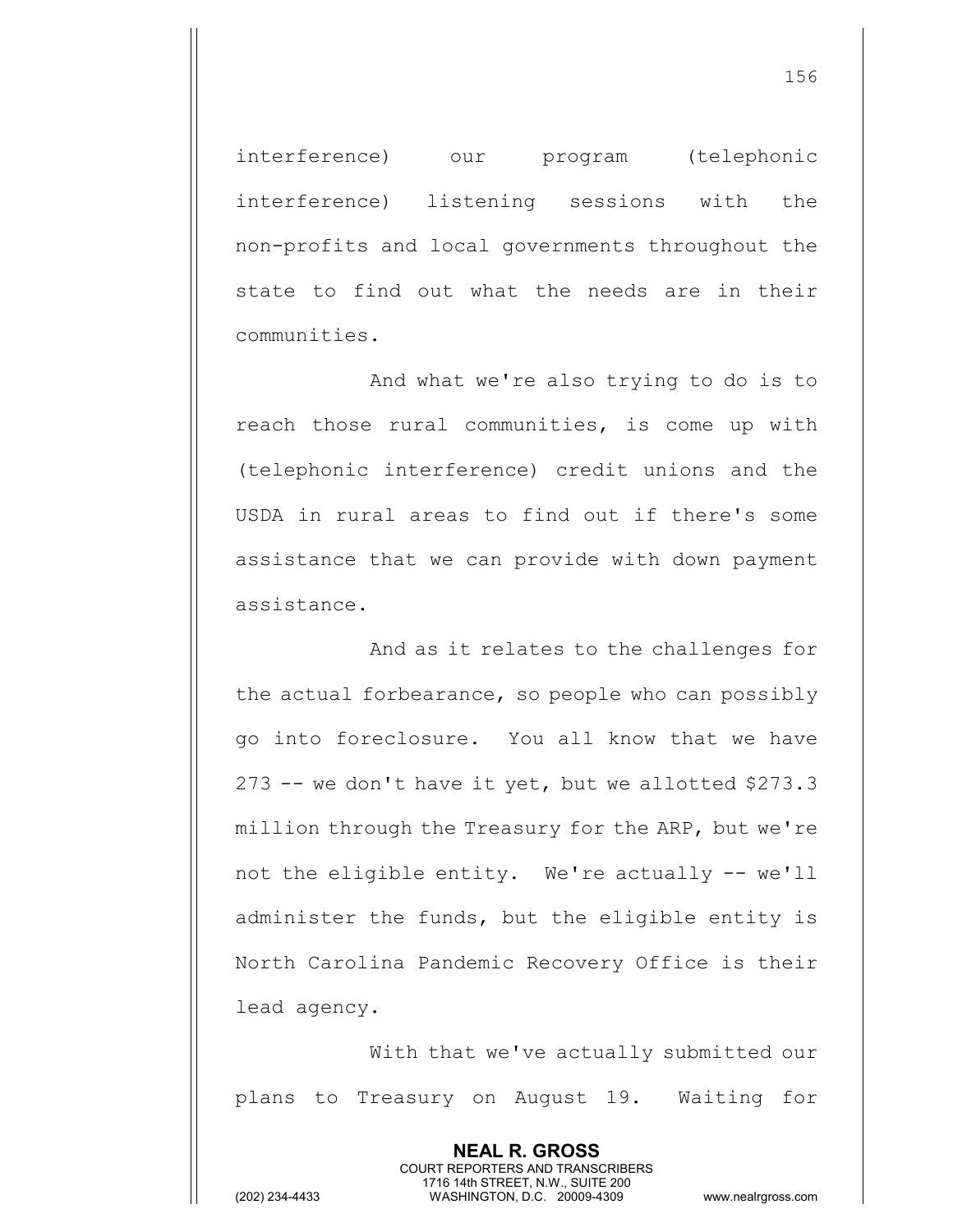interference) our program (telephonic interference) listening sessions with the non-profits and local governments throughout the state to find out what the needs are in their communities.

And what we're also trying to do is to reach those rural communities, is come up with (telephonic interference) credit unions and the USDA in rural areas to find out if there's some assistance that we can provide with down payment assistance.

And as it relates to the challenges for the actual forbearance, so people who can possibly go into foreclosure. You all know that we have 273 -- we don't have it yet, but we allotted $273.3 million through the Treasury for the ARP, but we're not the eligible entity. We're actually -- we'll administer the funds, but the eligible entity is North Carolina Pandemic Recovery Office is their lead agency.

With that we've actually submitted our plans to Treasury on August 19. Waiting for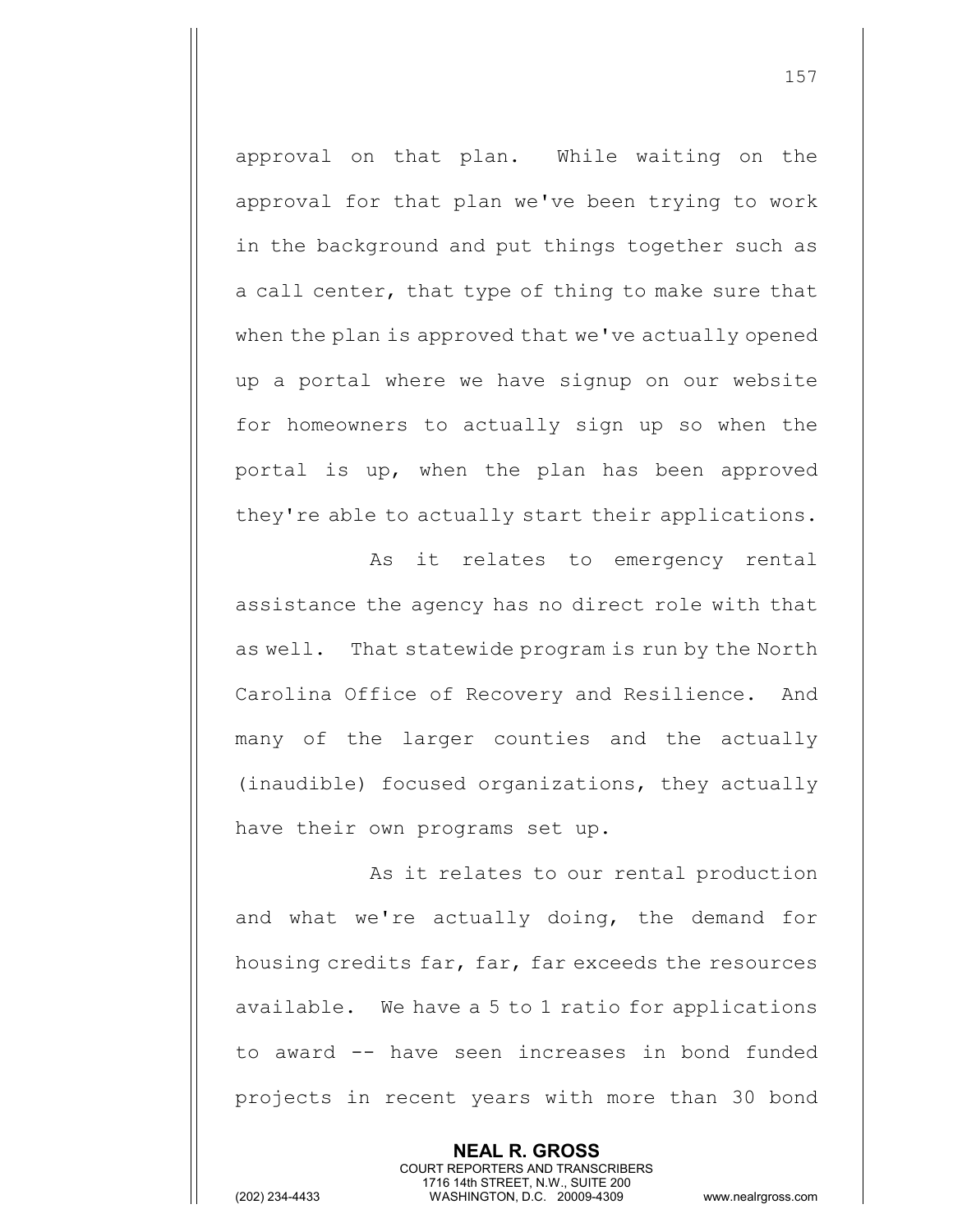approval on that plan. While waiting on the approval for that plan we've been trying to work in the background and put things together such as a call center, that type of thing to make sure that when the plan is approved that we've actually opened up a portal where we have signup on our website for homeowners to actually sign up so when the portal is up, when the plan has been approved they're able to actually start their applications.

As it relates to emergency rental assistance the agency has no direct role with that as well. That statewide program is run by the North Carolina Office of Recovery and Resilience. And many of the larger counties and the actually (inaudible) focused organizations, they actually have their own programs set up.

As it relates to our rental production and what we're actually doing, the demand for housing credits far, far, far exceeds the resources available. We have a 5 to 1 ratio for applications to award -- have seen increases in bond funded projects in recent years with more than 30 bond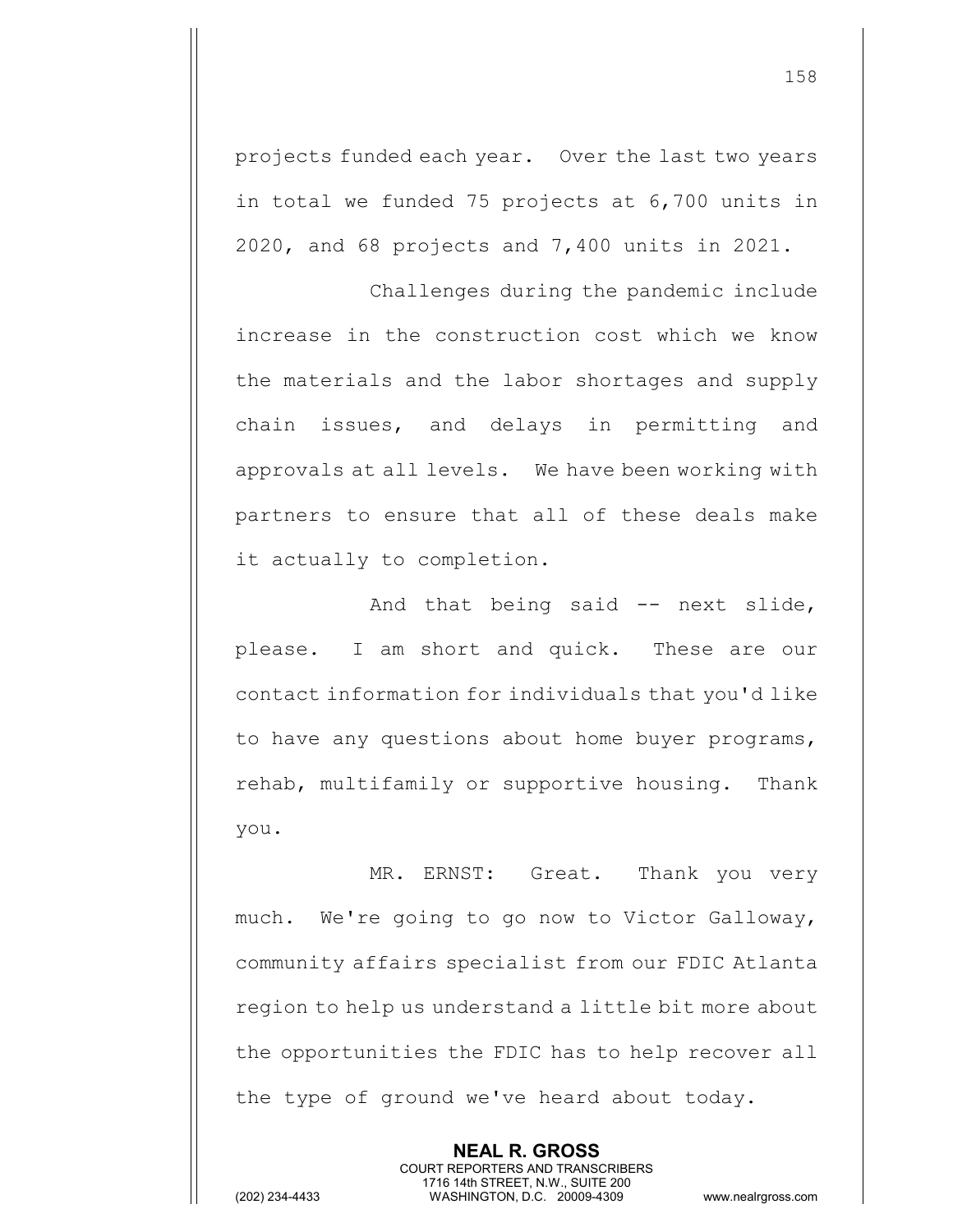projects funded each year. Over the last two years in total we funded 75 projects at 6,700 units in 2020, and 68 projects and 7,400 units in 2021.

Challenges during the pandemic include increase in the construction cost which we know the materials and the labor shortages and supply chain issues, and delays in permitting and approvals at all levels. We have been working with partners to ensure that all of these deals make it actually to completion.

And that being said -- next slide, please. I am short and quick. These are our contact information for individuals that you'd like to have any questions about home buyer programs, rehab, multifamily or supportive housing. Thank you.

MR. ERNST: Great. Thank you very much. We're going to go now to Victor Galloway, community affairs specialist from our FDIC Atlanta region to help us understand a little bit more about the opportunities the FDIC has to help recover all the type of ground we've heard about today.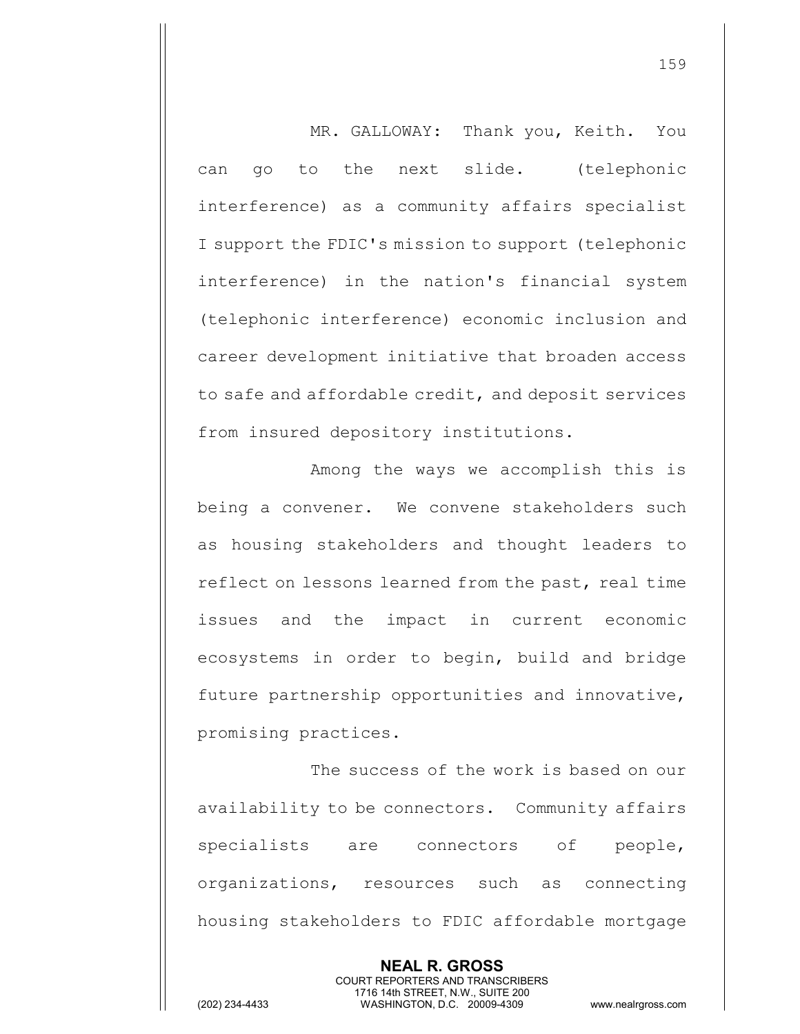MR. GALLOWAY: Thank you, Keith. You can go to the next slide. (telephonic interference) as a community affairs specialist I support the FDIC's mission to support (telephonic interference) in the nation's financial system (telephonic interference) economic inclusion and career development initiative that broaden access to safe and affordable credit, and deposit services from insured depository institutions.

Among the ways we accomplish this is being a convener. We convene stakeholders such as housing stakeholders and thought leaders to reflect on lessons learned from the past, real time issues and the impact in current economic ecosystems in order to begin, build and bridge future partnership opportunities and innovative, promising practices.

The success of the work is based on our availability to be connectors. Community affairs specialists are connectors of people, organizations, resources such as connecting housing stakeholders to FDIC affordable mortgage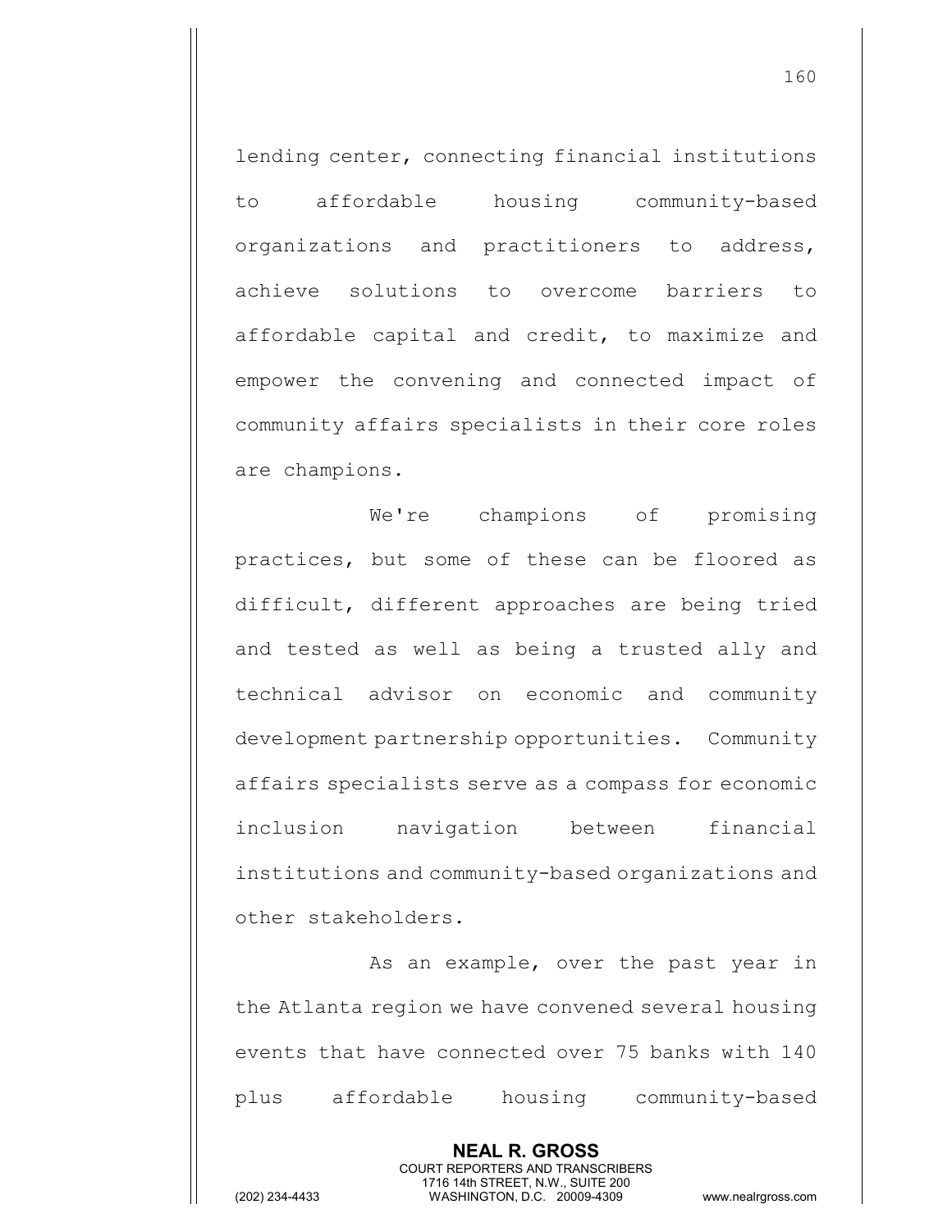lending center, connecting financial institutions to affordable housing community-based organizations and practitioners to address, achieve solutions to overcome barriers to affordable capital and credit, to maximize and empower the convening and connected impact of community affairs specialists in their core roles are champions.

We're champions of promising practices, but some of these can be floored as difficult, different approaches are being tried and tested as well as being a trusted ally and technical advisor on economic and community development partnership opportunities. Community affairs specialists serve as a compass for economic inclusion navigation between financial institutions and community-based organizations and other stakeholders.

As an example, over the past year in the Atlanta region we have convened several housing events that have connected over 75 banks with 140 plus affordable housing community-based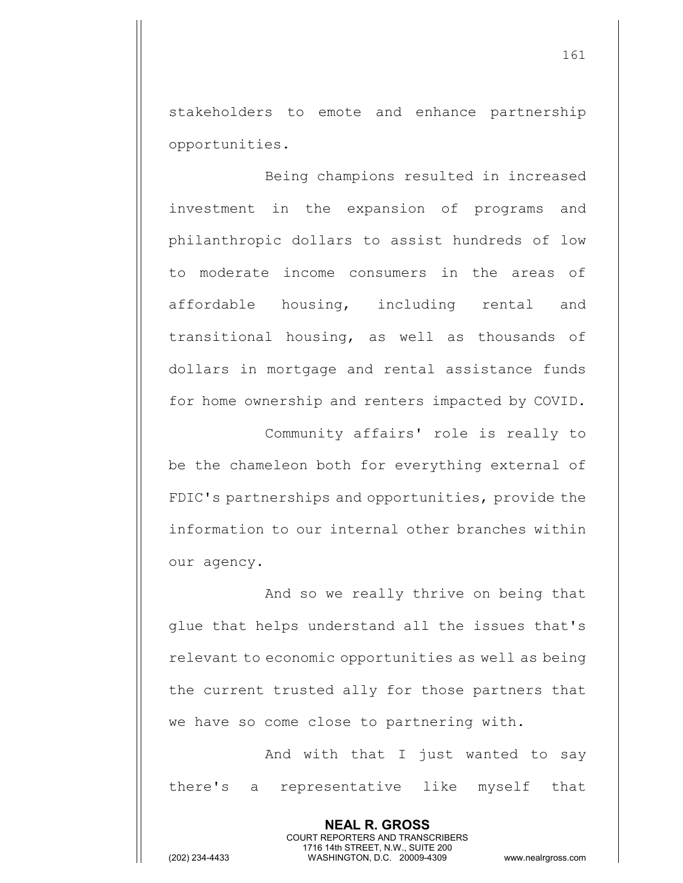stakeholders to emote and enhance partnership opportunities.

Being champions resulted in increased investment in the expansion of programs and philanthropic dollars to assist hundreds of low to moderate income consumers in the areas of affordable housing, including rental and transitional housing, as well as thousands of dollars in mortgage and rental assistance funds for home ownership and renters impacted by COVID.

Community affairs' role is really to be the chameleon both for everything external of FDIC's partnerships and opportunities, provide the information to our internal other branches within our agency.

And so we really thrive on being that glue that helps understand all the issues that's relevant to economic opportunities as well as being the current trusted ally for those partners that we have so come close to partnering with.

And with that I just wanted to say there's a representative like myself that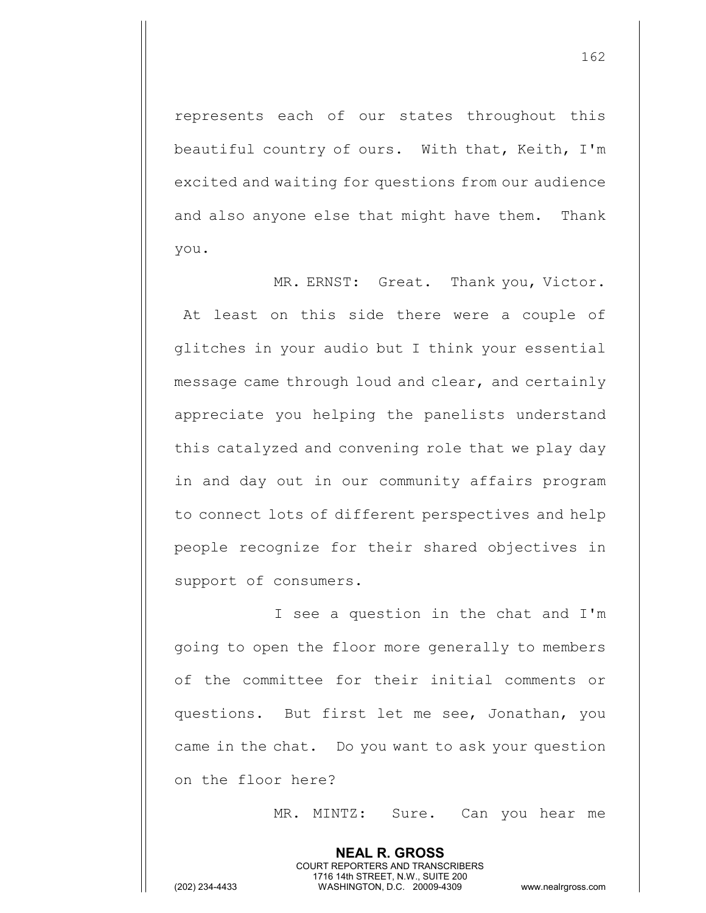represents each of our states throughout this beautiful country of ours. With that, Keith, I'm excited and waiting for questions from our audience and also anyone else that might have them. Thank you.

MR. ERNST: Great. Thank you, Victor. At least on this side there were a couple of glitches in your audio but I think your essential message came through loud and clear, and certainly appreciate you helping the panelists understand this catalyzed and convening role that we play day in and day out in our community affairs program to connect lots of different perspectives and help people recognize for their shared objectives in support of consumers.

I see a question in the chat and I'm going to open the floor more generally to members of the committee for their initial comments or questions. But first let me see, Jonathan, you came in the chat. Do you want to ask your question on the floor here?

MR. MINTZ: Sure. Can you hear me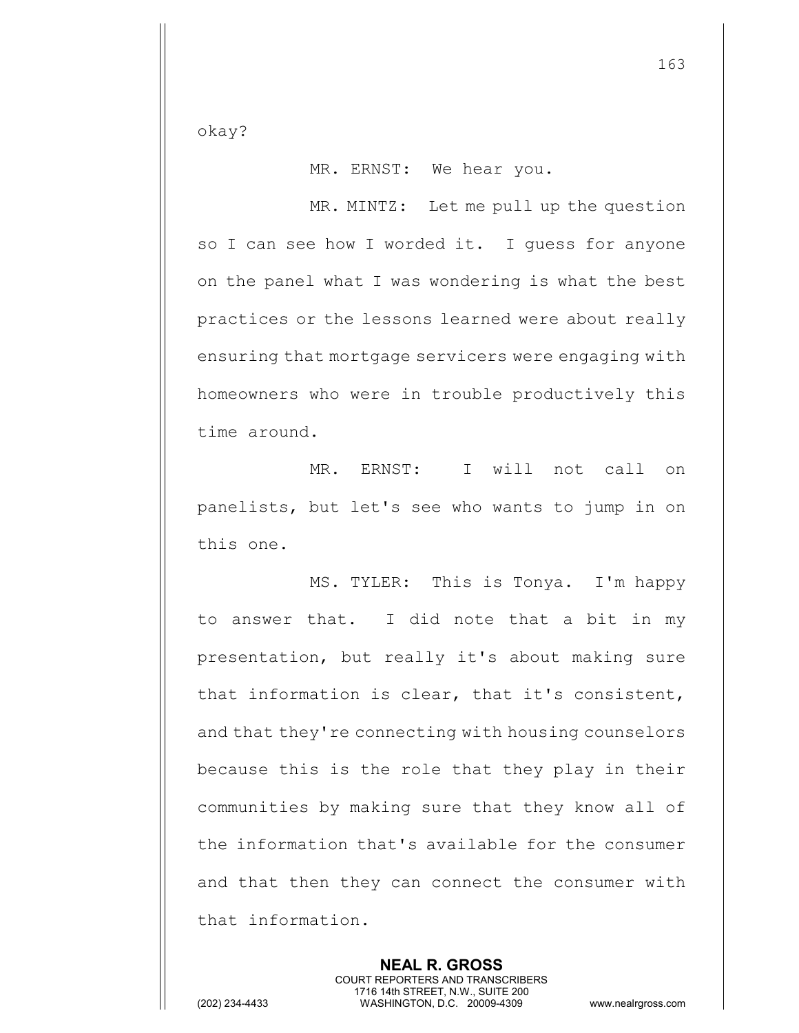okay?

MR. ERNST: We hear you.

MR. MINTZ: Let me pull up the question so I can see how I worded it. I guess for anyone on the panel what I was wondering is what the best practices or the lessons learned were about really ensuring that mortgage servicers were engaging with homeowners who were in trouble productively this time around.

MR. ERNST: I will not call on panelists, but let's see who wants to jump in on this one.

MS. TYLER: This is Tonya. I'm happy to answer that. I did note that a bit in my presentation, but really it's about making sure that information is clear, that it's consistent, and that they're connecting with housing counselors because this is the role that they play in their communities by making sure that they know all of the information that's available for the consumer and that then they can connect the consumer with that information.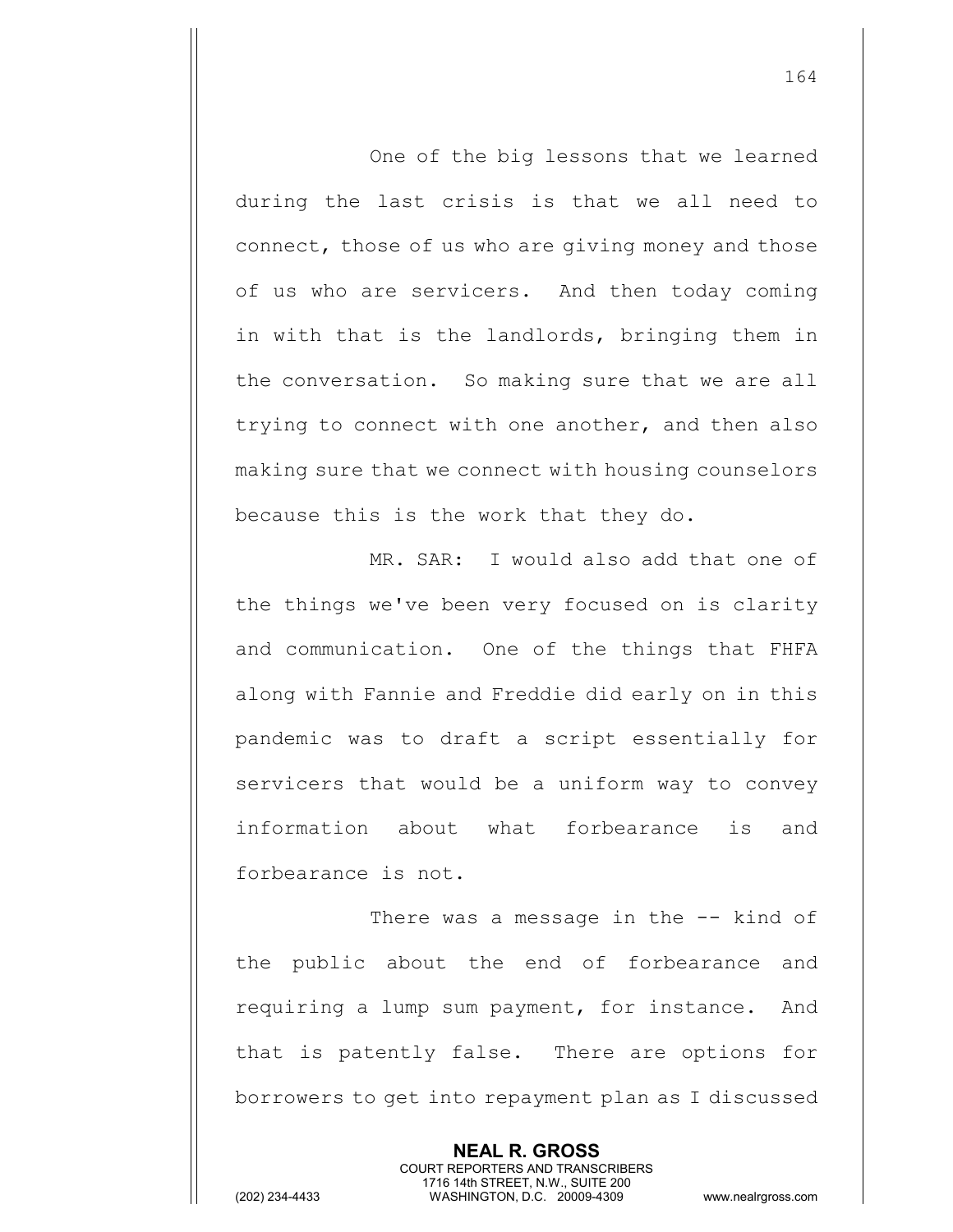One of the big lessons that we learned during the last crisis is that we all need to connect, those of us who are giving money and those of us who are servicers. And then today coming in with that is the landlords, bringing them in the conversation. So making sure that we are all trying to connect with one another, and then also making sure that we connect with housing counselors because this is the work that they do.

MR. SAR: I would also add that one of the things we've been very focused on is clarity and communication. One of the things that FHFA along with Fannie and Freddie did early on in this pandemic was to draft a script essentially for servicers that would be a uniform way to convey information about what forbearance is and forbearance is not.

There was a message in the -- kind of the public about the end of forbearance and requiring a lump sum payment, for instance. And that is patently false. There are options for borrowers to get into repayment plan as I discussed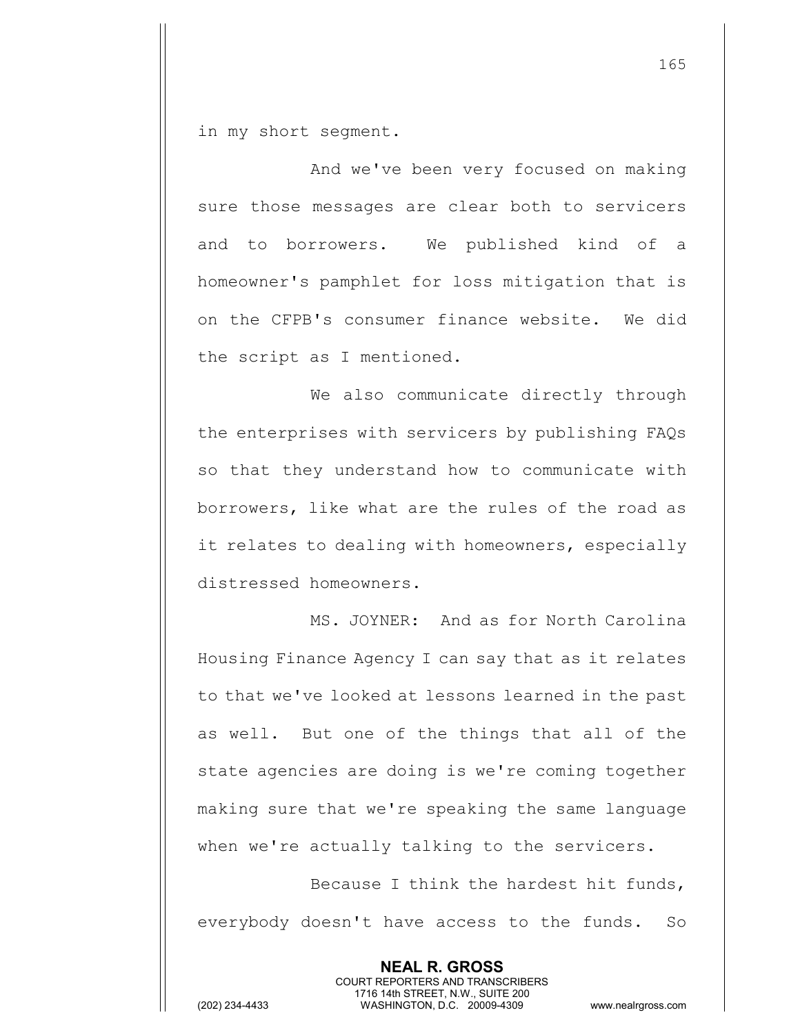in my short segment.

And we've been very focused on making sure those messages are clear both to servicers and to borrowers. We published kind of a homeowner's pamphlet for loss mitigation that is on the CFPB's consumer finance website. We did the script as I mentioned.

We also communicate directly through the enterprises with servicers by publishing FAQs so that they understand how to communicate with borrowers, like what are the rules of the road as it relates to dealing with homeowners, especially distressed homeowners.

MS. JOYNER: And as for North Carolina Housing Finance Agency I can say that as it relates to that we've looked at lessons learned in the past as well. But one of the things that all of the state agencies are doing is we're coming together making sure that we're speaking the same language when we're actually talking to the servicers.

Because I think the hardest hit funds, everybody doesn't have access to the funds. So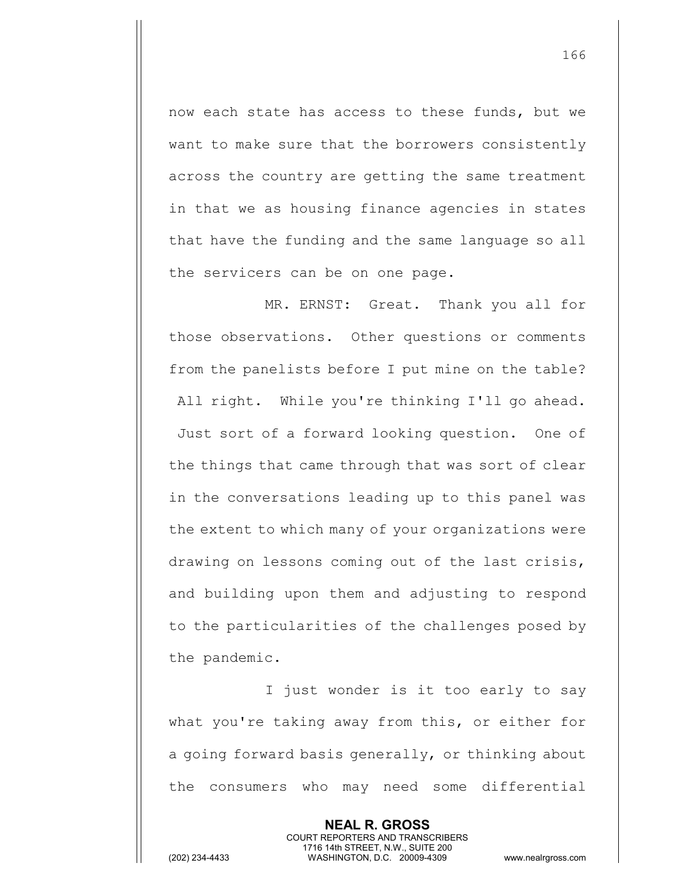now each state has access to these funds, but we want to make sure that the borrowers consistently across the country are getting the same treatment in that we as housing finance agencies in states that have the funding and the same language so all the servicers can be on one page.

MR. ERNST: Great. Thank you all for those observations. Other questions or comments from the panelists before I put mine on the table? All right. While you're thinking I'll go ahead. Just sort of a forward looking question. One of the things that came through that was sort of clear in the conversations leading up to this panel was the extent to which many of your organizations were drawing on lessons coming out of the last crisis, and building upon them and adjusting to respond to the particularities of the challenges posed by the pandemic.

I just wonder is it too early to say what you're taking away from this, or either for a going forward basis generally, or thinking about the consumers who may need some differential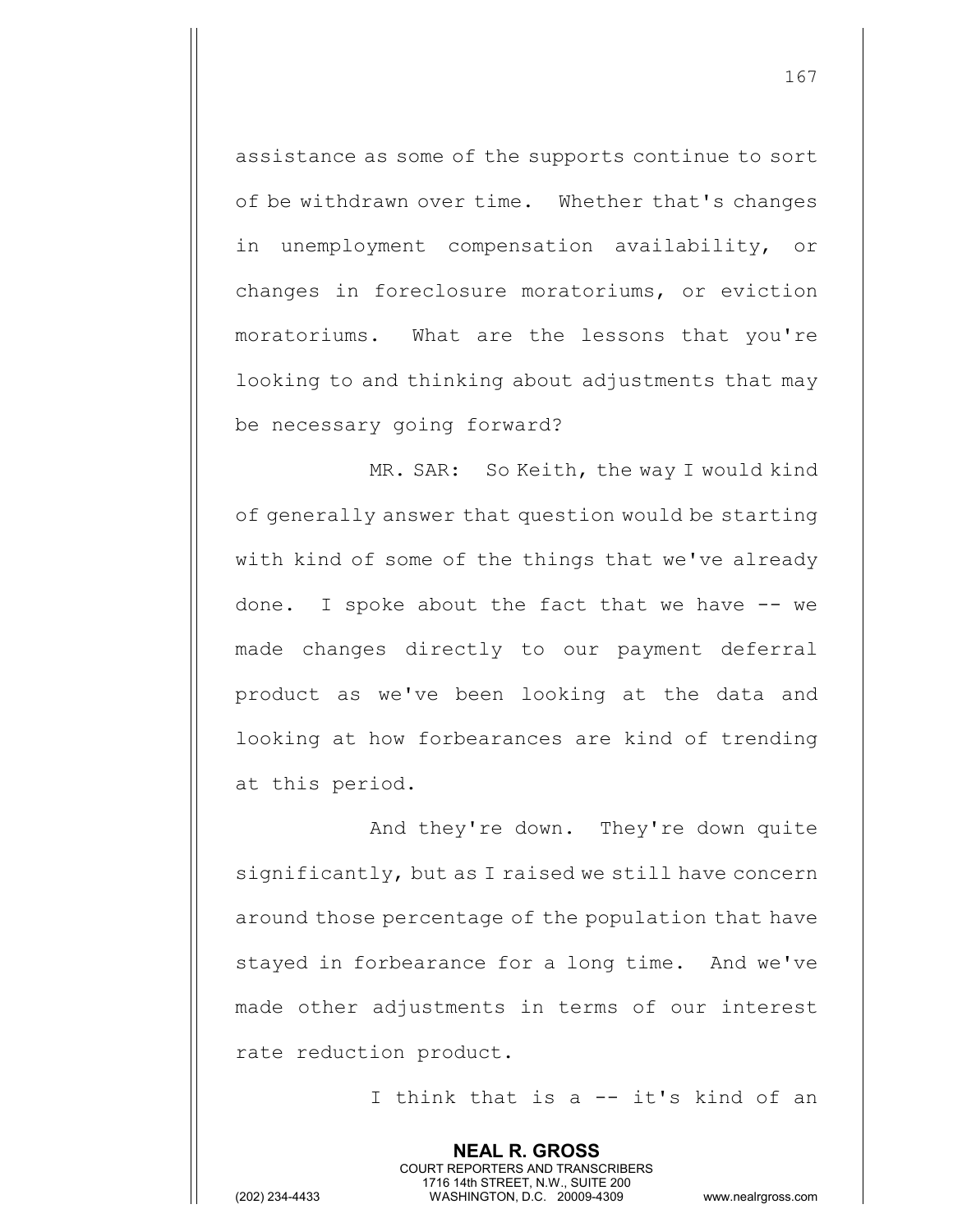assistance as some of the supports continue to sort of be withdrawn over time. Whether that's changes in unemployment compensation availability, or changes in foreclosure moratoriums, or eviction moratoriums. What are the lessons that you're looking to and thinking about adjustments that may be necessary going forward?

MR. SAR: So Keith, the way I would kind of generally answer that question would be starting with kind of some of the things that we've already done. I spoke about the fact that we have -- we made changes directly to our payment deferral product as we've been looking at the data and looking at how forbearances are kind of trending at this period.

And they're down. They're down quite significantly, but as I raised we still have concern around those percentage of the population that have stayed in forbearance for a long time. And we've made other adjustments in terms of our interest rate reduction product.

I think that is a -- it's kind of an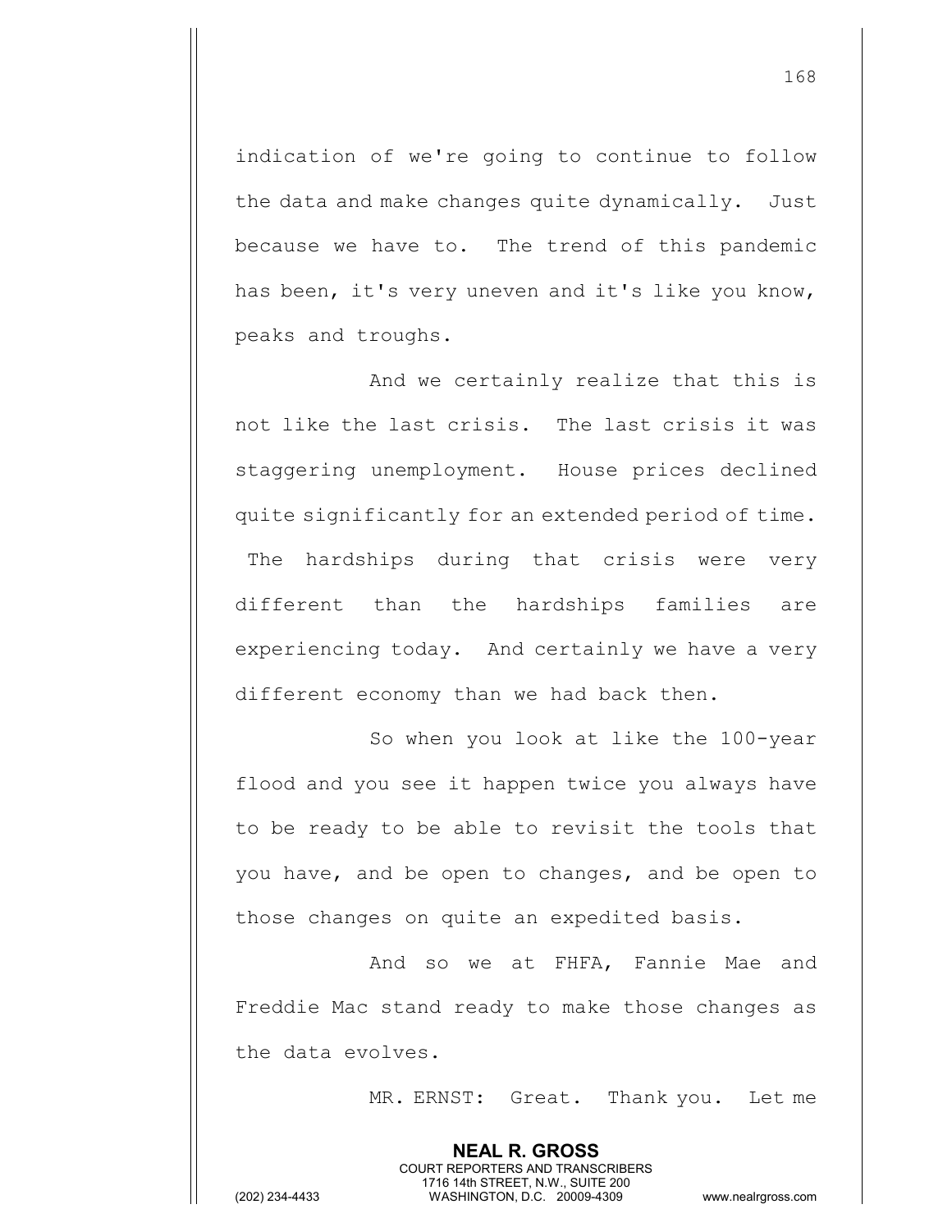indication of we're going to continue to follow the data and make changes quite dynamically. Just because we have to. The trend of this pandemic has been, it's very uneven and it's like you know, peaks and troughs.

And we certainly realize that this is not like the last crisis. The last crisis it was staggering unemployment. House prices declined quite significantly for an extended period of time. The hardships during that crisis were very different than the hardships families are experiencing today. And certainly we have a very different economy than we had back then.

So when you look at like the 100-year flood and you see it happen twice you always have to be ready to be able to revisit the tools that you have, and be open to changes, and be open to those changes on quite an expedited basis.

And so we at FHFA, Fannie Mae and Freddie Mac stand ready to make those changes as the data evolves.

MR. ERNST: Great. Thank you. Let me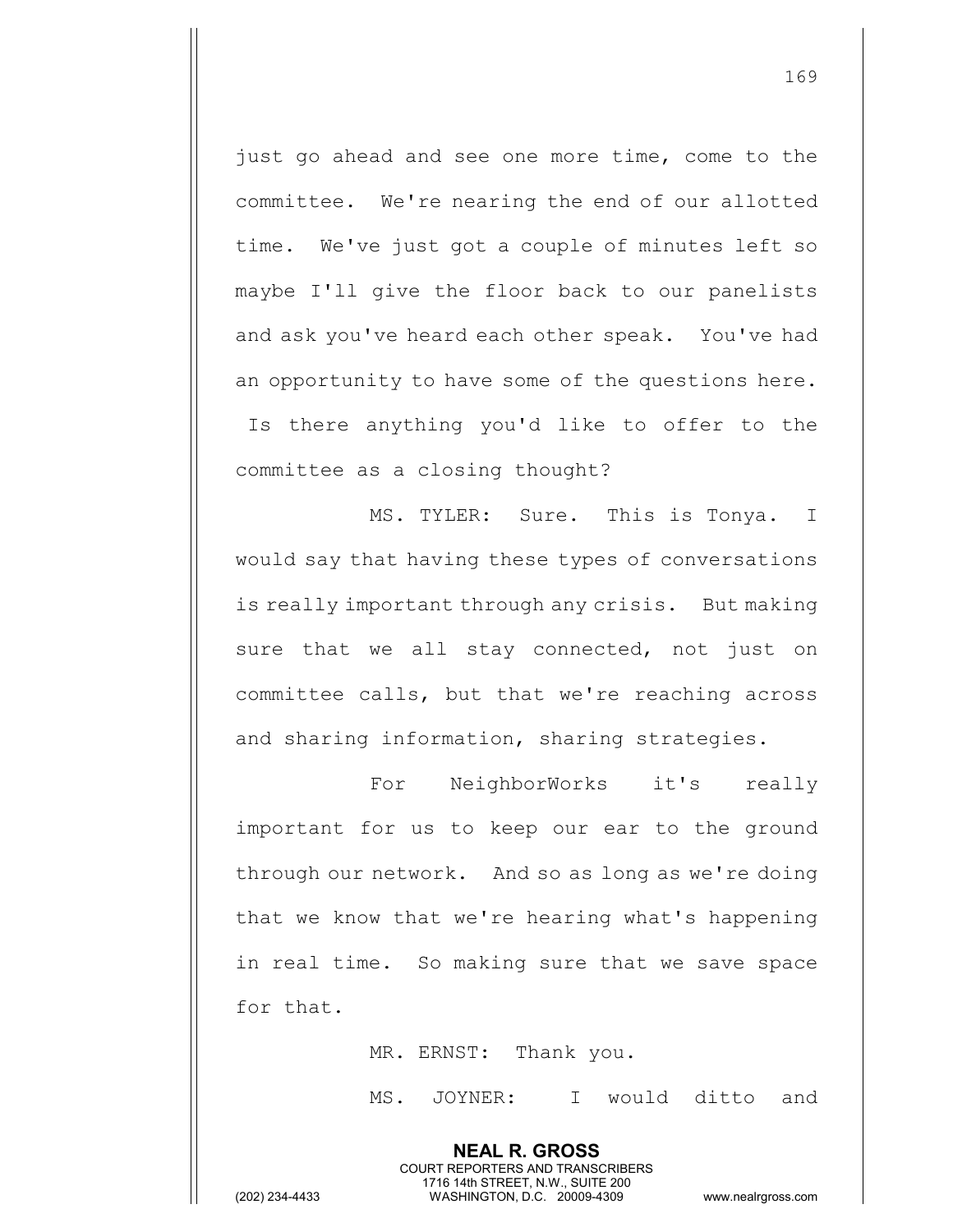just go ahead and see one more time, come to the committee. We're nearing the end of our allotted time. We've just got a couple of minutes left so maybe I'll give the floor back to our panelists and ask you've heard each other speak. You've had an opportunity to have some of the questions here. Is there anything you'd like to offer to the committee as a closing thought?

MS. TYLER: Sure. This is Tonya. I would say that having these types of conversations is really important through any crisis. But making sure that we all stay connected, not just on committee calls, but that we're reaching across and sharing information, sharing strategies.

For NeighborWorks it's really important for us to keep our ear to the ground through our network. And so as long as we're doing that we know that we're hearing what's happening in real time. So making sure that we save space for that.

MR. ERNST: Thank you.

MS. JOYNER: I would ditto and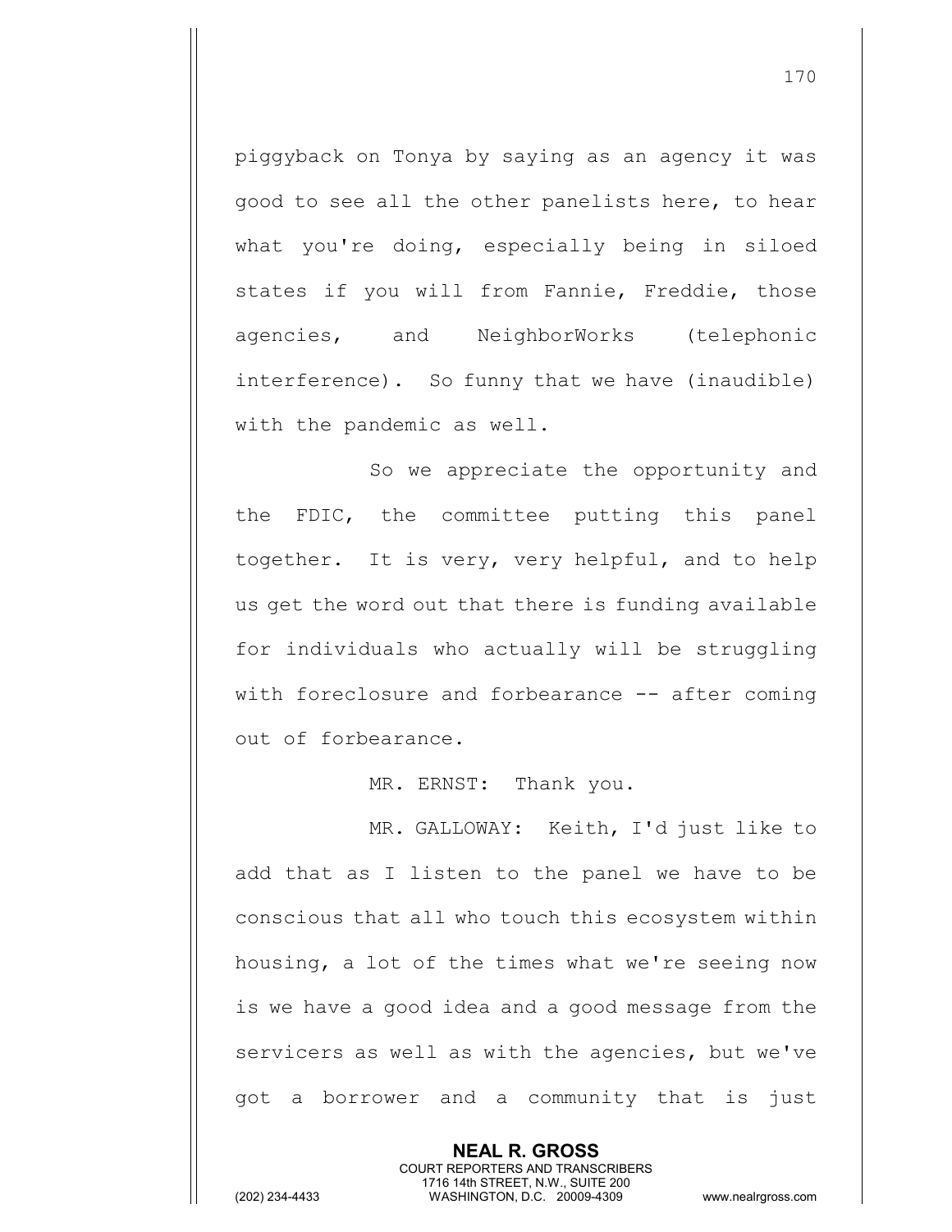piggyback on Tonya by saying as an agency it was good to see all the other panelists here, to hear what you're doing, especially being in siloed states if you will from Fannie, Freddie, those agencies, and NeighborWorks (telephonic interference). So funny that we have (inaudible) with the pandemic as well.

So we appreciate the opportunity and the FDIC, the committee putting this panel together. It is very, very helpful, and to help us get the word out that there is funding available for individuals who actually will be struggling with foreclosure and forbearance -- after coming out of forbearance.

MR. ERNST: Thank you.

MR. GALLOWAY: Keith, I'd just like to add that as I listen to the panel we have to be conscious that all who touch this ecosystem within housing, a lot of the times what we're seeing now is we have a good idea and a good message from the servicers as well as with the agencies, but we've got a borrower and a community that is just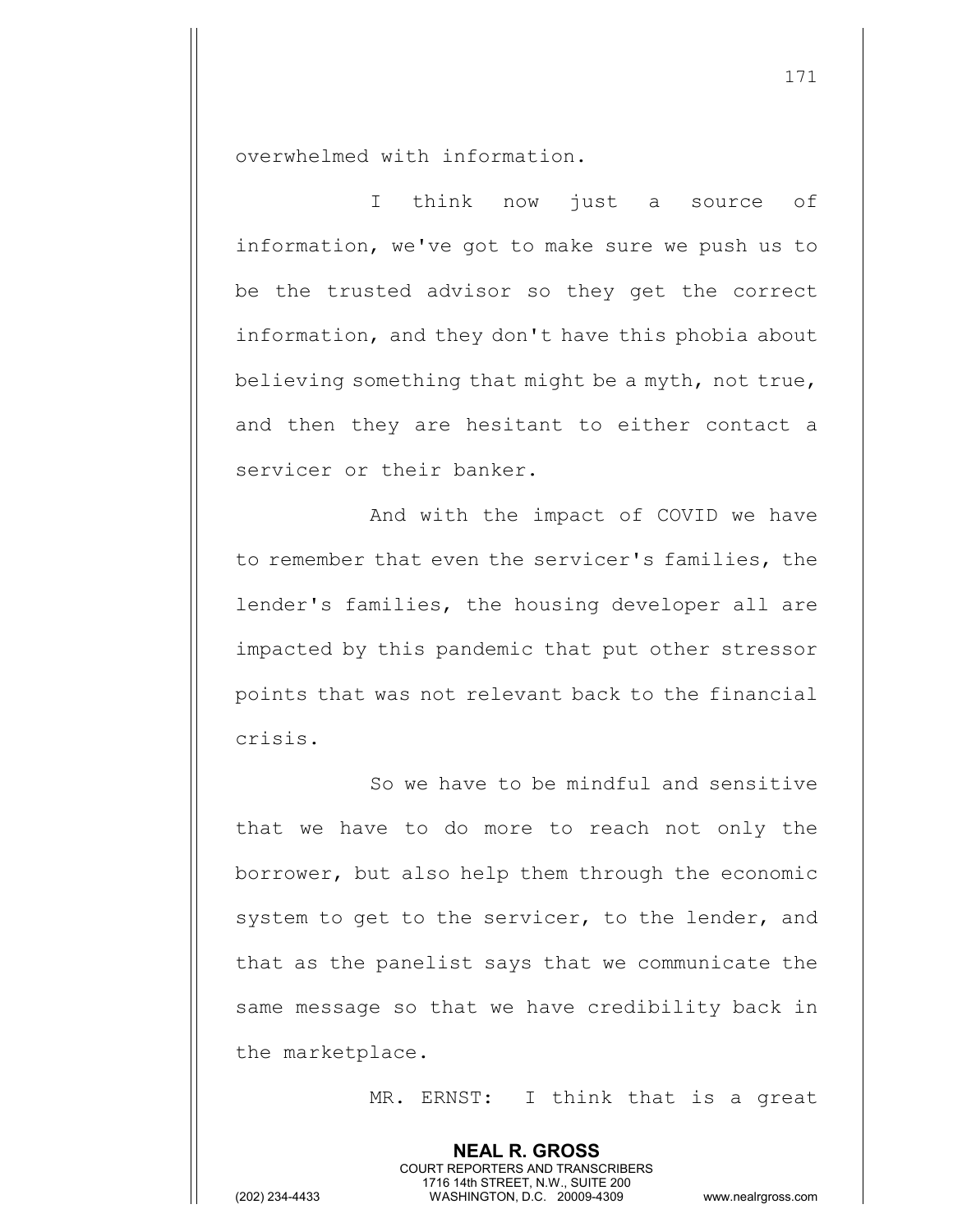overwhelmed with information.

I think now just a source of information, we've got to make sure we push us to be the trusted advisor so they get the correct information, and they don't have this phobia about believing something that might be a myth, not true, and then they are hesitant to either contact a servicer or their banker.

And with the impact of COVID we have to remember that even the servicer's families, the lender's families, the housing developer all are impacted by this pandemic that put other stressor points that was not relevant back to the financial crisis.

So we have to be mindful and sensitive that we have to do more to reach not only the borrower, but also help them through the economic system to get to the servicer, to the lender, and that as the panelist says that we communicate the same message so that we have credibility back in the marketplace.

MR. ERNST: I think that is a great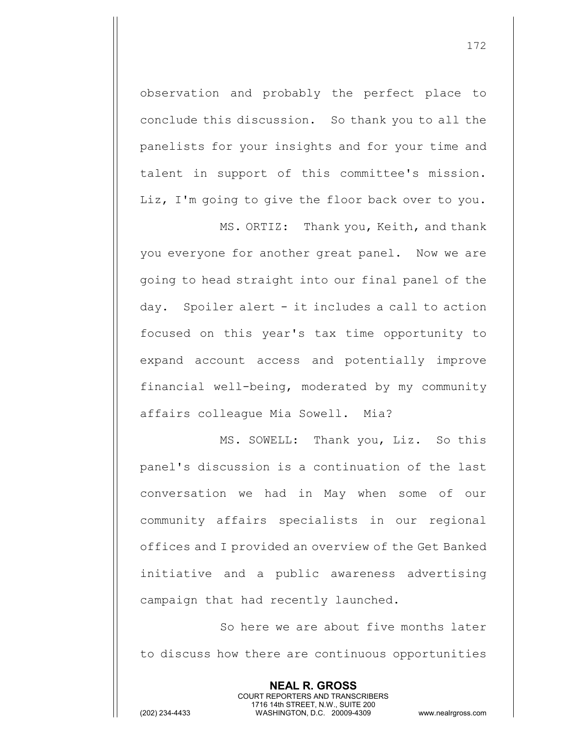observation and probably the perfect place to conclude this discussion. So thank you to all the panelists for your insights and for your time and talent in support of this committee's mission. Liz, I'm going to give the floor back over to you.

MS. ORTIZ: Thank you, Keith, and thank you everyone for another great panel. Now we are going to head straight into our final panel of the day. Spoiler alert - it includes a call to action focused on this year's tax time opportunity to expand account access and potentially improve financial well-being, moderated by my community affairs colleague Mia Sowell. Mia?

MS. SOWELL: Thank you, Liz. So this panel's discussion is a continuation of the last conversation we had in May when some of our community affairs specialists in our regional offices and I provided an overview of the Get Banked initiative and a public awareness advertising campaign that had recently launched.

So here we are about five months later to discuss how there are continuous opportunities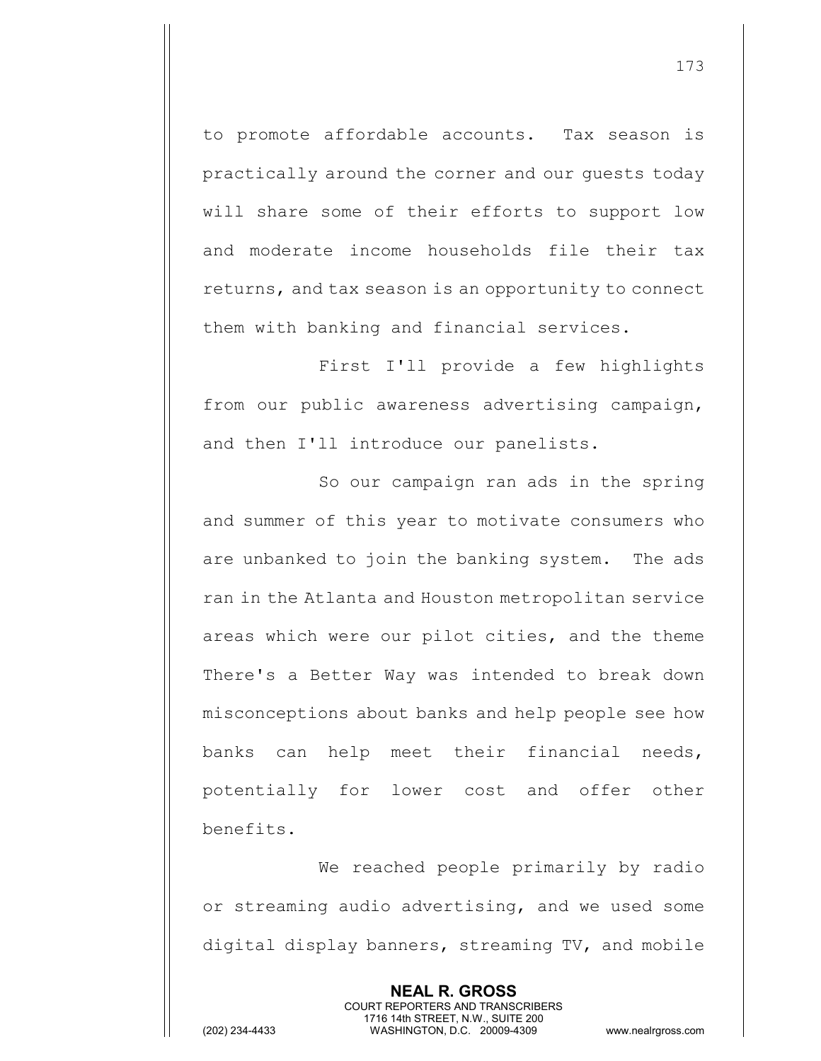to promote affordable accounts. Tax season is practically around the corner and our guests today will share some of their efforts to support low and moderate income households file their tax returns, and tax season is an opportunity to connect them with banking and financial services.

First I'll provide a few highlights from our public awareness advertising campaign, and then I'll introduce our panelists.

So our campaign ran ads in the spring and summer of this year to motivate consumers who are unbanked to join the banking system. The ads ran in the Atlanta and Houston metropolitan service areas which were our pilot cities, and the theme There's a Better Way was intended to break down misconceptions about banks and help people see how banks can help meet their financial needs, potentially for lower cost and offer other benefits.

We reached people primarily by radio or streaming audio advertising, and we used some digital display banners, streaming TV, and mobile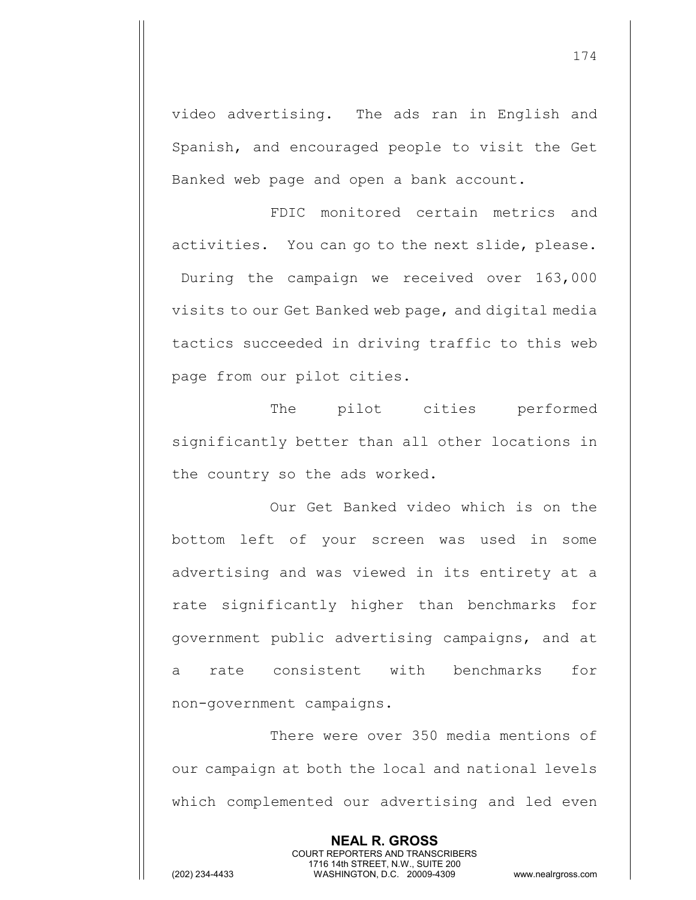video advertising. The ads ran in English and Spanish, and encouraged people to visit the Get Banked web page and open a bank account.

FDIC monitored certain metrics and activities. You can go to the next slide, please. During the campaign we received over 163,000 visits to our Get Banked web page, and digital media tactics succeeded in driving traffic to this web page from our pilot cities.

The pilot cities performed significantly better than all other locations in the country so the ads worked.

Our Get Banked video which is on the bottom left of your screen was used in some advertising and was viewed in its entirety at a rate significantly higher than benchmarks for government public advertising campaigns, and at a rate consistent with benchmarks for non-government campaigns.

There were over 350 media mentions of our campaign at both the local and national levels which complemented our advertising and led even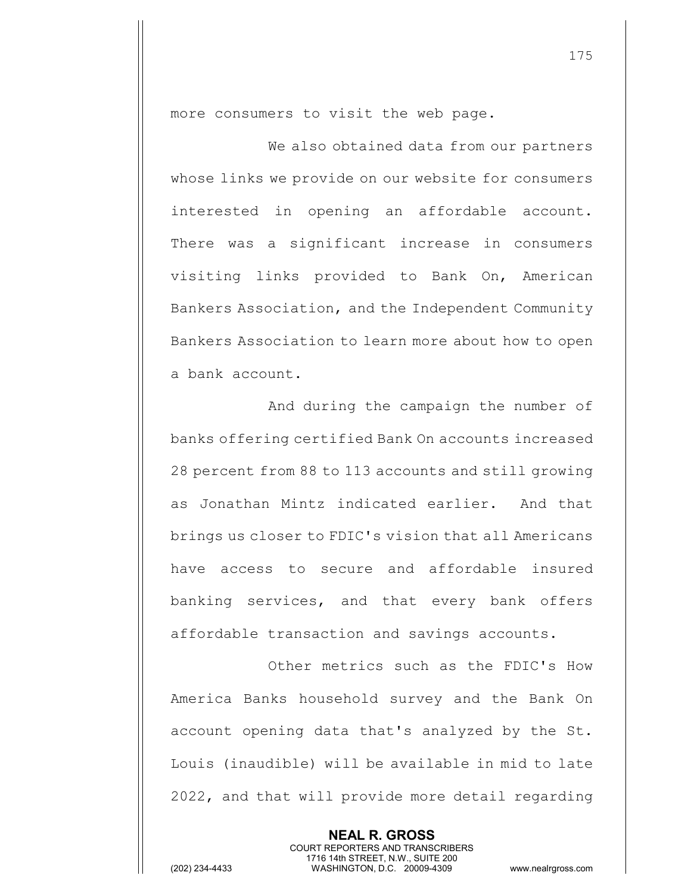more consumers to visit the web page.

We also obtained data from our partners whose links we provide on our website for consumers interested in opening an affordable account. There was a significant increase in consumers visiting links provided to Bank On, American Bankers Association, and the Independent Community Bankers Association to learn more about how to open a bank account.

And during the campaign the number of banks offering certified Bank On accounts increased 28 percent from 88 to 113 accounts and still growing as Jonathan Mintz indicated earlier. And that brings us closer to FDIC's vision that all Americans have access to secure and affordable insured banking services, and that every bank offers affordable transaction and savings accounts.

Other metrics such as the FDIC's How America Banks household survey and the Bank On account opening data that's analyzed by the St. Louis (inaudible) will be available in mid to late 2022, and that will provide more detail regarding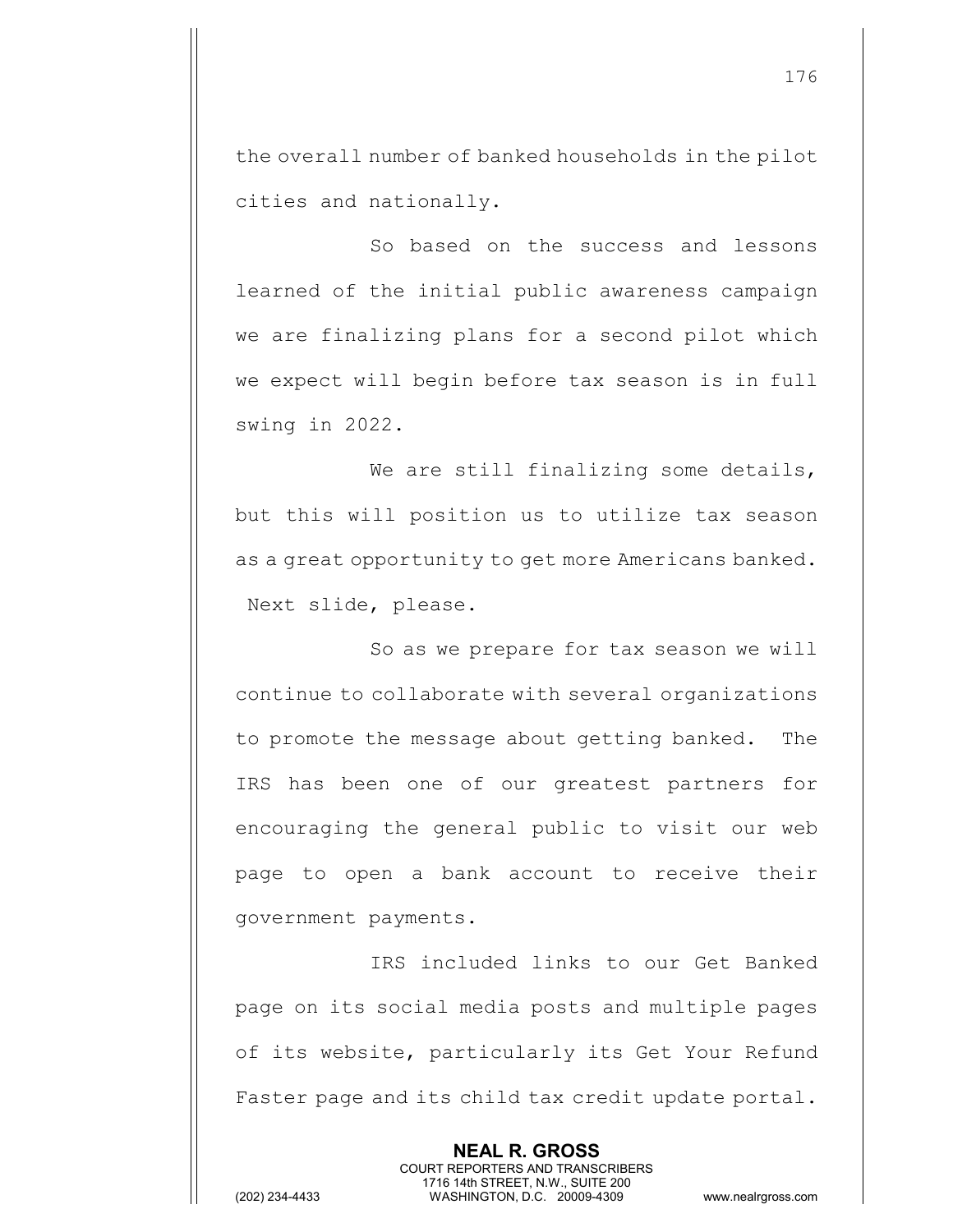the overall number of banked households in the pilot cities and nationally.

So based on the success and lessons learned of the initial public awareness campaign we are finalizing plans for a second pilot which we expect will begin before tax season is in full swing in 2022.

We are still finalizing some details, but this will position us to utilize tax season as a great opportunity to get more Americans banked. Next slide, please.

So as we prepare for tax season we will continue to collaborate with several organizations to promote the message about getting banked. The IRS has been one of our greatest partners for encouraging the general public to visit our web page to open a bank account to receive their government payments.

IRS included links to our Get Banked page on its social media posts and multiple pages of its website, particularly its Get Your Refund Faster page and its child tax credit update portal.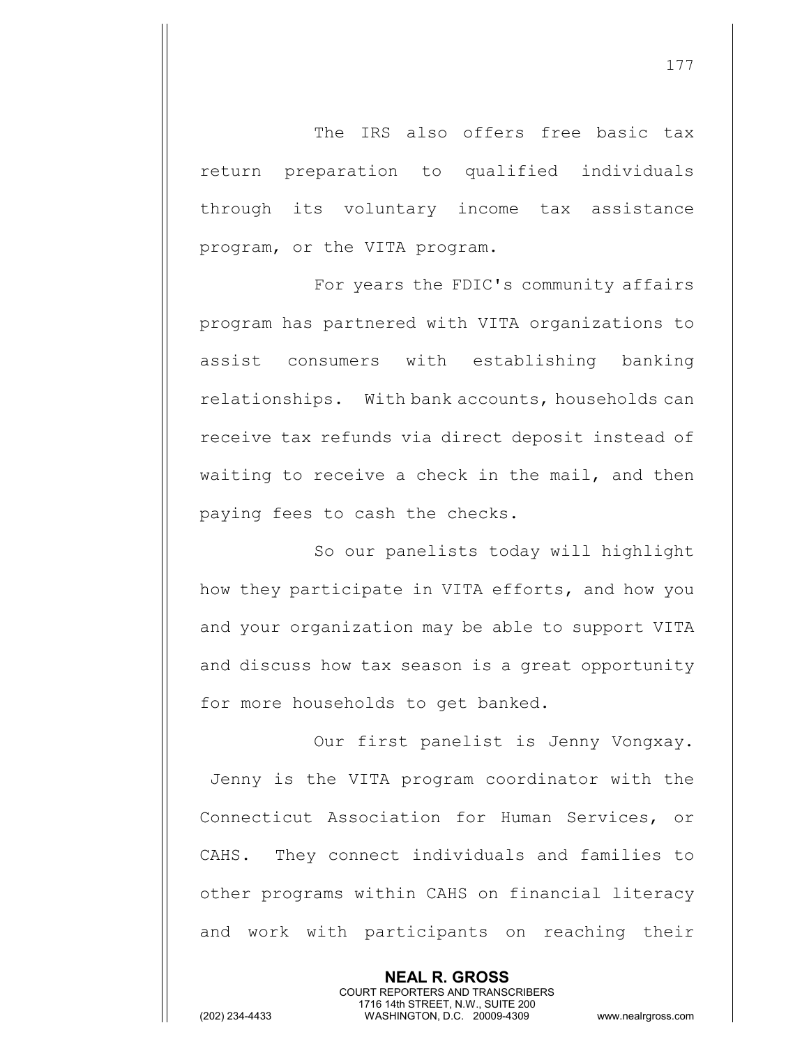The IRS also offers free basic tax return preparation to qualified individuals through its voluntary income tax assistance program, or the VITA program.

For years the FDIC's community affairs program has partnered with VITA organizations to assist consumers with establishing banking relationships. With bank accounts, households can receive tax refunds via direct deposit instead of waiting to receive a check in the mail, and then paying fees to cash the checks.

So our panelists today will highlight how they participate in VITA efforts, and how you and your organization may be able to support VITA and discuss how tax season is a great opportunity for more households to get banked.

Our first panelist is Jenny Vongxay. Jenny is the VITA program coordinator with the Connecticut Association for Human Services, or CAHS. They connect individuals and families to other programs within CAHS on financial literacy and work with participants on reaching their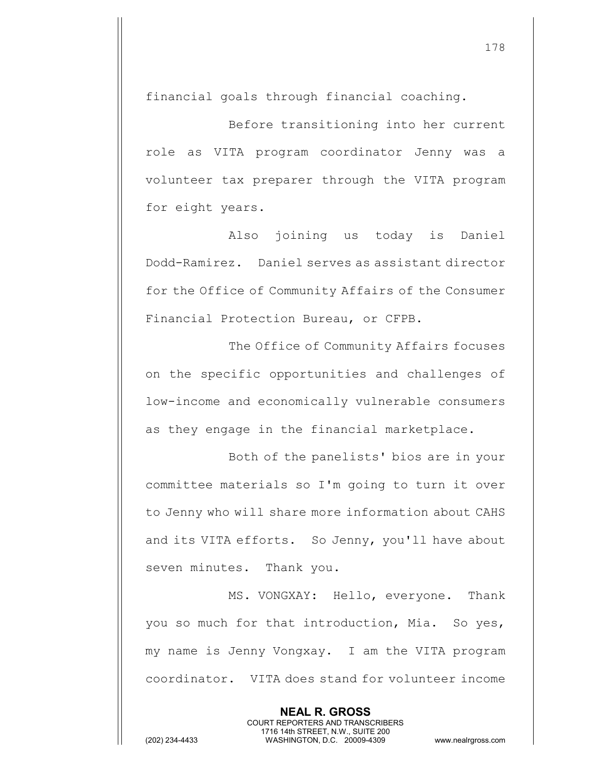financial goals through financial coaching.

Before transitioning into her current role as VITA program coordinator Jenny was a volunteer tax preparer through the VITA program for eight years.

Also joining us today is Daniel Dodd-Ramirez. Daniel serves as assistant director for the Office of Community Affairs of the Consumer Financial Protection Bureau, or CFPB.

The Office of Community Affairs focuses on the specific opportunities and challenges of low-income and economically vulnerable consumers as they engage in the financial marketplace.

Both of the panelists' bios are in your committee materials so I'm going to turn it over to Jenny who will share more information about CAHS and its VITA efforts. So Jenny, you'll have about seven minutes. Thank you.

MS. VONGXAY: Hello, everyone. Thank you so much for that introduction, Mia. So yes, my name is Jenny Vongxay. I am the VITA program coordinator. VITA does stand for volunteer income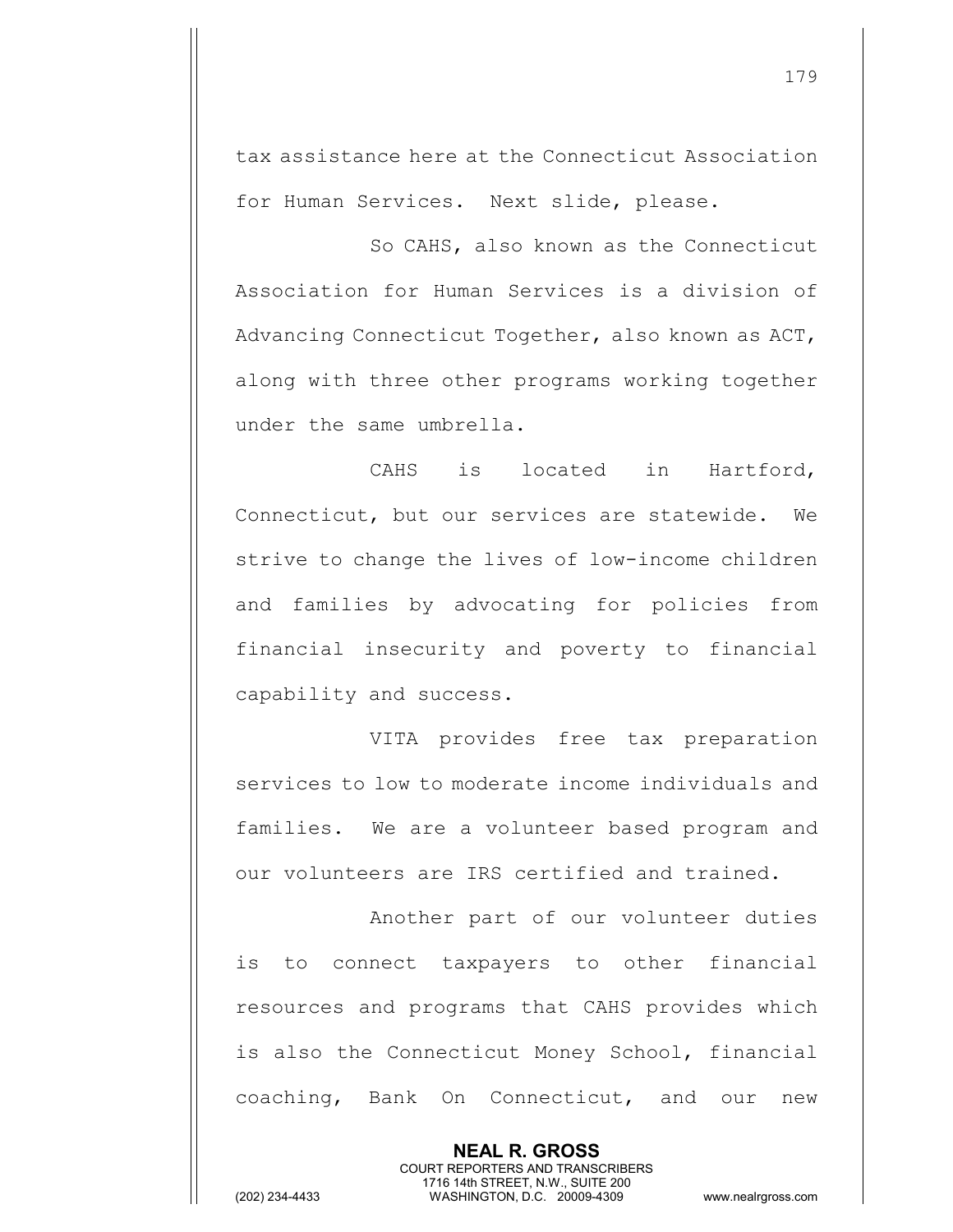tax assistance here at the Connecticut Association for Human Services. Next slide, please.

So CAHS, also known as the Connecticut Association for Human Services is a division of Advancing Connecticut Together, also known as ACT, along with three other programs working together under the same umbrella.

CAHS is located in Hartford, Connecticut, but our services are statewide. We strive to change the lives of low-income children and families by advocating for policies from financial insecurity and poverty to financial capability and success.

VITA provides free tax preparation services to low to moderate income individuals and families. We are a volunteer based program and our volunteers are IRS certified and trained.

Another part of our volunteer duties is to connect taxpayers to other financial resources and programs that CAHS provides which is also the Connecticut Money School, financial coaching, Bank On Connecticut, and our new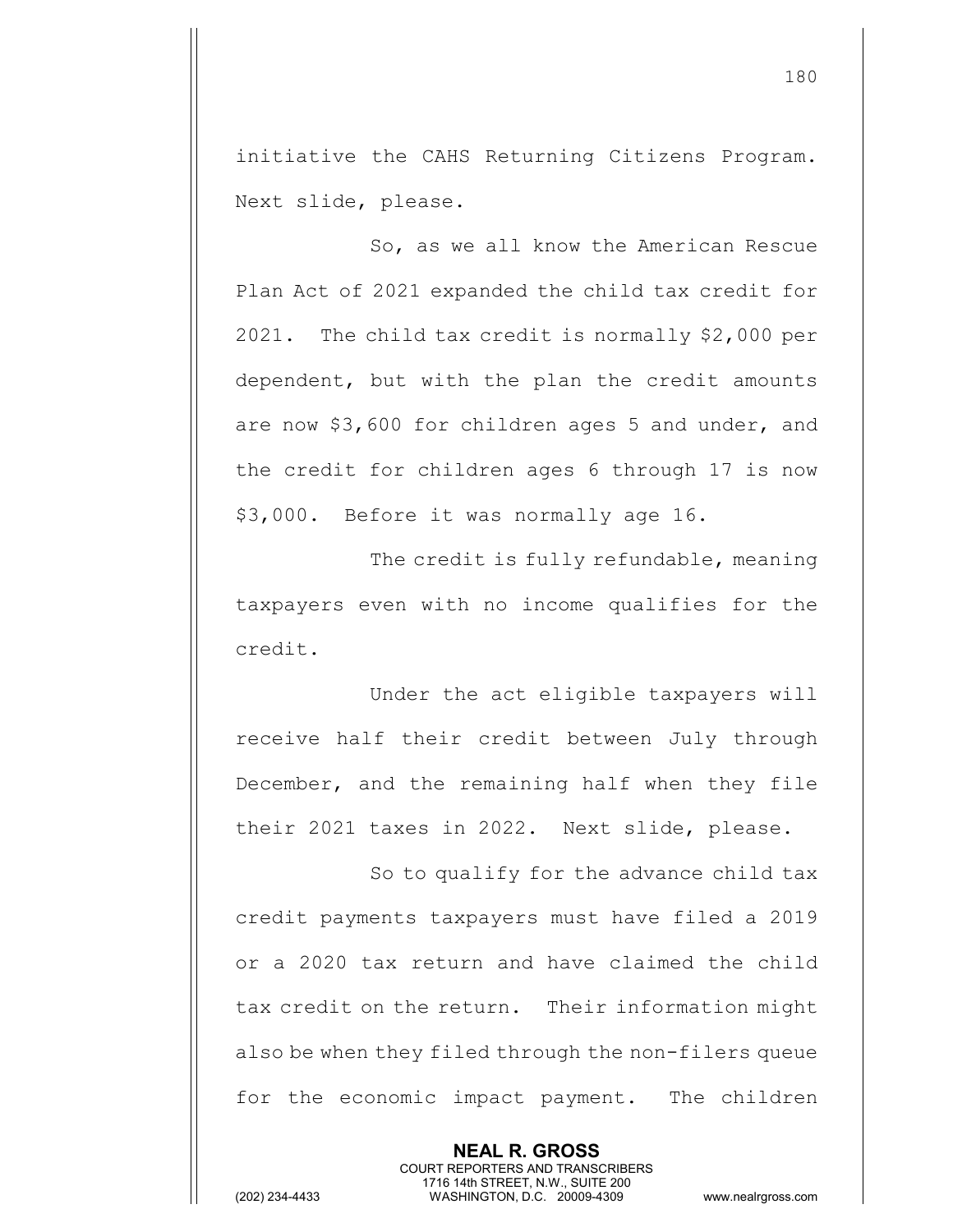initiative the CAHS Returning Citizens Program. Next slide, please.

So, as we all know the American Rescue Plan Act of 2021 expanded the child tax credit for 2021. The child tax credit is normally $2,000 per dependent, but with the plan the credit amounts are now $3,600 for children ages 5 and under, and the credit for children ages 6 through 17 is now $3,000. Before it was normally age 16.

The credit is fully refundable, meaning taxpayers even with no income qualifies for the credit.

Under the act eligible taxpayers will receive half their credit between July through December, and the remaining half when they file their 2021 taxes in 2022. Next slide, please.

So to qualify for the advance child tax credit payments taxpayers must have filed a 2019 or a 2020 tax return and have claimed the child tax credit on the return. Their information might also be when they filed through the non-filers queue for the economic impact payment. The children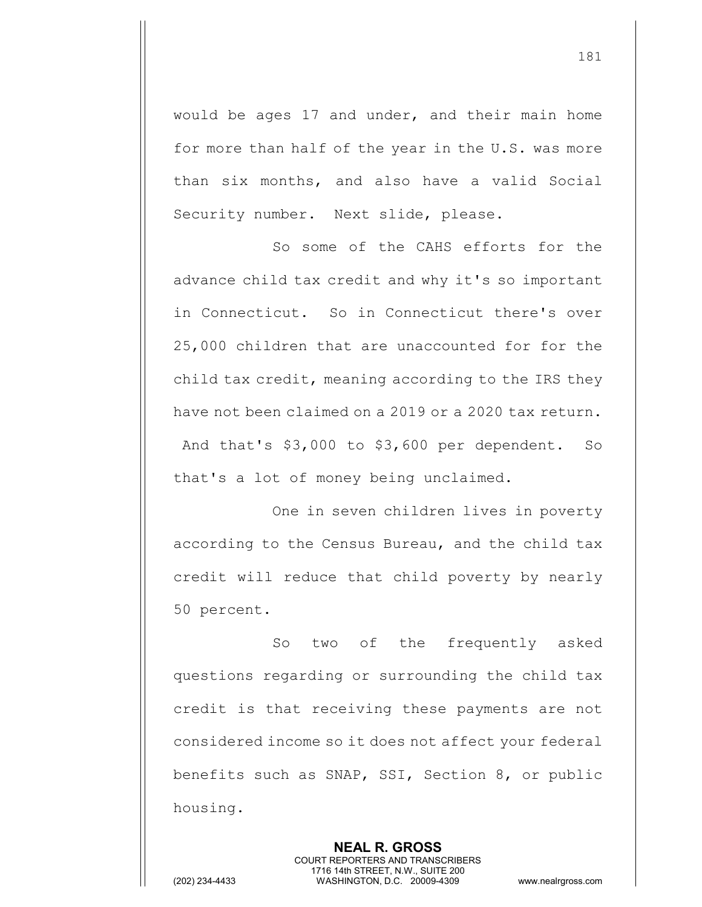would be ages 17 and under, and their main home for more than half of the year in the U.S. was more than six months, and also have a valid Social Security number. Next slide, please.

So some of the CAHS efforts for the advance child tax credit and why it's so important in Connecticut. So in Connecticut there's over 25,000 children that are unaccounted for for the child tax credit, meaning according to the IRS they have not been claimed on a 2019 or a 2020 tax return. And that's $3,000 to $3,600 per dependent. So that's a lot of money being unclaimed.

One in seven children lives in poverty according to the Census Bureau, and the child tax credit will reduce that child poverty by nearly 50 percent.

So two of the frequently asked questions regarding or surrounding the child tax credit is that receiving these payments are not considered income so it does not affect your federal benefits such as SNAP, SSI, Section 8, or public housing.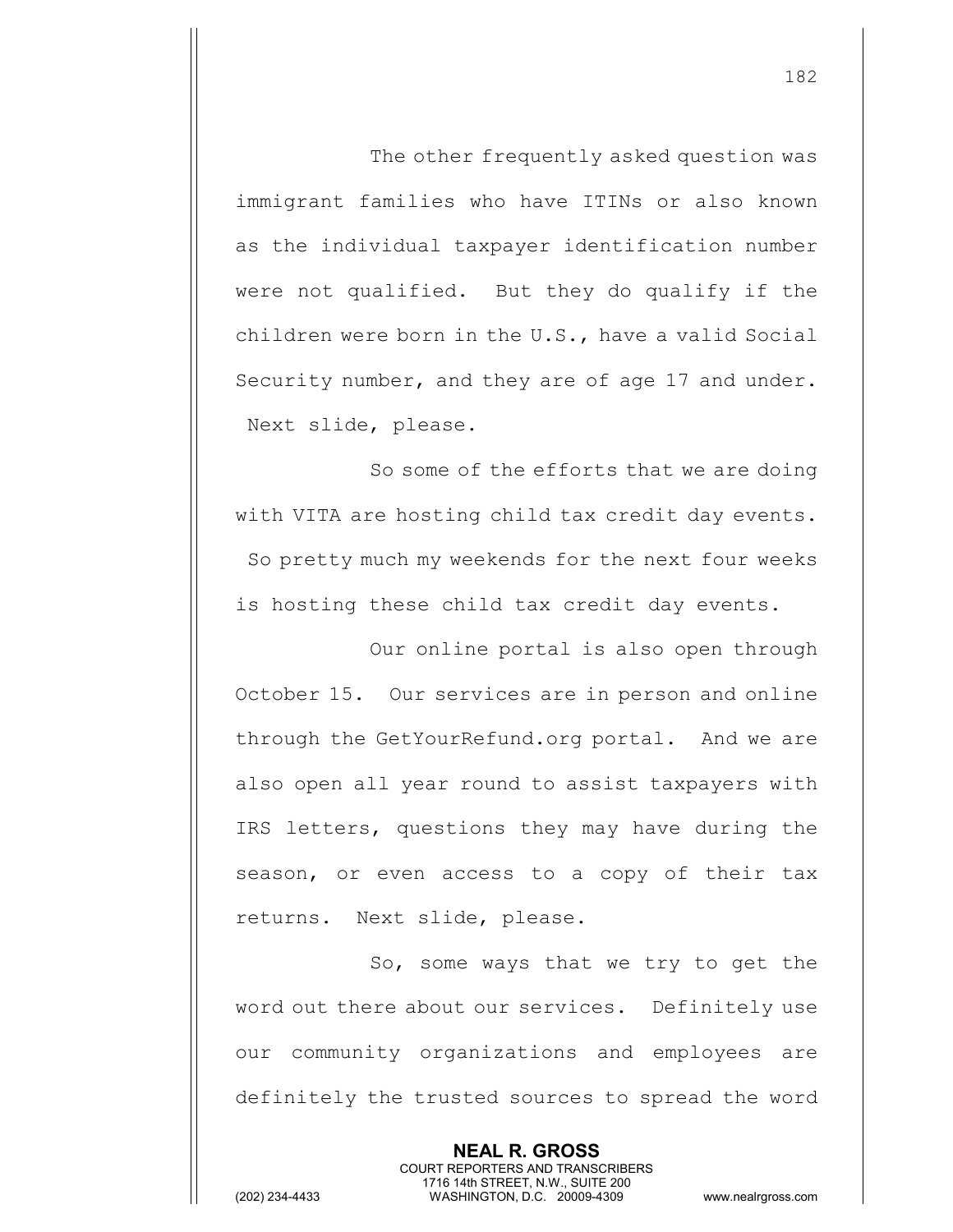The other frequently asked question was immigrant families who have ITINs or also known as the individual taxpayer identification number were not qualified. But they do qualify if the children were born in the U.S., have a valid Social Security number, and they are of age 17 and under. Next slide, please.

So some of the efforts that we are doing with VITA are hosting child tax credit day events. So pretty much my weekends for the next four weeks is hosting these child tax credit day events.

Our online portal is also open through October 15. Our services are in person and online through the GetYourRefund.org portal. And we are also open all year round to assist taxpayers with IRS letters, questions they may have during the season, or even access to a copy of their tax returns. Next slide, please.

So, some ways that we try to get the word out there about our services. Definitely use our community organizations and employees are definitely the trusted sources to spread the word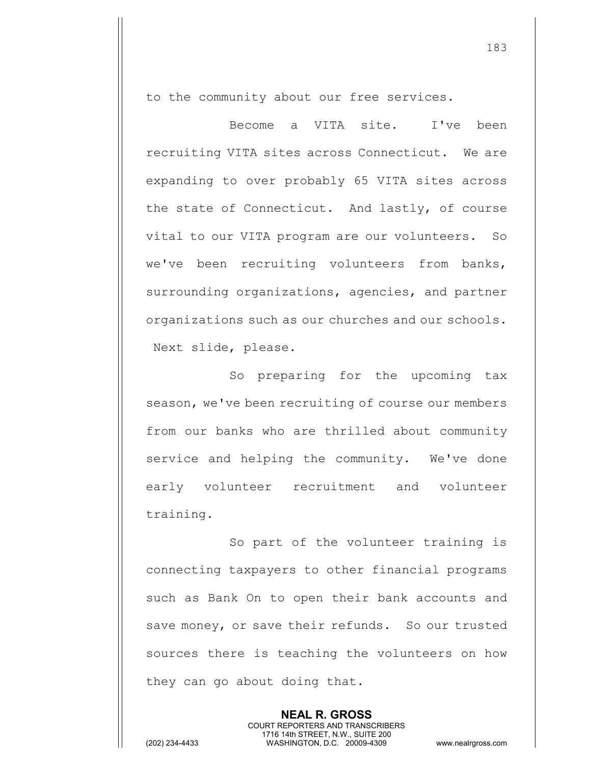to the community about our free services.

Become a VITA site. I've been recruiting VITA sites across Connecticut. We are expanding to over probably 65 VITA sites across the state of Connecticut. And lastly, of course vital to our VITA program are our volunteers. So we've been recruiting volunteers from banks, surrounding organizations, agencies, and partner organizations such as our churches and our schools. Next slide, please.

So preparing for the upcoming tax season, we've been recruiting of course our members from our banks who are thrilled about community service and helping the community. We've done early volunteer recruitment and volunteer training.

So part of the volunteer training is connecting taxpayers to other financial programs such as Bank On to open their bank accounts and save money, or save their refunds. So our trusted sources there is teaching the volunteers on how they can go about doing that.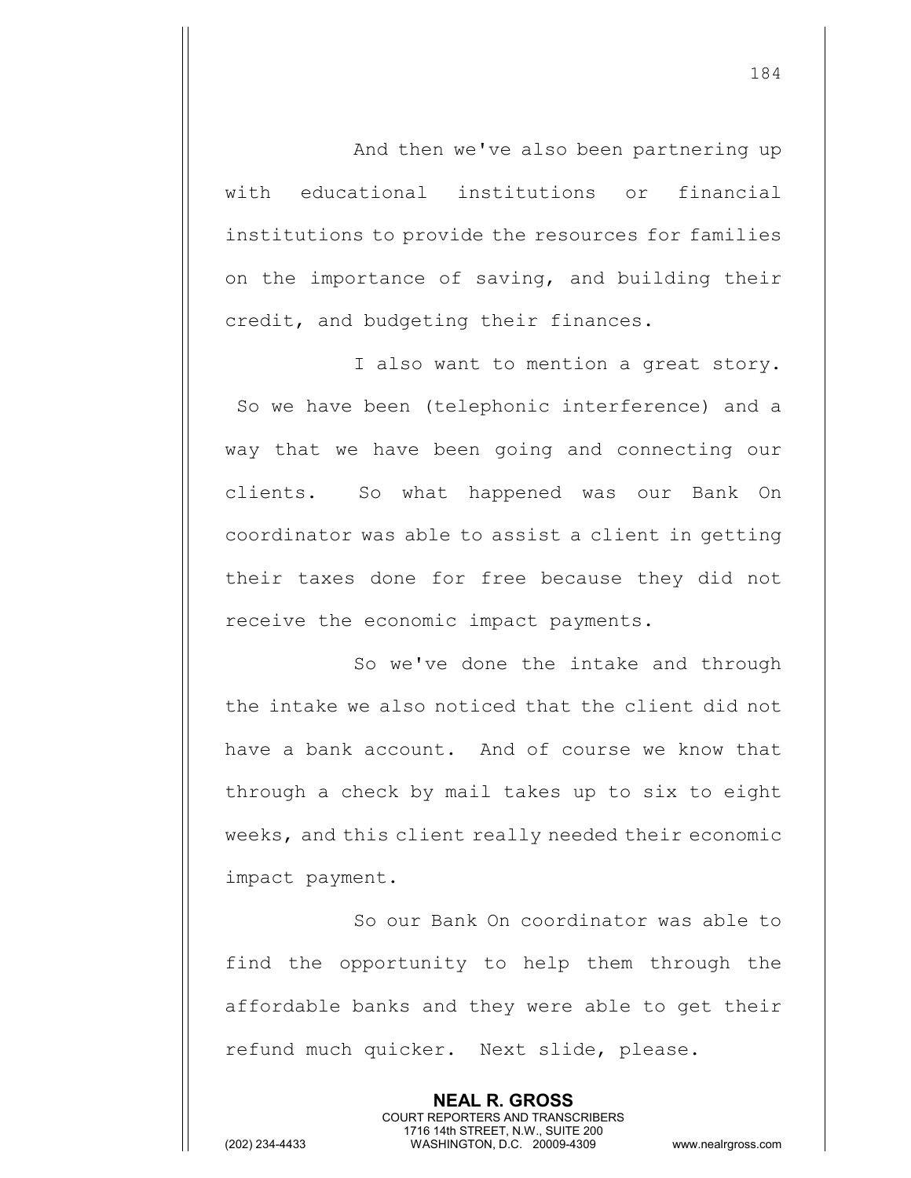And then we've also been partnering up with educational institutions or financial institutions to provide the resources for families on the importance of saving, and building their credit, and budgeting their finances.

I also want to mention a great story. So we have been (telephonic interference) and a way that we have been going and connecting our clients. So what happened was our Bank On coordinator was able to assist a client in getting their taxes done for free because they did not receive the economic impact payments.

So we've done the intake and through the intake we also noticed that the client did not have a bank account. And of course we know that through a check by mail takes up to six to eight weeks, and this client really needed their economic impact payment.

So our Bank On coordinator was able to find the opportunity to help them through the affordable banks and they were able to get their refund much quicker. Next slide, please.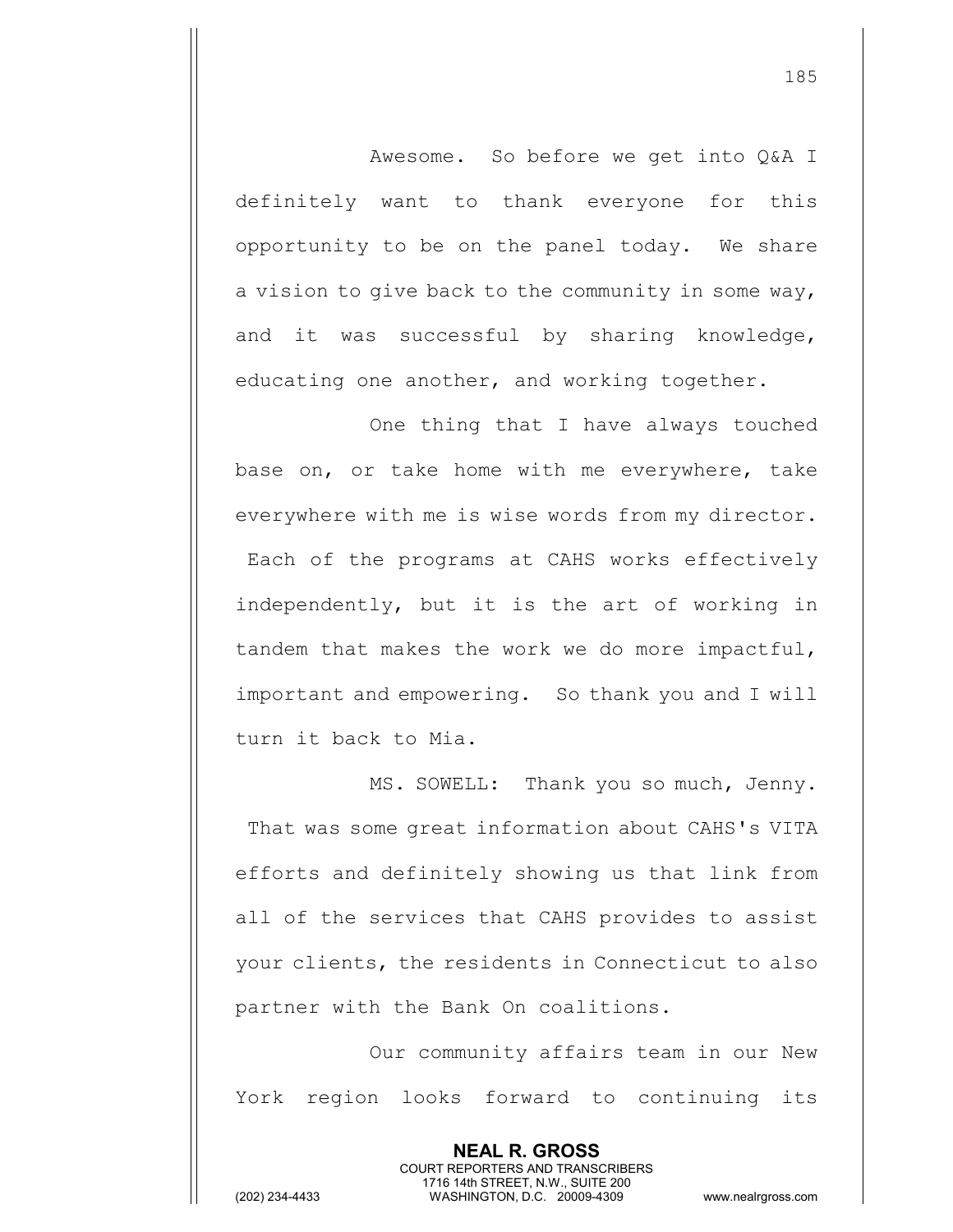Awesome. So before we get into Q&A I definitely want to thank everyone for this opportunity to be on the panel today. We share a vision to give back to the community in some way, and it was successful by sharing knowledge, educating one another, and working together.

One thing that I have always touched base on, or take home with me everywhere, take everywhere with me is wise words from my director. Each of the programs at CAHS works effectively independently, but it is the art of working in tandem that makes the work we do more impactful, important and empowering. So thank you and I will turn it back to Mia.

MS. SOWELL: Thank you so much, Jenny. That was some great information about CAHS's VITA efforts and definitely showing us that link from all of the services that CAHS provides to assist your clients, the residents in Connecticut to also partner with the Bank On coalitions.

Our community affairs team in our New York region looks forward to continuing its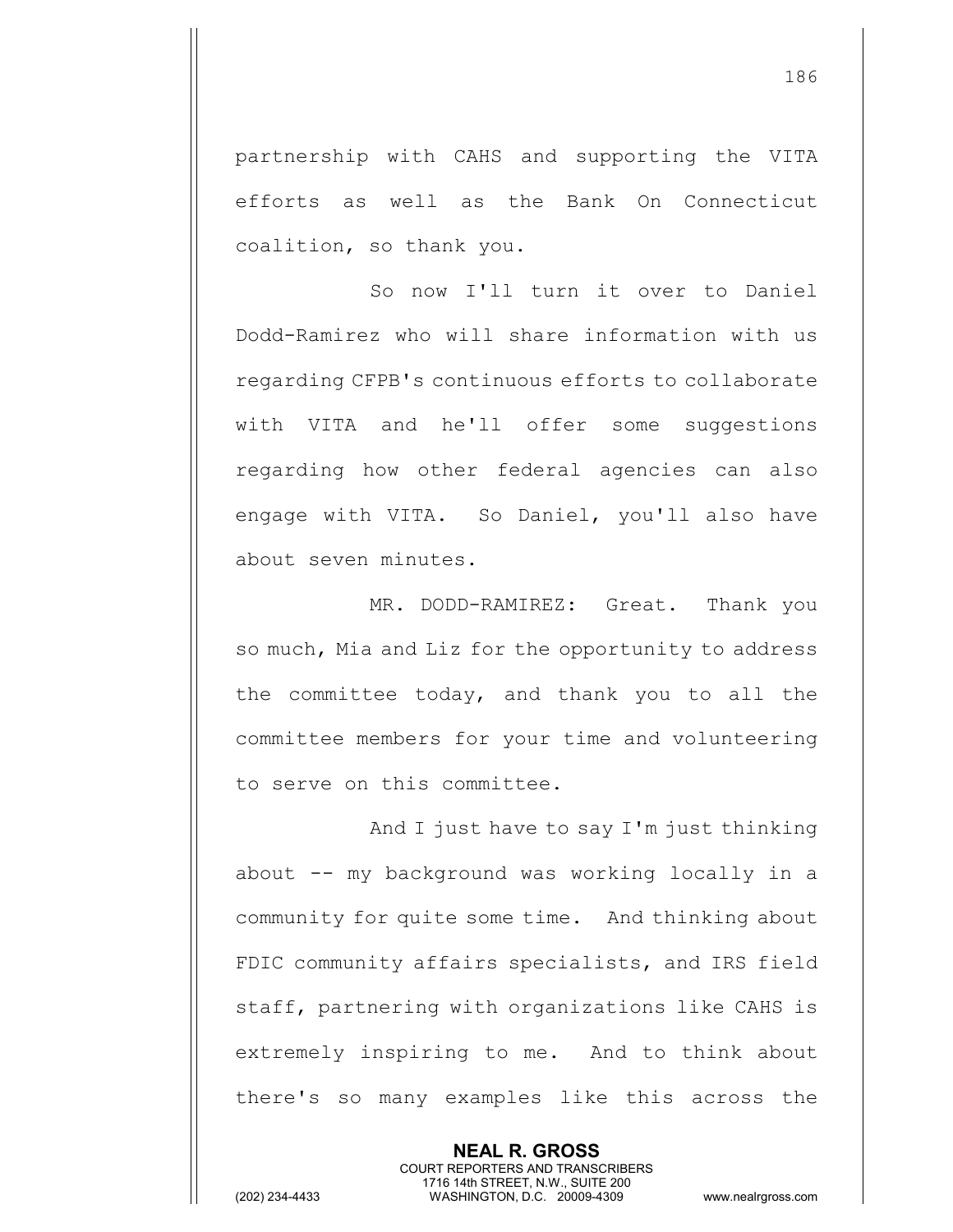partnership with CAHS and supporting the VITA efforts as well as the Bank On Connecticut coalition, so thank you.

So now I'll turn it over to Daniel Dodd-Ramirez who will share information with us regarding CFPB's continuous efforts to collaborate with VITA and he'll offer some suggestions regarding how other federal agencies can also engage with VITA. So Daniel, you'll also have about seven minutes.

MR. DODD-RAMIREZ: Great. Thank you so much, Mia and Liz for the opportunity to address the committee today, and thank you to all the committee members for your time and volunteering to serve on this committee.

And I just have to say I'm just thinking about -- my background was working locally in a community for quite some time. And thinking about FDIC community affairs specialists, and IRS field staff, partnering with organizations like CAHS is extremely inspiring to me. And to think about there's so many examples like this across the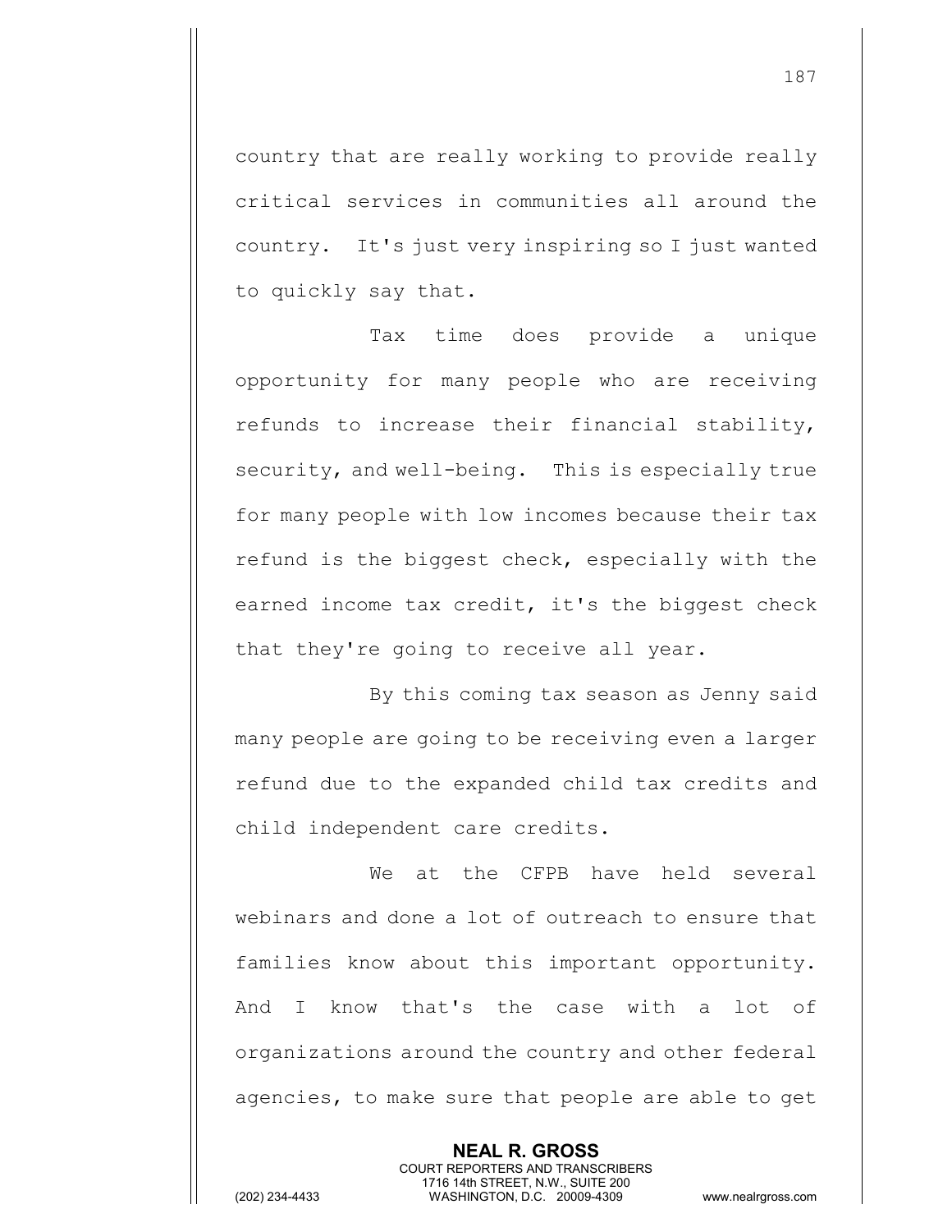country that are really working to provide really critical services in communities all around the country. It's just very inspiring so I just wanted to quickly say that.

Tax time does provide a unique opportunity for many people who are receiving refunds to increase their financial stability, security, and well-being. This is especially true for many people with low incomes because their tax refund is the biggest check, especially with the earned income tax credit, it's the biggest check that they're going to receive all year.

By this coming tax season as Jenny said many people are going to be receiving even a larger refund due to the expanded child tax credits and child independent care credits.

We at the CFPB have held several webinars and done a lot of outreach to ensure that families know about this important opportunity. And I know that's the case with a lot of organizations around the country and other federal agencies, to make sure that people are able to get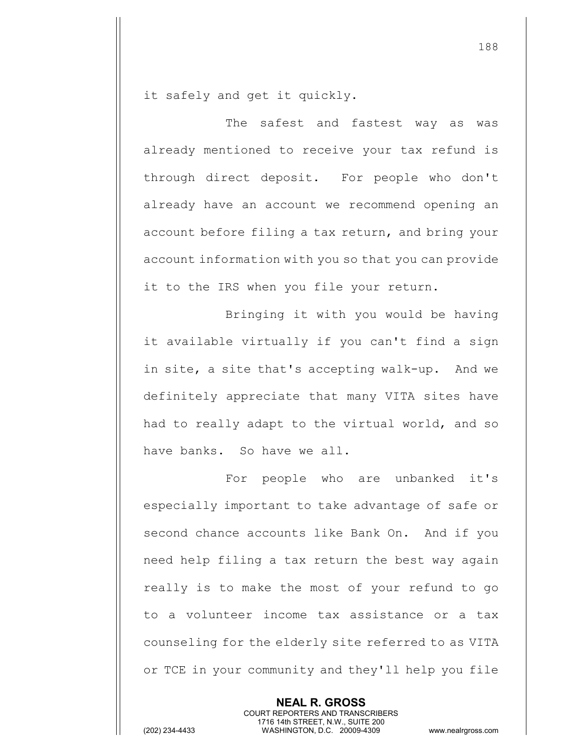it safely and get it quickly.

The safest and fastest way as was already mentioned to receive your tax refund is through direct deposit. For people who don't already have an account we recommend opening an account before filing a tax return, and bring your account information with you so that you can provide it to the IRS when you file your return.

Bringing it with you would be having it available virtually if you can't find a sign in site, a site that's accepting walk-up. And we definitely appreciate that many VITA sites have had to really adapt to the virtual world, and so have banks. So have we all.

For people who are unbanked it's especially important to take advantage of safe or second chance accounts like Bank On. And if you need help filing a tax return the best way again really is to make the most of your refund to go to a volunteer income tax assistance or a tax counseling for the elderly site referred to as VITA or TCE in your community and they'll help you file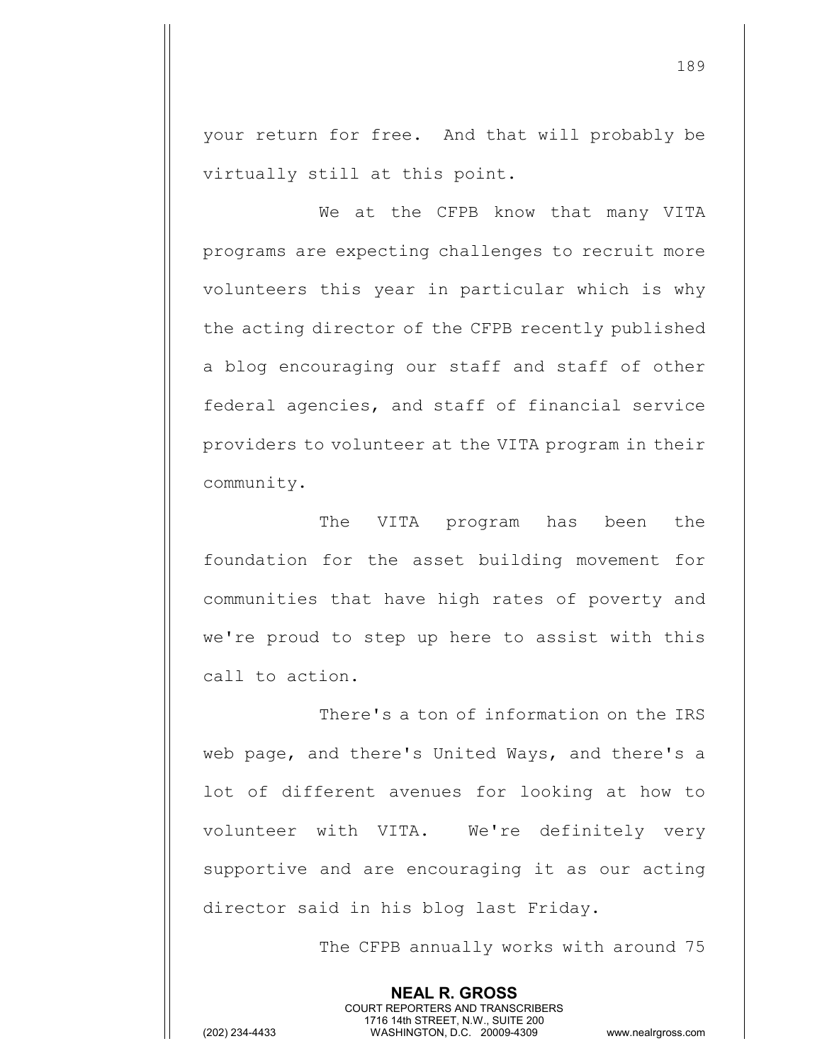your return for free. And that will probably be virtually still at this point.

We at the CFPB know that many VITA programs are expecting challenges to recruit more volunteers this year in particular which is why the acting director of the CFPB recently published a blog encouraging our staff and staff of other federal agencies, and staff of financial service providers to volunteer at the VITA program in their community.

The VITA program has been the foundation for the asset building movement for communities that have high rates of poverty and we're proud to step up here to assist with this call to action.

There's a ton of information on the IRS web page, and there's United Ways, and there's a lot of different avenues for looking at how to volunteer with VITA. We're definitely very supportive and are encouraging it as our acting director said in his blog last Friday.

The CFPB annually works with around 75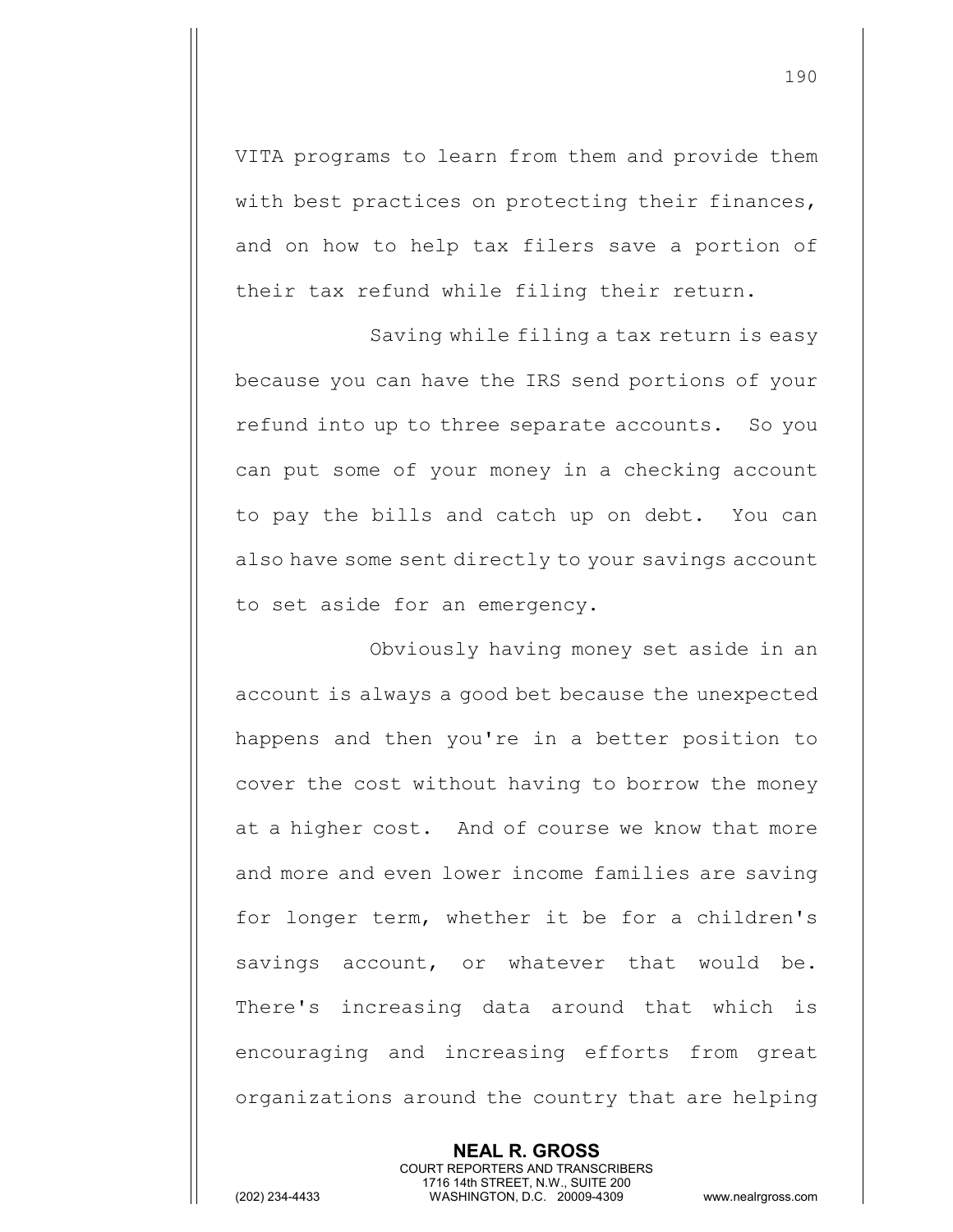VITA programs to learn from them and provide them with best practices on protecting their finances, and on how to help tax filers save a portion of their tax refund while filing their return.

Saving while filing a tax return is easy because you can have the IRS send portions of your refund into up to three separate accounts. So you can put some of your money in a checking account to pay the bills and catch up on debt. You can also have some sent directly to your savings account to set aside for an emergency.

Obviously having money set aside in an account is always a good bet because the unexpected happens and then you're in a better position to cover the cost without having to borrow the money at a higher cost. And of course we know that more and more and even lower income families are saving for longer term, whether it be for a children's savings account, or whatever that would be. There's increasing data around that which is encouraging and increasing efforts from great organizations around the country that are helping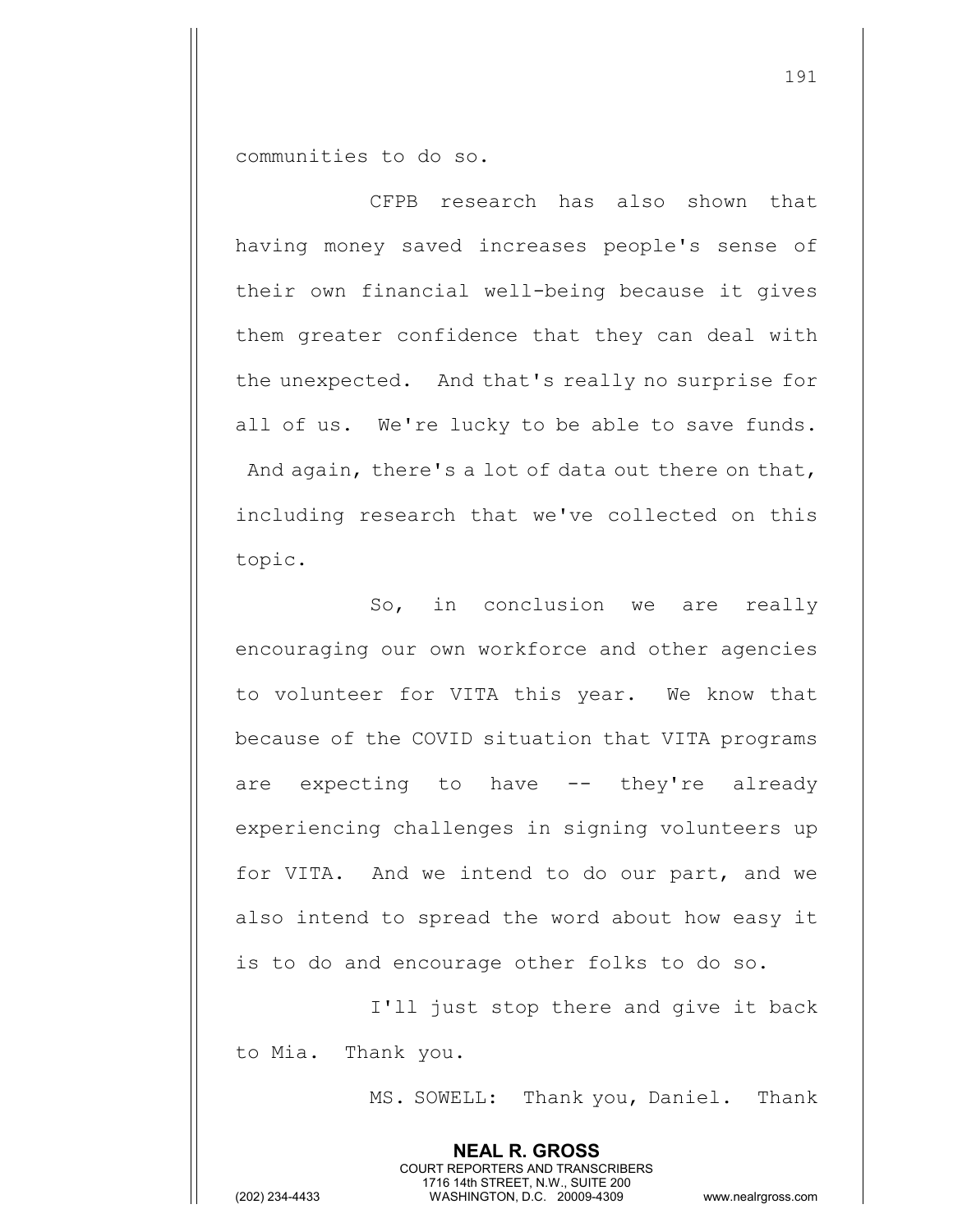communities to do so.

CFPB research has also shown that having money saved increases people's sense of their own financial well-being because it gives them greater confidence that they can deal with the unexpected. And that's really no surprise for all of us. We're lucky to be able to save funds. And again, there's a lot of data out there on that, including research that we've collected on this topic.

So, in conclusion we are really encouraging our own workforce and other agencies to volunteer for VITA this year. We know that because of the COVID situation that VITA programs are expecting to have -- they're already experiencing challenges in signing volunteers up for VITA. And we intend to do our part, and we also intend to spread the word about how easy it is to do and encourage other folks to do so.

I'll just stop there and give it back to Mia. Thank you.

MS. SOWELL: Thank you, Daniel. Thank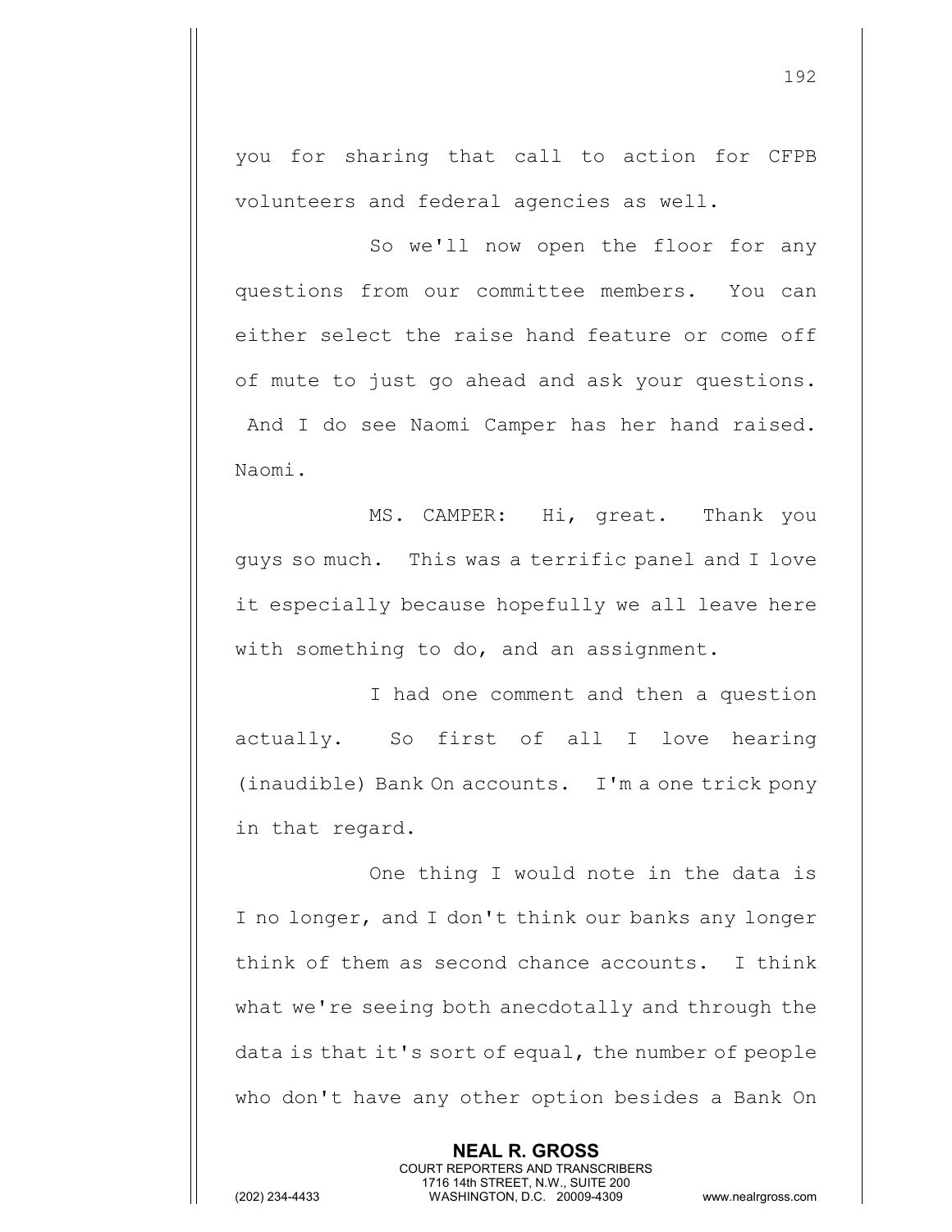you for sharing that call to action for CFPB volunteers and federal agencies as well.

So we'll now open the floor for any questions from our committee members. You can either select the raise hand feature or come off of mute to just go ahead and ask your questions. And I do see Naomi Camper has her hand raised. Naomi.

MS. CAMPER: Hi, great. Thank you guys so much. This was a terrific panel and I love it especially because hopefully we all leave here with something to do, and an assignment.

I had one comment and then a question actually. So first of all I love hearing (inaudible) Bank On accounts. I'm a one trick pony in that regard.

One thing I would note in the data is I no longer, and I don't think our banks any longer think of them as second chance accounts. I think what we're seeing both anecdotally and through the data is that it's sort of equal, the number of people who don't have any other option besides a Bank On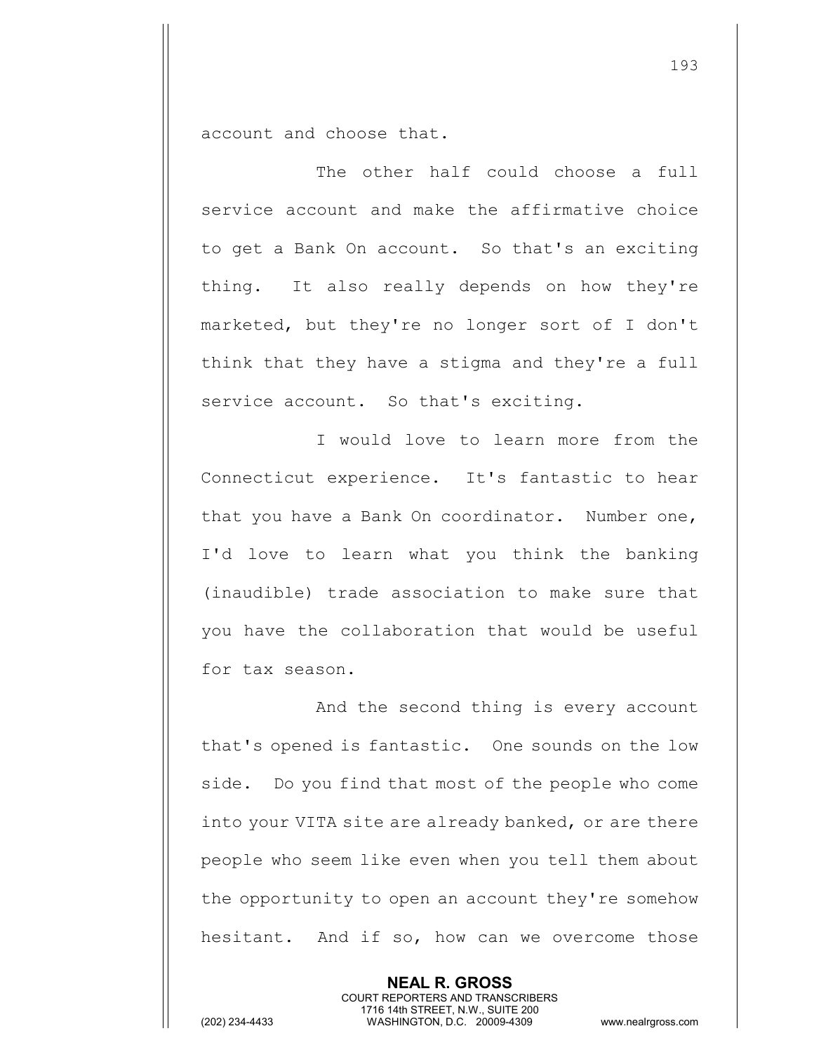account and choose that.

The other half could choose a full service account and make the affirmative choice to get a Bank On account. So that's an exciting thing. It also really depends on how they're marketed, but they're no longer sort of I don't think that they have a stigma and they're a full service account. So that's exciting.

I would love to learn more from the Connecticut experience. It's fantastic to hear that you have a Bank On coordinator. Number one, I'd love to learn what you think the banking (inaudible) trade association to make sure that you have the collaboration that would be useful for tax season.

And the second thing is every account that's opened is fantastic. One sounds on the low side. Do you find that most of the people who come into your VITA site are already banked, or are there people who seem like even when you tell them about the opportunity to open an account they're somehow hesitant. And if so, how can we overcome those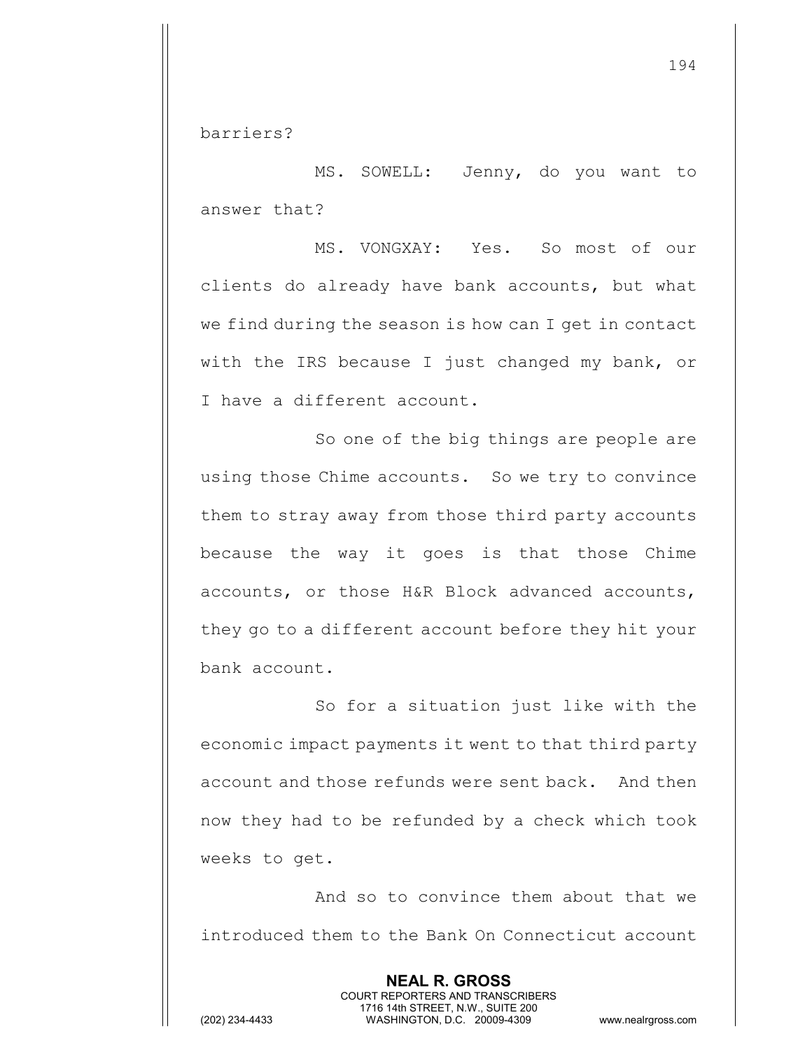barriers?

MS. SOWELL: Jenny, do you want to answer that?

MS. VONGXAY: Yes. So most of our clients do already have bank accounts, but what we find during the season is how can I get in contact with the IRS because I just changed my bank, or I have a different account.

So one of the big things are people are using those Chime accounts. So we try to convince them to stray away from those third party accounts because the way it goes is that those Chime accounts, or those H&R Block advanced accounts, they go to a different account before they hit your bank account.

So for a situation just like with the economic impact payments it went to that third party account and those refunds were sent back. And then now they had to be refunded by a check which took weeks to get.

And so to convince them about that we introduced them to the Bank On Connecticut account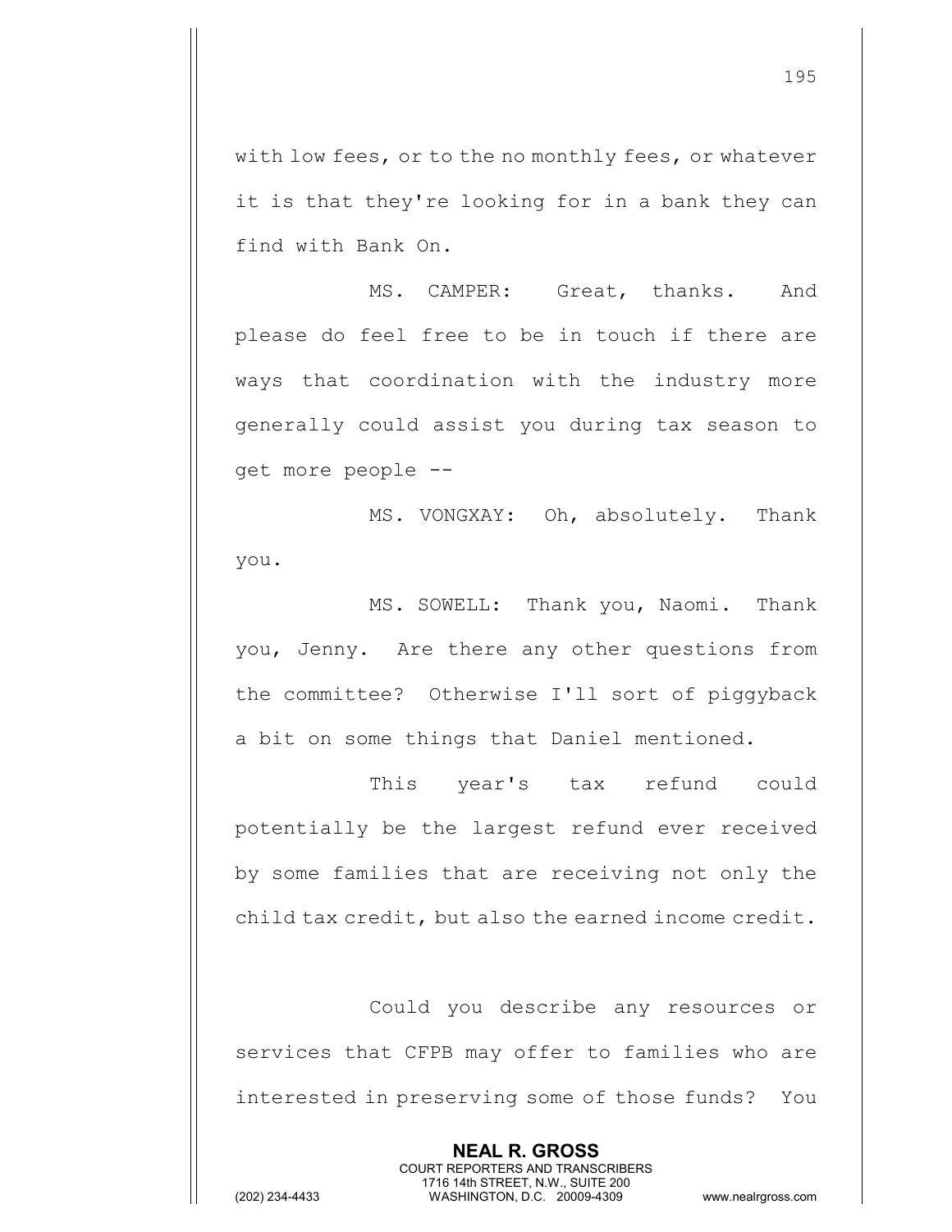with low fees, or to the no monthly fees, or whatever it is that they're looking for in a bank they can find with Bank On.

MS. CAMPER: Great, thanks. And please do feel free to be in touch if there are ways that coordination with the industry more generally could assist you during tax season to get more people --

MS. VONGXAY: Oh, absolutely. Thank you.

MS. SOWELL: Thank you, Naomi. Thank you, Jenny. Are there any other questions from the committee? Otherwise I'll sort of piggyback a bit on some things that Daniel mentioned.

This year's tax refund could potentially be the largest refund ever received by some families that are receiving not only the child tax credit, but also the earned income credit.

Could you describe any resources or services that CFPB may offer to families who are interested in preserving some of those funds? You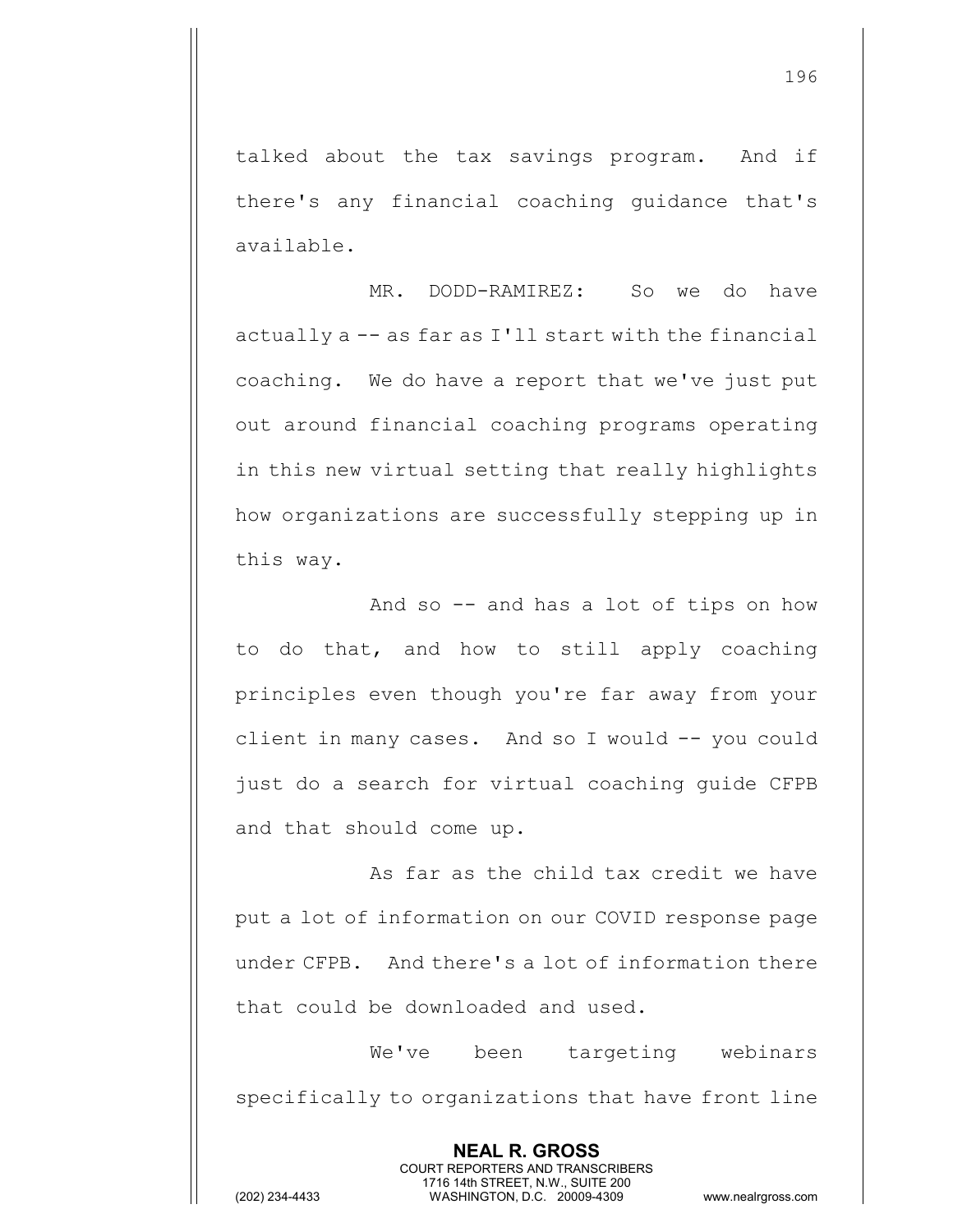talked about the tax savings program. And if there's any financial coaching guidance that's available.

MR. DODD-RAMIREZ: So we do have actually a -- as far as I'll start with the financial coaching. We do have a report that we've just put out around financial coaching programs operating in this new virtual setting that really highlights how organizations are successfully stepping up in this way.

And so -- and has a lot of tips on how to do that, and how to still apply coaching principles even though you're far away from your client in many cases. And so I would -- you could just do a search for virtual coaching guide CFPB and that should come up.

As far as the child tax credit we have put a lot of information on our COVID response page under CFPB. And there's a lot of information there that could be downloaded and used.

We've been targeting webinars specifically to organizations that have front line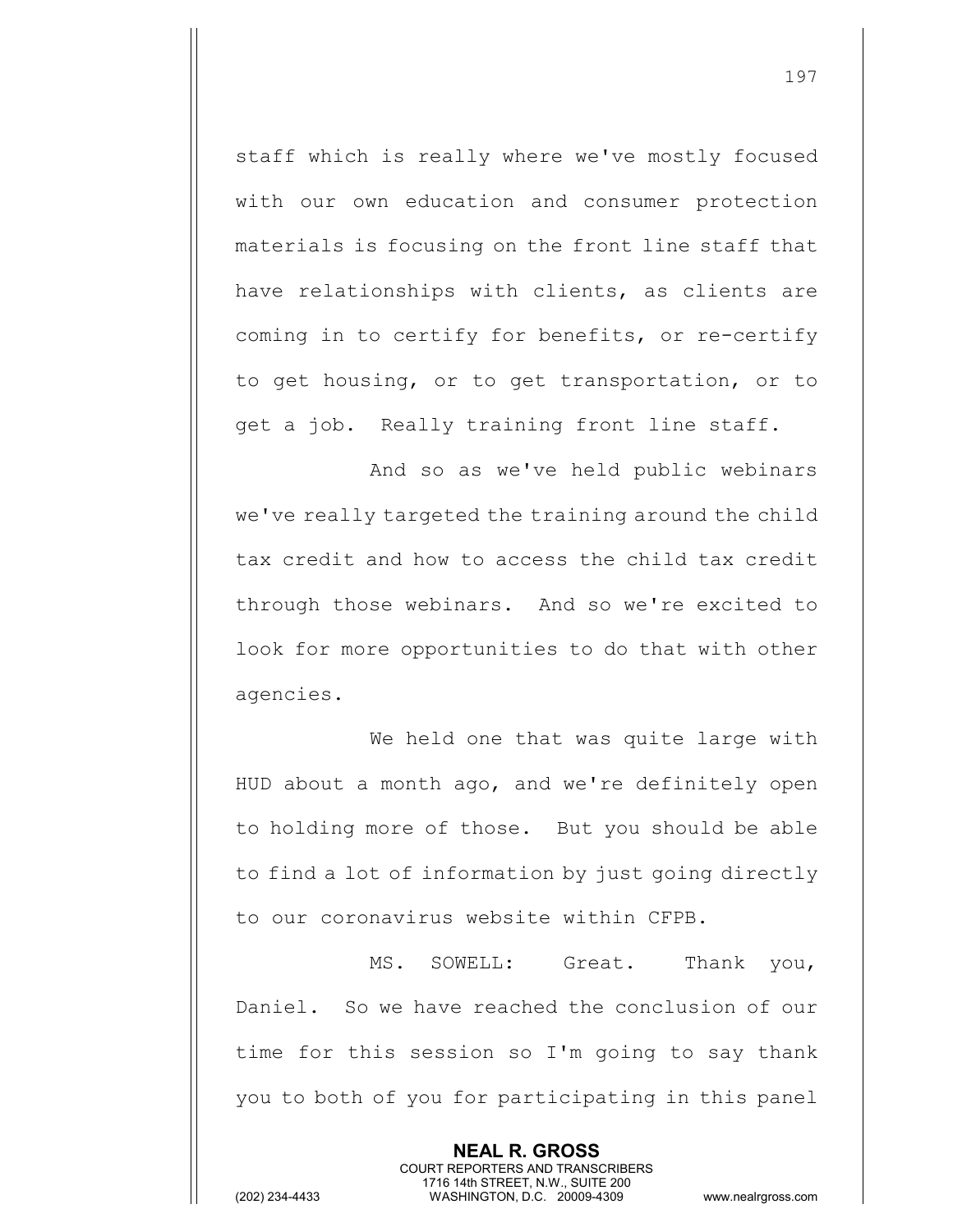staff which is really where we've mostly focused with our own education and consumer protection materials is focusing on the front line staff that have relationships with clients, as clients are coming in to certify for benefits, or re-certify to get housing, or to get transportation, or to get a job. Really training front line staff.

And so as we've held public webinars we've really targeted the training around the child tax credit and how to access the child tax credit through those webinars. And so we're excited to look for more opportunities to do that with other agencies.

We held one that was quite large with HUD about a month ago, and we're definitely open to holding more of those. But you should be able to find a lot of information by just going directly to our coronavirus website within CFPB.

MS. SOWELL: Great. Thank you, Daniel. So we have reached the conclusion of our time for this session so I'm going to say thank you to both of you for participating in this panel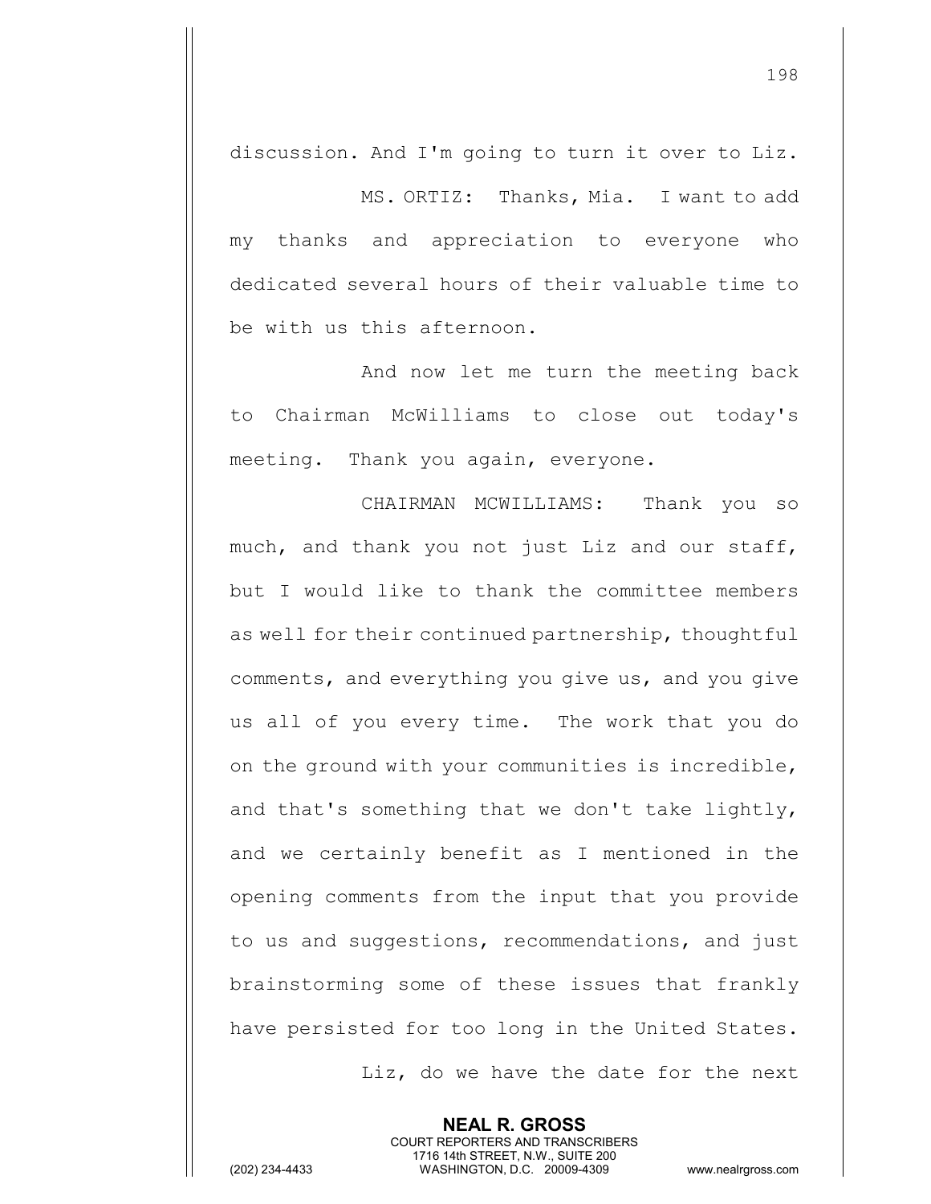discussion. And I'm going to turn it over to Liz.

MS. ORTIZ: Thanks, Mia. I want to add my thanks and appreciation to everyone who dedicated several hours of their valuable time to be with us this afternoon.

And now let me turn the meeting back to Chairman McWilliams to close out today's meeting. Thank you again, everyone.

CHAIRMAN MCWILLIAMS: Thank you so much, and thank you not just Liz and our staff, but I would like to thank the committee members as well for their continued partnership, thoughtful comments, and everything you give us, and you give us all of you every time. The work that you do on the ground with your communities is incredible, and that's something that we don't take lightly, and we certainly benefit as I mentioned in the opening comments from the input that you provide to us and suggestions, recommendations, and just brainstorming some of these issues that frankly have persisted for too long in the United States.

Liz, do we have the date for the next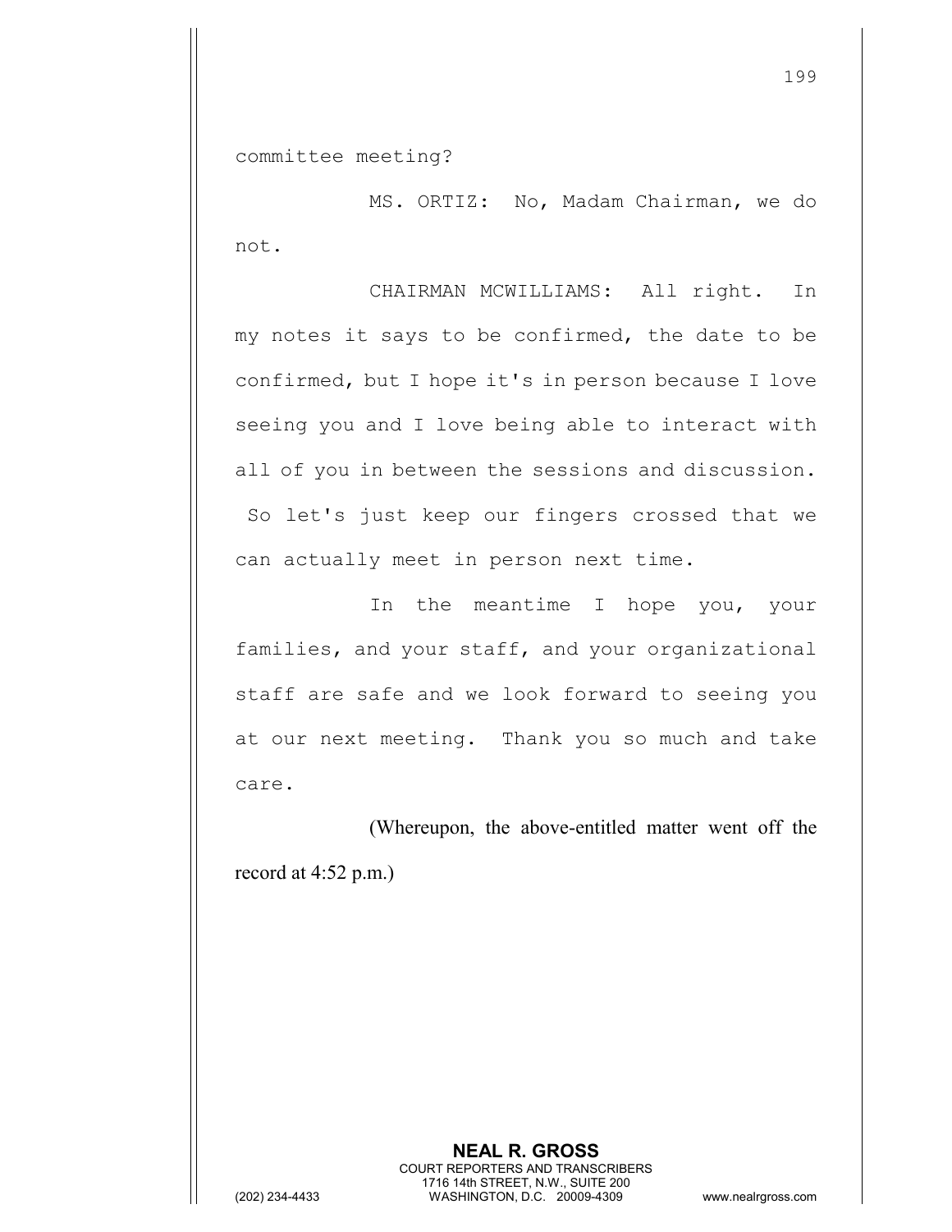committee meeting?

MS. ORTIZ: No, Madam Chairman, we do not.

CHAIRMAN MCWILLIAMS: All right. In my notes it says to be confirmed, the date to be confirmed, but I hope it's in person because I love seeing you and I love being able to interact with all of you in between the sessions and discussion. So let's just keep our fingers crossed that we can actually meet in person next time.

In the meantime I hope you, your families, and your staff, and your organizational staff are safe and we look forward to seeing you at our next meeting. Thank you so much and take care.

(Whereupon, the above-entitled matter went off the record at 4:52 p.m.)